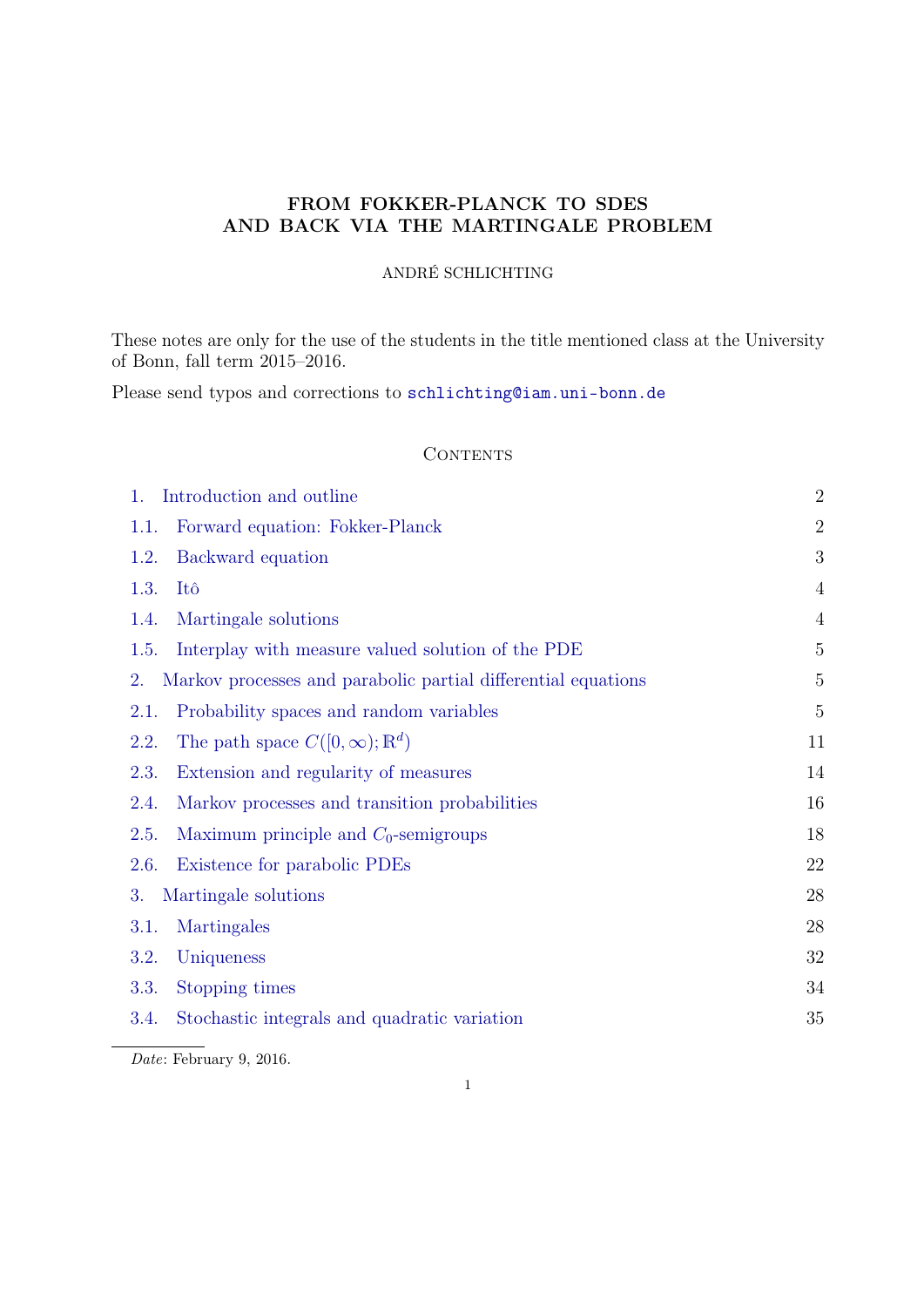# FROM FOKKER-PLANCK TO SDES AND BACK VIA THE MARTINGALE PROBLEM

ANDRÉ SCHLICHTING

These notes are only for the use of the students in the title mentioned class at the University of Bonn, fall term 2015–2016.

Please send typos and corrections to schlichting@iam.uni-bonn.de

## Contents

| | | |
|---|---|---|
| 1. | Introduction and outline | 2 |
| 1.1. | Forward equation: Fokker-Planck | 2 |
| 1.2. | Backward equation | 3 |
| 1.3. | Itô | 4 |
| 1.4. | Martingale solutions | 4 |
| 1.5. | Interplay with measure valued solution of the PDE | 5 |
| 2. | Markov processes and parabolic partial differential equations | 5 |
| 2.1. | Probability spaces and random variables | 5 |
| 2.2. | The path space $C([0,\infty);\mathbb{R}^d)$ | 11 |
| 2.3. | Extension and regularity of measures | 14 |
| 2.4. | Markov processes and transition probabilities | 16 |
| 2.5. | Maximum principle and $C_0$-semigroups | 18 |
| 2.6. | Existence for parabolic PDEs | 22 |
| 3. | Martingale solutions | 28 |
| 3.1. | Martingales | 28 |
| 3.2. | Uniqueness | 32 |
| 3.3. | Stopping times | 34 |
| 3.4. | Stochastic integrals and quadratic variation | 35 |

*Date*: February 9, 2016.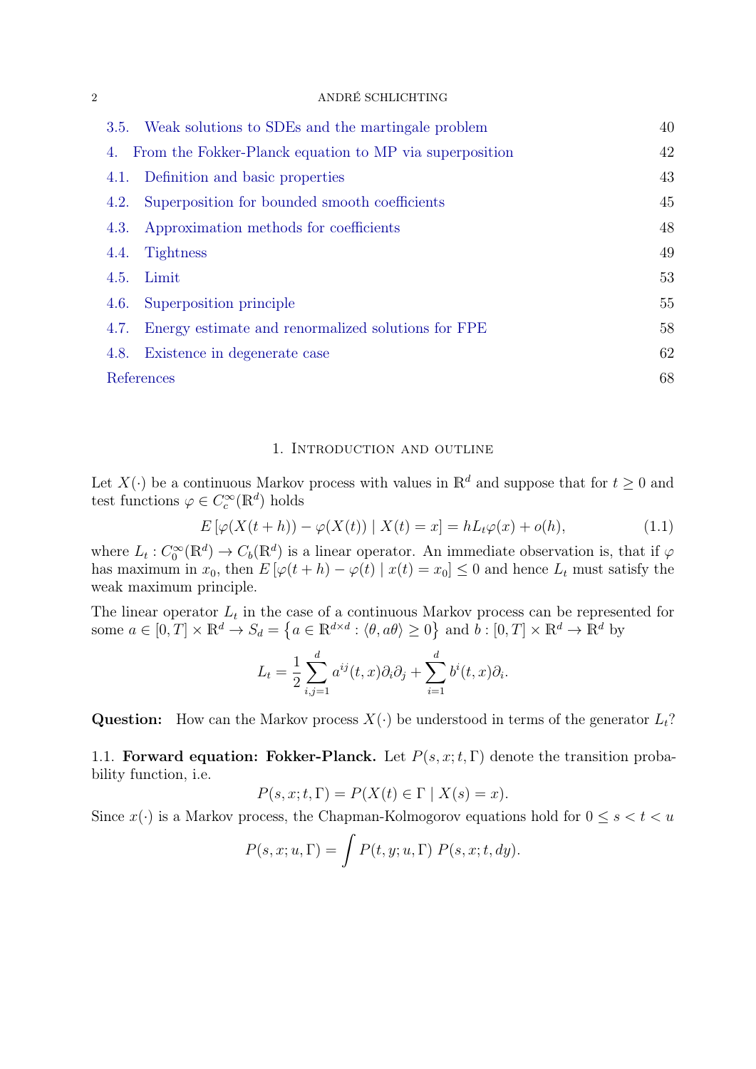3.5. Weak solutions to SDEs and the martingale problem 40
4. From the Fokker-Planck equation to MP via superposition 42
4.1. Definition and basic properties 43
4.2. Superposition for bounded smooth coefficients 45
4.3. Approximation methods for coefficients 48
4.4. Tightness 49
4.5. Limit 53
4.6. Superposition principle 55
4.7. Energy estimate and renormalized solutions for FPE 58
4.8. Existence in degenerate case 62
References 68

## 1. Introduction and outline

Let $X(\cdot)$ be a continuous Markov process with values in $\mathbb{R}^d$ and suppose that for $t \geq 0$ and test functions $\varphi \in C_c^\infty(\mathbb{R}^d)$ holds

$$E\left[\varphi(X(t+h)) - \varphi(X(t)) \mid X(t) = x\right] = hL_t\varphi(x) + o(h), \tag{1.1}$$

where $L_t : C_0^\infty(\mathbb{R}^d) \to C_b(\mathbb{R}^d)$ is a linear operator. An immediate observation is, that if $\varphi$ has maximum in $x_0$, then $E\left[\varphi(t+h) - \varphi(t) \mid x(t) = x_0\right] \leq 0$ and hence $L_t$ must satisfy the weak maximum principle.

The linear operator $L_t$ in the case of a continuous Markov process can be represented for some $a \in [0,T] \times \mathbb{R}^d \to S_d = \left\{a \in \mathbb{R}^{d\times d} : \langle \theta, a\theta\rangle \geq 0\right\}$ and $b : [0,T] \times \mathbb{R}^d \to \mathbb{R}^d$ by

$$L_t = \frac{1}{2}\sum_{i,j=1}^d a^{ij}(t,x)\partial_i\partial_j + \sum_{i=1}^d b^i(t,x)\partial_i.$$

**Question:** How can the Markov process $X(\cdot)$ be understood in terms of the generator $L_t$?

### 1.1. Forward equation: Fokker-Planck.

Let $P(s,x;t,\Gamma)$ denote the transition probability function, i.e.

$$P(s,x;t,\Gamma) = P(X(t) \in \Gamma \mid X(s) = x).$$

Since $x(\cdot)$ is a Markov process, the Chapman-Kolmogorov equations hold for $0 \leq s < t < u$

$$P(s,x;u,\Gamma) = \int P(t,y;u,\Gamma)\, P(s,x;t,dy).$$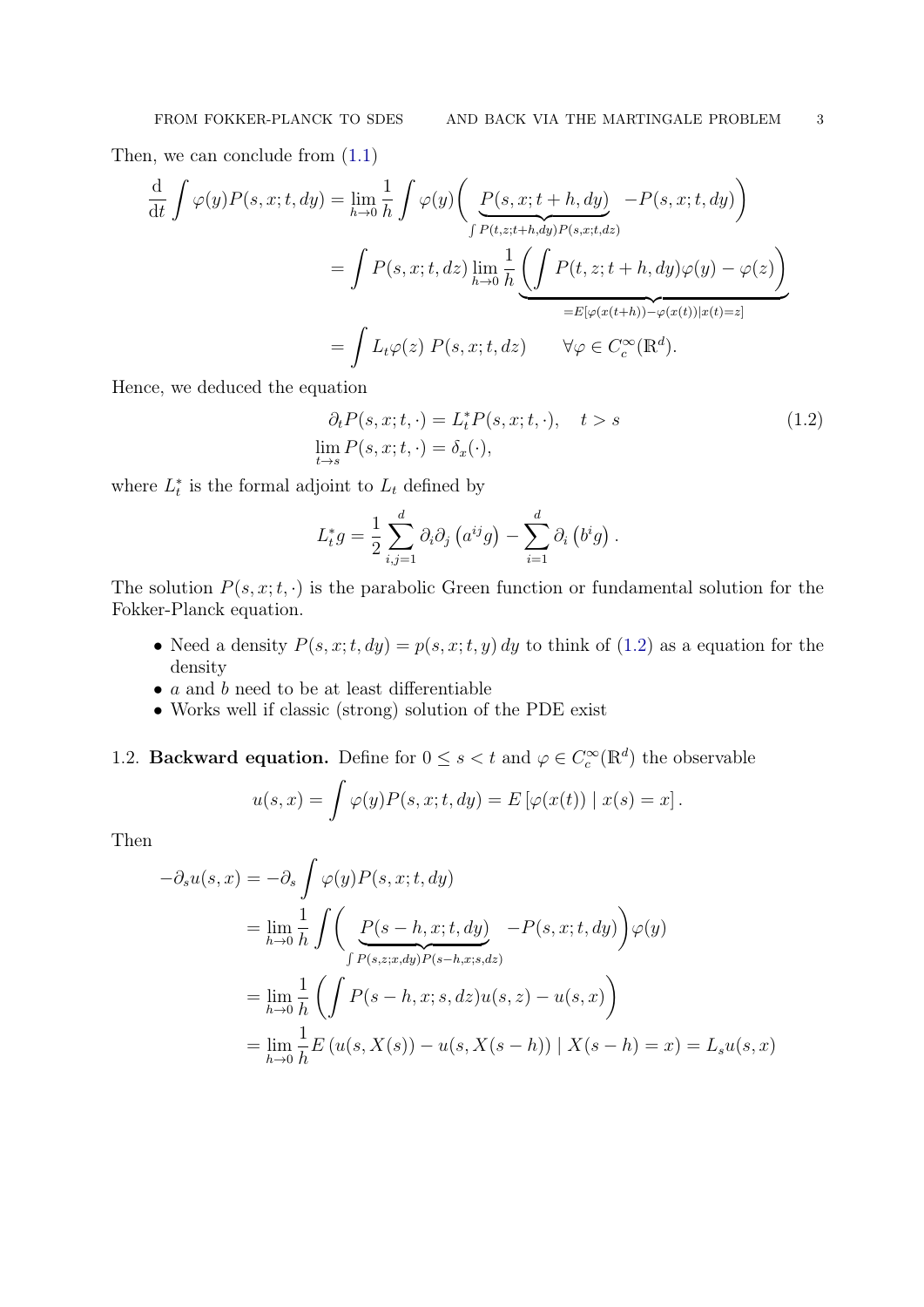Then, we can conclude from (1.1)

$$
\begin{aligned}
\frac{\mathrm{d}}{\mathrm{d}t} \int \varphi(y) P(s,x;t,dy) &= \lim_{h\to 0} \frac{1}{h} \int \varphi(y) \Big( \underbrace{P(s,x;t+h,dy)}_{\int P(t,z;t+h,dy)P(s,x;t,dz)} - P(s,x;t,dy) \Big) \\
&= \int P(s,x;t,dz) \lim_{h\to 0} \frac{1}{h} \underbrace{\left( \int P(t,z;t+h,dy)\varphi(y) - \varphi(z) \right)}_{=E[\varphi(x(t+h)) - \varphi(x(t)) | x(t)=z]} \\
&= \int L_t \varphi(z) \, P(s,x;t,dz) \qquad \forall \varphi \in C_c^\infty(\mathbb{R}^d).
\end{aligned}
$$

Hence, we deduced the equation

$$
\begin{aligned}
&\partial_t P(s,x;t,\cdot) = L_t^* P(s,x;t,\cdot), \quad t > s \\
&\lim_{t\to s} P(s,x;t,\cdot) = \delta_x(\cdot),
\end{aligned}
\tag{1.2}
$$

where $L_t^*$ is the formal adjoint to $L_t$ defined by

$$
L_t^* g = \frac{1}{2} \sum_{i,j=1}^d \partial_i \partial_j \left( a^{ij} g \right) - \sum_{i=1}^d \partial_i \left( b^i g \right).
$$

The solution $P(s,x;t,\cdot)$ is the parabolic Green function or fundamental solution for the Fokker-Planck equation.

- Need a density $P(s,x;t,dy) = p(s,x;t,y)\,dy$ to think of (1.2) as a equation for the density
- $a$ and $b$ need to be at least differentiable
- Works well if classic (strong) solution of the PDE exist

## 1.2. **Backward equation.**

Define for $0 \le s < t$ and $\varphi \in C_c^\infty(\mathbb{R}^d)$ the observable

$$
u(s,x) = \int \varphi(y) P(s,x;t,dy) = E\left[\varphi(x(t)) \mid x(s) = x\right].
$$

Then

$$
\begin{aligned}
-\partial_s u(s,x) &= -\partial_s \int \varphi(y) P(s,x;t,dy) \\
&= \lim_{h\to 0} \frac{1}{h} \int \Big( \underbrace{P(s-h,x;t,dy)}_{\int P(s,z;x,dy)P(s-h,x;s,dz)} - P(s,x;t,dy) \Big) \varphi(y) \\
&= \lim_{h\to 0} \frac{1}{h} \left( \int P(s-h,x;s,dz) u(s,z) - u(s,x) \right) \\
&= \lim_{h\to 0} \frac{1}{h} E\left( u(s,X(s)) - u(s,X(s-h)) \mid X(s-h) = x \right) = L_s u(s,x)
\end{aligned}
$$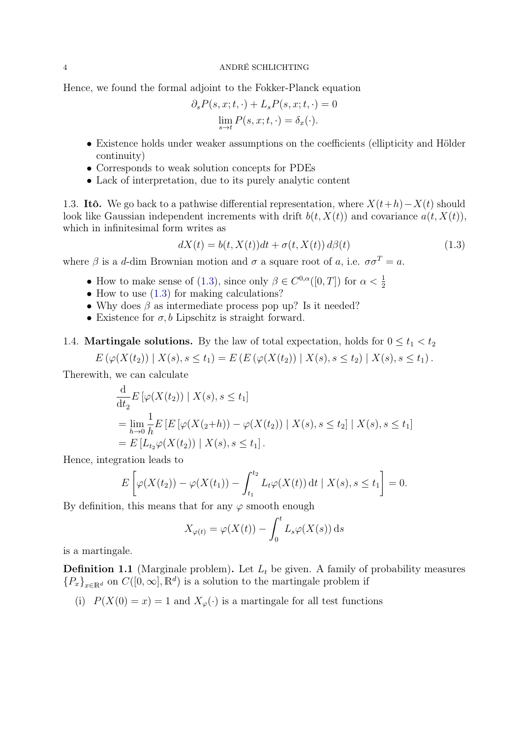Hence, we found the formal adjoint to the Fokker-Planck equation

$$\partial_s P(s,x;t,\cdot) + L_s P(s,x;t,\cdot) = 0$$
$$\lim_{s\to t} P(s,x;t,\cdot) = \delta_x(\cdot).$$

- Existence holds under weaker assumptions on the coefficients (ellipticity and Hölder continuity)
- Corresponds to weak solution concepts for PDEs
- Lack of interpretation, due to its purely analytic content

1.3. **Itô.** We go back to a pathwise differential representation, where $X(t+h)-X(t)$ should look like Gaussian independent increments with drift $b(t,X(t))$ and covariance $a(t,X(t))$, which in infinitesimal form writes as

$$dX(t) = b(t,X(t))dt + \sigma(t,X(t))\,d\beta(t) \tag{1.3}$$

where $\beta$ is a $d$-dim Brownian motion and $\sigma$ a square root of $a$, i.e. $\sigma\sigma^T = a$.

- How to make sense of (1.3), since only $\beta \in C^{0,\alpha}([0,T])$ for $\alpha < \frac{1}{2}$
- How to use (1.3) for making calculations?
- Why does $\beta$ as intermediate process pop up? Is it needed?
- Existence for $\sigma, b$ Lipschitz is straight forward.

1.4. **Martingale solutions.** By the law of total expectation, holds for $0 \le t_1 < t_2$

$$E\left(\varphi(X(t_2)) \mid X(s), s\le t_1\right) = E\left(E\left(\varphi(X(t_2)) \mid X(s), s \le t_2\right) \mid X(s), s\le t_1\right).$$

Therewith, we can calculate

$$\begin{aligned}
&\frac{\mathrm{d}}{\mathrm{d}t_2} E\left[\varphi(X(t_2)) \mid X(s), s \le t_1\right] \\
&= \lim_{h\to 0} \frac{1}{h} E\left[E\left[\varphi(X(_2+h)) - \varphi(X(t_2)) \mid X(s), s\le t_2\right] \mid X(s), s \le t_1\right] \\
&= E\left[L_{t_2}\varphi(X(t_2)) \mid X(s), s\le t_1\right].
\end{aligned}$$

Hence, integration leads to

$$E\left[\varphi(X(t_2)) - \varphi(X(t_1)) - \int_{t_1}^{t_2} L_t\varphi(X(t))\,\mathrm{d}t \mid X(s), s \le t_1\right] = 0.$$

By definition, this means that for any $\varphi$ smooth enough

$$X_{\varphi(t)} = \varphi(X(t)) - \int_0^t L_s\varphi(X(s))\,\mathrm{d}s$$

is a martingale.

**Definition 1.1** (Marginale problem)**.** Let $L_t$ be given. A family of probability measures $\{P_x\}_{x\in\mathbb{R}^d}$ on $C([0,\infty],\mathbb{R}^d)$ is a solution to the martingale problem if

(i) $P(X(0) = x) = 1$ and $X_\varphi(\cdot)$ is a martingale for all test functions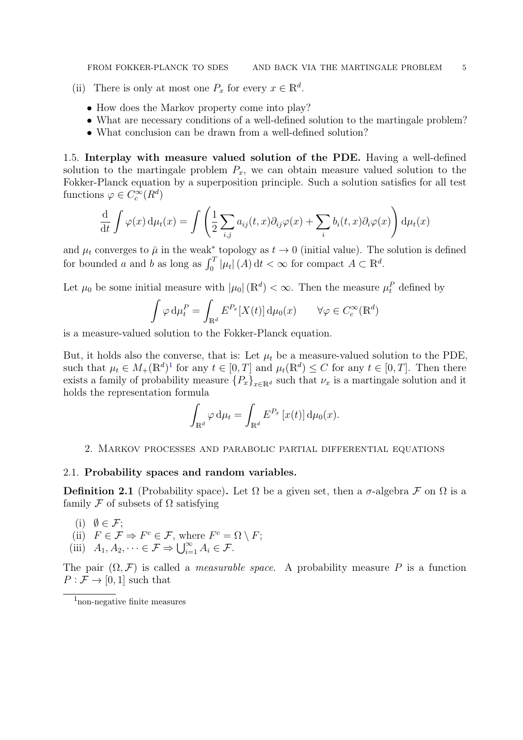(ii) There is only at most one $P_x$ for every $x \in \mathbb{R}^d$.

- How does the Markov property come into play?
- What are necessary conditions of a well-defined solution to the martingale problem?
- What conclusion can be drawn from a well-defined solution?

1.5. **Interplay with measure valued solution of the PDE.** Having a well-defined solution to the martingale problem $P_x$, we can obtain measure valued solution to the Fokker-Planck equation by a superposition principle. Such a solution satisfies for all test functions $\varphi \in C_c^\infty(R^d)$

$$\frac{\mathrm{d}}{\mathrm{d}t} \int \varphi(x)\, \mathrm{d}\mu_t(x) = \int \left( \frac{1}{2} \sum_{i,j} a_{ij}(t,x) \partial_{ij} \varphi(x) + \sum_i b_i(t,x) \partial_i \varphi(x) \right) \mathrm{d}\mu_t(x)$$

and $\mu_t$ converges to $\bar{\mu}$ in the weak$^*$ topology as $t \to 0$ (initial value). The solution is defined for bounded $a$ and $b$ as long as $\int_0^T |\mu_t|(A)\, \mathrm{d}t < \infty$ for compact $A \subset \mathbb{R}^d$.

Let $\mu_0$ be some initial measure with $|\mu_0|(\mathbb{R}^d) < \infty$. Then the measure $\mu_t^P$ defined by

$$\int \varphi \, \mathrm{d}\mu_t^P = \int_{\mathbb{R}^d} E^{P_x}[X(t)]\, \mathrm{d}\mu_0(x) \qquad \forall \varphi \in C_c^\infty(\mathbb{R}^d)$$

is a measure-valued solution to the Fokker-Planck equation.

But, it holds also the converse, that is: Let $\mu_t$ be a measure-valued solution to the PDE, such that $\mu_t \in M_+(\mathbb{R}^d)$[1] for any $t \in [0,T]$ and $\mu_t(\mathbb{R}^d) \le C$ for any $t \in [0,T]$. Then there exists a family of probability measure $\{P_x\}_{x \in \mathbb{R}^d}$ such that $\nu_x$ is a martingale solution and it holds the representation formula

$$\int_{\mathbb{R}^d} \varphi \, \mathrm{d}\mu_t = \int_{\mathbb{R}^d} E^{P_x}\left[x(t)\right] \mathrm{d}\mu_0(x).$$

## 2. Markov processes and parabolic partial differential equations

### 2.1. Probability spaces and random variables.

**Definition 2.1** (Probability space)**.** Let $\Omega$ be a given set, then a $\sigma$-algebra $\mathcal{F}$ on $\Omega$ is a family $\mathcal{F}$ of subsets of $\Omega$ satisfying

(i) $\emptyset \in \mathcal{F}$;
(ii) $F \in \mathcal{F} \Rightarrow F^c \in \mathcal{F}$, where $F^c = \Omega \setminus F$;
(iii) $A_1, A_2, \dots \in \mathcal{F} \Rightarrow \bigcup_{i=1}^\infty A_i \in \mathcal{F}$.

The pair $(\Omega, \mathcal{F})$ is called a *measurable space.* A probability measure $P$ is a function $P : \mathcal{F} \to [0,1]$ such that

[1] non-negative finite measures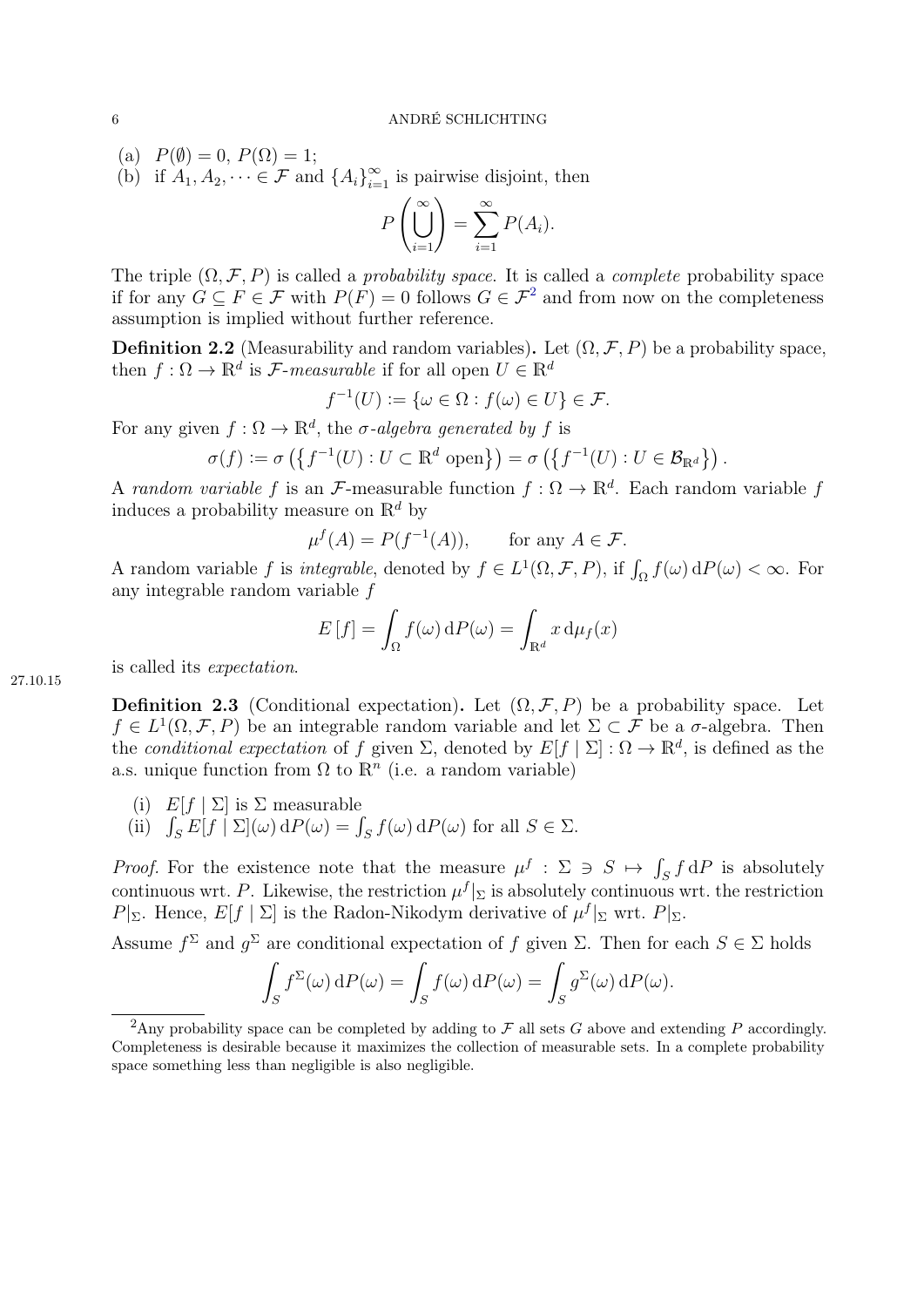(a) $P(\emptyset) = 0$, $P(\Omega) = 1$;
(b) if $A_1, A_2, \dots \in \mathcal{F}$ and $\{A_i\}_{i=1}^\infty$ is pairwise disjoint, then

$$P\left(\bigcup_{i=1}^{\infty}\right) = \sum_{i=1}^{\infty} P(A_i).$$

The triple $(\Omega, \mathcal{F}, P)$ is called a *probability space*. It is called a *complete* probability space if for any $G \subseteq F \in \mathcal{F}$ with $P(F) = 0$ follows $G \in \mathcal{F}$[2] and from now on the completeness assumption is implied without further reference.

**Definition 2.2** (Measurability and random variables)**.** Let $(\Omega, \mathcal{F}, P)$ be a probability space, then $f : \Omega \to \mathbb{R}^d$ is $\mathcal{F}$-*measurable* if for all open $U \in \mathbb{R}^d$

$$f^{-1}(U) := \{\omega \in \Omega : f(\omega) \in U\} \in \mathcal{F}.$$

For any given $f : \Omega \to \mathbb{R}^d$, the $\sigma$-*algebra generated by* $f$ is

$$\sigma(f) := \sigma\left(\left\{f^{-1}(U) : U \subset \mathbb{R}^d \text{ open}\right\}\right) = \sigma\left(\left\{f^{-1}(U) : U \in \mathcal{B}_{\mathbb{R}^d}\right\}\right).$$

A *random variable* $f$ is an $\mathcal{F}$-measurable function $f : \Omega \to \mathbb{R}^d$. Each random variable $f$ induces a probability measure on $\mathbb{R}^d$ by

$$\mu^f(A) = P(f^{-1}(A)), \qquad \text{for any } A \in \mathcal{F}.$$

A random variable $f$ is *integrable*, denoted by $f \in L^1(\Omega, \mathcal{F}, P)$, if $\int_\Omega f(\omega)\,\mathrm{d}P(\omega) < \infty$. For any integrable random variable $f$

$$E\,[f] = \int_\Omega f(\omega)\,\mathrm{d}P(\omega) = \int_{\mathbb{R}^d} x\,\mathrm{d}\mu_f(x)$$

is called its *expectation*.

27.10.15

**Definition 2.3** (Conditional expectation)**.** Let $(\Omega, \mathcal{F}, P)$ be a probability space. Let $f \in L^1(\Omega, \mathcal{F}, P)$ be an integrable random variable and let $\Sigma \subset \mathcal{F}$ be a $\sigma$-algebra. Then the *conditional expectation* of $f$ given $\Sigma$, denoted by $E[f \mid \Sigma] : \Omega \to \mathbb{R}^d$, is defined as the a.s. unique function from $\Omega$ to $\mathbb{R}^n$ (i.e. a random variable)

(i) $E[f \mid \Sigma]$ is $\Sigma$ measurable
(ii) $\int_S E[f \mid \Sigma](\omega)\,\mathrm{d}P(\omega) = \int_S f(\omega)\,\mathrm{d}P(\omega)$ for all $S \in \Sigma$.

*Proof.* For the existence note that the measure $\mu^f : \Sigma \ni S \mapsto \int_S f\,\mathrm{d}P$ is absolutely continuous wrt. $P$. Likewise, the restriction $\mu^f|_\Sigma$ is absolutely continuous wrt. the restriction $P|_\Sigma$. Hence, $E[f \mid \Sigma]$ is the Radon-Nikodym derivative of $\mu^f|_\Sigma$ wrt. $P|_\Sigma$.

Assume $f^\Sigma$ and $g^\Sigma$ are conditional expectation of $f$ given $\Sigma$. Then for each $S \in \Sigma$ holds

$$\int_S f^\Sigma(\omega)\,\mathrm{d}P(\omega) = \int_S f(\omega)\,\mathrm{d}P(\omega) = \int_S g^\Sigma(\omega)\,\mathrm{d}P(\omega).$$

[2] Any probability space can be completed by adding to $\mathcal{F}$ all sets $G$ above and extending $P$ accordingly. Completeness is desirable because it maximizes the collection of measurable sets. In a complete probability space something less than negligible is also negligible.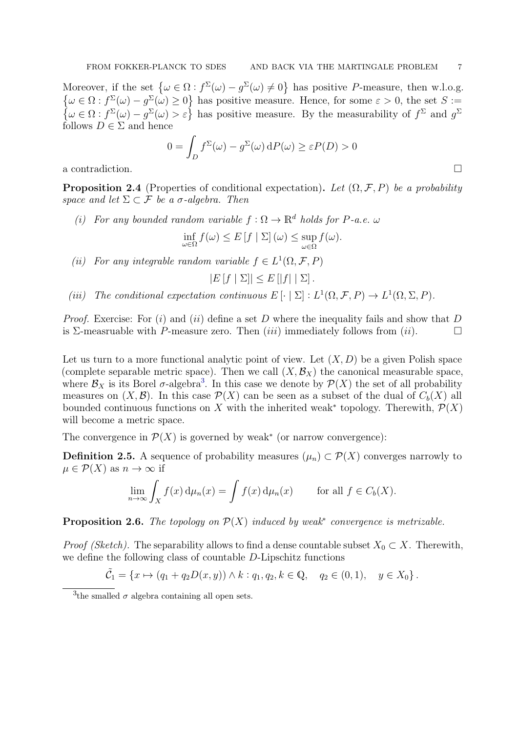Moreover, if the set $\{\omega \in \Omega : f^\Sigma(\omega) - g^\Sigma(\omega) \neq 0\}$ has positive $P$-measure, then w.l.o.g. $\{\omega \in \Omega : f^\Sigma(\omega) - g^\Sigma(\omega) \geq 0\}$ has positive measure. Hence, for some $\varepsilon > 0$, the set $S := \{\omega \in \Omega : f^\Sigma(\omega) - g^\Sigma(\omega) > \varepsilon\}$ has positive measure. By the measurability of $f^\Sigma$ and $g^\Sigma$ follows $D \in \Sigma$ and hence

$$0 = \int_D f^\Sigma(\omega) - g^\Sigma(\omega) \, \mathrm{d}P(\omega) \geq \varepsilon P(D) > 0$$

a contradiction. □

**Proposition 2.4** (Properties of conditional expectation)**.** *Let $(\Omega, \mathcal{F}, P)$ be a probability space and let $\Sigma \subset \mathcal{F}$ be a $\sigma$-algebra. Then*

*(i) For any bounded random variable $f : \Omega \to \mathbb{R}^d$ holds for $P$-a.e. $\omega$*

$$\inf_{\omega \in \Omega} f(\omega) \leq E\left[f \mid \Sigma\right](\omega) \leq \sup_{\omega \in \Omega} f(\omega).$$

*(ii) For any integrable random variable $f \in L^1(\Omega, \mathcal{F}, P)$*

$$\left|E\left[f \mid \Sigma\right]\right| \leq E\left[|f| \mid \Sigma\right].$$

*(iii) The conditional expectation continuous $E\left[\cdot \mid \Sigma\right] : L^1(\Omega, \mathcal{F}, P) \to L^1(\Omega, \Sigma, P)$.*

*Proof.* Exercise: For $(i)$ and $(ii)$ define a set $D$ where the inequality fails and show that $D$ is $\Sigma$-measruable with $P$-measure zero. Then $(iii)$ immediately follows from $(ii)$. □

Let us turn to a more functional analytic point of view. Let $(X, D)$ be a given Polish space (complete separable metric space). Then we call $(X, \mathcal{B}_X)$ the canonical measurable space, where $\mathcal{B}_X$ is its Borel $\sigma$-algebra[3]. In this case we denote by $\mathcal{P}(X)$ the set of all probability measures on $(X, \mathcal{B})$. In this case $\mathcal{P}(X)$ can be seen as a subset of the dual of $C_b(X)$ all bounded continuous functions on $X$ with the inherited weak* topology. Therewith, $\mathcal{P}(X)$ will become a metric space.

The convergence in $\mathcal{P}(X)$ is governed by weak* (or narrow convergence):

**Definition 2.5.** A sequence of probability measures $(\mu_n) \subset \mathcal{P}(X)$ converges narrowly to $\mu \in \mathcal{P}(X)$ as $n \to \infty$ if

$$\lim_{n\to\infty} \int_X f(x) \, \mathrm{d}\mu_n(x) = \int f(x) \, \mathrm{d}\mu_n(x) \qquad \text{for all } f \in C_b(X).$$

**Proposition 2.6.** *The topology on $\mathcal{P}(X)$ induced by weak* convergence is metrizable.*

*Proof (Sketch).* The separability allows to find a dense countable subset $X_0 \subset X$. Therewith, we define the following class of countable $D$-Lipschitz functions

$$\tilde{\mathcal{C}}_1 = \left\{x \mapsto (q_1 + q_2 D(x, y)) \wedge k : q_1, q_2, k \in \mathbb{Q}, \quad q_2 \in (0, 1), \quad y \in X_0\right\}.$$

[3] the smalled $\sigma$ algebra containing all open sets.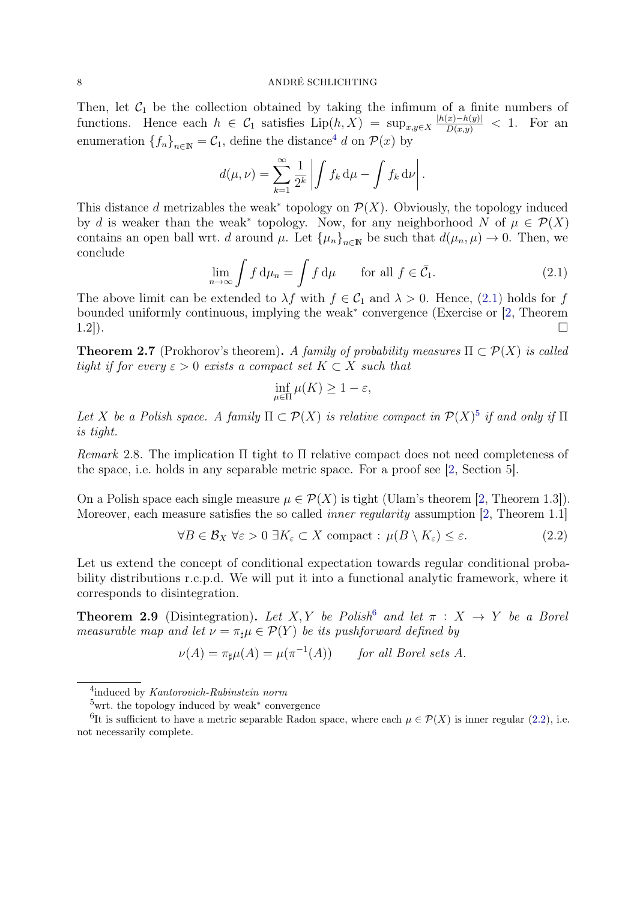Then, let $\mathcal{C}_1$ be the collection obtained by taking the infimum of a finite numbers of functions. Hence each $h \in \mathcal{C}_1$ satisfies $\operatorname{Lip}(h, X) = \sup_{x,y\in X} \frac{|h(x)-h(y)|}{D(x,y)} < 1$. For an enumeration $\{f_n\}_{n\in\mathbb{N}} = \mathcal{C}_1$, define the distance[4] $d$ on $\mathcal{P}(x)$ by

$$d(\mu, \nu) = \sum_{k=1}^{\infty} \frac{1}{2^k} \left| \int f_k \,\mathrm{d}\mu - \int f_k \,\mathrm{d}\nu \right|.$$

This distance $d$ metrizables the weak$^*$ topology on $\mathcal{P}(X)$. Obviously, the topology induced by $d$ is weaker than the weak$^*$ topology. Now, for any neighborhood $N$ of $\mu \in \mathcal{P}(X)$ contains an open ball wrt. $d$ around $\mu$. Let $\{\mu_n\}_{n\in\mathbb{N}}$ be such that $d(\mu_n, \mu) \to 0$. Then, we conclude

$$\lim_{n\to\infty} \int f \,\mathrm{d}\mu_n = \int f \,\mathrm{d}\mu \qquad \text{for all } f \in \bar{\mathcal{C}}_1. \tag{2.1}$$

The above limit can be extended to $\lambda f$ with $f \in \mathcal{C}_1$ and $\lambda > 0$. Hence, (2.1) holds for $f$ bounded uniformly continuous, implying the weak$^*$ convergence (Exercise or [2, Theorem 1.2]). □

**Theorem 2.7** (Prokhorov's theorem)**.** *A family of probability measures $\Pi \subset \mathcal{P}(X)$ is called tight if for every $\varepsilon > 0$ exists a compact set $K \subset X$ such that*

$$\inf_{\mu\in\Pi} \mu(K) \geq 1 - \varepsilon,$$

*Let $X$ be a Polish space. A family $\Pi \subset \mathcal{P}(X)$ is relative compact in $\mathcal{P}(X)$[5] if and only if $\Pi$ is tight.*

*Remark* 2.8. The implication $\Pi$ tight to $\Pi$ relative compact does not need completeness of the space, i.e. holds in any separable metric space. For a proof see [2, Section 5].

On a Polish space each single measure $\mu \in \mathcal{P}(X)$ is tight (Ulam's theorem [2, Theorem 1.3]). Moreover, each measure satisfies the so called *inner regularity* assumption [2, Theorem 1.1]

$$\forall B \in \mathcal{B}_X \ \forall \varepsilon > 0 \ \exists K_\varepsilon \subset X \text{ compact} : \ \mu(B \setminus K_\varepsilon) \leq \varepsilon. \tag{2.2}$$

Let us extend the concept of conditional expectation towards regular conditional probability distributions r.c.p.d. We will put it into a functional analytic framework, where it corresponds to disintegration.

**Theorem 2.9** (Disintegration)**.** *Let $X, Y$ be Polish[6] and let $\pi : X \to Y$ be a Borel measurable map and let $\nu = \pi_\sharp \mu \in \mathcal{P}(Y)$ be its pushforward defined by*

$$\nu(A) = \pi_\sharp\mu(A) = \mu(\pi^{-1}(A)) \qquad \textit{for all Borel sets } A.$$

---

[4] induced by *Kantorovich-Rubinstein norm*

[5] wrt. the topology induced by weak$^*$ convergence

[6] It is sufficient to have a metric separable Radon space, where each $\mu \in \mathcal{P}(X)$ is inner regular (2.2), i.e. not necessarily complete.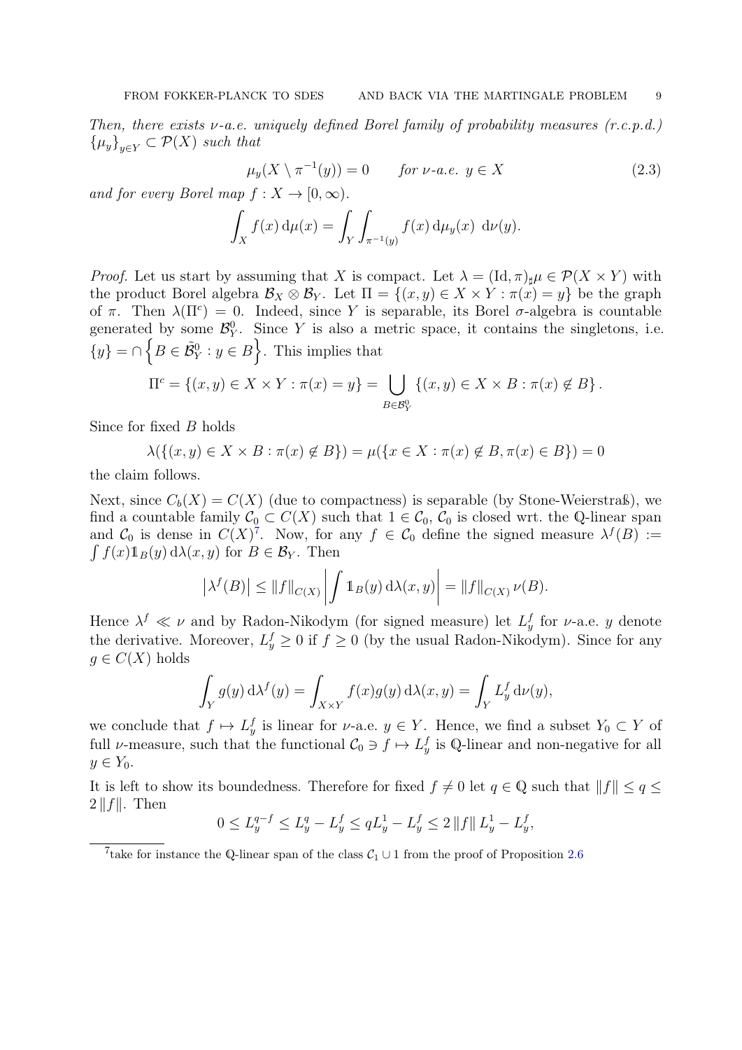*Then, there exists $\nu$-a.e. uniquely defined Borel family of probability measures (r.c.p.d.) $\{\mu_y\}_{y\in Y} \subset \mathcal{P}(X)$ such that*

$$\mu_y(X \setminus \pi^{-1}(y)) = 0 \qquad \text{for } \nu\text{-a.e. } y \in X \tag{2.3}$$

*and for every Borel map $f : X \to [0, \infty)$.*

$$\int_X f(x)\,\mathrm{d}\mu(x) = \int_Y \int_{\pi^{-1}(y)} f(x)\,\mathrm{d}\mu_y(x)\ \mathrm{d}\nu(y).$$

*Proof.* Let us start by assuming that $X$ is compact. Let $\lambda = (\mathrm{Id}, \pi)_\sharp \mu \in \mathcal{P}(X \times Y)$ with the product Borel algebra $\mathcal{B}_X \otimes \mathcal{B}_Y$. Let $\Pi = \{(x, y) \in X \times Y : \pi(x) = y\}$ be the graph of $\pi$. Then $\lambda(\Pi^c) = 0$. Indeed, since $Y$ is separable, its Borel $\sigma$-algebra is countable generated by some $\mathcal{B}^0_Y$. Since $Y$ is also a metric space, it contains the singletons, i.e. $\{y\} = \cap \left\{ B \in \tilde{\mathcal{B}}^0_Y : y \in B \right\}$. This implies that

$$\Pi^c = \{(x, y) \in X \times Y : \pi(x) = y\} = \bigcup_{B\in\mathcal{B}^0_Y} \{(x, y) \in X \times B : \pi(x) \notin B\}.$$

Since for fixed $B$ holds

$$\lambda(\{(x, y) \in X \times B : \pi(x) \notin B\}) = \mu(\{x \in X : \pi(x) \notin B, \pi(x) \in B\}) = 0$$

the claim follows.

Next, since $C_b(X) = C(X)$ (due to compactness) is separable (by Stone-Weierstraß), we find a countable family $\mathcal{C}_0 \subset C(X)$ such that $1 \in \mathcal{C}_0$, $\mathcal{C}_0$ is closed wrt. the $\mathbb{Q}$-linear span and $\mathcal{C}_0$ is dense in $C(X)$[7]. Now, for any $f \in \mathcal{C}_0$ define the signed measure $\lambda^f(B) := \int f(x)\mathbb{1}_B(y)\,\mathrm{d}\lambda(x, y)$ for $B \in \mathcal{B}_Y$. Then

$$\left|\lambda^f(B)\right| \le \|f\|_{C(X)} \left| \int \mathbb{1}_B(y)\,\mathrm{d}\lambda(x, y)\right| = \|f\|_{C(X)}\,\nu(B).$$

Hence $\lambda^f \ll \nu$ and by Radon-Nikodym (for signed measure) let $L^f_y$ for $\nu$-a.e. $y$ denote the derivative. Moreover, $L^f_y \ge 0$ if $f \ge 0$ (by the usual Radon-Nikodym). Since for any $g \in C(X)$ holds

$$\int_Y g(y)\,\mathrm{d}\lambda^f(y) = \int_{X\times Y} f(x)g(y)\,\mathrm{d}\lambda(x, y) = \int_Y L^f_y\,\mathrm{d}\nu(y),$$

we conclude that $f \mapsto L^f_y$ is linear for $\nu$-a.e. $y \in Y$. Hence, we find a subset $Y_0 \subset Y$ of full $\nu$-measure, such that the functional $\mathcal{C}_0 \ni f \mapsto L^f_y$ is $\mathbb{Q}$-linear and non-negative for all $y \in Y_0$.

It is left to show its boundedness. Therefore for fixed $f \neq 0$ let $q \in \mathbb{Q}$ such that $\|f\| \le q \le 2\|f\|$. Then

$$0 \le L^{q-f}_y \le L^q_y - L^f_y \le qL^1_y - L^f_y \le 2\|f\|\,L^1_y - L^f_y,$$

[7] take for instance the $\mathbb{Q}$-linear span of the class $\mathcal{C}_1 \cup 1$ from the proof of Proposition 2.6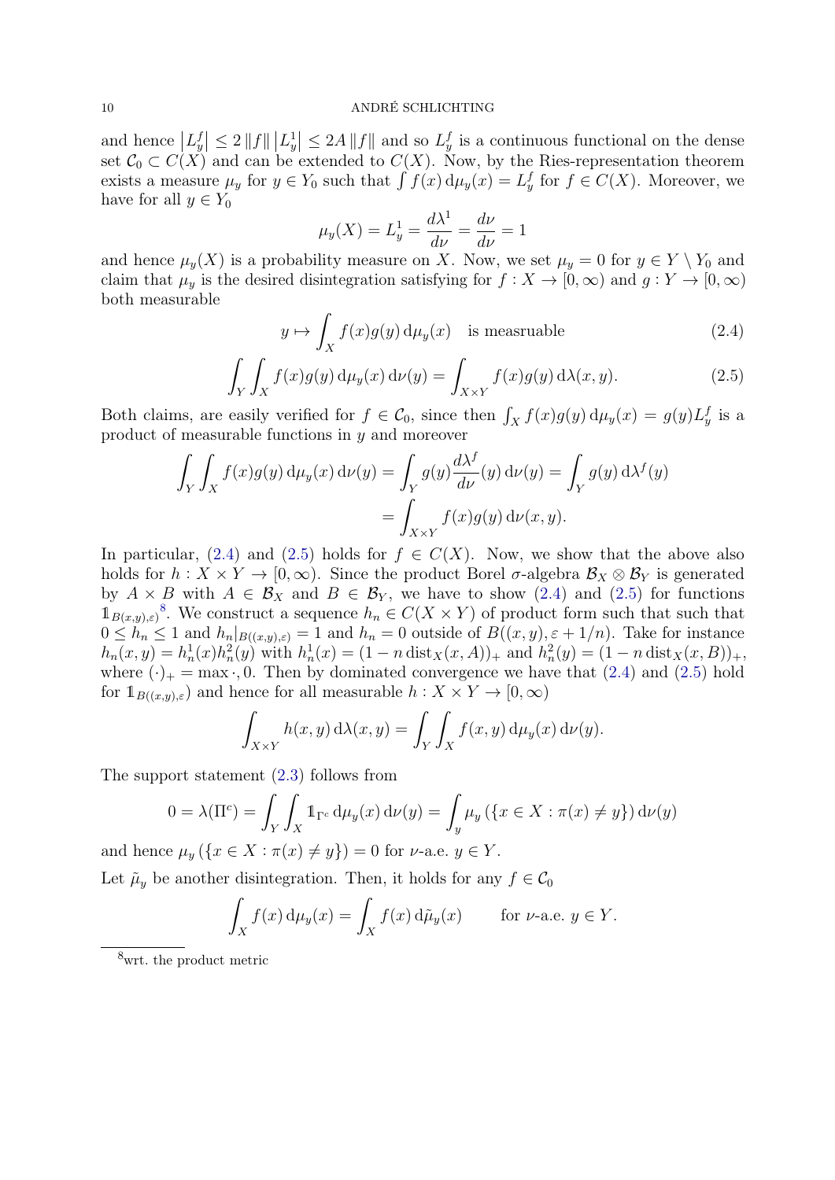and hence $\left|L_y^f\right| \leq 2\,\|f\|\left|L_y^1\right| \leq 2A\,\|f\|$ and so $L_y^f$ is a continuous functional on the dense set $\mathcal{C}_0 \subset C(X)$ and can be extended to $C(X)$. Now, by the Ries-representation theorem exists a measure $\mu_y$ for $y \in Y_0$ such that $\int f(x)\,\mathrm{d}\mu_y(x) = L_y^f$ for $f \in C(X)$. Moreover, we have for all $y \in Y_0$

$$\mu_y(X) = L_y^1 = \frac{d\lambda^1}{d\nu} = \frac{d\nu}{d\nu} = 1$$

and hence $\mu_y(X)$ is a probability measure on $X$. Now, we set $\mu_y = 0$ for $y \in Y \setminus Y_0$ and claim that $\mu_y$ is the desired disintegration satisfying for $f : X \to [0,\infty)$ and $g : Y \to [0,\infty)$ both measurable

$$y \mapsto \int_X f(x)g(y)\,\mathrm{d}\mu_y(x) \quad \text{is measruable} \tag{2.4}$$

$$\int_Y \int_X f(x)g(y)\,\mathrm{d}\mu_y(x)\,\mathrm{d}\nu(y) = \int_{X\times Y} f(x)g(y)\,\mathrm{d}\lambda(x,y). \tag{2.5}$$

Both claims, are easily verified for $f \in \mathcal{C}_0$, since then $\int_X f(x)g(y)\,\mathrm{d}\mu_y(x) = g(y)L_y^f$ is a product of measurable functions in $y$ and moreover

$$\begin{aligned}
\int_Y \int_X f(x)g(y)\,\mathrm{d}\mu_y(x)\,\mathrm{d}\nu(y) &= \int_Y g(y)\frac{d\lambda^f}{d\nu}(y)\,\mathrm{d}\nu(y) = \int_Y g(y)\,\mathrm{d}\lambda^f(y) \\
&= \int_{X\times Y} f(x)g(y)\,\mathrm{d}\nu(x,y).
\end{aligned}$$

In particular, (2.4) and (2.5) holds for $f \in C(X)$. Now, we show that the above also holds for $h : X \times Y \to [0,\infty)$. Since the product Borel $\sigma$-algebra $\mathcal{B}_X \otimes \mathcal{B}_Y$ is generated by $A \times B$ with $A \in \mathcal{B}_X$ and $B \in \mathcal{B}_Y$, we have to show (2.4) and (2.5) for functions $\mathbb{1}_{B(x,y),\varepsilon)}$[8]. We construct a sequence $h_n \in C(X \times Y)$ of product form such that such that $0 \leq h_n \leq 1$ and $h_n|_{B((x,y),\varepsilon)} = 1$ and $h_n = 0$ outside of $B((x,y),\varepsilon + 1/n)$. Take for instance $h_n(x,y) = h_n^1(x)h_n^2(y)$ with $h_n^1(x) = (1 - n\operatorname{dist}_X(x,A))_+$ and $h_n^2(y) = (1 - n\operatorname{dist}_X(x,B))_+$, where $(\cdot)_+ = \max\cdot, 0$. Then by dominated convergence we have that (2.4) and (2.5) hold for $\mathbb{1}_{B((x,y),\varepsilon)}$ and hence for all measurable $h : X \times Y \to [0,\infty)$

$$\int_{X\times Y} h(x,y)\,\mathrm{d}\lambda(x,y) = \int_Y \int_X f(x,y)\,\mathrm{d}\mu_y(x)\,\mathrm{d}\nu(y).$$

The support statement (2.3) follows from

$$0 = \lambda(\Pi^c) = \int_Y \int_X \mathbb{1}_{\Gamma^c}\,\mathrm{d}\mu_y(x)\,\mathrm{d}\nu(y) = \int_y \mu_y\left(\{x \in X : \pi(x) \neq y\}\right)\mathrm{d}\nu(y)$$

and hence $\mu_y\left(\{x \in X : \pi(x) \neq y\}\right) = 0$ for $\nu$-a.e. $y \in Y$.

Let $\tilde{\mu}_y$ be another disintegration. Then, it holds for any $f \in \mathcal{C}_0$

$$\int_X f(x)\,\mathrm{d}\mu_y(x) = \int_X f(x)\,\mathrm{d}\tilde{\mu}_y(x) \qquad \text{for } \nu\text{-a.e. } y \in Y.$$

---

[8] wrt. the product metric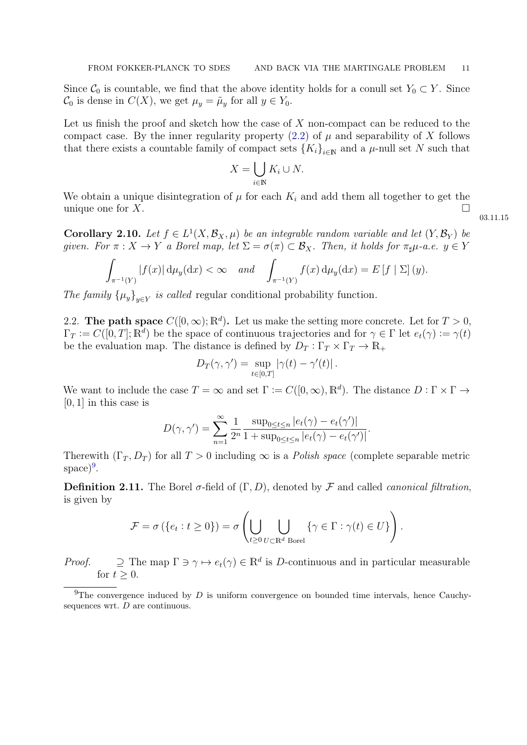Since $\mathcal{C}_0$ is countable, we find that the above identity holds for a conull set $Y_0 \subset Y$. Since $\mathcal{C}_0$ is dense in $C(X)$, we get $\mu_y = \tilde{\mu}_y$ for all $y \in Y_0$.

Let us finish the proof and sketch how the case of $X$ non-compact can be reduced to the compact case. By the inner regularity property (2.2) of $\mu$ and separability of $X$ follows that there exists a countable family of compact sets $\{K_i\}_{i\in\mathbb{N}}$ and a $\mu$-null set $N$ such that

$$X = \bigcup_{i\in\mathbb{N}} K_i \cup N.$$

We obtain a unique disintegration of $\mu$ for each $K_i$ and add them all together to get the unique one for $X$. □

03.11.15

**Corollary 2.10.** *Let $f \in L^1(X, \mathcal{B}_X, \mu)$ be an integrable random variable and let $(Y, \mathcal{B}_Y)$ be given. For $\pi : X \to Y$ a Borel map, let $\Sigma = \sigma(\pi) \subset \mathcal{B}_X$. Then, it holds for $\pi_\sharp\mu$-a.e. $y \in Y$*

$$\int_{\pi^{-1}(Y)} |f(x)| \, \mathrm{d}\mu_y(\mathrm{d}x) < \infty \quad \text{and} \quad \int_{\pi^{-1}(Y)} f(x) \, \mathrm{d}\mu_y(\mathrm{d}x) = E\left[f \mid \Sigma\right](y).$$

*The family $\{\mu_y\}_{y\in Y}$ is called* regular conditional probability function*.*

## 2.2. The path space $C([0,\infty);\mathbb{R}^d)$.

Let us make the setting more concrete. Let for $T > 0$, $\Gamma_T := C([0,T];\mathbb{R}^d)$ be the space of continuous trajectories and for $\gamma \in \Gamma$ let $e_t(\gamma) := \gamma(t)$ be the evaluation map. The distance is defined by $D_T : \Gamma_T \times \Gamma_T \to \mathbb{R}_+$

$$D_T(\gamma, \gamma') = \sup_{t\in[0,T]} |\gamma(t) - \gamma'(t)| \, .$$

We want to include the case $T = \infty$ and set $\Gamma := C([0,\infty), \mathbb{R}^d)$. The distance $D : \Gamma \times \Gamma \to [0,1]$ in this case is

$$D(\gamma, \gamma') = \sum_{n=1}^{\infty} \frac{1}{2^n} \frac{\sup_{0\le t\le n} |e_t(\gamma) - e_t(\gamma')|}{1 + \sup_{0\le t\le n} |e_t(\gamma) - e_t(\gamma')|}.$$

Therewith $(\Gamma_T, D_T)$ for all $T > 0$ including $\infty$ is a *Polish space* (complete separable metric space)[9].

**Definition 2.11.** The Borel $\sigma$-field of $(\Gamma, D)$, denoted by $\mathcal{F}$ and called *canonical filtration*, is given by

$$\mathcal{F} = \sigma\left(\{e_t : t \ge 0\}\right) = \sigma\left(\bigcup_{t\ge 0} \bigcup_{U\subset\mathbb{R}^d \text{ Borel}} \{\gamma \in \Gamma : \gamma(t) \in U\}\right).$$

*Proof.* $\supseteq$ The map $\Gamma \ni \gamma \mapsto e_t(\gamma) \in \mathbb{R}^d$ is $D$-continuous and in particular measurable for $t \ge 0$.

[9] The convergence induced by $D$ is uniform convergence on bounded time intervals, hence Cauchy-sequences wrt. $D$ are continuous.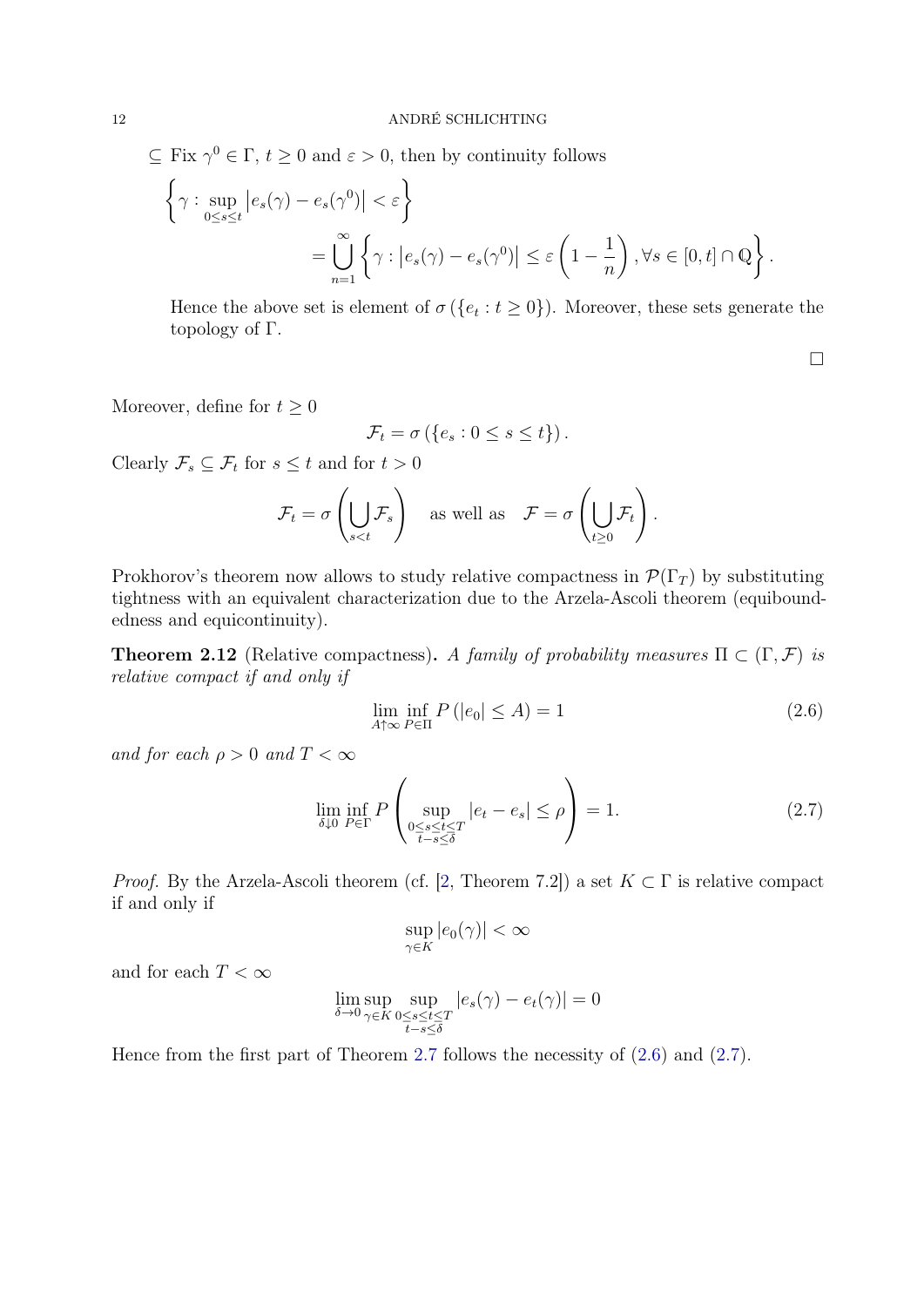$\subseteq$ Fix $\gamma^0 \in \Gamma$, $t \geq 0$ and $\varepsilon > 0$, then by continuity follows

$$\left\{ \gamma : \sup_{0 \leq s \leq t} \left| e_s(\gamma) - e_s(\gamma^0) \right| < \varepsilon \right\}$$
$$= \bigcup_{n=1}^{\infty} \left\{ \gamma : \left| e_s(\gamma) - e_s(\gamma^0) \right| \leq \varepsilon \left( 1 - \frac{1}{n} \right), \forall s \in [0,t] \cap \mathbb{Q} \right\}.$$

Hence the above set is element of $\sigma\left(\{e_t : t \geq 0\}\right)$. Moreover, these sets generate the topology of $\Gamma$.

□

Moreover, define for $t \geq 0$

$$\mathcal{F}_t = \sigma\left(\{e_s : 0 \leq s \leq t\}\right).$$

Clearly $\mathcal{F}_s \subseteq \mathcal{F}_t$ for $s \leq t$ and for $t > 0$

$$\mathcal{F}_t = \sigma\left( \bigcup_{s<t} \mathcal{F}_s \right) \quad \text{as well as} \quad \mathcal{F} = \sigma\left( \bigcup_{t \geq 0} \mathcal{F}_t \right).$$

Prokhorov's theorem now allows to study relative compactness in $\mathcal{P}(\Gamma_T)$ by substituting tightness with an equivalent characterization due to the Arzela-Ascoli theorem (equiboundedness and equicontinuity).

**Theorem 2.12** (Relative compactness)**.** *A family of probability measures $\Pi \subset (\Gamma, \mathcal{F})$ is relative compact if and only if*

$$\lim_{A \uparrow \infty} \inf_{P \in \Pi} P\left(|e_0| \leq A\right) = 1 \tag{2.6}$$

*and for each $\rho > 0$ and $T < \infty$*

$$\lim_{\delta \downarrow 0} \inf_{P \in \Gamma} P\left( \sup_{\substack{0 \leq s \leq t \leq T \\ t-s \leq \delta}} |e_t - e_s| \leq \rho \right) = 1. \tag{2.7}$$

*Proof.* By the Arzela-Ascoli theorem (cf. [2, Theorem 7.2]) a set $K \subset \Gamma$ is relative compact if and only if

$$\sup_{\gamma \in K} |e_0(\gamma)| < \infty$$

and for each $T < \infty$

$$\lim_{\delta \to 0} \sup_{\gamma \in K} \sup_{\substack{0 \leq s \leq t \leq T \\ t-s \leq \delta}} |e_s(\gamma) - e_t(\gamma)| = 0$$

Hence from the first part of Theorem 2.7 follows the necessity of (2.6) and (2.7).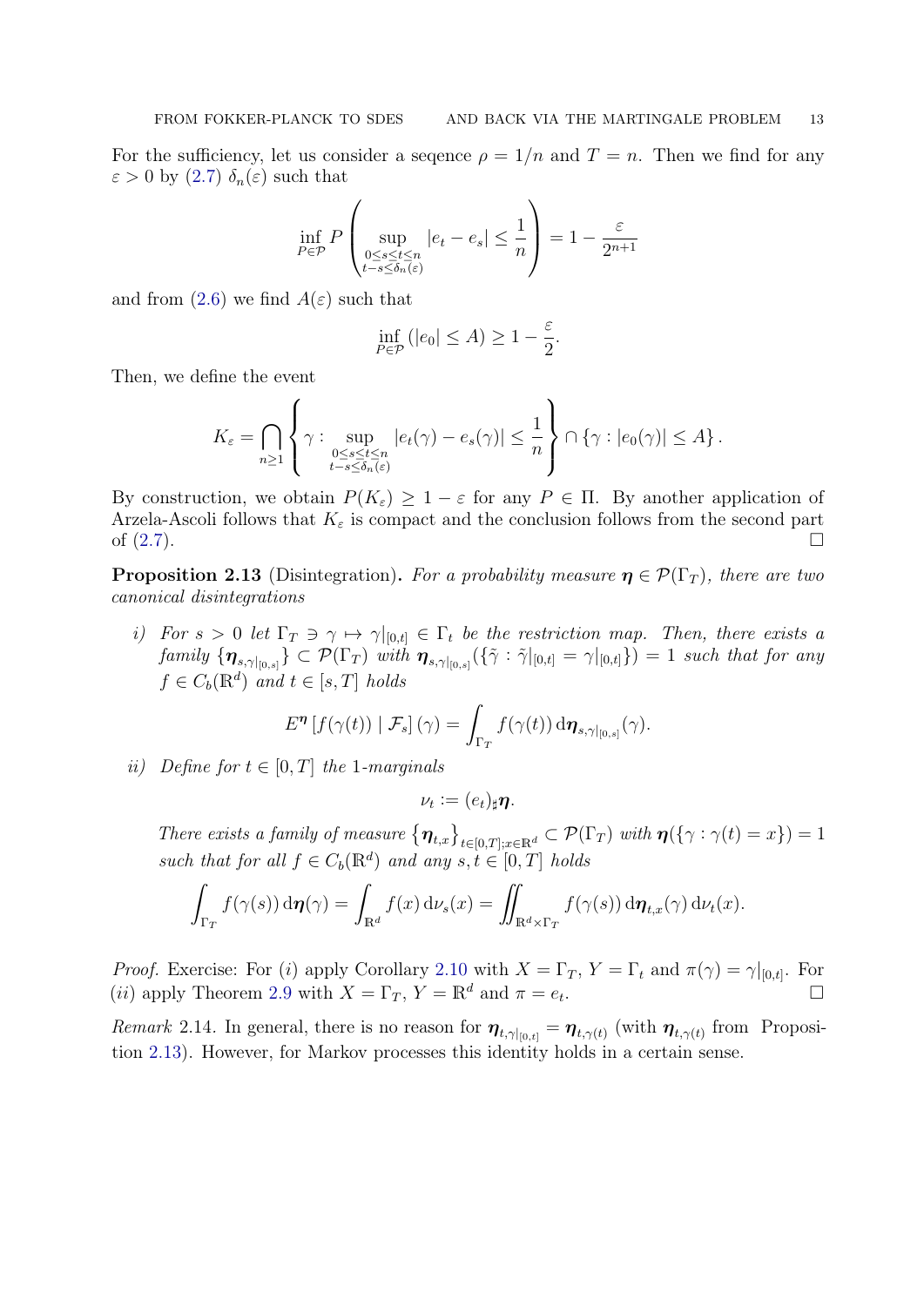For the sufficiency, let us consider a seqence $\rho = 1/n$ and $T = n$. Then we find for any $\varepsilon > 0$ by (2.7) $\delta_n(\varepsilon)$ such that

$$\inf_{P\in\mathcal{P}} P\left(\sup_{\substack{0\le s\le t\le n\\ t-s\le\delta_n(\varepsilon)}} |e_t - e_s| \le \frac{1}{n}\right) = 1 - \frac{\varepsilon}{2^{n+1}}$$

and from (2.6) we find $A(\varepsilon)$ such that

$$\inf_{P\in\mathcal{P}} (|e_0| \le A) \ge 1 - \frac{\varepsilon}{2}.$$

Then, we define the event

$$K_\varepsilon = \bigcap_{n\ge 1}\left\{\gamma : \sup_{\substack{0\le s\le t\le n\\ t-s\le\delta_n(\varepsilon)}} |e_t(\gamma) - e_s(\gamma)| \le \frac{1}{n}\right\} \cap \{\gamma : |e_0(\gamma)| \le A\}.$$

By construction, we obtain $P(K_\varepsilon) \ge 1 - \varepsilon$ for any $P \in \Pi$. By another application of Arzela-Ascoli follows that $K_\varepsilon$ is compact and the conclusion follows from the second part of (2.7). $\square$

**Proposition 2.13** (Disintegration)**.** *For a probability measure $\boldsymbol{\eta} \in \mathcal{P}(\Gamma_T)$, there are two canonical disintegrations*

*i) For $s > 0$ let $\Gamma_T \ni \gamma \mapsto \gamma|_{[0,t]} \in \Gamma_t$ be the restriction map. Then, there exists a family $\{\boldsymbol{\eta}_{s,\gamma|_{[0,s]}}\} \subset \mathcal{P}(\Gamma_T)$ with $\boldsymbol{\eta}_{s,\gamma|_{[0,s]}}(\{\tilde\gamma : \tilde\gamma|_{[0,t]} = \gamma|_{[0,t]}\}) = 1$ such that for any $f \in C_b(\mathbb{R}^d)$ and $t \in [s,T]$ holds*

$$E^{\boldsymbol{\eta}}\left[f(\gamma(t)) \mid \mathcal{F}_s\right](\gamma) = \int_{\Gamma_T} f(\gamma(t))\,\mathrm{d}\boldsymbol{\eta}_{s,\gamma|_{[0,s]}}(\gamma).$$

*ii) Define for $t \in [0,T]$ the 1-marginals*

$$\nu_t := (e_t)_\sharp \boldsymbol{\eta}.$$

*There exists a family of measure $\left\{\boldsymbol{\eta}_{t,x}\right\}_{t\in[0,T];x\in\mathbb{R}^d} \subset \mathcal{P}(\Gamma_T)$ with $\boldsymbol{\eta}(\{\gamma : \gamma(t) = x\}) = 1$ such that for all $f \in C_b(\mathbb{R}^d)$ and any $s,t \in [0,T]$ holds*

$$\int_{\Gamma_T} f(\gamma(s))\,\mathrm{d}\boldsymbol{\eta}(\gamma) = \int_{\mathbb{R}^d} f(x)\,\mathrm{d}\nu_s(x) = \iint_{\mathbb{R}^d\times\Gamma_T} f(\gamma(s))\,\mathrm{d}\boldsymbol{\eta}_{t,x}(\gamma)\,\mathrm{d}\nu_t(x).$$

*Proof.* Exercise: For $(i)$ apply Corollary 2.10 with $X = \Gamma_T$, $Y = \Gamma_t$ and $\pi(\gamma) = \gamma|_{[0,t]}$. For $(ii)$ apply Theorem 2.9 with $X = \Gamma_T$, $Y = \mathbb{R}^d$ and $\pi = e_t$. $\square$

*Remark* 2.14. In general, there is no reason for $\boldsymbol{\eta}_{t,\gamma|_{[0,t]}} = \boldsymbol{\eta}_{t,\gamma(t)}$ (with $\boldsymbol{\eta}_{t,\gamma(t)}$ from Proposition 2.13). However, for Markov processes this identity holds in a certain sense.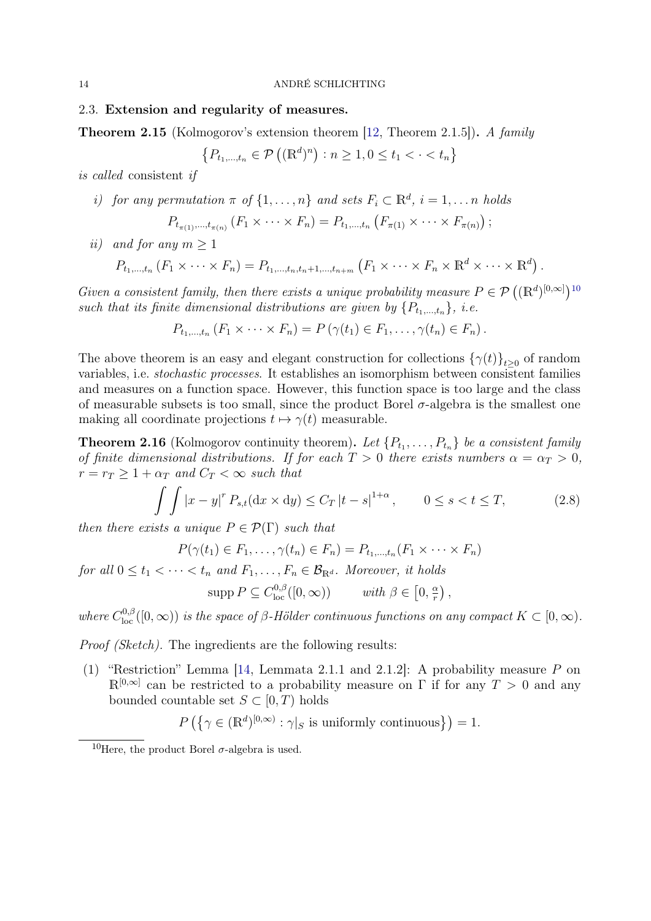### 2.3. Extension and regularity of measures.

**Theorem 2.15** (Kolmogorov's extension theorem [12, Theorem 2.1.5])**.** *A family*

$$\left\{P_{t_1,\dots,t_n} \in \mathcal{P}\left((\mathbb{R}^d)^n\right) : n \geq 1, 0 \leq t_1 < \cdot < t_n\right\}$$

*is called* consistent *if*

*i) for any permutation $\pi$ of $\{1,\dots,n\}$ and sets $F_i \subset \mathbb{R}^d$, $i = 1,\dots n$ holds*

$$P_{t_{\pi(1)},\dots,t_{\pi(n)}}\left(F_1 \times \cdots \times F_n\right) = P_{t_1,\dots,t_n}\left(F_{\pi(1)} \times \cdots \times F_{\pi(n)}\right);$$

*ii) and for any $m \geq 1$*

$$P_{t_1,\dots,t_n}\left(F_1 \times \cdots \times F_n\right) = P_{t_1,\dots,t_n,t_n+1,\dots,t_{n+m}}\left(F_1 \times \cdots \times F_n \times \mathbb{R}^d \times \cdots \times \mathbb{R}^d\right).$$

*Given a consistent family, then there exists a unique probability measure $P \in \mathcal{P}\left((\mathbb{R}^d)^{[0,\infty]}\right)$* [10] *such that its finite dimensional distributions are given by $\{P_{t_1,\dots,t_n}\}$, i.e.*

$$P_{t_1,\dots,t_n}\left(F_1 \times \cdots \times F_n\right) = P\left(\gamma(t_1) \in F_1, \dots, \gamma(t_n) \in F_n\right).$$

The above theorem is an easy and elegant construction for collections $\{\gamma(t)\}_{t\geq 0}$ of random variables, i.e. *stochastic processes*. It establishes an isomorphism between consistent families and measures on a function space. However, this function space is too large and the class of measurable subsets is too small, since the product Borel $\sigma$-algebra is the smallest one making all coordinate projections $t \mapsto \gamma(t)$ measurable.

**Theorem 2.16** (Kolmogorov continuity theorem)**.** *Let $\{P_{t_1},\dots,P_{t_n}\}$ be a consistent family of finite dimensional distributions. If for each $T > 0$ there exists numbers $\alpha = \alpha_T > 0$, $r = r_T \geq 1 + \alpha_T$ and $C_T < \infty$ such that*

$$\int\int |x-y|^r \, P_{s,t}(\mathrm{d}x \times \mathrm{d}y) \leq C_T \, |t-s|^{1+\alpha}, \qquad 0 \leq s < t \leq T, \tag{2.8}$$

*then there exists a unique $P \in \mathcal{P}(\Gamma)$ such that*

$$P(\gamma(t_1) \in F_1, \dots, \gamma(t_n) \in F_n) = P_{t_1,\dots,t_n}(F_1 \times \cdots \times F_n)$$

*for all $0 \leq t_1 < \cdots < t_n$ and $F_1, \dots, F_n \in \mathcal{B}_{\mathbb{R}^d}$. Moreover, it holds*

$$\operatorname{supp} P \subseteq C^{0,\beta}_{\mathrm{loc}}([0,\infty)) \qquad \text{with } \beta \in \left[0, \tfrac{\alpha}{r}\right),$$

*where $C^{0,\beta}_{\mathrm{loc}}([0,\infty))$ is the space of $\beta$-Hölder continuous functions on any compact $K \subset [0,\infty)$.*

*Proof (Sketch).* The ingredients are the following results:

(1) "Restriction" Lemma [14, Lemmata 2.1.1 and 2.1.2]: A probability measure $P$ on $\mathbb{R}^{[0,\infty]}$ can be restricted to a probability measure on $\Gamma$ if for any $T > 0$ and any bounded countable set $S \subset [0,T)$ holds

$$P\left(\left\{\gamma \in (\mathbb{R}^d)^{[0,\infty)} : \gamma|_S \text{ is uniformly continuous}\right\}\right) = 1.$$

[10] Here, the product Borel $\sigma$-algebra is used.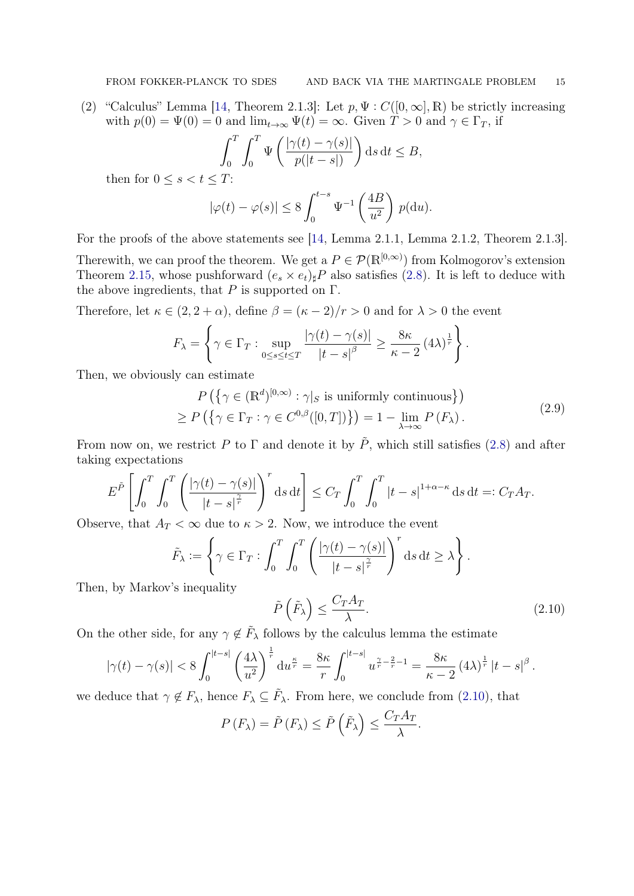(2) "Calculus" Lemma [14, Theorem 2.1.3]: Let $p, \Psi : C([0,\infty], \mathbb{R})$ be strictly increasing with $p(0) = \Psi(0) = 0$ and $\lim_{t\to\infty} \Psi(t) = \infty$. Given $T > 0$ and $\gamma \in \Gamma_T$, if

$$\int_0^T \int_0^T \Psi\left(\frac{|\gamma(t)-\gamma(s)|}{p(|t-s|)}\right) \mathrm{d}s\,\mathrm{d}t \leq B,$$

then for $0 \leq s < t \leq T$:

$$|\varphi(t) - \varphi(s)| \leq 8 \int_0^{t-s} \Psi^{-1}\left(\frac{4B}{u^2}\right) p(\mathrm{d}u).$$

For the proofs of the above statements see [14, Lemma 2.1.1, Lemma 2.1.2, Theorem 2.1.3].

Therewith, we can proof the theorem. We get a $P \in \mathcal{P}(\mathbb{R}^{[0,\infty)})$ from Kolmogorov's extension Theorem 2.15, whose pushforward $(e_s \times e_t)_\sharp P$ also satisfies (2.8). It is left to deduce with the above ingredients, that $P$ is supported on $\Gamma$.

Therefore, let $\kappa \in (2, 2+\alpha)$, define $\beta = (\kappa-2)/r > 0$ and for $\lambda > 0$ the event

$$F_\lambda = \left\{\gamma \in \Gamma_T : \sup_{0\leq s\leq t\leq T} \frac{|\gamma(t)-\gamma(s)|}{|t-s|^\beta} \geq \frac{8\kappa}{\kappa-2} (4\lambda)^{\frac{1}{r}}\right\}.$$

Then, we obviously can estimate

$$\begin{aligned} &P\left(\{\gamma \in (\mathbb{R}^d)^{[0,\infty)} : \gamma|_S \text{ is uniformly continuous}\}\right) \\ &\geq P\left(\{\gamma \in \Gamma_T : \gamma \in C^{0,\beta}([0,T])\}\right) = 1 - \lim_{\lambda\to\infty} P(F_\lambda). \end{aligned} \tag{2.9}$$

From now on, we restrict $P$ to $\Gamma$ and denote it by $\tilde{P}$, which still satisfies (2.8) and after taking expectations

$$E^{\tilde{P}}\left[\int_0^T \int_0^T \left(\frac{|\gamma(t)-\gamma(s)|}{|t-s|^{\frac{\gamma}{r}}}\right)^r \mathrm{d}s\,\mathrm{d}t\right] \leq C_T \int_0^T \int_0^T |t-s|^{1+\alpha-\kappa} \mathrm{d}s\,\mathrm{d}t =: C_T A_T.$$

Observe, that $A_T < \infty$ due to $\kappa > 2$. Now, we introduce the event

$$\tilde{F}_\lambda := \left\{\gamma \in \Gamma_T : \int_0^T \int_0^T \left(\frac{|\gamma(t)-\gamma(s)|}{|t-s|^{\frac{\gamma}{r}}}\right)^r \mathrm{d}s\,\mathrm{d}t \geq \lambda\right\}.$$

Then, by Markov's inequality

$$\tilde{P}\left(\tilde{F}_\lambda\right) \leq \frac{C_T A_T}{\lambda}. \tag{2.10}$$

On the other side, for any $\gamma \notin \tilde{F}_\lambda$ follows by the calculus lemma the estimate

$$|\gamma(t)-\gamma(s)| < 8 \int_0^{|t-s|} \left(\frac{4\lambda}{u^2}\right)^{\frac{1}{r}} \mathrm{d}u^{\frac{\kappa}{r}} = \frac{8\kappa}{r} \int_0^{|t-s|} u^{\frac{\gamma}{r}-\frac{2}{r}-1} = \frac{8\kappa}{\kappa-2} (4\lambda)^{\frac{1}{r}} |t-s|^\beta.$$

we deduce that $\gamma \notin F_\lambda$, hence $F_\lambda \subseteq \tilde{F}_\lambda$. From here, we conclude from (2.10), that

$$P(F_\lambda) = \tilde{P}(F_\lambda) \leq \tilde{P}\left(\tilde{F}_\lambda\right) \leq \frac{C_T A_T}{\lambda}.$$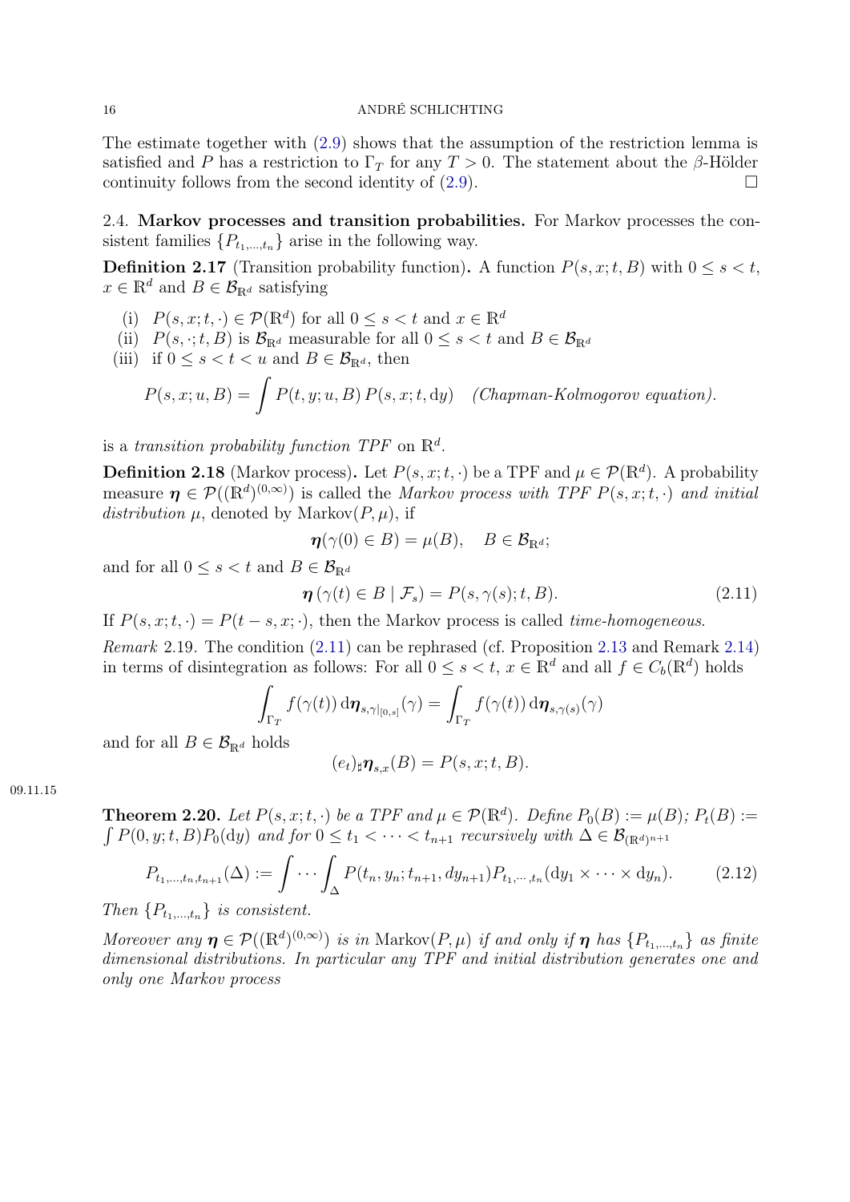The estimate together with (2.9) shows that the assumption of the restriction lemma is satisfied and $P$ has a restriction to $\Gamma_T$ for any $T > 0$. The statement about the $\beta$-Hölder continuity follows from the second identity of (2.9). $\square$

### 2.4. Markov processes and transition probabilities.

For Markov processes the consistent families $\{P_{t_1,\dots,t_n}\}$ arise in the following way.

**Definition 2.17** (Transition probability function)**.** A function $P(s,x;t,B)$ with $0 \le s < t$, $x \in \mathbb{R}^d$ and $B \in \mathcal{B}_{\mathbb{R}^d}$ satisfying

- (i) $P(s,x;t,\cdot) \in \mathcal{P}(\mathbb{R}^d)$ for all $0 \le s < t$ and $x \in \mathbb{R}^d$
- (ii) $P(s,\cdot;t,B)$ is $\mathcal{B}_{\mathbb{R}^d}$ measurable for all $0 \le s < t$ and $B \in \mathcal{B}_{\mathbb{R}^d}$
- (iii) if $0 \le s < t < u$ and $B \in \mathcal{B}_{\mathbb{R}^d}$, then

$$P(s,x;u,B) = \int P(t,y;u,B)\, P(s,x;t,\mathrm{d}y) \quad \textit{(Chapman-Kolmogorov equation).}$$

is a *transition probability function TPF* on $\mathbb{R}^d$.

**Definition 2.18** (Markov process)**.** Let $P(s,x;t,\cdot)$ be a TPF and $\mu \in \mathcal{P}(\mathbb{R}^d)$. A probability measure $\boldsymbol{\eta} \in \mathcal{P}((\mathbb{R}^d)^{(0,\infty)})$ is called the *Markov process with TPF $P(s,x;t,\cdot)$ and initial distribution $\mu$*, denoted by $\mathrm{Markov}(P,\mu)$, if

$$\boldsymbol{\eta}(\gamma(0) \in B) = \mu(B), \quad B \in \mathcal{B}_{\mathbb{R}^d};$$

and for all $0 \le s < t$ and $B \in \mathcal{B}_{\mathbb{R}^d}$

$$\boldsymbol{\eta}\left(\gamma(t) \in B \mid \mathcal{F}_s\right) = P(s,\gamma(s);t,B). \tag{2.11}$$

If $P(s,x;t,\cdot) = P(t-s,x;\cdot)$, then the Markov process is called *time-homogeneous*.

*Remark* 2.19. The condition (2.11) can be rephrased (cf. Proposition 2.13 and Remark 2.14) in terms of disintegration as follows: For all $0 \le s < t$, $x \in \mathbb{R}^d$ and all $f \in C_b(\mathbb{R}^d)$ holds

$$\int_{\Gamma_T} f(\gamma(t))\, \mathrm{d}\boldsymbol{\eta}_{s,\gamma|_{[0,s]}}(\gamma) = \int_{\Gamma_T} f(\gamma(t))\, \mathrm{d}\boldsymbol{\eta}_{s,\gamma(s)}(\gamma)$$

and for all $B \in \mathcal{B}_{\mathbb{R}^d}$ holds

$$(e_t)_\sharp \boldsymbol{\eta}_{s,x}(B) = P(s,x;t,B).$$

**Theorem 2.20.** *Let $P(s,x;t,\cdot)$ be a TPF and $\mu \in \mathcal{P}(\mathbb{R}^d)$. Define $P_0(B) := \mu(B)$; $P_t(B) := \int P(0,y;t,B) P_0(\mathrm{d}y)$ and for $0 \le t_1 < \dots < t_{n+1}$ recursively with $\Delta \in \mathcal{B}_{(\mathbb{R}^d)^{n+1}}$*

$$P_{t_1,\dots,t_n,t_{n+1}}(\Delta) := \int \cdots \int_\Delta P(t_n,y_n;t_{n+1},dy_{n+1}) P_{t_1,\cdots,t_n}(\mathrm{d}y_1 \times \cdots \times \mathrm{d}y_n). \tag{2.12}$$

*Then $\{P_{t_1,\dots,t_n}\}$ is consistent.*

*Moreover any $\boldsymbol{\eta} \in \mathcal{P}((\mathbb{R}^d)^{(0,\infty)})$ is in $\mathrm{Markov}(P,\mu)$ if and only if $\boldsymbol{\eta}$ has $\{P_{t_1,\dots,t_n}\}$ as finite dimensional distributions. In particular any TPF and initial distribution generates one and only one Markov process*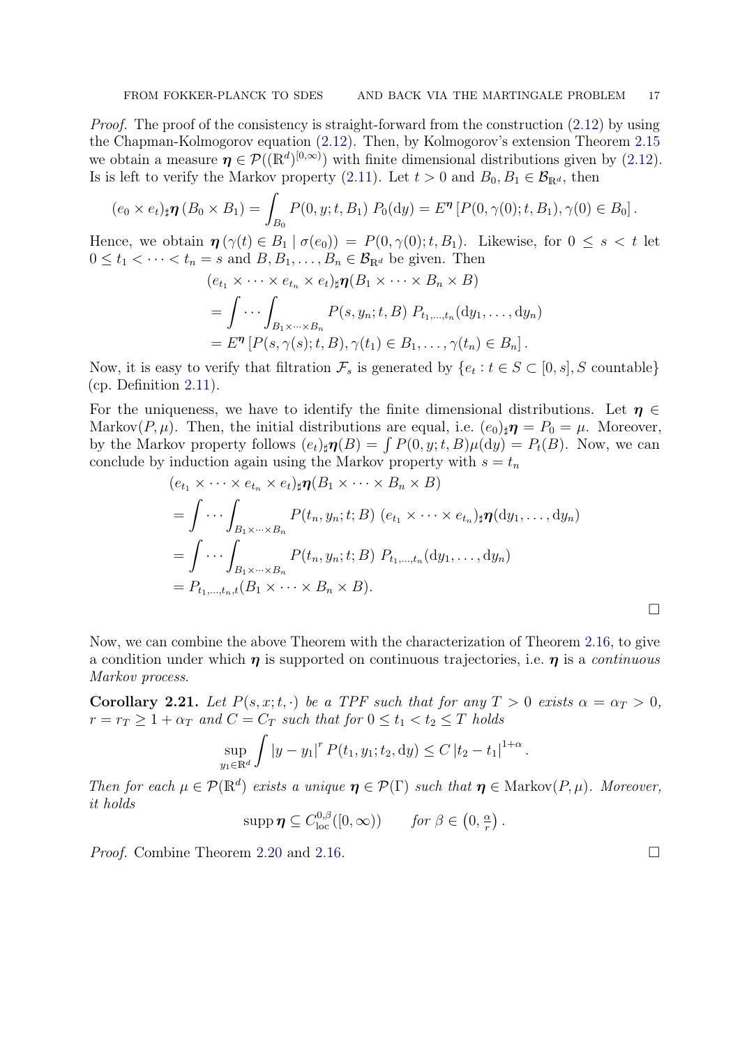*Proof.* The proof of the consistency is straight-forward from the construction (2.12) by using the Chapman-Kolmogorov equation (2.12). Then, by Kolmogorov's extension Theorem 2.15 we obtain a measure $\boldsymbol{\eta} \in \mathcal{P}((\mathbb{R}^d)^{[0,\infty)})$ with finite dimensional distributions given by (2.12). Is is left to verify the Markov property (2.11). Let $t > 0$ and $B_0, B_1 \in \mathcal{B}_{\mathbb{R}^d}$, then

$$(e_0 \times e_t)_\sharp \boldsymbol{\eta}\,(B_0 \times B_1) = \int_{B_0} P(0, y; t, B_1)\; P_0(\mathrm{d}y) = E^{\boldsymbol{\eta}}\left[P(0, \gamma(0); t, B_1), \gamma(0) \in B_0\right].$$

Hence, we obtain $\boldsymbol{\eta}\,(\gamma(t) \in B_1 \mid \sigma(e_0)) = P(0, \gamma(0); t, B_1)$. Likewise, for $0 \leq s < t$ let $0 \leq t_1 < \cdots < t_n = s$ and $B, B_1, \ldots, B_n \in \mathcal{B}_{\mathbb{R}^d}$ be given. Then

$$\begin{aligned}
&(e_{t_1} \times \cdots \times e_{t_n} \times e_t)_\sharp \boldsymbol{\eta}(B_1 \times \cdots \times B_n \times B) \\
&= \int \cdots \int_{B_1 \times \cdots \times B_n} P(s, y_n; t, B)\; P_{t_1, \ldots, t_n}(\mathrm{d}y_1, \ldots, \mathrm{d}y_n) \\
&= E^{\boldsymbol{\eta}}\left[P(s, \gamma(s); t, B), \gamma(t_1) \in B_1, \ldots, \gamma(t_n) \in B_n\right].
\end{aligned}$$

Now, it is easy to verify that filtration $\mathcal{F}_s$ is generated by $\{e_t : t \in S \subset [0, s], S \text{ countable}\}$ (cp. Definition 2.11).

For the uniqueness, we have to identify the finite dimensional distributions. Let $\boldsymbol{\eta} \in \mathrm{Markov}(P, \mu)$. Then, the initial distributions are equal, i.e. $(e_0)_\sharp \boldsymbol{\eta} = P_0 = \mu$. Moreover, by the Markov property follows $(e_t)_\sharp \boldsymbol{\eta}(B) = \int P(0, y; t, B)\mu(\mathrm{d}y) = P_t(B)$. Now, we can conclude by induction again using the Markov property with $s = t_n$

$$\begin{aligned}
&(e_{t_1} \times \cdots \times e_{t_n} \times e_t)_\sharp \boldsymbol{\eta}(B_1 \times \cdots \times B_n \times B) \\
&= \int \cdots \int_{B_1 \times \cdots \times B_n} P(t_n, y_n; t; B)\; (e_{t_1} \times \cdots \times e_{t_n})_\sharp \boldsymbol{\eta}(\mathrm{d}y_1, \ldots, \mathrm{d}y_n) \\
&= \int \cdots \int_{B_1 \times \cdots \times B_n} P(t_n, y_n; t; B)\; P_{t_1, \ldots, t_n}(\mathrm{d}y_1, \ldots, \mathrm{d}y_n) \\
&= P_{t_1, \ldots, t_n, t}(B_1 \times \cdots \times B_n \times B).
\end{aligned}$$

□

Now, we can combine the above Theorem with the characterization of Theorem 2.16, to give a condition under which $\boldsymbol{\eta}$ is supported on continuous trajectories, i.e. $\boldsymbol{\eta}$ is a *continuous Markov process*.

**Corollary 2.21.** *Let $P(s, x; t, \cdot)$ be a TPF such that for any $T > 0$ exists $\alpha = \alpha_T > 0$, $r = r_T \geq 1 + \alpha_T$ and $C = C_T$ such that for $0 \leq t_1 < t_2 \leq T$ holds*

$$\sup_{y_1 \in \mathbb{R}^d} \int |y - y_1|^r\, P(t_1, y_1; t_2, \mathrm{d}y) \leq C\, |t_2 - t_1|^{1+\alpha}.$$

*Then for each $\mu \in \mathcal{P}(\mathbb{R}^d)$ exists a unique $\boldsymbol{\eta} \in \mathcal{P}(\Gamma)$ such that $\boldsymbol{\eta} \in \mathrm{Markov}(P, \mu)$. Moreover, it holds*

$$\operatorname{supp} \boldsymbol{\eta} \subseteq C^{0,\beta}_{\mathrm{loc}}([0, \infty)) \qquad \textit{for } \beta \in \left(0, \tfrac{\alpha}{r}\right).$$

*Proof.* Combine Theorem 2.20 and 2.16. □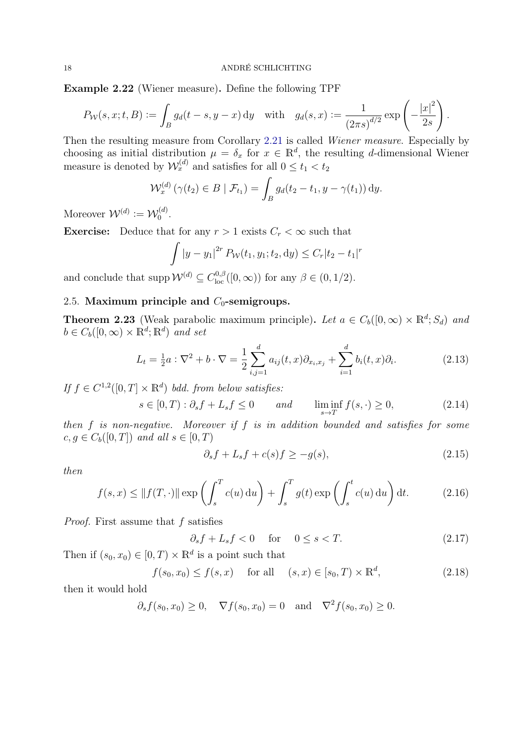**Example 2.22** (Wiener measure)**.** Define the following TPF

$$P_{\mathcal{W}}(s,x;t,B) := \int_B g_d(t-s, y-x)\,\mathrm{d}y \quad \text{with} \quad g_d(s,x) := \frac{1}{(2\pi s)^{d/2}} \exp\left(-\frac{|x|^2}{2s}\right).$$

Then the resulting measure from Corollary 2.21 is called *Wiener measure*. Especially by choosing as initial distribution $\mu = \delta_x$ for $x \in \mathbb{R}^d$, the resulting $d$-dimensional Wiener measure is denoted by $\mathcal{W}_x^{(d)}$ and satisfies for all $0 \le t_1 < t_2$

$$\mathcal{W}_x^{(d)}\left(\gamma(t_2) \in B \mid \mathcal{F}_{t_1}\right) = \int_B g_d(t_2 - t_1, y - \gamma(t_1))\,\mathrm{d}y.$$

Moreover $\mathcal{W}^{(d)} := \mathcal{W}_0^{(d)}$.

**Exercise:** Deduce that for any $r > 1$ exists $C_r < \infty$ such that

$$\int |y - y_1|^{2r} P_{\mathcal{W}}(t_1, y_1; t_2, \mathrm{d}y) \le C_r |t_2 - t_1|^r$$

and conclude that $\operatorname{supp} \mathcal{W}^{(d)} \subseteq C^{0,\beta}_{\mathrm{loc}}([0,\infty))$ for any $\beta \in (0, 1/2)$.

## 2.5. Maximum principle and $C_0$-semigroups.

**Theorem 2.23** (Weak parabolic maximum principle)**.** *Let $a \in C_b([0,\infty) \times \mathbb{R}^d; S_d)$ and $b \in C_b([0,\infty) \times \mathbb{R}^d; \mathbb{R}^d)$ and set*

$$L_t = \tfrac{1}{2} a : \nabla^2 + b \cdot \nabla = \frac{1}{2} \sum_{i,j=1}^d a_{ij}(t,x) \partial_{x_i, x_j} + \sum_{i=1}^d b_i(t,x) \partial_i. \tag{2.13}$$

*If $f \in C^{1,2}([0,T] \times \mathbb{R}^d)$ bdd. from below satisfies:*

$$s \in [0,T) : \partial_s f + L_s f \le 0 \qquad \text{and} \qquad \liminf_{s \to T} f(s, \cdot) \ge 0, \tag{2.14}$$

*then $f$ is non-negative. Moreover if $f$ is in addition bounded and satisfies for some $c, g \in C_b([0,T])$ and all $s \in [0,T)$*

$$\partial_s f + L_s f + c(s) f \ge -g(s), \tag{2.15}$$

*then*

$$f(s,x) \le \|f(T,\cdot)\| \exp\left(\int_s^T c(u)\,\mathrm{d}u\right) + \int_s^T g(t) \exp\left(\int_s^t c(u)\,\mathrm{d}u\right) \mathrm{d}t. \tag{2.16}$$

*Proof.* First assume that $f$ satisfies

$$\partial_s f + L_s f < 0 \quad \text{for} \quad 0 \le s < T. \tag{2.17}$$

Then if $(s_0, x_0) \in [0,T) \times \mathbb{R}^d$ is a point such that

$$f(s_0, x_0) \le f(s,x) \quad \text{for all} \quad (s,x) \in [s_0, T) \times \mathbb{R}^d, \tag{2.18}$$

then it would hold

$$\partial_s f(s_0, x_0) \ge 0, \quad \nabla f(s_0, x_0) = 0 \quad \text{and} \quad \nabla^2 f(s_0, x_0) \ge 0.$$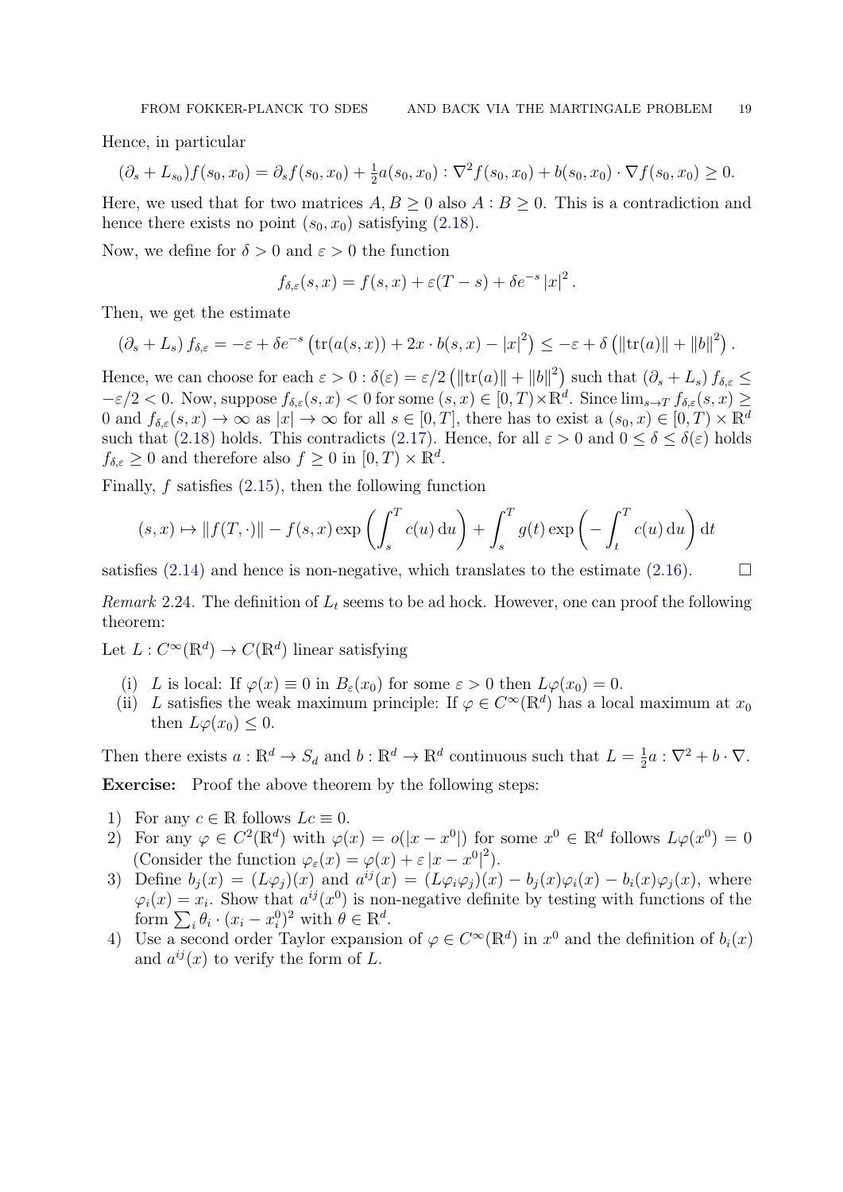Hence, in particular

$$(\partial_s + L_{s_0})f(s_0, x_0) = \partial_s f(s_0, x_0) + \tfrac{1}{2}a(s_0, x_0) : \nabla^2 f(s_0, x_0) + b(s_0, x_0) \cdot \nabla f(s_0, x_0) \geq 0.$$

Here, we used that for two matrices $A, B \geq 0$ also $A : B \geq 0$. This is a contradiction and hence there exists no point $(s_0, x_0)$ satisfying (2.18).

Now, we define for $\delta > 0$ and $\varepsilon > 0$ the function

$$f_{\delta,\varepsilon}(s, x) = f(s, x) + \varepsilon(T - s) + \delta e^{-s} |x|^2.$$

Then, we get the estimate

$$(\partial_s + L_s) f_{\delta,\varepsilon} = -\varepsilon + \delta e^{-s} \left( \mathrm{tr}(a(s, x)) + 2x \cdot b(s, x) - |x|^2 \right) \leq -\varepsilon + \delta \left( \|\mathrm{tr}(a)\| + \|b\|^2 \right).$$

Hence, we can choose for each $\varepsilon > 0 : \delta(\varepsilon) = \varepsilon/2 \left( \|\mathrm{tr}(a)\| + \|b\|^2 \right)$ such that $(\partial_s + L_s) f_{\delta,\varepsilon} \leq -\varepsilon/2 < 0$. Now, suppose $f_{\delta,\varepsilon}(s, x) < 0$ for some $(s, x) \in [0, T) \times \mathbb{R}^d$. Since $\lim_{s \to T} f_{\delta,\varepsilon}(s, x) \geq 0$ and $f_{\delta,\varepsilon}(s, x) \to \infty$ as $|x| \to \infty$ for all $s \in [0, T]$, there has to exist a $(s_0, x) \in [0, T) \times \mathbb{R}^d$ such that (2.18) holds. This contradicts (2.17). Hence, for all $\varepsilon > 0$ and $0 \leq \delta \leq \delta(\varepsilon)$ holds $f_{\delta,\varepsilon} \geq 0$ and therefore also $f \geq 0$ in $[0, T) \times \mathbb{R}^d$.

Finally, $f$ satisfies (2.15), then the following function

$$(s, x) \mapsto \|f(T, \cdot)\| - f(s, x) \exp\left( \int_s^T c(u) \, \mathrm{d}u \right) + \int_s^T g(t) \exp\left( -\int_t^T c(u) \, \mathrm{d}u \right) \mathrm{d}t$$

satisfies (2.14) and hence is non-negative, which translates to the estimate (2.16). $\square$

*Remark* 2.24. The definition of $L_t$ seems to be ad hock. However, one can proof the following theorem:

Let $L : C^\infty(\mathbb{R}^d) \to C(\mathbb{R}^d)$ linear satisfying

- (i) $L$ is local: If $\varphi(x) \equiv 0$ in $B_\varepsilon(x_0)$ for some $\varepsilon > 0$ then $L\varphi(x_0) = 0$.
- (ii) $L$ satisfies the weak maximum principle: If $\varphi \in C^\infty(\mathbb{R}^d)$ has a local maximum at $x_0$ then $L\varphi(x_0) \leq 0$.

Then there exists $a : \mathbb{R}^d \to S_d$ and $b : \mathbb{R}^d \to \mathbb{R}^d$ continuous such that $L = \frac{1}{2}a : \nabla^2 + b \cdot \nabla$.

**Exercise:** Proof the above theorem by the following steps:

1) For any $c \in \mathbb{R}$ follows $Lc \equiv 0$.
2) For any $\varphi \in C^2(\mathbb{R}^d)$ with $\varphi(x) = o(|x - x^0|)$ for some $x^0 \in \mathbb{R}^d$ follows $L\varphi(x^0) = 0$ (Consider the function $\varphi_\varepsilon(x) = \varphi(x) + \varepsilon |x - x^0|^2$).
3) Define $b_j(x) = (L\varphi_j)(x)$ and $a^{ij}(x) = (L\varphi_i\varphi_j)(x) - b_j(x)\varphi_i(x) - b_i(x)\varphi_j(x)$, where $\varphi_i(x) = x_i$. Show that $a^{ij}(x^0)$ is non-negative definite by testing with functions of the form $\sum_i \theta_i \cdot (x_i - x_i^0)^2$ with $\theta \in \mathbb{R}^d$.
4) Use a second order Taylor expansion of $\varphi \in C^\infty(\mathbb{R}^d)$ in $x^0$ and the definition of $b_i(x)$ and $a^{ij}(x)$ to verify the form of $L$.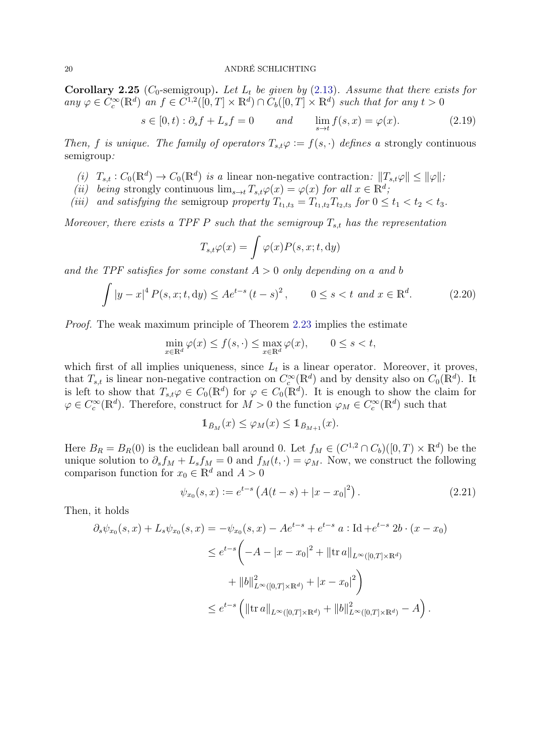**Corollary 2.25** ($C_0$-semigroup)**.** *Let $L_t$ be given by (2.13). Assume that there exists for any $\varphi \in C_c^\infty(\mathbb{R}^d)$ an $f \in C^{1,2}([0,T] \times \mathbb{R}^d) \cap C_b([0,T] \times \mathbb{R}^d)$ such that for any $t > 0$*

$$s \in [0,t) : \partial_s f + L_s f = 0 \qquad \text{and} \qquad \lim_{s \to t} f(s,x) = \varphi(x). \tag{2.19}$$

*Then, $f$ is unique. The family of operators $T_{s,t}\varphi := f(s,\cdot)$ defines a* strongly continuous semigroup*:*

*(i) $T_{s,t} : C_0(\mathbb{R}^d) \to C_0(\mathbb{R}^d)$ is a* linear non-negative contraction*: $\|T_{s,t}\varphi\| \leq \|\varphi\|$;*
*(ii) being* strongly continuous *$\lim_{s\to t} T_{s,t}\varphi(x) = \varphi(x)$ for all $x \in \mathbb{R}^d$;*
*(iii) and satisfying the* semigroup *property $T_{t_1,t_3} = T_{t_1,t_2} T_{t_2,t_3}$ for $0 \leq t_1 < t_2 < t_3$.*

*Moreover, there exists a TPF $P$ such that the semigroup $T_{s,t}$ has the representation*

$$T_{s,t}\varphi(x) = \int \varphi(x) P(s,x;t,\mathrm{d}y)$$

*and the TPF satisfies for some constant $A > 0$ only depending on $a$ and $b$*

$$\int |y-x|^4 \, P(s,x;t,\mathrm{d}y) \leq A e^{t-s} (t-s)^2, \qquad 0 \leq s < t \text{ and } x \in \mathbb{R}^d. \tag{2.20}$$

*Proof.* The weak maximum principle of Theorem 2.23 implies the estimate

$$\min_{x\in\mathbb{R}^d} \varphi(x) \leq f(s,\cdot) \leq \max_{x\in\mathbb{R}^d} \varphi(x), \qquad 0 \leq s < t,$$

which first of all implies uniqueness, since $L_t$ is a linear operator. Moreover, it proves, that $T_{s,t}$ is linear non-negative contraction on $C_c^\infty(\mathbb{R}^d)$ and by density also on $C_0(\mathbb{R}^d)$. It is left to show that $T_{s,t}\varphi \in C_0(\mathbb{R}^d)$ for $\varphi \in C_0(\mathbb{R}^d)$. It is enough to show the claim for $\varphi \in C_c^\infty(\mathbb{R}^d)$. Therefore, construct for $M > 0$ the function $\varphi_M \in C_c^\infty(\mathbb{R}^d)$ such that

$$\mathbb{1}_{\bar{B}_M}(x) \leq \varphi_M(x) \leq \mathbb{1}_{\bar{B}_{M+1}}(x).$$

Here $B_R = B_R(0)$ is the euclidean ball around 0. Let $f_M \in (C^{1,2} \cap C_b)([0,T) \times \mathbb{R}^d)$ be the unique solution to $\partial_s f_M + L_s f_M = 0$ and $f_M(t,\cdot) = \varphi_M$. Now, we construct the following comparison function for $x_0 \in \mathbb{R}^d$ and $A > 0$

$$\psi_{x_0}(s,x) := e^{t-s}\left(A(t-s) + |x-x_0|^2\right). \tag{2.21}$$

Then, it holds

$$\begin{aligned}
\partial_s \psi_{x_0}(s,x) + L_s \psi_{x_0}(s,x) &= -\psi_{x_0}(s,x) - Ae^{t-s} + e^{t-s}\, a : \mathrm{Id} + e^{t-s}\, 2b \cdot (x-x_0) \\
&\leq e^{t-s}\bigg( -A - |x-x_0|^2 + \|\operatorname{tr} a\|_{L^\infty([0,T]\times\mathbb{R}^d)} \\
&\qquad + \|b\|^2_{L^\infty([0,T]\times\mathbb{R}^d)} + |x-x_0|^2 \bigg) \\
&\leq e^{t-s}\left( \|\operatorname{tr} a\|_{L^\infty([0,T]\times\mathbb{R}^d)} + \|b\|^2_{L^\infty([0,T]\times\mathbb{R}^d)} - A \right).
\end{aligned}$$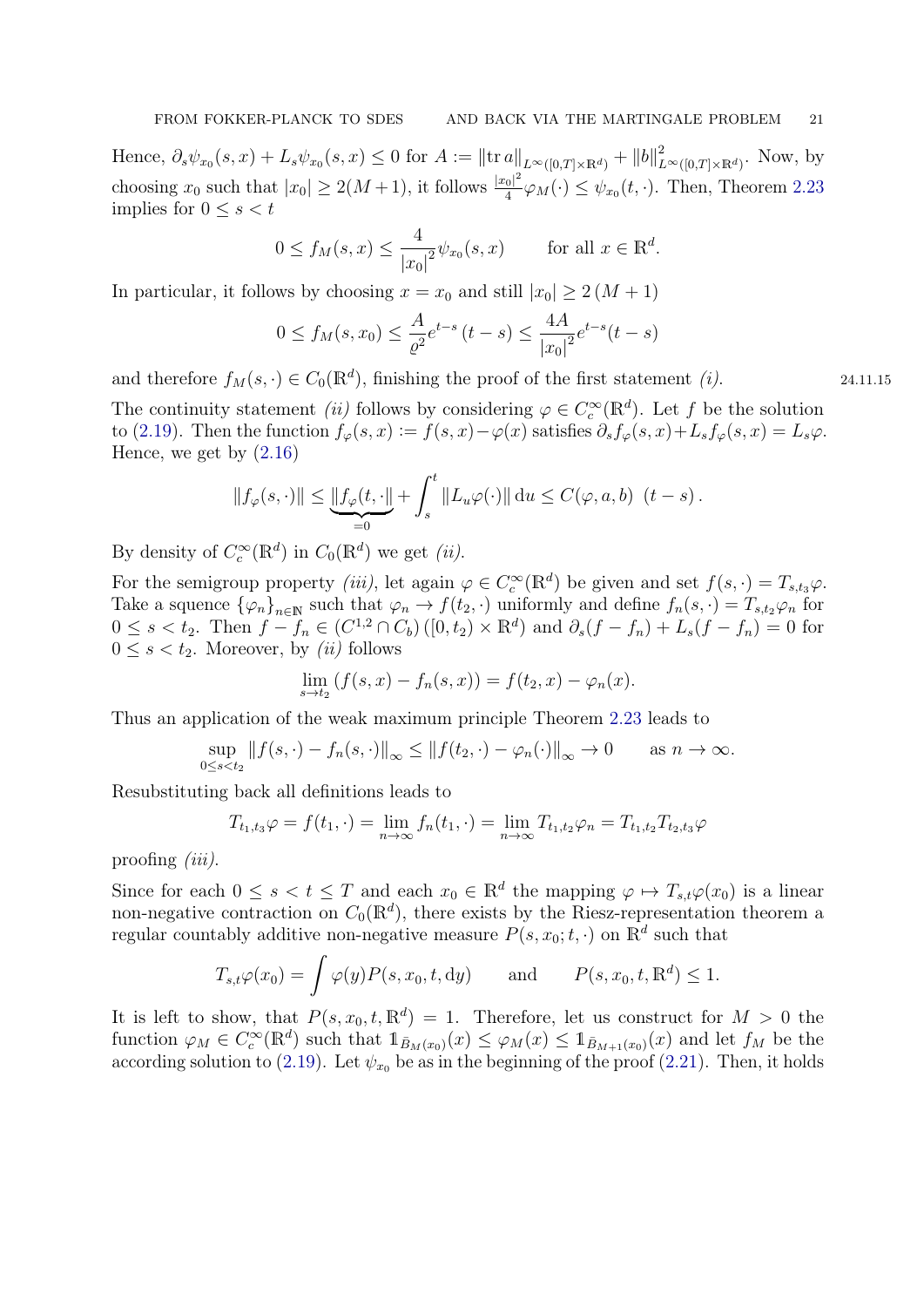Hence, $\partial_s \psi_{x_0}(s,x) + L_s \psi_{x_0}(s,x) \leq 0$ for $A := \|\operatorname{tr} a\|_{L^\infty([0,T]\times\mathbb{R}^d)} + \|b\|^2_{L^\infty([0,T]\times\mathbb{R}^d)}$. Now, by choosing $x_0$ such that $|x_0| \geq 2(M+1)$, it follows $\frac{|x_0|^2}{4}\varphi_M(\cdot) \leq \psi_{x_0}(t,\cdot)$. Then, Theorem 2.23 implies for $0 \leq s < t$

$$0 \leq f_M(s,x) \leq \frac{4}{|x_0|^2}\psi_{x_0}(s,x) \qquad \text{for all } x \in \mathbb{R}^d.$$

In particular, it follows by choosing $x = x_0$ and still $|x_0| \geq 2\,(M+1)$

$$0 \leq f_M(s,x_0) \leq \frac{A}{\varrho^2} e^{t-s}\,(t-s) \leq \frac{4A}{|x_0|^2} e^{t-s}(t-s)$$

and therefore $f_M(s,\cdot) \in C_0(\mathbb{R}^d)$, finishing the proof of the first statement *(i)*. 24.11.15

The continuity statement *(ii)* follows by considering $\varphi \in C_c^\infty(\mathbb{R}^d)$. Let $f$ be the solution to (2.19). Then the function $f_\varphi(s,x) := f(s,x) - \varphi(x)$ satisfies $\partial_s f_\varphi(s,x) + L_s f_\varphi(s,x) = L_s\varphi$. Hence, we get by (2.16)

$$\|f_\varphi(s,\cdot)\| \leq \underbrace{\|f_\varphi(t,\cdot\|}_{=0} + \int_s^t \|L_u\varphi(\cdot)\|\,\mathrm{d}u \leq C(\varphi,a,b)\ \,(t-s)\,.$$

By density of $C_c^\infty(\mathbb{R}^d)$ in $C_0(\mathbb{R}^d)$ we get *(ii)*.

For the semigroup property *(iii)*, let again $\varphi \in C_c^\infty(\mathbb{R}^d)$ be given and set $f(s,\cdot) = T_{s,t_3}\varphi$. Take a squence $\{\varphi_n\}_{n\in\mathbb{N}}$ such that $\varphi_n \to f(t_2,\cdot)$ uniformly and define $f_n(s,\cdot) = T_{s,t_2}\varphi_n$ for $0 \leq s < t_2$. Then $f - f_n \in (C^{1,2}\cap C_b)\,([0,t_2)\times\mathbb{R}^d)$ and $\partial_s(f-f_n) + L_s(f-f_n) = 0$ for $0 \leq s < t_2$. Moreover, by *(ii)* follows

$$\lim_{s\to t_2}\left(f(s,x) - f_n(s,x)\right) = f(t_2,x) - \varphi_n(x).$$

Thus an application of the weak maximum principle Theorem 2.23 leads to

$$\sup_{0\leq s<t_2}\|f(s,\cdot) - f_n(s,\cdot)\|_\infty \leq \|f(t_2,\cdot) - \varphi_n(\cdot)\|_\infty \to 0 \qquad \text{as } n\to\infty.$$

Resubstituting back all definitions leads to

$$T_{t_1,t_3}\varphi = f(t_1,\cdot) = \lim_{n\to\infty} f_n(t_1,\cdot) = \lim_{n\to\infty} T_{t_1,t_2}\varphi_n = T_{t_1,t_2}T_{t_2,t_3}\varphi$$

proofing *(iii)*.

Since for each $0 \leq s < t \leq T$ and each $x_0 \in \mathbb{R}^d$ the mapping $\varphi \mapsto T_{s,t}\varphi(x_0)$ is a linear non-negative contraction on $C_0(\mathbb{R}^d)$, there exists by the Riesz-representation theorem a regular countably additive non-negative measure $P(s,x_0;t,\cdot)$ on $\mathbb{R}^d$ such that

$$T_{s,t}\varphi(x_0) = \int \varphi(y)P(s,x_0,t,\mathrm{d}y) \qquad \text{and} \qquad P(s,x_0,t,\mathbb{R}^d) \leq 1.$$

It is left to show, that $P(s,x_0,t,\mathbb{R}^d) = 1$. Therefore, let us construct for $M > 0$ the function $\varphi_M \in C_c^\infty(\mathbb{R}^d)$ such that $\mathbb{1}_{\bar{B}_M(x_0)}(x) \leq \varphi_M(x) \leq \mathbb{1}_{\bar{B}_{M+1}(x_0)}(x)$ and let $f_M$ be the according solution to (2.19). Let $\psi_{x_0}$ be as in the beginning of the proof (2.21). Then, it holds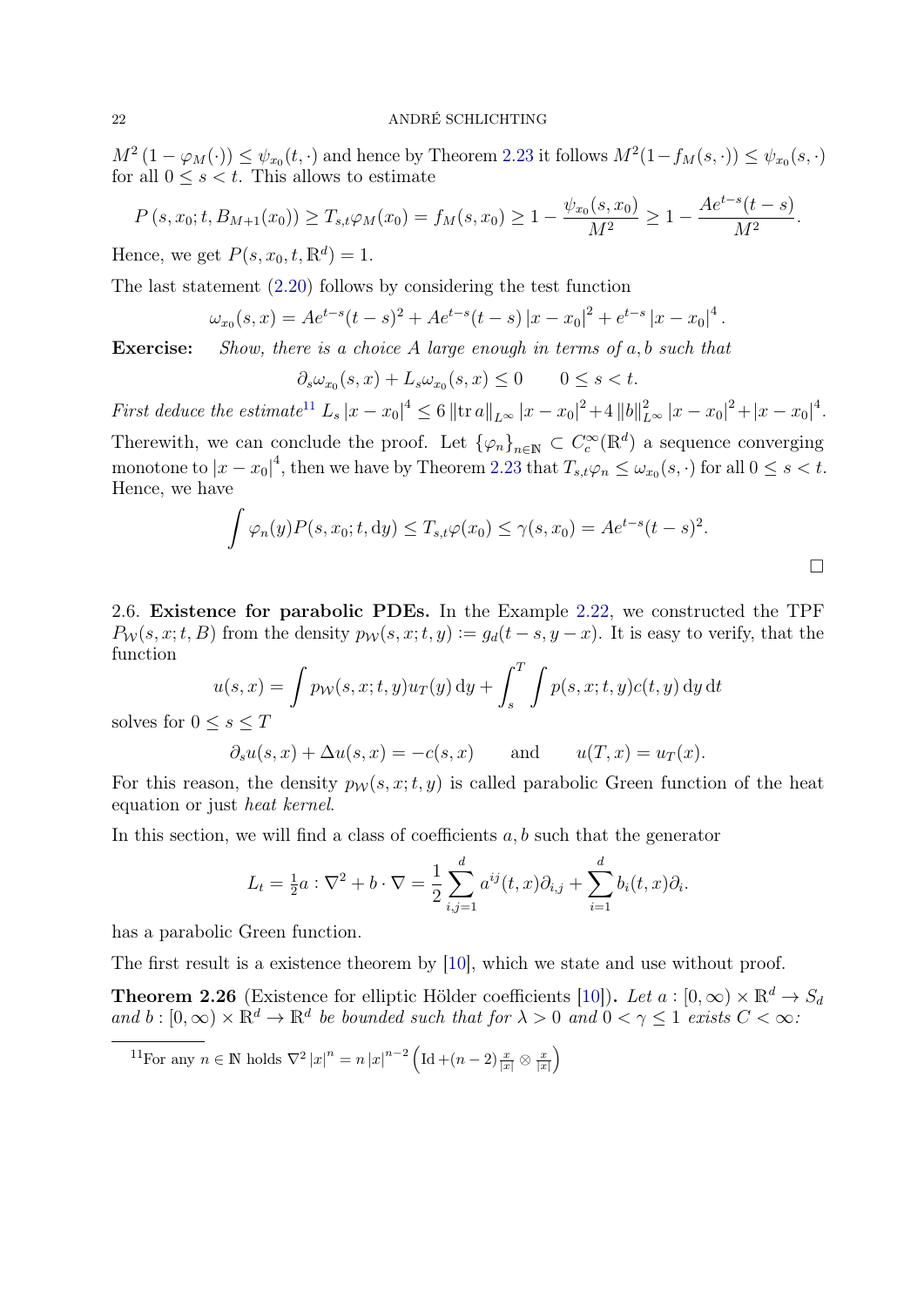$M^2(1-\varphi_M(\cdot)) \leq \psi_{x_0}(t,\cdot)$ and hence by Theorem 2.23 it follows $M^2(1-f_M(s,\cdot)) \leq \psi_{x_0}(s,\cdot)$ for all $0 \leq s < t$. This allows to estimate

$$P(s,x_0;t,B_{M+1}(x_0)) \geq T_{s,t}\varphi_M(x_0) = f_M(s,x_0) \geq 1 - \frac{\psi_{x_0}(s,x_0)}{M^2} \geq 1 - \frac{Ae^{t-s}(t-s)}{M^2}.$$

Hence, we get $P(s,x_0,t,\mathbb{R}^d) = 1$.

The last statement (2.20) follows by considering the test function

$$\omega_{x_0}(s,x) = Ae^{t-s}(t-s)^2 + Ae^{t-s}(t-s)\left|x-x_0\right|^2 + e^{t-s}\left|x-x_0\right|^4.$$

**Exercise:** *Show, there is a choice $A$ large enough in terms of $a, b$ such that*

$$\partial_s \omega_{x_0}(s,x) + L_s \omega_{x_0}(s,x) \leq 0 \qquad 0 \leq s < t.$$

*First deduce the estimate*[11] $L_s\left|x-x_0\right|^4 \leq 6\left\|\operatorname{tr} a\right\|_{L^\infty}\left|x-x_0\right|^2 + 4\left\|b\right\|_{L^\infty}^2\left|x-x_0\right|^2 + \left|x-x_0\right|^4$.

Therewith, we can conclude the proof. Let $\{\varphi_n\}_{n\in\mathbb{N}} \subset C_c^\infty(\mathbb{R}^d)$ a sequence converging monotone to $\left|x-x_0\right|^4$, then we have by Theorem 2.23 that $T_{s,t}\varphi_n \leq \omega_{x_0}(s,\cdot)$ for all $0 \leq s < t$. Hence, we have

$$\int \varphi_n(y) P(s,x_0;t,\mathrm{d}y) \leq T_{s,t}\varphi(x_0) \leq \gamma(s,x_0) = Ae^{t-s}(t-s)^2.$$

□

2.6. **Existence for parabolic PDEs.** In the Example 2.22, we constructed the TPF $P_{\mathcal{W}}(s,x;t,B)$ from the density $p_{\mathcal{W}}(s,x;t,y) := g_d(t-s,y-x)$. It is easy to verify, that the function

$$u(s,x) = \int p_{\mathcal{W}}(s,x;t,y)u_T(y)\,\mathrm{d}y + \int_s^T \int p(s,x;t,y)c(t,y)\,\mathrm{d}y\,\mathrm{d}t$$

solves for $0 \leq s \leq T$

$$\partial_s u(s,x) + \Delta u(s,x) = -c(s,x) \qquad \text{and} \qquad u(T,x) = u_T(x).$$

For this reason, the density $p_{\mathcal{W}}(s,x;t,y)$ is called parabolic Green function of the heat equation or just *heat kernel*.

In this section, we will find a class of coefficients $a, b$ such that the generator

$$L_t = \tfrac{1}{2}a : \nabla^2 + b \cdot \nabla = \frac{1}{2}\sum_{i,j=1}^d a^{ij}(t,x)\partial_{i,j} + \sum_{i=1}^d b_i(t,x)\partial_i.$$

has a parabolic Green function.

The first result is a existence theorem by [10], which we state and use without proof.

**Theorem 2.26** (Existence for elliptic Hölder coefficients [10])**.** *Let $a : [0,\infty) \times \mathbb{R}^d \to S_d$ and $b : [0,\infty) \times \mathbb{R}^d \to \mathbb{R}^d$ be bounded such that for $\lambda > 0$ and $0 < \gamma \leq 1$ exists $C < \infty$:*

---

[11] For any $n \in \mathbb{N}$ holds $\nabla^2\left|x\right|^n = n\left|x\right|^{n-2}\left(\operatorname{Id} + (n-2)\frac{x}{|x|} \otimes \frac{x}{|x|}\right)$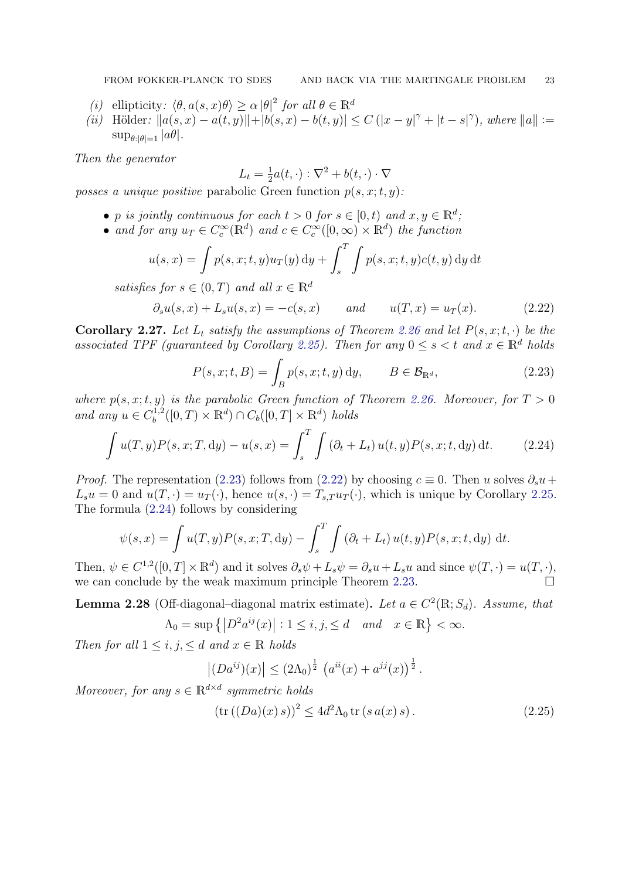(i) ellipticity: $\langle \theta, a(s,x)\theta\rangle \geq \alpha\, |\theta|^2$ for all $\theta \in \mathbb{R}^d$

(ii) Hölder: $\|a(s,x) - a(t,y)\| + |b(s,x) - b(t,y)| \leq C\left(|x-y|^\gamma + |t-s|^\gamma\right)$, where $\|a\| := \sup_{\theta:|\theta|=1} |a\theta|$.

*Then the generator*

$$L_t = \tfrac{1}{2} a(t,\cdot) : \nabla^2 + b(t,\cdot)\cdot\nabla$$

*posses a unique positive* parabolic Green function $p(s,x;t,y)$*:*

- *$p$ is jointly continuous for each $t > 0$ for $s \in [0,t)$ and $x, y \in \mathbb{R}^d$;*
- *and for any $u_T \in C_c^\infty(\mathbb{R}^d)$ and $c \in C_c^\infty([0,\infty)\times\mathbb{R}^d)$ the function*

$$u(s,x) = \int p(s,x;t,y) u_T(y)\,\mathrm{d}y + \int_s^T \int p(s,x;t,y) c(t,y)\,\mathrm{d}y\,\mathrm{d}t$$

*satisfies for $s \in (0,T)$ and all $x \in \mathbb{R}^d$*

$$\partial_s u(s,x) + L_s u(s,x) = -c(s,x) \qquad \text{and} \qquad u(T,x) = u_T(x). \tag{2.22}$$

**Corollary 2.27.** *Let $L_t$ satisfy the assumptions of Theorem 2.26 and let $P(s,x;t,\cdot)$ be the associated TPF (guaranteed by Corollary 2.25). Then for any $0 \leq s < t$ and $x \in \mathbb{R}^d$ holds*

$$P(s,x;t,B) = \int_B p(s,x;t,y)\,\mathrm{d}y, \qquad B \in \mathcal{B}_{\mathbb{R}^d}, \tag{2.23}$$

*where $p(s,x;t,y)$ is the parabolic Green function of Theorem 2.26. Moreover, for $T > 0$ and any $u \in C_b^{1,2}([0,T)\times\mathbb{R}^d) \cap C_b([0,T]\times\mathbb{R}^d)$ holds*

$$\int u(T,y) P(s,x;T,\mathrm{d}y) - u(s,x) = \int_s^T \int \left(\partial_t + L_t\right) u(t,y) P(s,x;t,\mathrm{d}y)\,\mathrm{d}t. \tag{2.24}$$

*Proof.* The representation (2.23) follows from (2.22) by choosing $c \equiv 0$. Then $u$ solves $\partial_s u + L_s u = 0$ and $u(T,\cdot) = u_T(\cdot)$, hence $u(s,\cdot) = T_{s,T} u_T(\cdot)$, which is unique by Corollary 2.25. The formula (2.24) follows by considering

$$\psi(s,x) = \int u(T,y) P(s,x;T,\mathrm{d}y) - \int_s^T \int \left(\partial_t + L_t\right) u(t,y) P(s,x;t,\mathrm{d}y)\,\mathrm{d}t.$$

Then, $\psi \in C^{1,2}([0,T]\times\mathbb{R}^d)$ and it solves $\partial_s \psi + L_s \psi = \partial_s u + L_s u$ and since $\psi(T,\cdot) = u(T,\cdot)$, we can conclude by the weak maximum principle Theorem 2.23. □

**Lemma 2.28** (Off-diagonal–diagonal matrix estimate)**.** *Let $a \in C^2(\mathbb{R}; S_d)$. Assume, that*

$$\Lambda_0 = \sup\left\{ \left|D^2 a^{ij}(x)\right| : 1 \leq i,j, \leq d \quad \text{and} \quad x \in \mathbb{R}\right\} < \infty.$$

*Then for all $1 \leq i,j, \leq d$ and $x \in \mathbb{R}$ holds*

$$\left|(Da^{ij})(x)\right| \leq (2\Lambda_0)^{\frac{1}{2}} \left(a^{ii}(x) + a^{jj}(x)\right)^{\frac{1}{2}}.$$

*Moreover, for any $s \in \mathbb{R}^{d\times d}$ symmetric holds*

$$\left(\operatorname{tr}\left((Da)(x)\, s\right)\right)^2 \leq 4d^2 \Lambda_0 \operatorname{tr}\left(s\, a(x)\, s\right). \tag{2.25}$$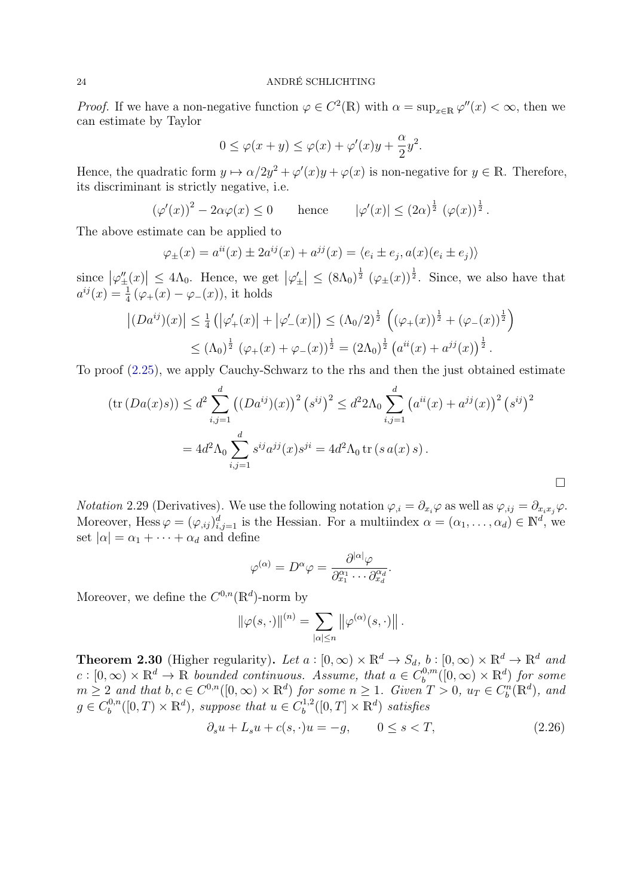*Proof.* If we have a non-negative function $\varphi \in C^2(\mathbb{R})$ with $\alpha = \sup_{x\in\mathbb{R}} \varphi''(x) < \infty$, then we can estimate by Taylor

$$0 \le \varphi(x+y) \le \varphi(x) + \varphi'(x)y + \frac{\alpha}{2}y^2.$$

Hence, the quadratic form $y \mapsto \alpha/2y^2 + \varphi'(x)y + \varphi(x)$ is non-negative for $y \in \mathbb{R}$. Therefore, its discriminant is strictly negative, i.e.

$$(\varphi'(x))^2 - 2\alpha\varphi(x) \le 0 \qquad \text{hence} \qquad |\varphi'(x)| \le (2\alpha)^{\frac{1}{2}} \, (\varphi(x))^{\frac{1}{2}}.$$

The above estimate can be applied to

$$\varphi_\pm(x) = a^{ii}(x) \pm 2a^{ij}(x) + a^{jj}(x) = \langle e_i \pm e_j, a(x)(e_i \pm e_j)\rangle$$

since $\left|\varphi_\pm''(x)\right| \le 4\Lambda_0$. Hence, we get $\left|\varphi_\pm'\right| \le (8\Lambda_0)^{\frac{1}{2}} \, (\varphi_\pm(x))^{\frac{1}{2}}$. Since, we also have that $a^{ij}(x) = \frac{1}{4}\left(\varphi_+(x) - \varphi_-(x)\right)$, it holds

$$\begin{aligned}
\left|(Da^{ij})(x)\right| &\le \tfrac{1}{4}\left(\left|\varphi_+'(x)\right| + \left|\varphi_-'(x)\right|\right) \le (\Lambda_0/2)^{\frac{1}{2}} \, \left((\varphi_+(x))^{\frac{1}{2}} + (\varphi_-(x))^{\frac{1}{2}}\right) \\
&\le (\Lambda_0)^{\frac{1}{2}} \, (\varphi_+(x) + \varphi_-(x))^{\frac{1}{2}} = (2\Lambda_0)^{\frac{1}{2}} \left(a^{ii}(x) + a^{jj}(x)\right)^{\frac{1}{2}}.
\end{aligned}$$

To proof (2.25), we apply Cauchy-Schwarz to the rhs and then the just obtained estimate

$$\begin{aligned}
(\operatorname{tr}(Da(x)s)) &\le d^2 \sum_{i,j=1}^d \left((Da^{ij})(x)\right)^2 \left(s^{ij}\right)^2 \le d^2 2\Lambda_0 \sum_{i,j=1}^d \left(a^{ii}(x) + a^{jj}(x)\right)^2 \left(s^{ij}\right)^2 \\
&= 4d^2\Lambda_0 \sum_{i,j=1}^d s^{ij}a^{jj}(x)s^{ji} = 4d^2\Lambda_0 \operatorname{tr}(s\, a(x)\, s).
\end{aligned}$$

□

*Notation* 2.29 (Derivatives). We use the following notation $\varphi_{,i} = \partial_{x_i}\varphi$ as well as $\varphi_{,ij} = \partial_{x_i x_j}\varphi$. Moreover, $\operatorname{Hess}\varphi = (\varphi_{,ij})_{i,j=1}^d$ is the Hessian. For a multiindex $\alpha = (\alpha_1, \ldots, \alpha_d) \in \mathbb{N}^d$, we set $|\alpha| = \alpha_1 + \cdots + \alpha_d$ and define

$$\varphi^{(\alpha)} = D^\alpha\varphi = \frac{\partial^{|\alpha|}\varphi}{\partial_{x_1}^{\alpha_1}\cdots\partial_{x_d}^{\alpha_d}}.$$

Moreover, we define the $C^{0,n}(\mathbb{R}^d)$-norm by

$$\|\varphi(s,\cdot)\|^{(n)} = \sum_{|\alpha|\le n} \left\|\varphi^{(\alpha)}(s,\cdot)\right\|.$$

**Theorem 2.30** (Higher regularity)**.** *Let $a : [0,\infty) \times \mathbb{R}^d \to S_d$, $b : [0,\infty) \times \mathbb{R}^d \to \mathbb{R}^d$ and $c : [0,\infty) \times \mathbb{R}^d \to \mathbb{R}$ bounded continuous. Assume, that $a \in C_b^{0,m}([0,\infty) \times \mathbb{R}^d)$ for some $m \ge 2$ and that $b, c \in C^{0,n}([0,\infty) \times \mathbb{R}^d)$ for some $n \ge 1$. Given $T > 0$, $u_T \in C_b^n(\mathbb{R}^d)$, and $g \in C_b^{0,n}([0,T) \times \mathbb{R}^d)$, suppose that $u \in C_b^{1,2}([0,T] \times \mathbb{R}^d)$ satisfies*

$$\partial_s u + L_s u + c(s,\cdot)u = -g, \qquad 0 \le s < T, \tag{2.26}$$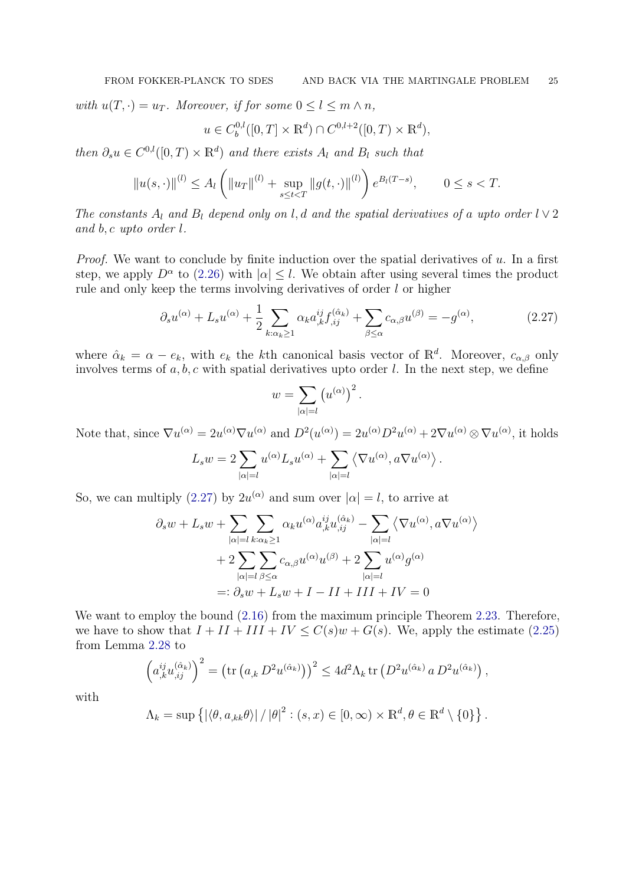*with $u(T,\cdot) = u_T$. Moreover, if for some $0 \le l \le m \wedge n$,*

$$u \in C_b^{0,l}([0,T] \times \mathbb{R}^d) \cap C^{0,l+2}([0,T) \times \mathbb{R}^d),$$

*then $\partial_s u \in C^{0,l}([0,T) \times \mathbb{R}^d)$ and there exists $A_l$ and $B_l$ such that*

$$\|u(s,\cdot)\|^{(l)} \le A_l \left( \|u_T\|^{(l)} + \sup_{s \le t < T} \|g(t,\cdot)\|^{(l)} \right) e^{B_l(T-s)}, \qquad 0 \le s < T.$$

*The constants $A_l$ and $B_l$ depend only on $l, d$ and the spatial derivatives of $a$ upto order $l \vee 2$ and $b, c$ upto order $l$.*

*Proof.* We want to conclude by finite induction over the spatial derivatives of $u$. In a first step, we apply $D^\alpha$ to (2.26) with $|\alpha| \le l$. We obtain after using several times the product rule and only keep the terms involving derivatives of order $l$ or higher

$$\partial_s u^{(\alpha)} + L_s u^{(\alpha)} + \frac{1}{2} \sum_{k:\alpha_k \ge 1} \alpha_k a^{ij}_{,k} f^{(\hat{\alpha}_k)}_{,ij} + \sum_{\beta \le \alpha} c_{\alpha,\beta} u^{(\beta)} = -g^{(\alpha)}, \tag{2.27}$$

where $\hat{\alpha}_k = \alpha - e_k$, with $e_k$ the $k$th canonical basis vector of $\mathbb{R}^d$. Moreover, $c_{\alpha,\beta}$ only involves terms of $a, b, c$ with spatial derivatives upto order $l$. In the next step, we define

$$w = \sum_{|\alpha| = l} \left(u^{(\alpha)}\right)^2.$$

Note that, since $\nabla u^{(\alpha)} = 2u^{(\alpha)} \nabla u^{(\alpha)}$ and $D^2(u^{(\alpha)}) = 2u^{(\alpha)} D^2 u^{(\alpha)} + 2\nabla u^{(\alpha)} \otimes \nabla u^{(\alpha)}$, it holds

$$L_s w = 2 \sum_{|\alpha|=l} u^{(\alpha)} L_s u^{(\alpha)} + \sum_{|\alpha|=l} \left\langle \nabla u^{(\alpha)}, a \nabla u^{(\alpha)} \right\rangle.$$

So, we can multiply (2.27) by $2u^{(\alpha)}$ and sum over $|\alpha| = l$, to arrive at

$$\begin{aligned}
\partial_s w + L_s w &+ \sum_{|\alpha|=l} \sum_{k:\alpha_k \ge 1} \alpha_k u^{(\alpha)} a^{ij}_{,k} u^{(\hat{\alpha}_k)}_{,ij} - \sum_{|\alpha|=l} \left\langle \nabla u^{(\alpha)}, a \nabla u^{(\alpha)} \right\rangle \\
&+ 2 \sum_{|\alpha|=l} \sum_{\beta \le \alpha} c_{\alpha,\beta} u^{(\alpha)} u^{(\beta)} + 2 \sum_{|\alpha|=l} u^{(\alpha)} g^{(\alpha)} \\
&=: \partial_s w + L_s w + I - II + III + IV = 0
\end{aligned}$$

We want to employ the bound (2.16) from the maximum principle Theorem 2.23. Therefore, we have to show that $I + II + III + IV \le C(s)w + G(s)$. We, apply the estimate (2.25) from Lemma 2.28 to

$$\left(a^{ij}_{,k} u^{(\hat{\alpha}_k)}_{,ij}\right)^2 = \left(\operatorname{tr}\left(a_{,k}\, D^2 u^{(\hat{\alpha}_k)}\right)\right)^2 \le 4d^2 \Lambda_k \operatorname{tr}\left(D^2 u^{(\hat{\alpha}_k)}\, a\, D^2 u^{(\hat{\alpha}_k)}\right),$$

with

$$\Lambda_k = \sup\left\{ \left|\langle \theta, a_{,kk} \theta \rangle\right| / |\theta|^2 : (s,x) \in [0,\infty) \times \mathbb{R}^d, \theta \in \mathbb{R}^d \setminus \{0\} \right\}.$$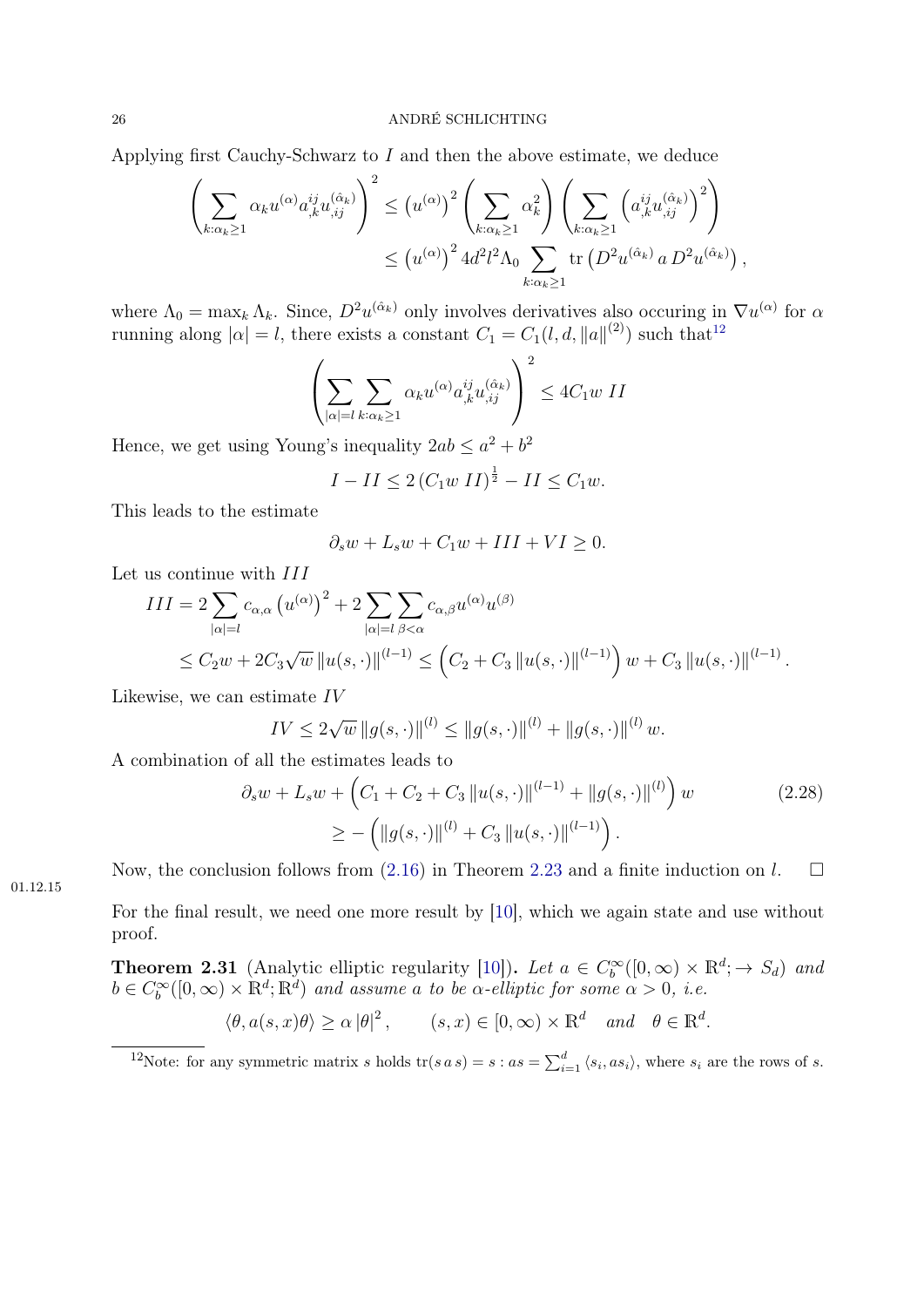Applying first Cauchy-Schwarz to $I$ and then the above estimate, we deduce

$$\left(\sum_{k:\alpha_k\geq 1} \alpha_k u^{(\alpha)} a^{ij}_{,k} u^{(\hat{\alpha}_k)}_{,ij}\right)^2 \leq \left(u^{(\alpha)}\right)^2 \left(\sum_{k:\alpha_k\geq 1} \alpha_k^2\right) \left(\sum_{k:\alpha_k\geq 1} \left(a^{ij}_{,k} u^{(\hat{\alpha}_k)}_{,ij}\right)^2\right)$$
$$\leq \left(u^{(\alpha)}\right)^2 4d^2 l^2 \Lambda_0 \sum_{k:\alpha_k\geq 1} \operatorname{tr}\left(D^2 u^{(\hat{\alpha}_k)}\, a\, D^2 u^{(\hat{\alpha}_k)}\right),$$

where $\Lambda_0 = \max_k \Lambda_k$. Since, $D^2 u^{(\hat{\alpha}_k)}$ only involves derivatives also occuring in $\nabla u^{(\alpha)}$ for $\alpha$ running along $|\alpha| = l$, there exists a constant $C_1 = C_1(l, d, \|a\|^{(2)})$ such that[12]

$$\left(\sum_{|\alpha|=l} \sum_{k:\alpha_k\geq 1} \alpha_k u^{(\alpha)} a^{ij}_{,k} u^{(\hat{\alpha}_k)}_{,ij}\right)^2 \leq 4C_1 w\, II$$

Hence, we get using Young's inequality $2ab \leq a^2 + b^2$

$$I - II \leq 2\left(C_1 w\, II\right)^{\frac{1}{2}} - II \leq C_1 w.$$

This leads to the estimate

$$\partial_s w + L_s w + C_1 w + III + VI \geq 0.$$

Let us continue with $III$

$$III = 2\sum_{|\alpha|=l} c_{\alpha,\alpha}\left(u^{(\alpha)}\right)^2 + 2\sum_{|\alpha|=l}\sum_{\beta<\alpha} c_{\alpha,\beta} u^{(\alpha)} u^{(\beta)}$$
$$\leq C_2 w + 2C_3\sqrt{w}\,\|u(s,\cdot)\|^{(l-1)} \leq \left(C_2 + C_3\|u(s,\cdot)\|^{(l-1)}\right) w + C_3\|u(s,\cdot)\|^{(l-1)}.$$

Likewise, we can estimate $IV$

$$IV \leq 2\sqrt{w}\,\|g(s,\cdot)\|^{(l)} \leq \|g(s,\cdot)\|^{(l)} + \|g(s,\cdot)\|^{(l)} w.$$

A combination of all the estimates leads to

$$\partial_s w + L_s w + \left(C_1 + C_2 + C_3\|u(s,\cdot)\|^{(l-1)} + \|g(s,\cdot)\|^{(l)}\right) w \qquad (2.28)$$
$$\geq -\left(\|g(s,\cdot)\|^{(l)} + C_3\|u(s,\cdot)\|^{(l-1)}\right).$$

Now, the conclusion follows from (2.16) in Theorem 2.23 and a finite induction on $l$. $\square$

01.12.15

For the final result, we need one more result by [10], which we again state and use without proof.

**Theorem 2.31** (Analytic elliptic regularity [10])**.** *Let $a \in C_b^\infty([0,\infty)\times\mathbb{R}^d; \to S_d)$ and $b \in C_b^\infty([0,\infty)\times\mathbb{R}^d;\mathbb{R}^d)$ and assume $a$ to be $\alpha$-elliptic for some $\alpha > 0$, i.e.*

$$\langle \theta, a(s,x)\theta\rangle \geq \alpha\,|\theta|^2, \qquad (s,x)\in[0,\infty)\times\mathbb{R}^d \quad \textit{and} \quad \theta\in\mathbb{R}^d.$$

[12] Note: for any symmetric matrix $s$ holds $\operatorname{tr}(s\,a\,s) = s : as = \sum_{i=1}^d \langle s_i, as_i\rangle$, where $s_i$ are the rows of $s$.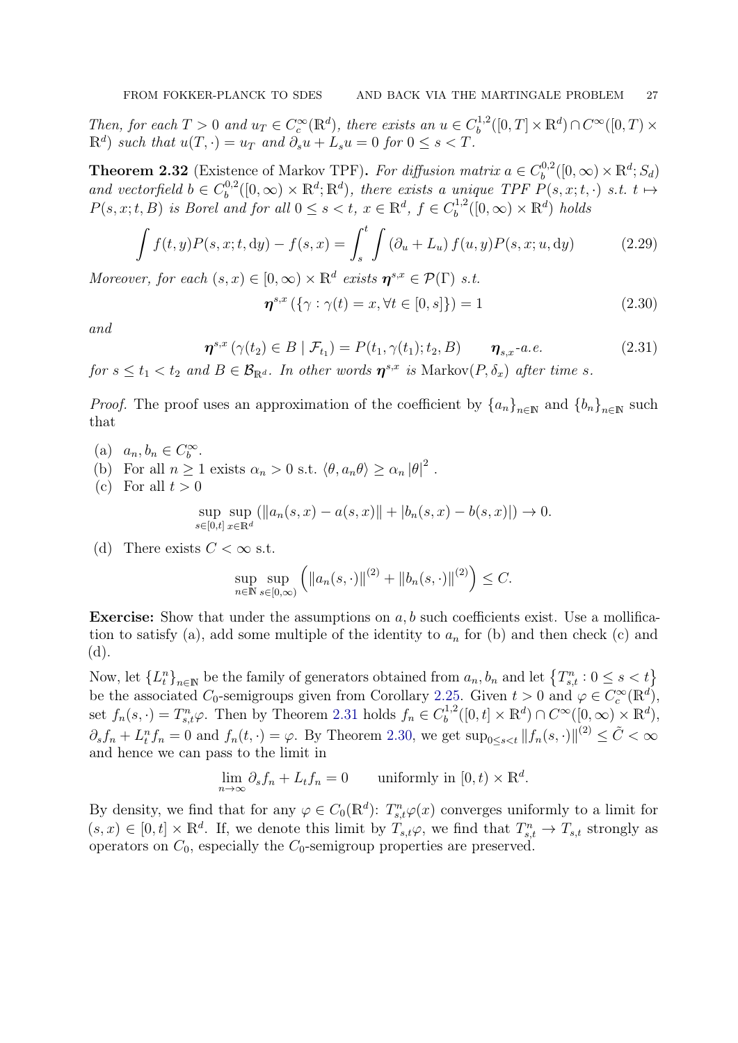*Then, for each $T > 0$ and $u_T \in C_c^\infty(\mathbb{R}^d)$, there exists an $u \in C_b^{1,2}([0,T] \times \mathbb{R}^d) \cap C^\infty([0,T) \times \mathbb{R}^d)$ such that $u(T,\cdot) = u_T$ and $\partial_s u + L_s u = 0$ for $0 \le s < T$.*

**Theorem 2.32** (Existence of Markov TPF)**.** *For diffusion matrix $a \in C_b^{0,2}([0,\infty) \times \mathbb{R}^d; S_d)$ and vectorfield $b \in C_b^{0,2}([0,\infty) \times \mathbb{R}^d; \mathbb{R}^d)$, there exists a unique TPF $P(s,x;t,\cdot)$ s.t. $t \mapsto P(s,x;t,B)$ is Borel and for all $0 \le s < t$, $x \in \mathbb{R}^d$, $f \in C_b^{1,2}([0,\infty) \times \mathbb{R}^d)$ holds*

$$\int f(t,y) P(s,x;t,\mathrm{d}y) - f(s,x) = \int_s^t \int \left(\partial_u + L_u\right) f(u,y) P(s,x;u,\mathrm{d}y) \tag{2.29}$$

*Moreover, for each $(s,x) \in [0,\infty) \times \mathbb{R}^d$ exists $\boldsymbol{\eta}^{s,x} \in \mathcal{P}(\Gamma)$ s.t.*

$$\boldsymbol{\eta}^{s,x}\left(\{\gamma : \gamma(t) = x, \forall t \in [0,s]\}\right) = 1 \tag{2.30}$$

*and*

$$\boldsymbol{\eta}^{s,x}\left(\gamma(t_2) \in B \mid \mathcal{F}_{t_1}\right) = P(t_1, \gamma(t_1); t_2, B) \qquad \boldsymbol{\eta}_{s,x}\text{-a.e.} \tag{2.31}$$

*for $s \le t_1 < t_2$ and $B \in \mathcal{B}_{\mathbb{R}^d}$. In other words $\boldsymbol{\eta}^{s,x}$ is* Markov$(P, \delta_x)$ *after time $s$.*

*Proof.* The proof uses an approximation of the coefficient by $\{a_n\}_{n\in\mathbb{N}}$ and $\{b_n\}_{n\in\mathbb{N}}$ such that

(a) $a_n, b_n \in C_b^\infty$.
(b) For all $n \ge 1$ exists $\alpha_n > 0$ s.t. $\langle \theta, a_n \theta\rangle \ge \alpha_n |\theta|^2$ .
(c) For all $t > 0$

$$\sup_{s\in[0,t]} \sup_{x\in\mathbb{R}^d} \left(\|a_n(s,x) - a(s,x)\| + |b_n(s,x) - b(s,x)|\right) \to 0.$$

(d) There exists $C < \infty$ s.t.

$$\sup_{n\in\mathbb{N}} \sup_{s\in[0,\infty)} \left(\|a_n(s,\cdot)\|^{(2)} + \|b_n(s,\cdot)\|^{(2)}\right) \le C.$$

**Exercise:** Show that under the assumptions on $a, b$ such coefficients exist. Use a mollification to satisfy (a), add some multiple of the identity to $a_n$ for (b) and then check (c) and (d).

Now, let $\{L_t^n\}_{n\in\mathbb{N}}$ be the family of generators obtained from $a_n, b_n$ and let $\{T_{s,t}^n : 0 \le s < t\}$ be the associated $C_0$-semigroups given from Corollary 2.25. Given $t > 0$ and $\varphi \in C_c^\infty(\mathbb{R}^d)$, set $f_n(s,\cdot) = T_{s,t}^n \varphi$. Then by Theorem 2.31 holds $f_n \in C_b^{1,2}([0,t] \times \mathbb{R}^d) \cap C^\infty([0,\infty) \times \mathbb{R}^d)$, $\partial_s f_n + L_t^n f_n = 0$ and $f_n(t,\cdot) = \varphi$. By Theorem 2.30, we get $\sup_{0\le s<t} \|f_n(s,\cdot)\|^{(2)} \le \tilde{C} < \infty$ and hence we can pass to the limit in

$$\lim_{n\to\infty} \partial_s f_n + L_t f_n = 0 \qquad \text{uniformly in } [0,t) \times \mathbb{R}^d.$$

By density, we find that for any $\varphi \in C_0(\mathbb{R}^d)$: $T_{s,t}^n \varphi(x)$ converges uniformly to a limit for $(s,x) \in [0,t] \times \mathbb{R}^d$. If, we denote this limit by $T_{s,t}\varphi$, we find that $T_{s,t}^n \to T_{s,t}$ strongly as operators on $C_0$, especially the $C_0$-semigroup properties are preserved.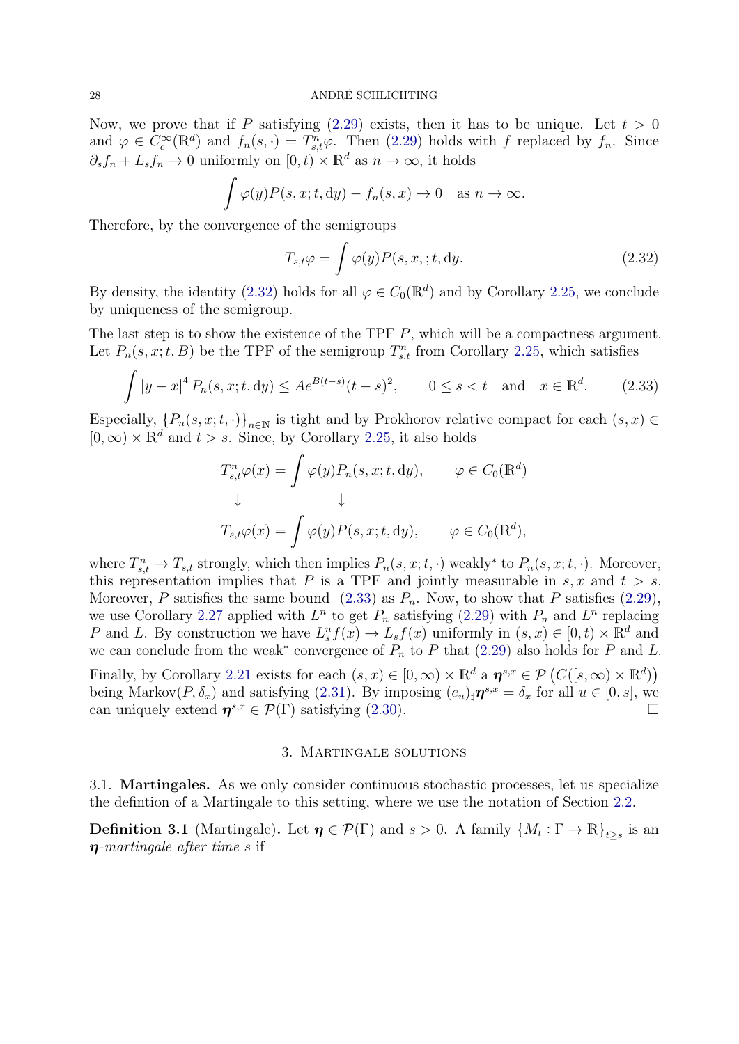Now, we prove that if $P$ satisfying (2.29) exists, then it has to be unique. Let $t > 0$ and $\varphi \in C_c^\infty(\mathbb{R}^d)$ and $f_n(s,\cdot) = T_{s,t}^n \varphi$. Then (2.29) holds with $f$ replaced by $f_n$. Since $\partial_s f_n + L_s f_n \to 0$ uniformly on $[0,t) \times \mathbb{R}^d$ as $n \to \infty$, it holds

$$\int \varphi(y) P(s,x;t,\mathrm{d}y) - f_n(s,x) \to 0 \quad \text{as } n \to \infty.$$

Therefore, by the convergence of the semigroups

$$T_{s,t}\varphi = \int \varphi(y) P(s,x,;t,\mathrm{d}y). \tag{2.32}$$

By density, the identity (2.32) holds for all $\varphi \in C_0(\mathbb{R}^d)$ and by Corollary 2.25, we conclude by uniqueness of the semigroup.

The last step is to show the existence of the TPF $P$, which will be a compactness argument. Let $P_n(s,x;t,B)$ be the TPF of the semigroup $T_{s,t}^n$ from Corollary 2.25, which satisfies

$$\int |y-x|^4 P_n(s,x;t,\mathrm{d}y) \leq A e^{B(t-s)}(t-s)^2, \qquad 0 \leq s < t \quad \text{and} \quad x \in \mathbb{R}^d. \tag{2.33}$$

Especially, $\{P_n(s,x;t,\cdot)\}_{n\in\mathbb{N}}$ is tight and by Prokhorov relative compact for each $(s,x) \in [0,\infty) \times \mathbb{R}^d$ and $t > s$. Since, by Corollary 2.25, it also holds

$$\begin{array}{ll} T_{s,t}^n \varphi(x) = \displaystyle\int \varphi(y) P_n(s,x;t,\mathrm{d}y), & \varphi \in C_0(\mathbb{R}^d) \\ \quad\downarrow \qquad\qquad\qquad \downarrow & \\ T_{s,t} \varphi(x) = \displaystyle\int \varphi(y) P(s,x;t,\mathrm{d}y), & \varphi \in C_0(\mathbb{R}^d), \end{array}$$

where $T_{s,t}^n \to T_{s,t}$ strongly, which then implies $P_n(s,x;t,\cdot)$ weakly$^*$ to $P_n(s,x;t,\cdot)$. Moreover, this representation implies that $P$ is a TPF and jointly measurable in $s,x$ and $t > s$. Moreover, $P$ satisfies the same bound (2.33) as $P_n$. Now, to show that $P$ satisfies (2.29), we use Corollary 2.27 applied with $L^n$ to get $P_n$ satisfying (2.29) with $P_n$ and $L^n$ replacing $P$ and $L$. By construction we have $L_s^n f(x) \to L_s f(x)$ uniformly in $(s,x) \in [0,t) \times \mathbb{R}^d$ and we can conclude from the weak$^*$ convergence of $P_n$ to $P$ that (2.29) also holds for $P$ and $L$.

Finally, by Corollary 2.21 exists for each $(s,x) \in [0,\infty) \times \mathbb{R}^d$ a $\boldsymbol{\eta}^{s,x} \in \mathcal{P}\left(C([s,\infty) \times \mathbb{R}^d)\right)$ being Markov$(P, \delta_x)$ and satisfying (2.31). By imposing $(e_u)_\sharp \boldsymbol{\eta}^{s,x} = \delta_x$ for all $u \in [0,s]$, we can uniquely extend $\boldsymbol{\eta}^{s,x} \in \mathcal{P}(\Gamma)$ satisfying (2.30). $\square$

## 3. Martingale solutions

**3.1. Martingales.** As we only consider continuous stochastic processes, let us specialize the defintion of a Martingale to this setting, where we use the notation of Section 2.2.

**Definition 3.1** (Martingale)**.** Let $\boldsymbol{\eta} \in \mathcal{P}(\Gamma)$ and $s > 0$. A family $\{M_t : \Gamma \to \mathbb{R}\}_{t \geq s}$ is an *$\boldsymbol{\eta}$-martingale after time $s$* if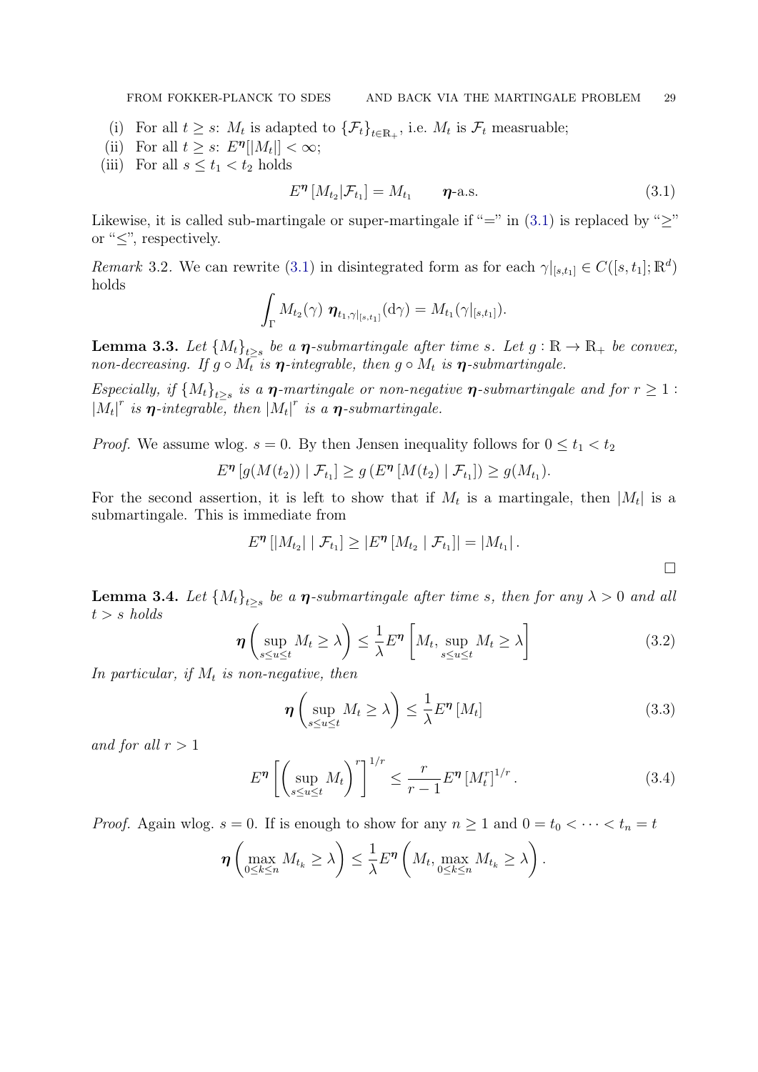(i) For all $t \geq s$: $M_t$ is adapted to $\{\mathcal{F}_t\}_{t\in\mathbb{R}_+}$, i.e. $M_t$ is $\mathcal{F}_t$ measruable;
(ii) For all $t \geq s$: $E^{\boldsymbol{\eta}}[|M_t|] < \infty$;
(iii) For all $s \leq t_1 < t_2$ holds

$$E^{\boldsymbol{\eta}}\left[M_{t_2}|\mathcal{F}_{t_1}\right] = M_{t_1} \qquad \boldsymbol{\eta}\text{-a.s.} \tag{3.1}$$

Likewise, it is called sub-martingale or super-martingale if "=" in (3.1) is replaced by "≥" or "≤", respectively.

*Remark* 3.2. We can rewrite (3.1) in disintegrated form as for each $\gamma|_{[s,t_1]} \in C([s,t_1];\mathbb{R}^d)$ holds

$$\int_\Gamma M_{t_2}(\gamma)\ \boldsymbol{\eta}_{t_1,\gamma|_{[s,t_1]}}(\mathrm{d}\gamma) = M_{t_1}(\gamma|_{[s,t_1]}).$$

**Lemma 3.3.** *Let $\{M_t\}_{t\geq s}$ be a $\boldsymbol{\eta}$-submartingale after time $s$. Let $g: \mathbb{R} \to \mathbb{R}_+$ be convex, non-decreasing. If $g \circ M_t$ is $\boldsymbol{\eta}$-integrable, then $g \circ M_t$ is $\boldsymbol{\eta}$-submartingale.*

*Especially, if $\{M_t\}_{t\geq s}$ is a $\boldsymbol{\eta}$-martingale or non-negative $\boldsymbol{\eta}$-submartingale and for $r \geq 1$ : $|M_t|^r$ is $\boldsymbol{\eta}$-integrable, then $|M_t|^r$ is a $\boldsymbol{\eta}$-submartingale.*

*Proof.* We assume wlog. $s = 0$. By then Jensen inequality follows for $0 \leq t_1 < t_2$

$$E^{\boldsymbol{\eta}}\left[g(M(t_2)) \mid \mathcal{F}_{t_1}\right] \geq g\left(E^{\boldsymbol{\eta}}\left[M(t_2) \mid \mathcal{F}_{t_1}\right]\right) \geq g(M_{t_1}).$$

For the second assertion, it is left to show that if $M_t$ is a martingale, then $|M_t|$ is a submartingale. This is immediate from

$$E^{\boldsymbol{\eta}}\left[|M_{t_2}| \mid \mathcal{F}_{t_1}\right] \geq \left|E^{\boldsymbol{\eta}}\left[M_{t_2} \mid \mathcal{F}_{t_1}\right]\right| = |M_{t_1}|.$$

□

**Lemma 3.4.** *Let $\{M_t\}_{t\geq s}$ be a $\boldsymbol{\eta}$-submartingale after time $s$, then for any $\lambda > 0$ and all $t > s$ holds*

$$\boldsymbol{\eta}\left(\sup_{s\leq u\leq t} M_t \geq \lambda\right) \leq \frac{1}{\lambda} E^{\boldsymbol{\eta}}\left[M_t, \sup_{s\leq u\leq t} M_t \geq \lambda\right] \tag{3.2}$$

*In particular, if $M_t$ is non-negative, then*

$$\boldsymbol{\eta}\left(\sup_{s\leq u\leq t} M_t \geq \lambda\right) \leq \frac{1}{\lambda} E^{\boldsymbol{\eta}}\left[M_t\right] \tag{3.3}$$

*and for all $r > 1$*

$$E^{\boldsymbol{\eta}}\left[\left(\sup_{s\leq u\leq t} M_t\right)^r\right]^{1/r} \leq \frac{r}{r-1} E^{\boldsymbol{\eta}}\left[M_t^r\right]^{1/r}. \tag{3.4}$$

*Proof.* Again wlog. $s = 0$. If is enough to show for any $n \geq 1$ and $0 = t_0 < \cdots < t_n = t$

$$\boldsymbol{\eta}\left(\max_{0\leq k\leq n} M_{t_k} \geq \lambda\right) \leq \frac{1}{\lambda} E^{\boldsymbol{\eta}}\left(M_t, \max_{0\leq k\leq n} M_{t_k} \geq \lambda\right).$$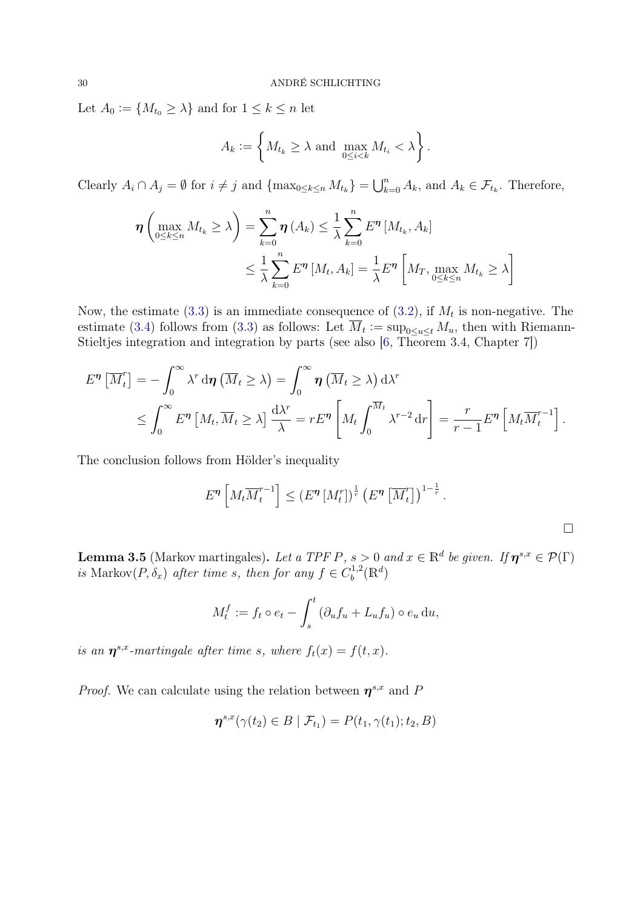Let $A_0 := \{M_{t_0} \geq \lambda\}$ and for $1 \leq k \leq n$ let

$$A_k := \left\{ M_{t_k} \geq \lambda \text{ and } \max_{0 \leq i < k} M_{t_i} < \lambda \right\}.$$

Clearly $A_i \cap A_j = \emptyset$ for $i \neq j$ and $\{\max_{0\leq k\leq n} M_{t_k}\} = \bigcup_{k=0}^n A_k$, and $A_k \in \mathcal{F}_{t_k}$. Therefore,

$$\begin{aligned}
\boldsymbol{\eta}\left(\max_{0\leq k\leq n} M_{t_k} \geq \lambda\right) &= \sum_{k=0}^n \boldsymbol{\eta}\left(A_k\right) \leq \frac{1}{\lambda}\sum_{k=0}^n E^{\boldsymbol{\eta}}\left[M_{t_k}, A_k\right] \\
&\leq \frac{1}{\lambda}\sum_{k=0}^n E^{\boldsymbol{\eta}}\left[M_t, A_k\right] = \frac{1}{\lambda} E^{\boldsymbol{\eta}}\left[M_T, \max_{0\leq k\leq n} M_{t_k} \geq \lambda\right]
\end{aligned}$$

Now, the estimate (3.3) is an immediate consequence of (3.2), if $M_t$ is non-negative. The estimate (3.4) follows from (3.3) as follows: Let $\overline{M}_t := \sup_{0\leq u\leq t} M_u$, then with Riemann-Stieltjes integration and integration by parts (see also [6, Theorem 3.4, Chapter 7])

$$\begin{aligned}
E^{\boldsymbol{\eta}}\left[\overline{M}_t^r\right] &= -\int_0^\infty \lambda^r \,\mathrm{d}\boldsymbol{\eta}\left(\overline{M}_t \geq \lambda\right) = \int_0^\infty \boldsymbol{\eta}\left(\overline{M}_t \geq \lambda\right) \mathrm{d}\lambda^r \\
&\leq \int_0^\infty E^{\boldsymbol{\eta}}\left[M_t, \overline{M}_t \geq \lambda\right] \frac{\mathrm{d}\lambda^r}{\lambda} = r E^{\boldsymbol{\eta}}\left[M_t \int_0^{\overline{M}_t} \lambda^{r-2}\,\mathrm{d}r\right] = \frac{r}{r-1} E^{\boldsymbol{\eta}}\left[M_t \overline{M}_t^{r-1}\right].
\end{aligned}$$

The conclusion follows from Hölder's inequality

$$E^{\boldsymbol{\eta}}\left[M_t \overline{M}_t^{r-1}\right] \leq \left(E^{\boldsymbol{\eta}}\left[M_t^r\right]\right)^{\frac{1}{r}} \left(E^{\boldsymbol{\eta}}\left[\overline{M}_t^r\right]\right)^{1-\frac{1}{r}}.$$

□

**Lemma 3.5** (Markov martingales)**.** *Let a TPF $P$, $s > 0$ and $x \in \mathbb{R}^d$ be given. If $\boldsymbol{\eta}^{s,x} \in \mathcal{P}(\Gamma)$ is* $\operatorname{Markov}(P, \delta_x)$ *after time $s$, then for any $f \in C_b^{1,2}(\mathbb{R}^d)$*

$$M_t^f := f_t \circ e_t - \int_s^t \left(\partial_u f_u + L_u f_u\right) \circ e_u \,\mathrm{d}u,$$

*is an $\boldsymbol{\eta}^{s,x}$-martingale after time $s$, where $f_t(x) = f(t, x)$.*

*Proof.* We can calculate using the relation between $\boldsymbol{\eta}^{s,x}$ and $P$

$$\boldsymbol{\eta}^{s,x}(\gamma(t_2) \in B \mid \mathcal{F}_{t_1}) = P(t_1, \gamma(t_1); t_2, B)$$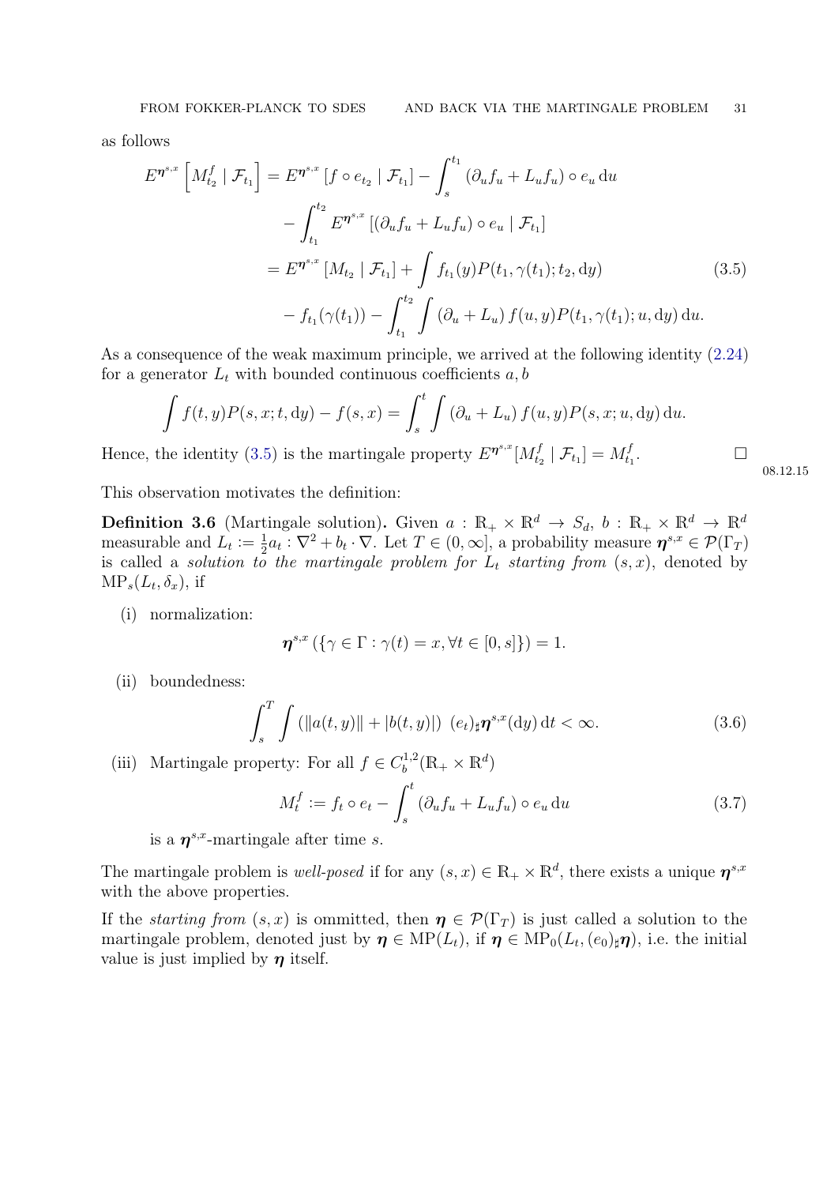as follows

$$
\begin{aligned}
E^{\boldsymbol{\eta}^{s,x}}\left[M^f_{t_2} \mid \mathcal{F}_{t_1}\right] &= E^{\boldsymbol{\eta}^{s,x}}\left[f\circ e_{t_2} \mid \mathcal{F}_{t_1}\right] - \int_s^{t_1} \left(\partial_u f_u + L_u f_u\right)\circ e_u \,\mathrm{d}u \\
&\quad - \int_{t_1}^{t_2} E^{\boldsymbol{\eta}^{s,x}}\left[\left(\partial_u f_u + L_u f_u\right)\circ e_u \mid \mathcal{F}_{t_1}\right] \\
&= E^{\boldsymbol{\eta}^{s,x}}\left[M_{t_2} \mid \mathcal{F}_{t_1}\right] + \int f_{t_1}(y) P(t_1,\gamma(t_1); t_2, \mathrm{d}y) \\
&\quad - f_{t_1}(\gamma(t_1)) - \int_{t_1}^{t_2}\int \left(\partial_u + L_u\right) f(u,y) P(t_1,\gamma(t_1); u, \mathrm{d}y)\,\mathrm{d}u.
\end{aligned} \tag{3.5}
$$

As a consequence of the weak maximum principle, we arrived at the following identity (2.24) for a generator $L_t$ with bounded continuous coefficients $a, b$

$$
\int f(t,y) P(s,x;t,\mathrm{d}y) - f(s,x) = \int_s^t \int \left(\partial_u + L_u\right) f(u,y) P(s,x;u,\mathrm{d}y)\,\mathrm{d}u.
$$

Hence, the identity (3.5) is the martingale property $E^{\boldsymbol{\eta}^{s,x}}[M^f_{t_2} \mid \mathcal{F}_{t_1}] = M^f_{t_1}$. □

08.12.15

This observation motivates the definition:

**Definition 3.6** (Martingale solution)**.** Given $a : \mathbb{R}_+ \times \mathbb{R}^d \to S_d$, $b : \mathbb{R}_+ \times \mathbb{R}^d \to \mathbb{R}^d$ measurable and $L_t := \frac{1}{2} a_t : \nabla^2 + b_t \cdot \nabla$. Let $T \in (0,\infty]$, a probability measure $\boldsymbol{\eta}^{s,x} \in \mathcal{P}(\Gamma_T)$ is called a *solution to the martingale problem for $L_t$ starting from $(s,x)$*, denoted by $\mathrm{MP}_s(L_t, \delta_x)$, if

(i) normalization:

$$
\boldsymbol{\eta}^{s,x}\left(\{\gamma \in \Gamma : \gamma(t) = x, \forall t \in [0,s]\}\right) = 1.
$$

(ii) boundedness:

$$
\int_s^T \int \left(\|a(t,y)\| + |b(t,y)|\right) \, (e_t)_\sharp \boldsymbol{\eta}^{s,x}(\mathrm{d}y)\,\mathrm{d}t < \infty. \tag{3.6}
$$

(iii) Martingale property: For all $f \in C_b^{1,2}(\mathbb{R}_+ \times \mathbb{R}^d)$

$$
M^f_t := f_t \circ e_t - \int_s^t \left(\partial_u f_u + L_u f_u\right)\circ e_u \,\mathrm{d}u \tag{3.7}
$$

is a $\boldsymbol{\eta}^{s,x}$-martingale after time $s$.

The martingale problem is *well-posed* if for any $(s,x) \in \mathbb{R}_+ \times \mathbb{R}^d$, there exists a unique $\boldsymbol{\eta}^{s,x}$ with the above properties.

If the *starting from* $(s,x)$ is ommitted, then $\boldsymbol{\eta} \in \mathcal{P}(\Gamma_T)$ is just called a solution to the martingale problem, denoted just by $\boldsymbol{\eta} \in \mathrm{MP}(L_t)$, if $\boldsymbol{\eta} \in \mathrm{MP}_0(L_t, (e_0)_\sharp \boldsymbol{\eta})$, i.e. the initial value is just implied by $\boldsymbol{\eta}$ itself.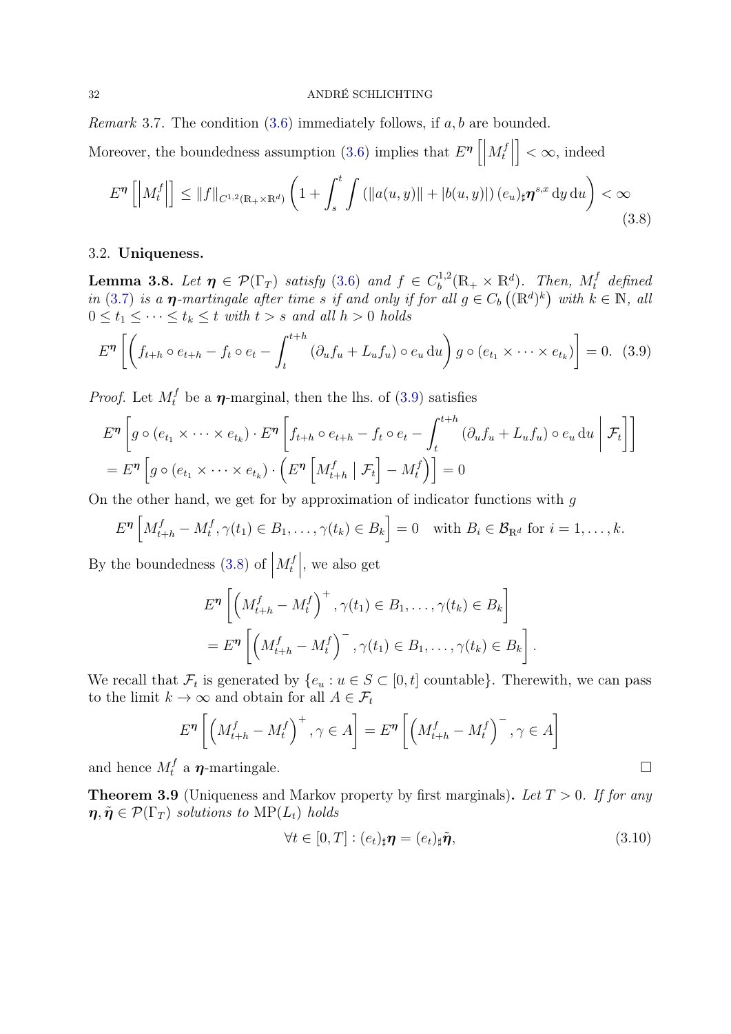*Remark* 3.7. The condition (3.6) immediately follows, if $a, b$ are bounded.

Moreover, the boundedness assumption (3.6) implies that $E^{\boldsymbol{\eta}}\left[\left|M_t^f\right|\right] < \infty$, indeed

$$
E^{\boldsymbol{\eta}}\left[\left|M_t^f\right|\right] \leq \|f\|_{C^{1,2}(\mathbb{R}_+\times\mathbb{R}^d)}\left(1 + \int_s^t \int \left(\|a(u,y)\| + |b(u,y)|\right)(e_u)_\sharp \boldsymbol{\eta}^{s,x}\,\mathrm{d}y\,\mathrm{d}u\right) < \infty \tag{3.8}
$$

### 3.2. Uniqueness.

**Lemma 3.8.** *Let $\boldsymbol{\eta} \in \mathcal{P}(\Gamma_T)$ satisfy (3.6) and $f \in C_b^{1,2}(\mathbb{R}_+ \times \mathbb{R}^d)$. Then, $M_t^f$ defined in (3.7) is a $\boldsymbol{\eta}$-martingale after time $s$ if and only if for all $g \in C_b\left((\mathbb{R}^d)^k\right)$ with $k \in \mathbb{N}$, all $0 \leq t_1 \leq \cdots \leq t_k \leq t$ with $t > s$ and all $h > 0$ holds*

$$
E^{\boldsymbol{\eta}}\left[\left(f_{t+h}\circ e_{t+h} - f_t \circ e_t - \int_t^{t+h} \left(\partial_u f_u + L_u f_u\right)\circ e_u\,\mathrm{d}u\right) g\circ(e_{t_1}\times\cdots\times e_{t_k})\right] = 0. \tag{3.9}
$$

*Proof.* Let $M_t^f$ be a $\boldsymbol{\eta}$-marginal, then the lhs. of (3.9) satisfies

$$
\begin{aligned}
&E^{\boldsymbol{\eta}}\left[g\circ(e_{t_1}\times\cdots\times e_{t_k})\cdot E^{\boldsymbol{\eta}}\left[f_{t+h}\circ e_{t+h} - f_t\circ e_t - \int_t^{t+h}\left(\partial_u f_u + L_u f_u\right)\circ e_u\,\mathrm{d}u \;\middle|\; \mathcal{F}_t\right]\right] \\
&= E^{\boldsymbol{\eta}}\left[g\circ(e_{t_1}\times\cdots\times e_{t_k})\cdot\left(E^{\boldsymbol{\eta}}\left[M_{t+h}^f \mid \mathcal{F}_t\right] - M_t^f\right)\right] = 0
\end{aligned}
$$

On the other hand, we get for by approximation of indicator functions with $g$

$$
E^{\boldsymbol{\eta}}\left[M_{t+h}^f - M_t^f, \gamma(t_1)\in B_1,\ldots,\gamma(t_k)\in B_k\right] = 0 \quad \text{with } B_i \in \mathcal{B}_{\mathbb{R}^d} \text{ for } i = 1,\ldots,k.
$$

By the boundedness (3.8) of $\left|M_t^f\right|$, we also get

$$
\begin{aligned}
&E^{\boldsymbol{\eta}}\left[\left(M_{t+h}^f - M_t^f\right)^+, \gamma(t_1)\in B_1,\ldots,\gamma(t_k)\in B_k\right] \\
&= E^{\boldsymbol{\eta}}\left[\left(M_{t+h}^f - M_t^f\right)^-, \gamma(t_1)\in B_1,\ldots,\gamma(t_k)\in B_k\right].
\end{aligned}
$$

We recall that $\mathcal{F}_t$ is generated by $\{e_u : u \in S \subset [0,t] \text{ countable}\}$. Therewith, we can pass to the limit $k \to \infty$ and obtain for all $A \in \mathcal{F}_t$

$$
E^{\boldsymbol{\eta}}\left[\left(M_{t+h}^f - M_t^f\right)^+, \gamma \in A\right] = E^{\boldsymbol{\eta}}\left[\left(M_{t+h}^f - M_t^f\right)^-, \gamma\in A\right]
$$

and hence $M_t^f$ a $\boldsymbol{\eta}$-martingale. □

**Theorem 3.9** (Uniqueness and Markov property by first marginals)**.** *Let $T > 0$. If for any $\boldsymbol{\eta}, \tilde{\boldsymbol{\eta}} \in \mathcal{P}(\Gamma_T)$ solutions to $\mathrm{MP}(L_t)$ holds*

$$
\forall t \in [0,T] : (e_t)_\sharp \boldsymbol{\eta} = (e_t)_\sharp \tilde{\boldsymbol{\eta}}, \tag{3.10}
$$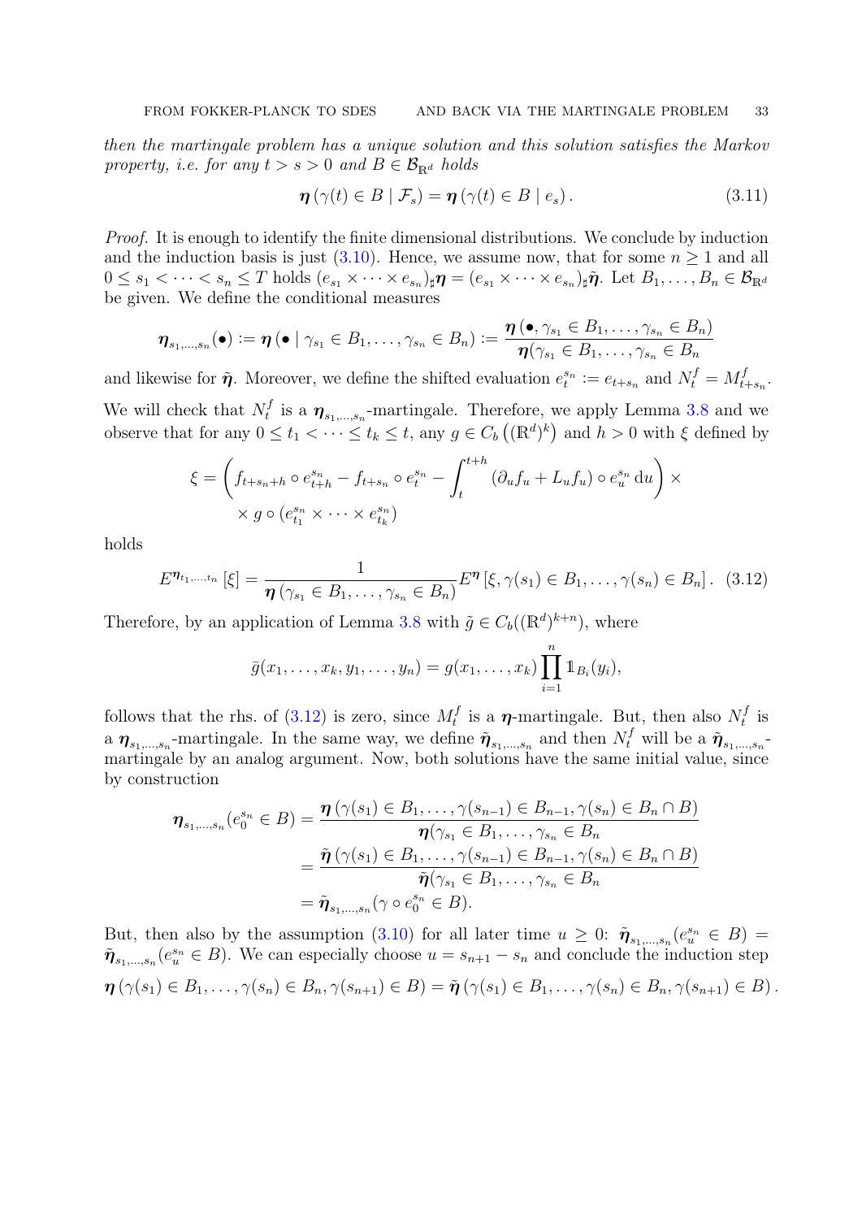*then the martingale problem has a unique solution and this solution satisfies the Markov property, i.e. for any $t > s > 0$ and $B \in \mathcal{B}_{\mathbb{R}^d}$ holds*

$$\boldsymbol{\eta}\left(\gamma(t) \in B \mid \mathcal{F}_s\right) = \boldsymbol{\eta}\left(\gamma(t) \in B \mid e_s\right). \tag{3.11}$$

*Proof.* It is enough to identify the finite dimensional distributions. We conclude by induction and the induction basis is just (3.10). Hence, we assume now, that for some $n \geq 1$ and all $0 \leq s_1 < \cdots < s_n \leq T$ holds $(e_{s_1} \times \cdots \times e_{s_n})_\sharp \boldsymbol{\eta} = (e_{s_1} \times \cdots \times e_{s_n})_\sharp \tilde{\boldsymbol{\eta}}$. Let $B_1, \ldots, B_n \in \mathcal{B}_{\mathbb{R}^d}$ be given. We define the conditional measures

$$\boldsymbol{\eta}_{s_1,\ldots,s_n}(\bullet) := \boldsymbol{\eta}\left(\bullet \mid \gamma_{s_1} \in B_1, \ldots, \gamma_{s_n} \in B_n\right) := \frac{\boldsymbol{\eta}\left(\bullet, \gamma_{s_1} \in B_1, \ldots, \gamma_{s_n} \in B_n\right)}{\boldsymbol{\eta}(\gamma_{s_1} \in B_1, \ldots, \gamma_{s_n} \in B_n}$$

and likewise for $\tilde{\boldsymbol{\eta}}$. Moreover, we define the shifted evaluation $e_t^{s_n} := e_{t+s_n}$ and $N_t^f = M_{t+s_n}^f$. We will check that $N_t^f$ is a $\boldsymbol{\eta}_{s_1,\ldots,s_n}$-martingale. Therefore, we apply Lemma 3.8 and we observe that for any $0 \leq t_1 < \cdots \leq t_k \leq t$, any $g \in C_b\left((\mathbb{R}^d)^k\right)$ and $h > 0$ with $\xi$ defined by

$$\xi = \left(f_{t+s_n+h} \circ e_{t+h}^{s_n} - f_{t+s_n} \circ e_t^{s_n} - \int_t^{t+h} \left(\partial_u f_u + L_u f_u\right) \circ e_u^{s_n} \,\mathrm{d}u\right) \times \\ \times g \circ (e_{t_1}^{s_n} \times \cdots \times e_{t_k}^{s_n})$$

holds

$$E^{\boldsymbol{\eta}_{t_1,\ldots,t_n}}\left[\xi\right] = \frac{1}{\boldsymbol{\eta}\left(\gamma_{s_1} \in B_1, \ldots, \gamma_{s_n} \in B_n\right)} E^{\boldsymbol{\eta}}\left[\xi, \gamma(s_1) \in B_1, \ldots, \gamma(s_n) \in B_n\right]. \tag{3.12}$$

Therefore, by an application of Lemma 3.8 with $\tilde{g} \in C_b((\mathbb{R}^d)^{k+n})$, where

$$\bar{g}(x_1, \ldots, x_k, y_1, \ldots, y_n) = g(x_1, \ldots, x_k) \prod_{i=1}^n \mathbb{1}_{B_i}(y_i),$$

follows that the rhs. of (3.12) is zero, since $M_t^f$ is a $\boldsymbol{\eta}$-martingale. But, then also $N_t^f$ is a $\boldsymbol{\eta}_{s_1,\ldots,s_n}$-martingale. In the same way, we define $\tilde{\boldsymbol{\eta}}_{s_1,\ldots,s_n}$ and then $N_t^f$ will be a $\tilde{\boldsymbol{\eta}}_{s_1,\ldots,s_n}$-martingale by an analog argument. Now, both solutions have the same initial value, since by construction

$$\begin{aligned}
\boldsymbol{\eta}_{s_1,\ldots,s_n}(e_0^{s_n} \in B) &= \frac{\boldsymbol{\eta}\left(\gamma(s_1) \in B_1, \ldots, \gamma(s_{n-1}) \in B_{n-1}, \gamma(s_n) \in B_n \cap B\right)}{\boldsymbol{\eta}(\gamma_{s_1} \in B_1, \ldots, \gamma_{s_n} \in B_n} \\
&= \frac{\tilde{\boldsymbol{\eta}}\left(\gamma(s_1) \in B_1, \ldots, \gamma(s_{n-1}) \in B_{n-1}, \gamma(s_n) \in B_n \cap B\right)}{\tilde{\boldsymbol{\eta}}(\gamma_{s_1} \in B_1, \ldots, \gamma_{s_n} \in B_n} \\
&= \tilde{\boldsymbol{\eta}}_{s_1,\ldots,s_n}(\gamma \circ e_0^{s_n} \in B).
\end{aligned}$$

But, then also by the assumption (3.10) for all later time $u \geq 0$: $\tilde{\boldsymbol{\eta}}_{s_1,\ldots,s_n}(e_u^{s_n} \in B) = \tilde{\boldsymbol{\eta}}_{s_1,\ldots,s_n}(e_u^{s_n} \in B)$. We can especially choose $u = s_{n+1} - s_n$ and conclude the induction step

$$\boldsymbol{\eta}\left(\gamma(s_1) \in B_1, \ldots, \gamma(s_n) \in B_n, \gamma(s_{n+1}) \in B\right) = \tilde{\boldsymbol{\eta}}\left(\gamma(s_1) \in B_1, \ldots, \gamma(s_n) \in B_n, \gamma(s_{n+1}) \in B\right).$$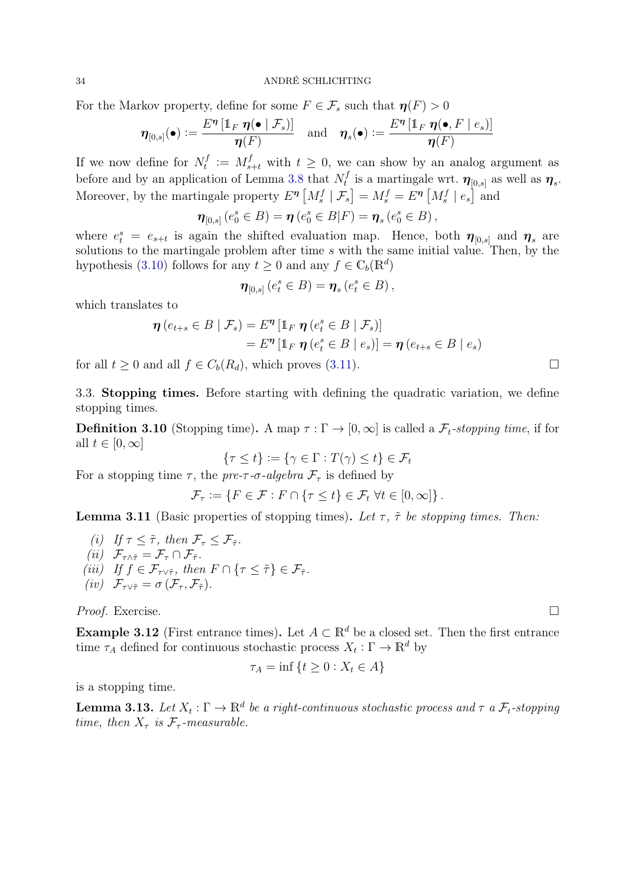For the Markov property, define for some $F \in \mathcal{F}_s$ such that $\boldsymbol{\eta}(F) > 0$

$$\boldsymbol{\eta}_{[0,s]}(\bullet) := \frac{E^{\boldsymbol{\eta}}\left[\mathbb{1}_F \; \boldsymbol{\eta}(\bullet \mid \mathcal{F}_s)\right]}{\boldsymbol{\eta}(F)} \quad \text{and} \quad \boldsymbol{\eta}_s(\bullet) := \frac{E^{\boldsymbol{\eta}}\left[\mathbb{1}_F \; \boldsymbol{\eta}(\bullet, F \mid e_s)\right]}{\boldsymbol{\eta}(F)}$$

If we now define for $N_t^f := M_{s+t}^f$ with $t \geq 0$, we can show by an analog argument as before and by an application of Lemma 3.8 that $N_t^f$ is a martingale wrt. $\boldsymbol{\eta}_{[0,s]}$ as well as $\boldsymbol{\eta}_s$. Moreover, by the martingale property $E^{\boldsymbol{\eta}}\left[M_s^f \mid \mathcal{F}_s\right] = M_s^f = E^{\boldsymbol{\eta}}\left[M_s^f \mid e_s\right]$ and

$$\boldsymbol{\eta}_{[0,s]}\left(e_0^s \in B\right) = \boldsymbol{\eta}\left(e_0^s \in B | F\right) = \boldsymbol{\eta}_s\left(e_0^s \in B\right),$$

where $e_t^s = e_{s+t}$ is again the shifted evaluation map. Hence, both $\boldsymbol{\eta}_{[0,s]}$ and $\boldsymbol{\eta}_s$ are solutions to the martingale problem after time $s$ with the same initial value. Then, by the hypothesis (3.10) follows for any $t \geq 0$ and any $f \in \mathbb{C}_b(\mathbb{R}^d)$

$$\boldsymbol{\eta}_{[0,s]}\left(e_t^s \in B\right) = \boldsymbol{\eta}_s\left(e_t^s \in B\right),$$

which translates to

$$\begin{aligned}
\boldsymbol{\eta}\left(e_{t+s} \in B \mid \mathcal{F}_s\right) &= E^{\boldsymbol{\eta}}\left[\mathbb{1}_F \; \boldsymbol{\eta}\left(e_t^s \in B \mid \mathcal{F}_s\right)\right] \\
&= E^{\boldsymbol{\eta}}\left[\mathbb{1}_F \; \boldsymbol{\eta}\left(e_t^s \in B \mid e_s\right)\right] = \boldsymbol{\eta}\left(e_{t+s} \in B \mid e_s\right)
\end{aligned}$$

for all $t \geq 0$ and all $f \in C_b(R_d)$, which proves (3.11). ☐

## 3.3. Stopping times.

Before starting with defining the quadratic variation, we define stopping times.

**Definition 3.10** (Stopping time)**.** A map $\tau : \Gamma \to [0, \infty]$ is called a *$\mathcal{F}_t$-stopping time*, if for all $t \in [0, \infty]$

$$\{\tau \leq t\} := \{\gamma \in \Gamma : T(\gamma) \leq t\} \in \mathcal{F}_t$$

For a stopping time $\tau$, the *pre-$\tau$-$\sigma$-algebra* $\mathcal{F}_\tau$ is defined by

$$\mathcal{F}_\tau := \{F \in \mathcal{F} : F \cap \{\tau \leq t\} \in \mathcal{F}_t \; \forall t \in [0, \infty]\}.$$

**Lemma 3.11** (Basic properties of stopping times)**.** *Let $\tau$, $\tilde{\tau}$ be stopping times. Then:*

*(i) If $\tau \leq \tilde{\tau}$, then $\mathcal{F}_\tau \leq \mathcal{F}_{\tilde{\tau}}$.*
*(ii) $\mathcal{F}_{\tau \wedge \tilde{\tau}} = \mathcal{F}_\tau \cap \mathcal{F}_{\tilde{\tau}}$.*
*(iii) If $f \in \mathcal{F}_{\tau \vee \tilde{\tau}}$, then $F \cap \{\tau \leq \tilde{\tau}\} \in \mathcal{F}_{\tilde{\tau}}$.*
*(iv) $\mathcal{F}_{\tau \vee \tilde{\tau}} = \sigma\left(\mathcal{F}_\tau, \mathcal{F}_{\tilde{\tau}}\right)$.*

*Proof.* Exercise. ☐

**Example 3.12** (First entrance times)**.** Let $A \subset \mathbb{R}^d$ be a closed set. Then the first entrance time $\tau_A$ defined for continuous stochastic process $X_t : \Gamma \to \mathbb{R}^d$ by

$$\tau_A = \inf\{t \geq 0 : X_t \in A\}$$

is a stopping time.

**Lemma 3.13.** *Let $X_t : \Gamma \to \mathbb{R}^d$ be a right-continuous stochastic process and $\tau$ a $\mathcal{F}_t$-stopping time, then $X_\tau$ is $\mathcal{F}_\tau$-measurable.*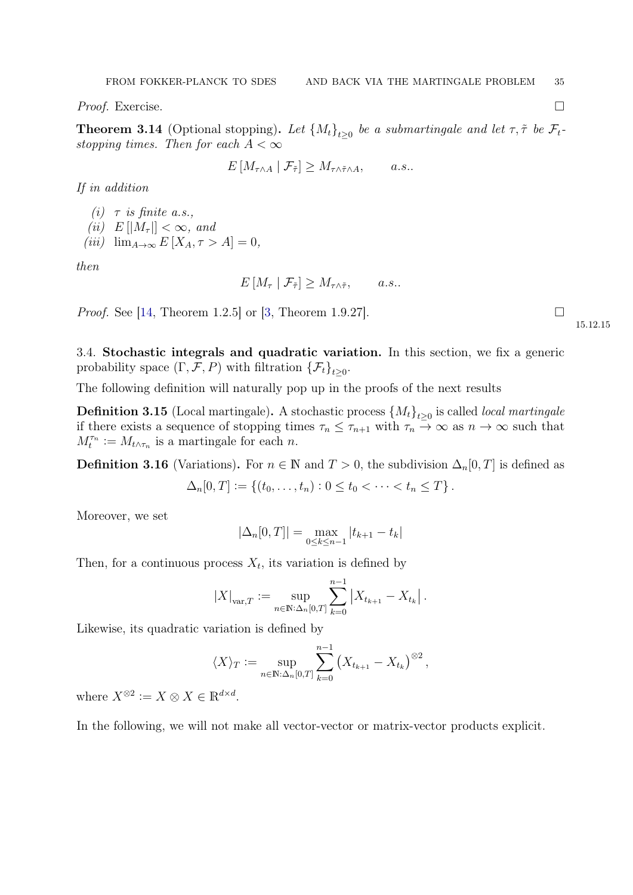*Proof.* Exercise. □

**Theorem 3.14** (Optional stopping)**.** *Let $\{M_t\}_{t\geq 0}$ be a submartingale and let $\tau, \tilde{\tau}$ be $\mathcal{F}_t$-stopping times. Then for each $A < \infty$*

$$E\left[M_{\tau\wedge A} \mid \mathcal{F}_{\tilde{\tau}}\right] \geq M_{\tau\wedge\tilde{\tau}\wedge A}, \qquad a.s..$$

*If in addition*

*(i) $\tau$ is finite a.s.,*
*(ii) $E\left[|M_\tau|\right] < \infty$, and*
*(iii) $\lim_{A\to\infty} E\left[X_A, \tau > A\right] = 0$,*

*then*

$$E\left[M_\tau \mid \mathcal{F}_{\tilde{\tau}}\right] \geq M_{\tau\wedge\tilde{\tau}}, \qquad a.s..$$

*Proof.* See [14, Theorem 1.2.5] or [3, Theorem 1.9.27]. □

15.12.15

## 3.4. Stochastic integrals and quadratic variation.

In this section, we fix a generic probability space $(\Gamma, \mathcal{F}, P)$ with filtration $\{\mathcal{F}_t\}_{t\geq 0}$.

The following definition will naturally pop up in the proofs of the next results

**Definition 3.15** (Local martingale)**.** A stochastic process $\{M_t\}_{t\geq 0}$ is called *local martingale* if there exists a sequence of stopping times $\tau_n \leq \tau_{n+1}$ with $\tau_n \to \infty$ as $n \to \infty$ such that $M_t^{\tau_n} := M_{t\wedge\tau_n}$ is a martingale for each $n$.

**Definition 3.16** (Variations)**.** For $n \in \mathbb{N}$ and $T > 0$, the subdivision $\Delta_n[0,T]$ is defined as

$$\Delta_n[0,T] := \left\{(t_0, \dots, t_n) : 0 \leq t_0 < \dots < t_n \leq T\right\}.$$

Moreover, we set

$$|\Delta_n[0,T]| = \max_{0\leq k\leq n-1} |t_{k+1} - t_k|$$

Then, for a continuous process $X_t$, its variation is defined by

$$|X|_{\mathrm{var},T} := \sup_{n\in\mathbb{N}:\Delta_n[0,T]} \sum_{k=0}^{n-1} \left|X_{t_{k+1}} - X_{t_k}\right|.$$

Likewise, its quadratic variation is defined by

$$\langle X\rangle_T := \sup_{n\in\mathbb{N}:\Delta_n[0,T]} \sum_{k=0}^{n-1} \left(X_{t_{k+1}} - X_{t_k}\right)^{\otimes 2},$$

where $X^{\otimes 2} := X \otimes X \in \mathbb{R}^{d\times d}$.

In the following, we will not make all vector-vector or matrix-vector products explicit.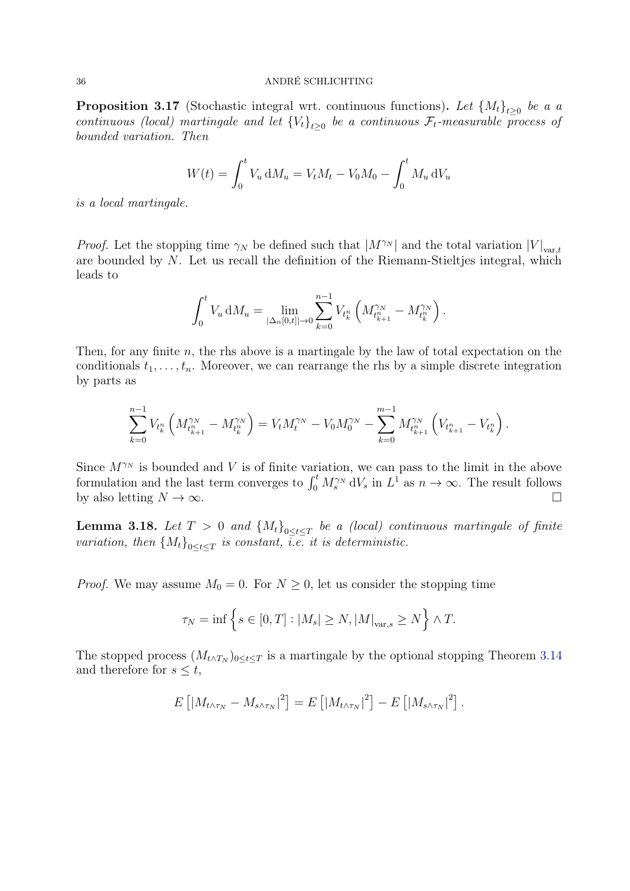**Proposition 3.17** (Stochastic integral wrt. continuous functions)**.** *Let $\{M_t\}_{t\geq 0}$ be a a continuous (local) martingale and let $\{V_t\}_{t\geq 0}$ be a continuous $\mathcal{F}_t$-measurable process of bounded variation. Then*

$$W(t) = \int_0^t V_u \,\mathrm{d}M_u = V_t M_t - V_0 M_0 - \int_0^t M_u \,\mathrm{d}V_u$$

*is a local martingale.*

*Proof.* Let the stopping time $\gamma_N$ be defined such that $|M^{\gamma_N}|$ and the total variation $|V|_{\mathrm{var},t}$ are bounded by $N$. Let us recall the definition of the Riemann-Stieltjes integral, which leads to

$$\int_0^t V_u \,\mathrm{d}M_u = \lim_{|\Delta_n[0,t]|\to 0} \sum_{k=0}^{n-1} V_{t_k^n} \left( M^{\gamma_N}_{t^n_{k+1}} - M^{\gamma_N}_{t^n_k} \right).$$

Then, for any finite $n$, the rhs above is a martingale by the law of total expectation on the conditionals $t_1, \dots, t_n$. Moreover, we can rearrange the rhs by a simple discrete integration by parts as

$$\sum_{k=0}^{n-1} V_{t_k^n} \left( M^{\gamma_N}_{t^n_{k+1}} - M^{\gamma_N}_{t^n_k} \right) = V_t M_t^{\gamma_N} - V_0 M_0^{\gamma_N} - \sum_{k=0}^{m-1} M^{\gamma_N}_{t^n_{k+1}} \left( V_{t^n_{k+1}} - V_{t^n_k} \right).$$

Since $M^{\gamma_N}$ is bounded and $V$ is of finite variation, we can pass to the limit in the above formulation and the last term converges to $\int_0^t M_s^{\gamma_N} \,\mathrm{d}V_s$ in $L^1$ as $n \to \infty$. The result follows by also letting $N \to \infty$. $\square$

**Lemma 3.18.** *Let $T > 0$ and $\{M_t\}_{0\leq t\leq T}$ be a (local) continuous martingale of finite variation, then $\{M_t\}_{0\leq t\leq T}$ is constant, i.e. it is deterministic.*

*Proof.* We may assume $M_0 = 0$. For $N \geq 0$, let us consider the stopping time

$$\tau_N = \inf\left\{ s \in [0,T] : |M_s| \geq N, |M|_{\mathrm{var},s} \geq N \right\} \wedge T.$$

The stopped process $(M_{t\wedge T_N})_{0\leq t\leq T}$ is a martingale by the optional stopping Theorem 3.14 and therefore for $s \leq t$,

$$E\left[ |M_{t\wedge\tau_N} - M_{s\wedge\tau_N}|^2 \right] = E\left[ |M_{t\wedge\tau_N}|^2 \right] - E\left[ |M_{s\wedge\tau_N}|^2 \right].$$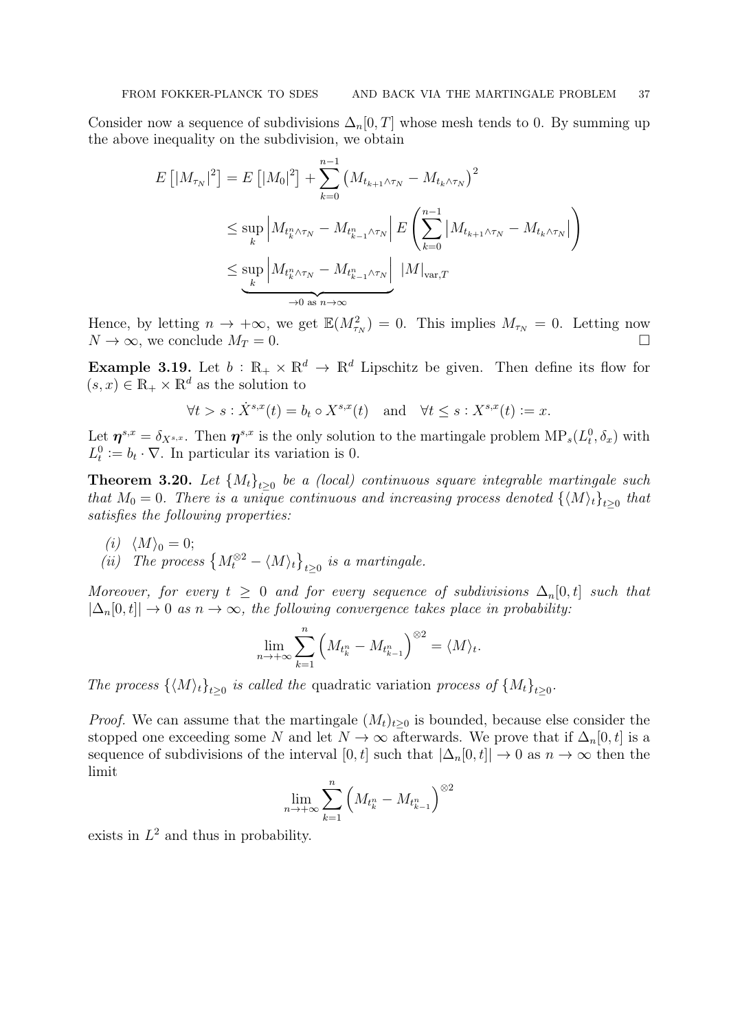Consider now a sequence of subdivisions $\Delta_n[0,T]$ whose mesh tends to 0. By summing up the above inequality on the subdivision, we obtain

$$
\begin{aligned}
E\left[|M_{\tau_N}|^2\right] &= E\left[|M_0|^2\right] + \sum_{k=0}^{n-1} \left(M_{t_{k+1}\wedge\tau_N} - M_{t_k\wedge\tau_N}\right)^2 \\
&\leq \sup_k \left| M_{t_k^n\wedge\tau_N} - M_{t_{k-1}^n\wedge\tau_N}\right| E\left(\sum_{k=0}^{n-1} \left|M_{t_{k+1}\wedge\tau_N} - M_{t_k\wedge\tau_N}\right|\right) \\
&\leq \underbrace{\sup_k \left| M_{t_k^n\wedge\tau_N} - M_{t_{k-1}^n\wedge\tau_N}\right|}_{\to 0 \text{ as } n\to\infty} \; |M|_{\mathrm{var},T}
\end{aligned}
$$

Hence, by letting $n\to+\infty$, we get $\mathbb{E}(M_{\tau_N}^2) = 0$. This implies $M_{\tau_N} = 0$. Letting now $N\to\infty$, we conclude $M_T = 0$. $\square$

**Example 3.19.** Let $b : \mathbb{R}_+ \times \mathbb{R}^d \to \mathbb{R}^d$ Lipschitz be given. Then define its flow for $(s,x) \in \mathbb{R}_+ \times \mathbb{R}^d$ as the solution to

$$
\forall t > s : \dot{X}^{s,x}(t) = b_t \circ X^{s,x}(t) \quad \text{and} \quad \forall t \leq s : X^{s,x}(t) := x.
$$

Let $\boldsymbol{\eta}^{s,x} = \delta_{X^{s,x}}$. Then $\boldsymbol{\eta}^{s,x}$ is the only solution to the martingale problem $\mathrm{MP}_s(L_t^0, \delta_x)$ with $L_t^0 := b_t \cdot \nabla$. In particular its variation is 0.

**Theorem 3.20.** *Let $\{M_t\}_{t\geq 0}$ be a (local) continuous square integrable martingale such that $M_0 = 0$. There is a unique continuous and increasing process denoted $\{\langle M\rangle_t\}_{t\geq 0}$ that satisfies the following properties:*

*(i)* $\langle M\rangle_0 = 0$;

*(ii)* *The process $\left\{M_t^{\otimes 2} - \langle M\rangle_t\right\}_{t\geq 0}$ is a martingale.*

*Moreover, for every $t \geq 0$ and for every sequence of subdivisions $\Delta_n[0,t]$ such that $|\Delta_n[0,t]| \to 0$ as $n\to\infty$, the following convergence takes place in probability:*

$$
\lim_{n\to+\infty} \sum_{k=1}^n \left(M_{t_k^n} - M_{t_{k-1}^n}\right)^{\otimes 2} = \langle M\rangle_t.
$$

*The process $\{\langle M\rangle_t\}_{t\geq 0}$ is called the* quadratic variation *process of $\{M_t\}_{t\geq 0}$.*

*Proof.* We can assume that the martingale $(M_t)_{t\geq 0}$ is bounded, because else consider the stopped one exceeding some $N$ and let $N\to\infty$ afterwards. We prove that if $\Delta_n[0,t]$ is a sequence of subdivisions of the interval $[0,t]$ such that $|\Delta_n[0,t]| \to 0$ as $n\to\infty$ then the limit

$$
\lim_{n\to+\infty} \sum_{k=1}^n \left(M_{t_k^n} - M_{t_{k-1}^n}\right)^{\otimes 2}
$$

exists in $L^2$ and thus in probability.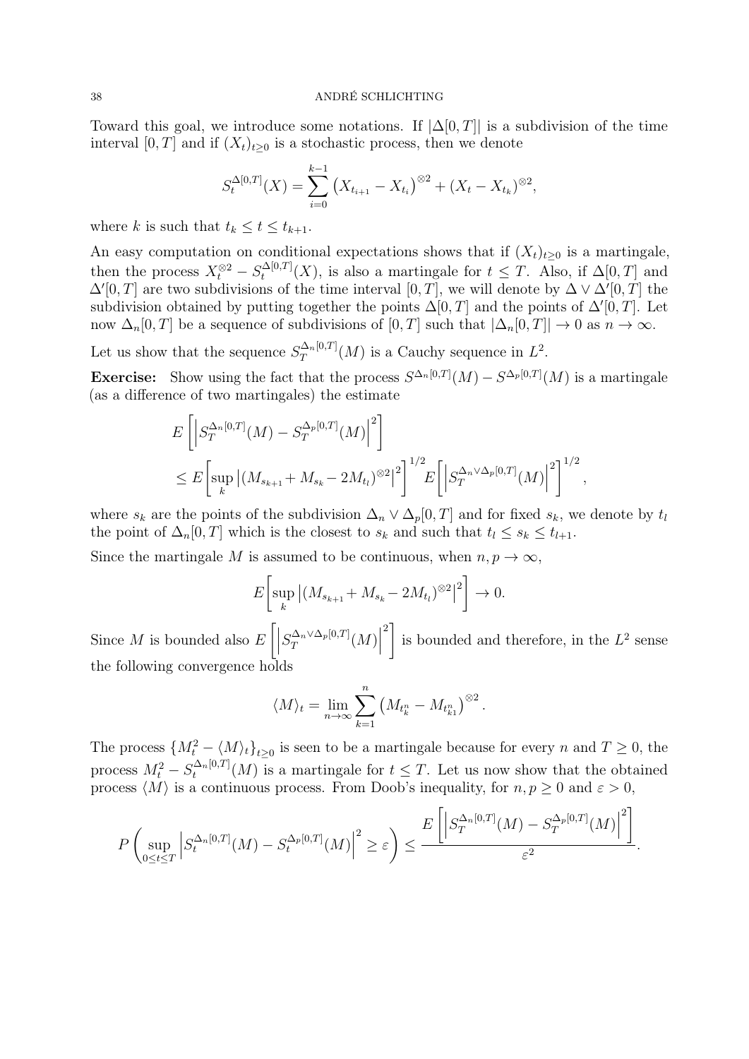Toward this goal, we introduce some notations. If $|\Delta[0,T]|$ is a subdivision of the time interval $[0,T]$ and if $(X_t)_{t\geq 0}$ is a stochastic process, then we denote

$$S_t^{\Delta[0,T]}(X) = \sum_{i=0}^{k-1} \left(X_{t_{i+1}} - X_{t_i}\right)^{\otimes 2} + (X_t - X_{t_k})^{\otimes 2},$$

where $k$ is such that $t_k \leq t \leq t_{k+1}$.

An easy computation on conditional expectations shows that if $(X_t)_{t\geq 0}$ is a martingale, then the process $X_t^{\otimes 2} - S_t^{\Delta[0,T]}(X)$, is also a martingale for $t \leq T$. Also, if $\Delta[0,T]$ and $\Delta'[0,T]$ are two subdivisions of the time interval $[0,T]$, we will denote by $\Delta \vee \Delta'[0,T]$ the subdivision obtained by putting together the points $\Delta[0,T]$ and the points of $\Delta'[0,T]$. Let now $\Delta_n[0,T]$ be a sequence of subdivisions of $[0,T]$ such that $|\Delta_n[0,T]| \to 0$ as $n \to \infty$.

Let us show that the sequence $S_T^{\Delta_n[0,T]}(M)$ is a Cauchy sequence in $L^2$.

**Exercise:** Show using the fact that the process $S^{\Delta_n[0,T]}(M) - S^{\Delta_p[0,T]}(M)$ is a martingale (as a difference of two martingales) the estimate

$$\begin{aligned}
&E\left[\left|S_T^{\Delta_n[0,T]}(M) - S_T^{\Delta_p[0,T]}(M)\right|^2\right] \\
&\leq E\left[\sup_k \left|(M_{s_{k+1}} + M_{s_k} - 2M_{t_l})^{\otimes 2}\right|^2\right]^{1/2} E\left[\left|S_T^{\Delta_n \vee \Delta_p[0,T]}(M)\right|^2\right]^{1/2},
\end{aligned}$$

where $s_k$ are the points of the subdivision $\Delta_n \vee \Delta_p[0,T]$ and for fixed $s_k$, we denote by $t_l$ the point of $\Delta_n[0,T]$ which is the closest to $s_k$ and such that $t_l \leq s_k \leq t_{l+1}$.

Since the martingale $M$ is assumed to be continuous, when $n, p \to \infty$,

$$E\left[\sup_k \left|(M_{s_{k+1}} + M_{s_k} - 2M_{t_l})^{\otimes 2}\right|^2\right] \to 0.$$

Since $M$ is bounded also $E\left[\left|S_T^{\Delta_n \vee \Delta_p[0,T]}(M)\right|^2\right]$ is bounded and therefore, in the $L^2$ sense the following convergence holds

$$\langle M \rangle_t = \lim_{n\to\infty} \sum_{k=1}^{n} \left(M_{t_k^n} - M_{t_{k1}^n}\right)^{\otimes 2}.$$

The process $\{M_t^2 - \langle M \rangle_t\}_{t\geq 0}$ is seen to be a martingale because for every $n$ and $T \geq 0$, the process $M_t^2 - S_t^{\Delta_n[0,T]}(M)$ is a martingale for $t \leq T$. Let us now show that the obtained process $\langle M \rangle$ is a continuous process. From Doob's inequality, for $n, p \geq 0$ and $\varepsilon > 0$,

$$P\left(\sup_{0\leq t\leq T}\left|S_t^{\Delta_n[0,T]}(M) - S_t^{\Delta_p[0,T]}(M)\right|^2 \geq \varepsilon\right) \leq \frac{E\left[\left|S_T^{\Delta_n[0,T]}(M) - S_T^{\Delta_p[0,T]}(M)\right|^2\right]}{\varepsilon^2}.$$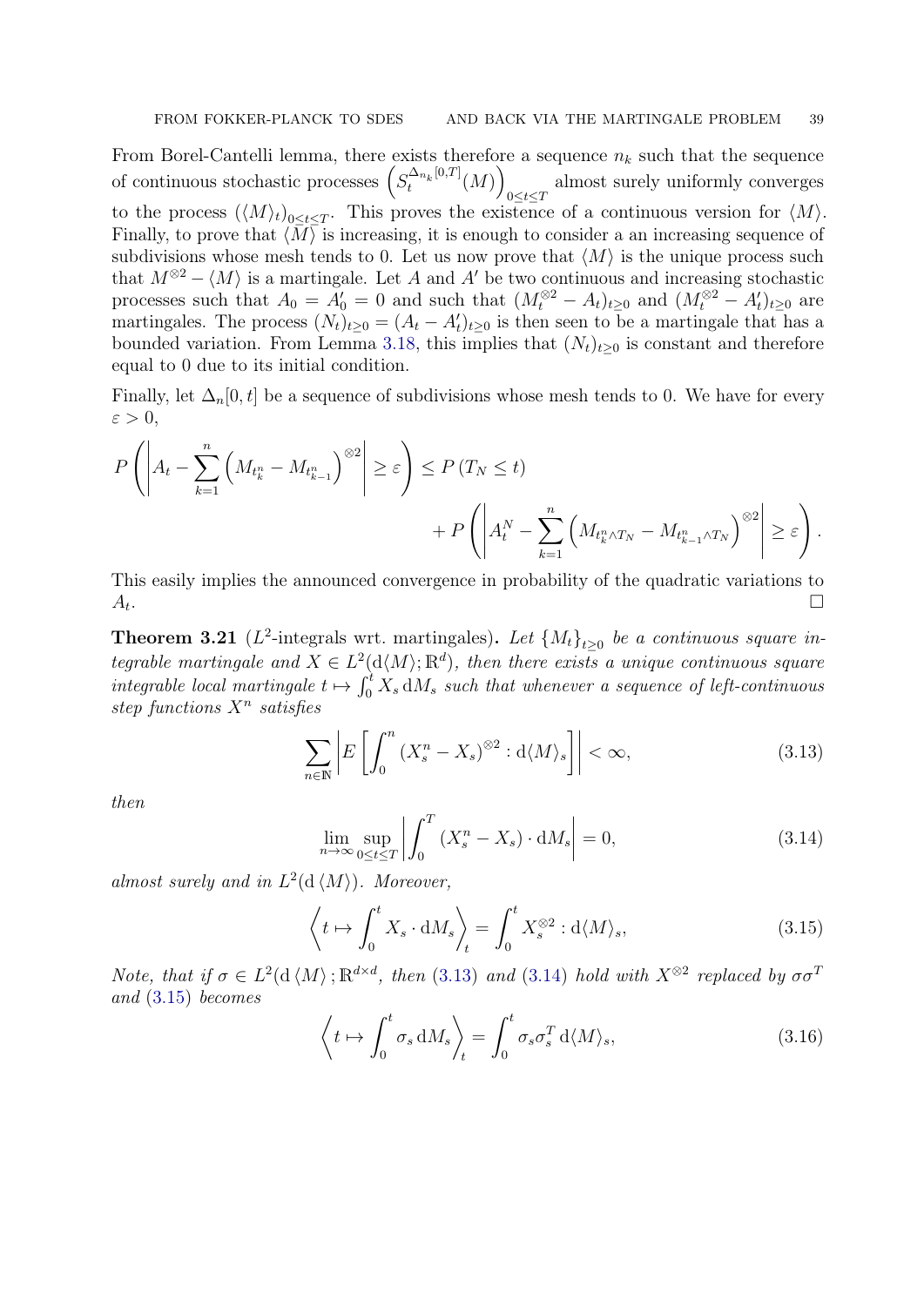From Borel-Cantelli lemma, there exists therefore a sequence $n_k$ such that the sequence of continuous stochastic processes $\left(S_t^{\Delta_{n_k}[0,T]}(M)\right)_{0\le t\le T}$ almost surely uniformly converges to the process $(\langle M\rangle_t)_{0\le t\le T}$. This proves the existence of a continuous version for $\langle M\rangle$. Finally, to prove that $\langle M\rangle$ is increasing, it is enough to consider a an increasing sequence of subdivisions whose mesh tends to 0. Let us now prove that $\langle M\rangle$ is the unique process such that $M^{\otimes 2} - \langle M\rangle$ is a martingale. Let $A$ and $A'$ be two continuous and increasing stochastic processes such that $A_0 = A'_0 = 0$ and such that $(M_t^{\otimes 2} - A_t)_{t\ge 0}$ and $(M_t^{\otimes 2} - A'_t)_{t\ge 0}$ are martingales. The process $(N_t)_{t\ge 0} = (A_t - A'_t)_{t\ge 0}$ is then seen to be a martingale that has a bounded variation. From Lemma 3.18, this implies that $(N_t)_{t\ge 0}$ is constant and therefore equal to 0 due to its initial condition.

Finally, let $\Delta_n[0,t]$ be a sequence of subdivisions whose mesh tends to 0. We have for every $\varepsilon > 0$,

$$
P\left(\left|A_t - \sum_{k=1}^n \left(M_{t_k^n} - M_{t_{k-1}^n}\right)^{\otimes 2}\right| \ge \varepsilon\right) \le P\left(T_N \le t\right) + P\left(\left|A_t^N - \sum_{k=1}^n \left(M_{t_k^n\wedge T_N} - M_{t_{k-1}^n\wedge T_N}\right)^{\otimes 2}\right| \ge \varepsilon\right).
$$

This easily implies the announced convergence in probability of the quadratic variations to $A_t$. $\square$

**Theorem 3.21** ($L^2$-integrals wrt. martingales)**.** *Let $\{M_t\}_{t\ge 0}$ be a continuous square integrable martingale and $X \in L^2(\mathrm{d}\langle M\rangle;\mathbb{R}^d)$, then there exists a unique continuous square integrable local martingale $t \mapsto \int_0^t X_s\,\mathrm{d}M_s$ such that whenever a sequence of left-continuous step functions $X^n$ satisfies*

$$
\sum_{n\in\mathbb{N}} \left| E\left[\int_0^n (X_s^n - X_s)^{\otimes 2} : \mathrm{d}\langle M\rangle_s\right]\right| < \infty, \tag{3.13}
$$

*then*

$$
\lim_{n\to\infty} \sup_{0\le t\le T} \left|\int_0^T (X_s^n - X_s)\cdot \mathrm{d}M_s\right| = 0, \tag{3.14}
$$

*almost surely and in $L^2(\mathrm{d}\langle M\rangle)$. Moreover,*

$$
\left\langle t\mapsto \int_0^t X_s\cdot \mathrm{d}M_s\right\rangle_t = \int_0^t X_s^{\otimes 2} : \mathrm{d}\langle M\rangle_s, \tag{3.15}
$$

*Note, that if $\sigma \in L^2(\mathrm{d}\langle M\rangle;\mathbb{R}^{d\times d}$, then (3.13) and (3.14) hold with $X^{\otimes 2}$ replaced by $\sigma\sigma^T$ and (3.15) becomes*

$$
\left\langle t\mapsto \int_0^t \sigma_s\,\mathrm{d}M_s\right\rangle_t = \int_0^t \sigma_s\sigma_s^T\,\mathrm{d}\langle M\rangle_s, \tag{3.16}
$$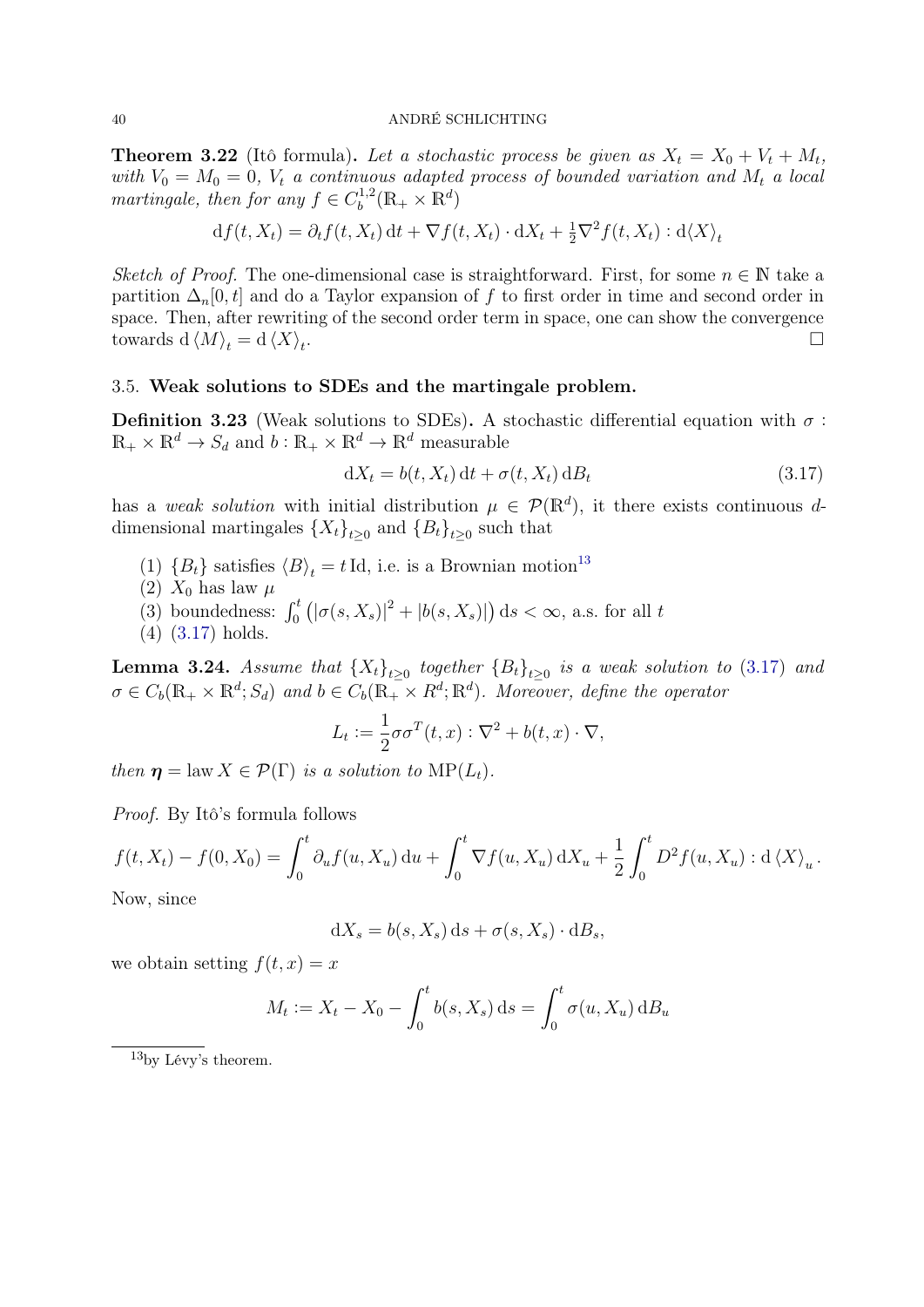**Theorem 3.22** (Itô formula)**.** *Let a stochastic process be given as $X_t = X_0 + V_t + M_t$, with $V_0 = M_0 = 0$, $V_t$ a continuous adapted process of bounded variation and $M_t$ a local martingale, then for any $f \in C_b^{1,2}(\mathbb{R}_+ \times \mathbb{R}^d)$*

$$\mathrm{d}f(t, X_t) = \partial_t f(t, X_t)\,\mathrm{d}t + \nabla f(t, X_t) \cdot \mathrm{d}X_t + \tfrac{1}{2}\nabla^2 f(t, X_t) : \mathrm{d}\langle X \rangle_t$$

*Sketch of Proof.* The one-dimensional case is straightforward. First, for some $n \in \mathbb{N}$ take a partition $\Delta_n[0, t]$ and do a Taylor expansion of $f$ to first order in time and second order in space. Then, after rewriting of the second order term in space, one can show the convergence towards $\mathrm{d}\langle M \rangle_t = \mathrm{d}\langle X \rangle_t$. $\square$

### 3.5. Weak solutions to SDEs and the martingale problem.

**Definition 3.23** (Weak solutions to SDEs)**.** A stochastic differential equation with $\sigma : \mathbb{R}_+ \times \mathbb{R}^d \to S_d$ and $b : \mathbb{R}_+ \times \mathbb{R}^d \to \mathbb{R}^d$ measurable

$$\mathrm{d}X_t = b(t, X_t)\,\mathrm{d}t + \sigma(t, X_t)\,\mathrm{d}B_t \tag{3.17}$$

has a *weak solution* with initial distribution $\mu \in \mathcal{P}(\mathbb{R}^d)$, it there exists continuous $d$-dimensional martingales $\{X_t\}_{t\geq 0}$ and $\{B_t\}_{t\geq 0}$ such that

1. $\{B_t\}$ satisfies $\langle B \rangle_t = t\,\mathrm{Id}$, i.e. is a Brownian motion[13]
2. $X_0$ has law $\mu$
3. boundedness: $\int_0^t \left(|\sigma(s, X_s)|^2 + |b(s, X_s)|\right)\mathrm{d}s < \infty$, a.s. for all $t$
4. (3.17) holds.

**Lemma 3.24.** *Assume that $\{X_t\}_{t\geq 0}$ together $\{B_t\}_{t\geq 0}$ is a weak solution to (3.17) and $\sigma \in C_b(\mathbb{R}_+ \times \mathbb{R}^d; S_d)$ and $b \in C_b(\mathbb{R}_+ \times R^d; \mathbb{R}^d)$. Moreover, define the operator*

$$L_t := \frac{1}{2}\sigma\sigma^T(t, x) : \nabla^2 + b(t, x) \cdot \nabla,$$

*then $\boldsymbol{\eta} = \operatorname{law} X \in \mathcal{P}(\Gamma)$ is a solution to $\operatorname{MP}(L_t)$.*

*Proof.* By Itô's formula follows

$$f(t, X_t) - f(0, X_0) = \int_0^t \partial_u f(u, X_u)\,\mathrm{d}u + \int_0^t \nabla f(u, X_u)\,\mathrm{d}X_u + \frac{1}{2}\int_0^t D^2 f(u, X_u) : \mathrm{d}\langle X \rangle_u.$$

Now, since

$$\mathrm{d}X_s = b(s, X_s)\,\mathrm{d}s + \sigma(s, X_s) \cdot \mathrm{d}B_s,$$

we obtain setting $f(t, x) = x$

$$M_t := X_t - X_0 - \int_0^t b(s, X_s)\,\mathrm{d}s = \int_0^t \sigma(u, X_u)\,\mathrm{d}B_u$$

[13] by Lévy's theorem.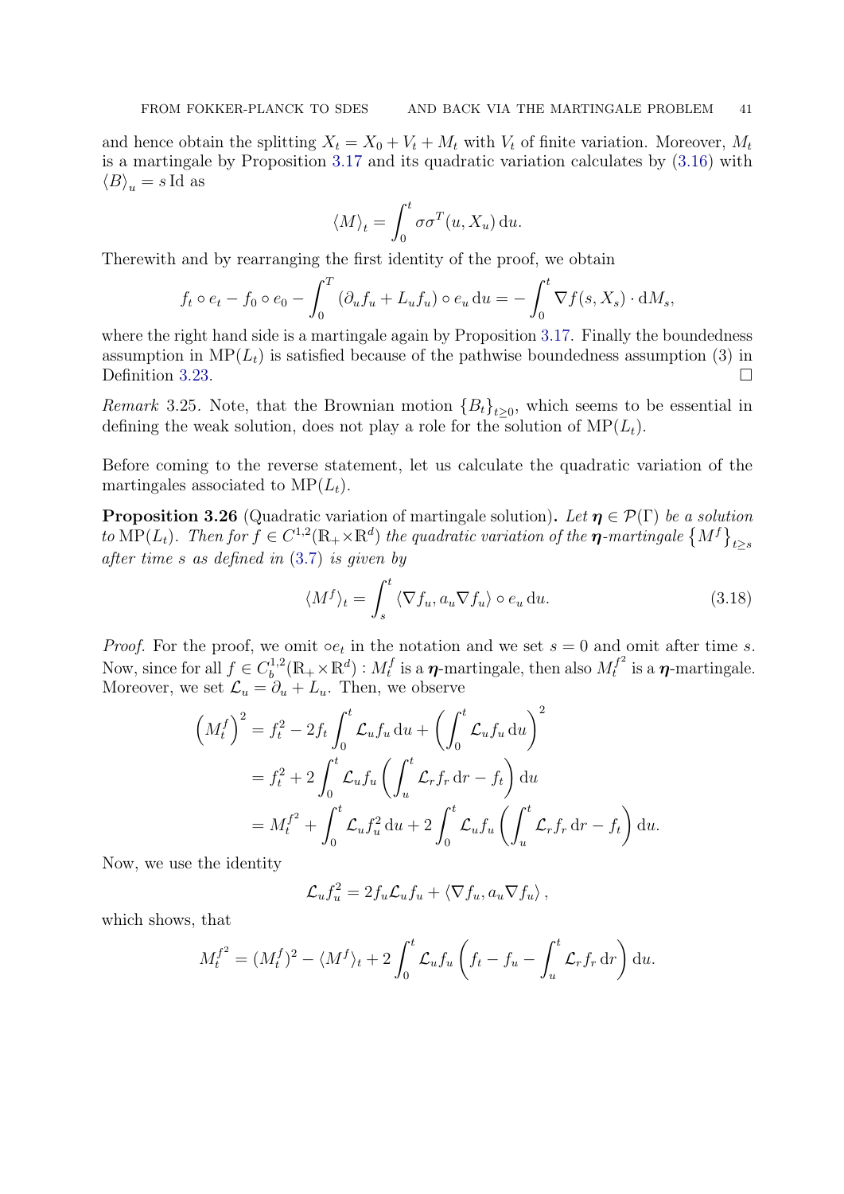and hence obtain the splitting $X_t = X_0 + V_t + M_t$ with $V_t$ of finite variation. Moreover, $M_t$ is a martingale by Proposition 3.17 and its quadratic variation calculates by (3.16) with $\langle B \rangle_u = s\,\mathrm{Id}$ as

$$\langle M \rangle_t = \int_0^t \sigma\sigma^T(u, X_u)\,\mathrm{d}u.$$

Therewith and by rearranging the first identity of the proof, we obtain

$$f_t \circ e_t - f_0 \circ e_0 - \int_0^T (\partial_u f_u + L_u f_u) \circ e_u \,\mathrm{d}u = -\int_0^t \nabla f(s, X_s) \cdot \mathrm{d}M_s,$$

where the right hand side is a martingale again by Proposition 3.17. Finally the boundedness assumption in $\mathrm{MP}(L_t)$ is satisfied because of the pathwise boundedness assumption (3) in Definition 3.23. $\square$

*Remark* 3.25. Note, that the Brownian motion $\{B_t\}_{t\geq 0}$, which seems to be essential in defining the weak solution, does not play a role for the solution of $\mathrm{MP}(L_t)$.

Before coming to the reverse statement, let us calculate the quadratic variation of the martingales associated to $\mathrm{MP}(L_t)$.

**Proposition 3.26** (Quadratic variation of martingale solution)**.** *Let $\boldsymbol{\eta} \in \mathcal{P}(\Gamma)$ be a solution to $\mathrm{MP}(L_t)$. Then for $f \in C^{1,2}(\mathbb{R}_+ \times \mathbb{R}^d)$ the quadratic variation of the $\boldsymbol{\eta}$-martingale $\{M^f\}_{t\geq s}$ after time $s$ as defined in (3.7) is given by*

$$\langle M^f \rangle_t = \int_s^t \langle \nabla f_u, a_u \nabla f_u \rangle \circ e_u \,\mathrm{d}u. \tag{3.18}$$

*Proof.* For the proof, we omit $\circ e_t$ in the notation and we set $s = 0$ and omit after time $s$. Now, since for all $f \in C_b^{1,2}(\mathbb{R}_+ \times \mathbb{R}^d) : M_t^f$ is a $\boldsymbol{\eta}$-martingale, then also $M_t^{f^2}$ is a $\boldsymbol{\eta}$-martingale. Moreover, we set $\mathcal{L}_u = \partial_u + L_u$. Then, we observe

$$\begin{aligned}
\left(M_t^f\right)^2 &= f_t^2 - 2f_t \int_0^t \mathcal{L}_u f_u \,\mathrm{d}u + \left(\int_0^t \mathcal{L}_u f_u \,\mathrm{d}u\right)^2 \\
&= f_t^2 + 2\int_0^t \mathcal{L}_u f_u \left(\int_u^t \mathcal{L}_r f_r \,\mathrm{d}r - f_t\right) \mathrm{d}u \\
&= M_t^{f^2} + \int_0^t \mathcal{L}_u f_u^2 \,\mathrm{d}u + 2\int_0^t \mathcal{L}_u f_u \left(\int_u^t \mathcal{L}_r f_r \,\mathrm{d}r - f_t\right) \mathrm{d}u.
\end{aligned}$$

Now, we use the identity

$$\mathcal{L}_u f_u^2 = 2 f_u \mathcal{L}_u f_u + \langle \nabla f_u, a_u \nabla f_u \rangle,$$

which shows, that

$$M_t^{f^2} = (M_t^f)^2 - \langle M^f \rangle_t + 2\int_0^t \mathcal{L}_u f_u \left(f_t - f_u - \int_u^t \mathcal{L}_r f_r \,\mathrm{d}r\right) \mathrm{d}u.$$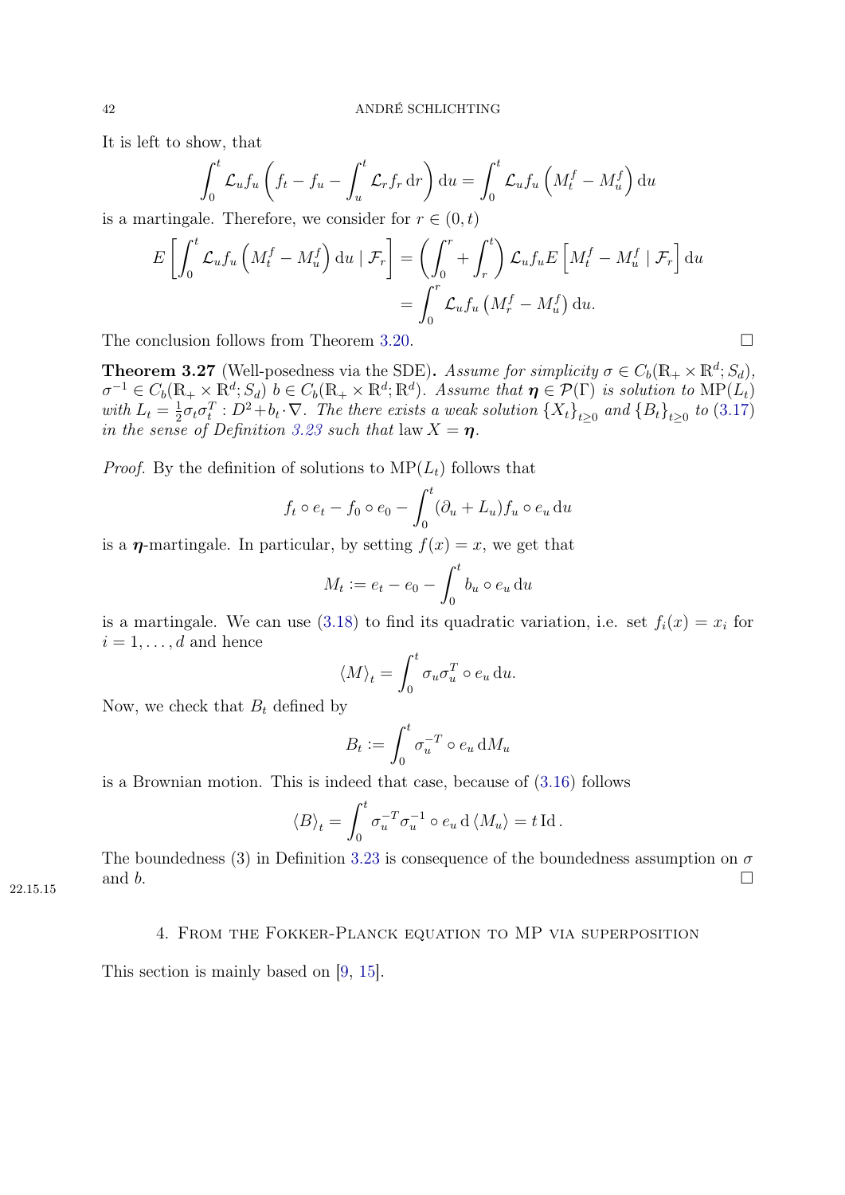It is left to show, that

$$\int_0^t \mathcal{L}_u f_u \left( f_t - f_u - \int_u^t \mathcal{L}_r f_r \, \mathrm{d}r \right) \mathrm{d}u = \int_0^t \mathcal{L}_u f_u \left( M_t^f - M_u^f \right) \mathrm{d}u$$

is a martingale. Therefore, we consider for $r \in (0,t)$

$$\begin{aligned} E\left[ \int_0^t \mathcal{L}_u f_u \left( M_t^f - M_u^f \right) \mathrm{d}u \mid \mathcal{F}_r \right] &= \left( \int_0^r + \int_r^t \right) \mathcal{L}_u f_u E\left[ M_t^f - M_u^f \mid \mathcal{F}_r \right] \mathrm{d}u \\ &= \int_0^r \mathcal{L}_u f_u \left( M_r^f - M_u^f \right) \mathrm{d}u. \end{aligned}$$

The conclusion follows from Theorem 3.20. $\square$

**Theorem 3.27** (Well-posedness via the SDE)**.** *Assume for simplicity $\sigma \in C_b(\mathbb{R}_+ \times \mathbb{R}^d; S_d)$, $\sigma^{-1} \in C_b(\mathbb{R}_+ \times \mathbb{R}^d; S_d)$ $b \in C_b(\mathbb{R}_+ \times \mathbb{R}^d; \mathbb{R}^d)$. Assume that $\boldsymbol{\eta} \in \mathcal{P}(\Gamma)$ is solution to $\mathrm{MP}(L_t)$ with $L_t = \frac{1}{2}\sigma_t \sigma_t^T : D^2 + b_t \cdot \nabla$. The there exists a weak solution $\{X_t\}_{t\geq 0}$ and $\{B_t\}_{t\geq 0}$ to (3.17) in the sense of Definition 3.23 such that* $\operatorname{law} X = \boldsymbol{\eta}$.

*Proof.* By the definition of solutions to $\mathrm{MP}(L_t)$ follows that

$$f_t \circ e_t - f_0 \circ e_0 - \int_0^t (\partial_u + L_u) f_u \circ e_u \, \mathrm{d}u$$

is a $\boldsymbol{\eta}$-martingale. In particular, by setting $f(x) = x$, we get that

$$M_t := e_t - e_0 - \int_0^t b_u \circ e_u \, \mathrm{d}u$$

is a martingale. We can use (3.18) to find its quadratic variation, i.e. set $f_i(x) = x_i$ for $i = 1, \ldots, d$ and hence

$$\langle M \rangle_t = \int_0^t \sigma_u \sigma_u^T \circ e_u \, \mathrm{d}u.$$

Now, we check that $B_t$ defined by

$$B_t := \int_0^t \sigma_u^{-T} \circ e_u \, \mathrm{d}M_u$$

is a Brownian motion. This is indeed that case, because of (3.16) follows

$$\langle B \rangle_t = \int_0^t \sigma_u^{-T} \sigma_u^{-1} \circ e_u \, \mathrm{d} \langle M_u \rangle = t \, \mathrm{Id} \, .$$

The boundedness (3) in Definition 3.23 is consequence of the boundedness assumption on $\sigma$ and $b$. $\square$

## 4. From the Fokker-Planck equation to MP via superposition

This section is mainly based on [9, 15].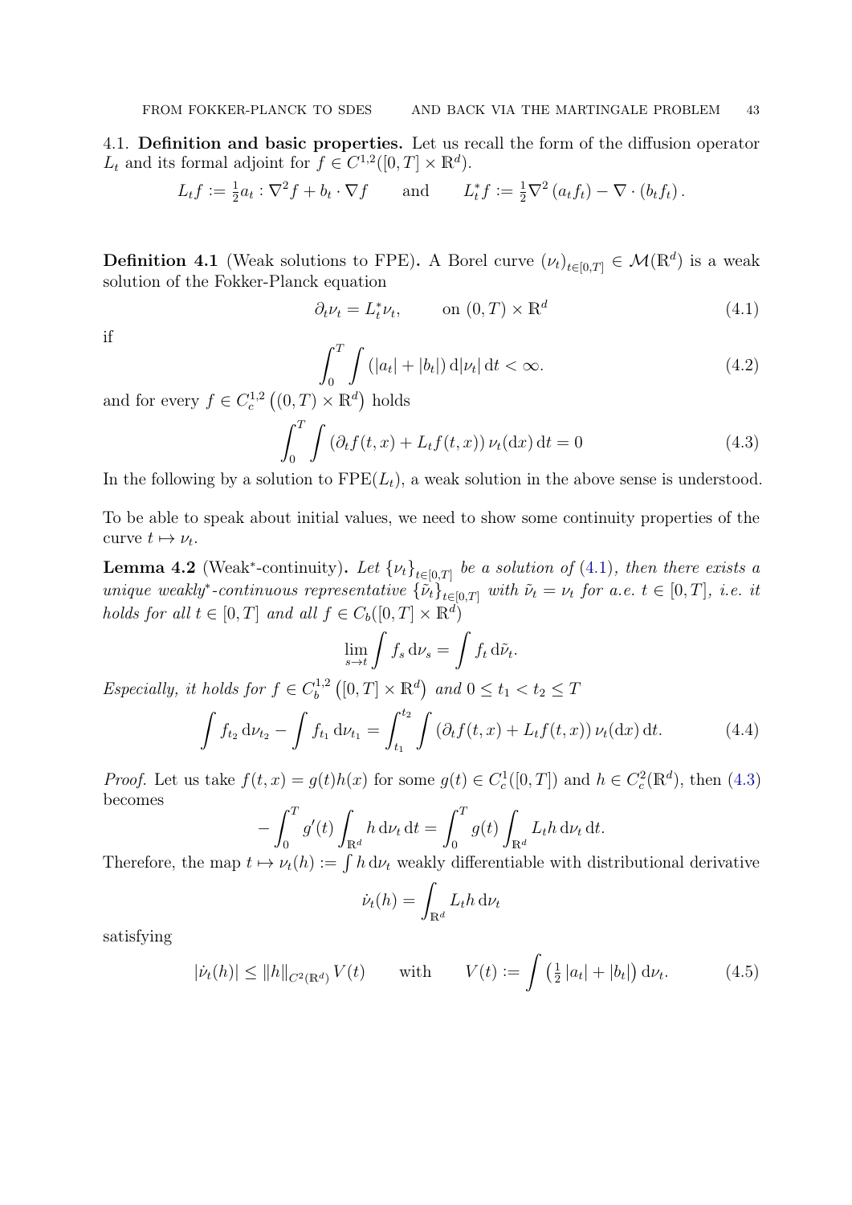4.1. **Definition and basic properties.** Let us recall the form of the diffusion operator $L_t$ and its formal adjoint for $f \in C^{1,2}([0,T] \times \mathbb{R}^d)$.

$$L_t f := \tfrac{1}{2} a_t : \nabla^2 f + b_t \cdot \nabla f \qquad \text{and} \qquad L_t^* f := \tfrac{1}{2} \nabla^2 (a_t f_t) - \nabla \cdot (b_t f_t).$$

**Definition 4.1** (Weak solutions to FPE)**.** A Borel curve $(\nu_t)_{t\in[0,T]} \in \mathcal{M}(\mathbb{R}^d)$ is a weak solution of the Fokker-Planck equation

$$\partial_t \nu_t = L_t^* \nu_t, \qquad \text{on } (0,T) \times \mathbb{R}^d \tag{4.1}$$

if

$$\int_0^T \int (|a_t| + |b_t|) \, \mathrm{d}|\nu_t| \, \mathrm{d}t < \infty. \tag{4.2}$$

and for every $f \in C_c^{1,2}\left((0,T) \times \mathbb{R}^d\right)$ holds

$$\int_0^T \int (\partial_t f(t,x) + L_t f(t,x)) \, \nu_t(\mathrm{d}x) \, \mathrm{d}t = 0 \tag{4.3}$$

In the following by a solution to $\mathrm{FPE}(L_t)$, a weak solution in the above sense is understood.

To be able to speak about initial values, we need to show some continuity properties of the curve $t \mapsto \nu_t$.

**Lemma 4.2** (Weak$^*$-continuity)**.** *Let $\{\nu_t\}_{t\in[0,T]}$ be a solution of (4.1), then there exists a unique weakly$^*$-continuous representative $\{\tilde{\nu}_t\}_{t\in[0,T]}$ with $\tilde{\nu}_t = \nu_t$ for a.e. $t \in [0,T]$, i.e. it holds for all $t \in [0,T]$ and all $f \in C_b([0,T] \times \mathbb{R}^d)$*

$$\lim_{s\to t} \int f_s \, \mathrm{d}\nu_s = \int f_t \, \mathrm{d}\tilde{\nu}_t.$$

*Especially, it holds for $f \in C_b^{1,2}\left([0,T] \times \mathbb{R}^d\right)$ and $0 \le t_1 < t_2 \le T$*

$$\int f_{t_2} \, \mathrm{d}\nu_{t_2} - \int f_{t_1} \, \mathrm{d}\nu_{t_1} = \int_{t_1}^{t_2} \int (\partial_t f(t,x) + L_t f(t,x)) \, \nu_t(\mathrm{d}x) \, \mathrm{d}t. \tag{4.4}$$

*Proof.* Let us take $f(t,x) = g(t)h(x)$ for some $g(t) \in C_c^1([0,T])$ and $h \in C_c^2(\mathbb{R}^d)$, then (4.3) becomes

$$-\int_0^T g'(t) \int_{\mathbb{R}^d} h \, \mathrm{d}\nu_t \, \mathrm{d}t = \int_0^T g(t) \int_{\mathbb{R}^d} L_t h \, \mathrm{d}\nu_t \, \mathrm{d}t.$$

Therefore, the map $t \mapsto \nu_t(h) := \int h \, \mathrm{d}\nu_t$ weakly differentiable with distributional derivative

$$\dot{\nu}_t(h) = \int_{\mathbb{R}^d} L_t h \, \mathrm{d}\nu_t$$

satisfying

$$|\dot{\nu}_t(h)| \le \|h\|_{C^2(\mathbb{R}^d)} V(t) \qquad \text{with} \qquad V(t) := \int \left(\tfrac{1}{2} |a_t| + |b_t|\right) \mathrm{d}\nu_t. \tag{4.5}$$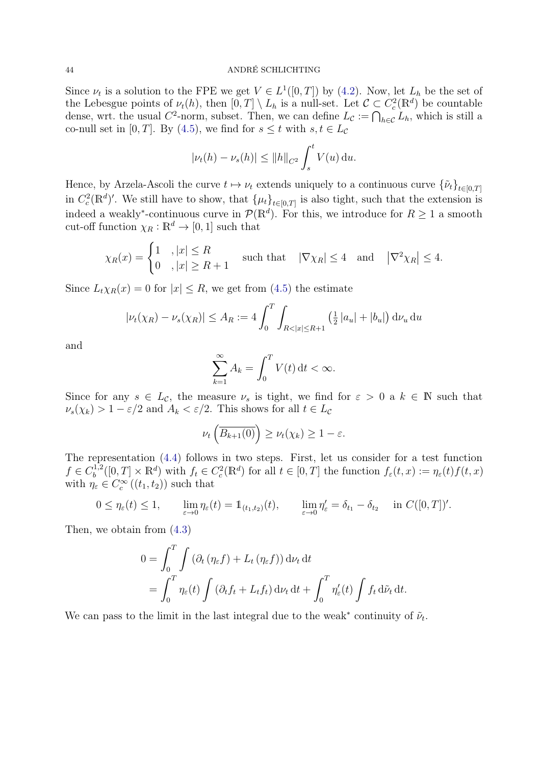Since $\nu_t$ is a solution to the FPE we get $V \in L^1([0,T])$ by (4.2). Now, let $L_h$ be the set of the Lebesgue points of $\nu_t(h)$, then $[0,T] \setminus L_h$ is a null-set. Let $\mathcal{C} \subset C_c^2(\mathbb{R}^d)$ be countable dense, wrt. the usual $C^2$-norm, subset. Then, we can define $L_{\mathcal{C}} := \bigcap_{h\in\mathcal{C}} L_h$, which is still a co-null set in $[0,T]$. By (4.5), we find for $s \le t$ with $s,t \in L_{\mathcal{C}}$

$$|\nu_t(h) - \nu_s(h)| \le \|h\|_{C^2} \int_s^t V(u)\,\mathrm{d}u.$$

Hence, by Arzela-Ascoli the curve $t \mapsto \nu_t$ extends uniquely to a continuous curve $\{\tilde\nu_t\}_{t\in[0,T]}$ in $C_c^2(\mathbb{R}^d)'$. We still have to show, that $\{\mu_t\}_{t\in[0,T]}$ is also tight, such that the extension is indeed a weakly*-continuous curve in $\mathcal{P}(\mathbb{R}^d)$. For this, we introduce for $R \ge 1$ a smooth cut-off function $\chi_R : \mathbb{R}^d \to [0,1]$ such that

$$\chi_R(x) = \begin{cases} 1 & , |x| \le R \\ 0 & , |x| \ge R+1 \end{cases} \quad \text{such that} \quad |\nabla \chi_R| \le 4 \quad \text{and} \quad \left|\nabla^2 \chi_R\right| \le 4.$$

Since $L_t\chi_R(x) = 0$ for $|x| \le R$, we get from (4.5) the estimate

$$|\nu_t(\chi_R) - \nu_s(\chi_R)| \le A_R := 4\int_0^T \int_{R<|x|\le R+1} \left(\tfrac{1}{2}|a_u| + |b_u|\right)\mathrm{d}\nu_u\,\mathrm{d}u$$

and

$$\sum_{k=1}^\infty A_k = \int_0^T V(t)\,\mathrm{d}t < \infty.$$

Since for any $s \in L_{\mathcal{C}}$, the measure $\nu_s$ is tight, we find for $\varepsilon > 0$ a $k \in \mathbb{N}$ such that $\nu_s(\chi_k) > 1 - \varepsilon/2$ and $A_k < \varepsilon/2$. This shows for all $t \in L_{\mathcal{C}}$

$$\nu_t\left(\overline{B_{k+1}(0)}\right) \ge \nu_t(\chi_k) \ge 1 - \varepsilon.$$

The representation (4.4) follows in two steps. First, let us consider for a test function $f \in C_b^{1,2}([0,T]\times\mathbb{R}^d)$ with $f_t \in C_c^2(\mathbb{R}^d)$ for all $t \in [0,T]$ the function $f_\varepsilon(t,x) := \eta_\varepsilon(t)f(t,x)$ with $\eta_\varepsilon \in C_c^\infty((t_1,t_2))$ such that

$$0 \le \eta_\varepsilon(t) \le 1, \qquad \lim_{\varepsilon\to0}\eta_\varepsilon(t) = \mathbb{1}_{(t_1,t_2)}(t), \qquad \lim_{\varepsilon\to0}\eta_\varepsilon' = \delta_{t_1} - \delta_{t_2} \quad \text{in } C([0,T])'.$$

Then, we obtain from (4.3)

$$\begin{aligned} 0 &= \int_0^T \int \left(\partial_t(\eta_\varepsilon f) + L_t(\eta_\varepsilon f)\right)\mathrm{d}\nu_t\,\mathrm{d}t \\ &= \int_0^T \eta_\varepsilon(t)\int \left(\partial_t f_t + L_t f_t\right)\mathrm{d}\nu_t\,\mathrm{d}t + \int_0^T \eta_\varepsilon'(t)\int f_t\,\mathrm{d}\tilde\nu_t\,\mathrm{d}t. \end{aligned}$$

We can pass to the limit in the last integral due to the weak* continuity of $\tilde\nu_t$.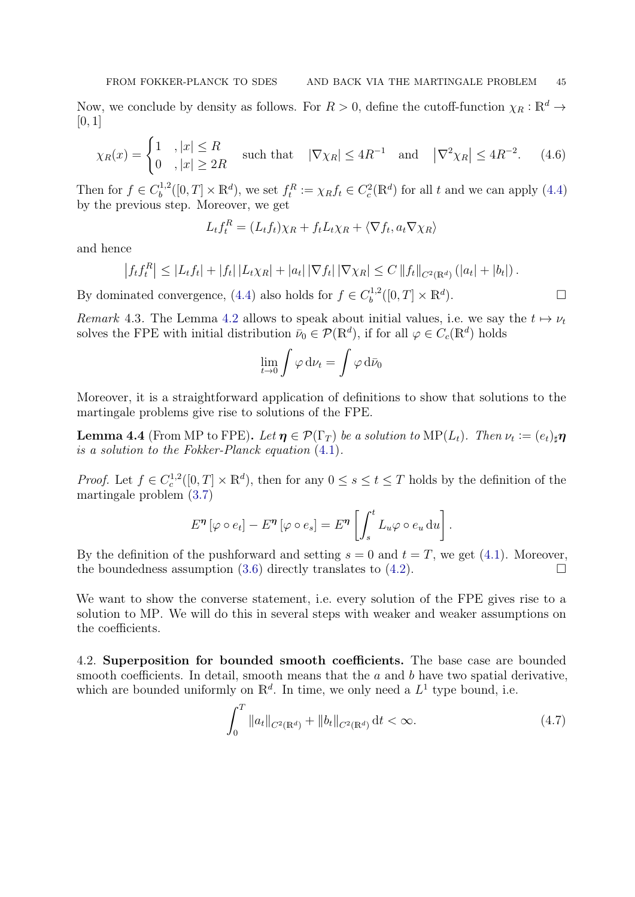Now, we conclude by density as follows. For $R > 0$, define the cutoff-function $\chi_R : \mathbb{R}^d \to [0, 1]$

$$\chi_R(x) = \begin{cases} 1 & , |x| \le R \\ 0 & , |x| \ge 2R \end{cases} \quad \text{such that} \quad |\nabla \chi_R| \le 4R^{-1} \quad \text{and} \quad \left|\nabla^2 \chi_R\right| \le 4R^{-2}. \tag{4.6}$$

Then for $f \in C_b^{1,2}([0,T] \times \mathbb{R}^d)$, we set $f_t^R := \chi_R f_t \in C_c^2(\mathbb{R}^d)$ for all $t$ and we can apply (4.4) by the previous step. Moreover, we get

$$L_t f_t^R = (L_t f_t)\chi_R + f_t L_t \chi_R + \langle \nabla f_t, a_t \nabla \chi_R \rangle$$

and hence

$$\left|f_t f_t^R\right| \le |L_t f_t| + |f_t| \, |L_t \chi_R| + |a_t| \, |\nabla f_t| \, |\nabla \chi_R| \le C \, \|f_t\|_{C^2(\mathbb{R}^d)} \left(|a_t| + |b_t|\right).$$

By dominated convergence, (4.4) also holds for $f \in C_b^{1,2}([0,T] \times \mathbb{R}^d)$. $\square$

*Remark* 4.3. The Lemma 4.2 allows to speak about initial values, i.e. we say the $t \mapsto \nu_t$ solves the FPE with initial distribution $\bar{\nu}_0 \in \mathcal{P}(\mathbb{R}^d)$, if for all $\varphi \in C_c(\mathbb{R}^d)$ holds

$$\lim_{t \to 0} \int \varphi \, \mathrm{d}\nu_t = \int \varphi \, \mathrm{d}\bar{\nu}_0$$

Moreover, it is a straightforward application of definitions to show that solutions to the martingale problems give rise to solutions of the FPE.

**Lemma 4.4** (From MP to FPE)**.** *Let $\boldsymbol{\eta} \in \mathcal{P}(\Gamma_T)$ be a solution to $\mathrm{MP}(L_t)$. Then $\nu_t := (e_t)_\sharp \boldsymbol{\eta}$ is a solution to the Fokker-Planck equation (4.1).*

*Proof.* Let $f \in C_c^{1,2}([0,T] \times \mathbb{R}^d)$, then for any $0 \le s \le t \le T$ holds by the definition of the martingale problem (3.7)

$$E^{\boldsymbol{\eta}}\left[\varphi \circ e_t\right] - E^{\boldsymbol{\eta}}\left[\varphi \circ e_s\right] = E^{\boldsymbol{\eta}}\left[\int_s^t L_u \varphi \circ e_u \, \mathrm{d}u\right].$$

By the definition of the pushforward and setting $s = 0$ and $t = T$, we get (4.1). Moreover, the boundedness assumption (3.6) directly translates to (4.2). $\square$

We want to show the converse statement, i.e. every solution of the FPE gives rise to a solution to MP. We will do this in several steps with weaker and weaker assumptions on the coefficients.

## 4.2. Superposition for bounded smooth coefficients.

The base case are bounded smooth coefficients. In detail, smooth means that the $a$ and $b$ have two spatial derivative, which are bounded uniformly on $\mathbb{R}^d$. In time, we only need a $L^1$ type bound, i.e.

$$\int_0^T \|a_t\|_{C^2(\mathbb{R}^d)} + \|b_t\|_{C^2(\mathbb{R}^d)} \, \mathrm{d}t < \infty. \tag{4.7}$$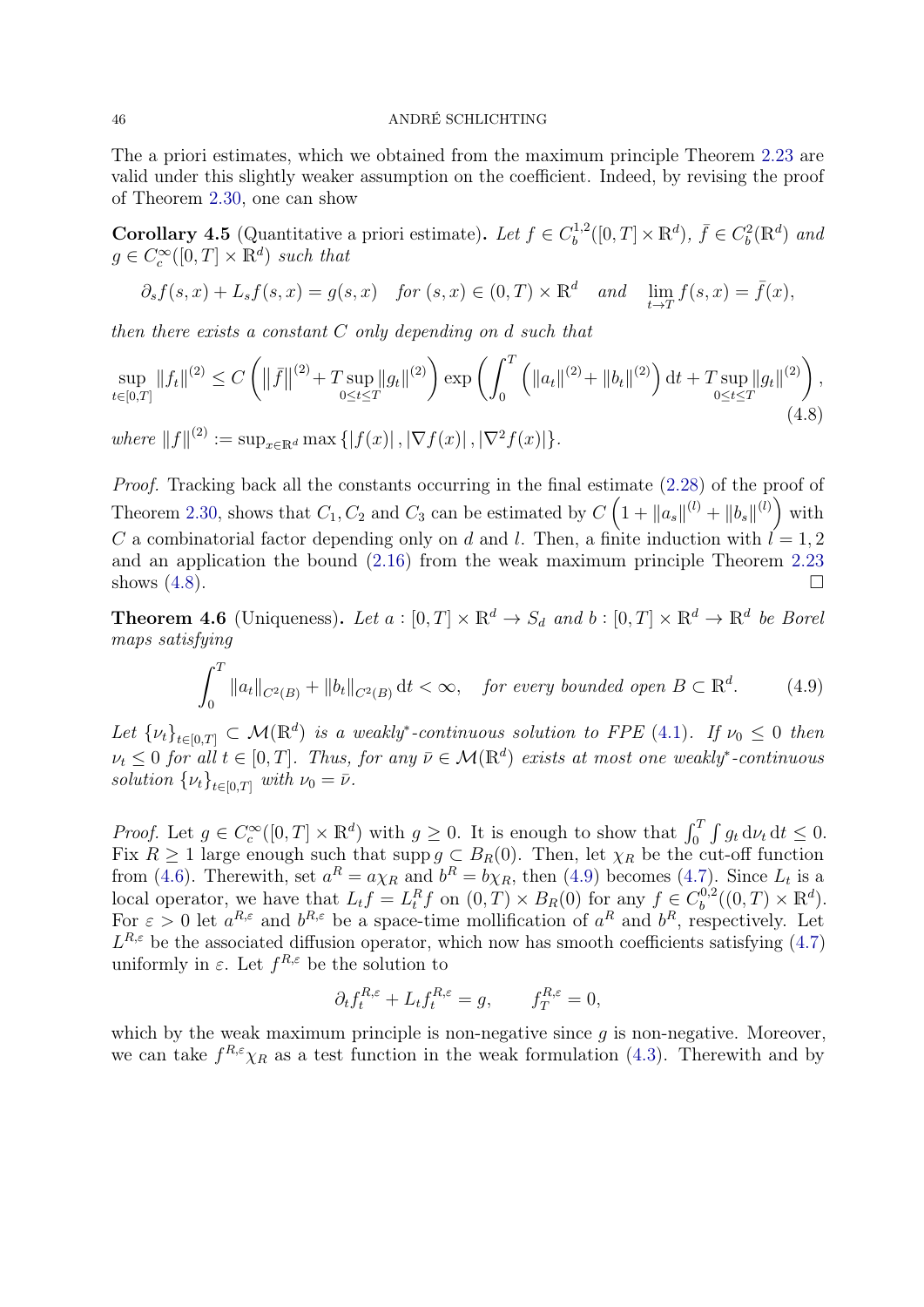The a priori estimates, which we obtained from the maximum principle Theorem 2.23 are valid under this slightly weaker assumption on the coefficient. Indeed, by revising the proof of Theorem 2.30, one can show

**Corollary 4.5** (Quantitative a priori estimate)**.** *Let $f \in C_b^{1,2}([0,T]\times\mathbb{R}^d)$, $\bar f \in C_b^2(\mathbb{R}^d)$ and $g \in C_c^\infty([0,T]\times\mathbb{R}^d)$ such that*

$$\partial_s f(s,x) + L_s f(s,x) = g(s,x) \quad \text{for } (s,x)\in(0,T)\times\mathbb{R}^d \quad \text{and} \quad \lim_{t\to T} f(s,x) = \bar f(x),$$

*then there exists a constant $C$ only depending on $d$ such that*

$$\sup_{t\in[0,T]} \|f_t\|^{(2)} \le C\left(\left\|\bar f\right\|^{(2)} + T\sup_{0\le t\le T}\|g_t\|^{(2)}\right)\exp\left(\int_0^T\left(\|a_t\|^{(2)} + \|b_t\|^{(2)}\right)\mathrm{d}t + T\sup_{0\le t\le T}\|g_t\|^{(2)}\right), \tag{4.8}$$

*where $\|f\|^{(2)} := \sup_{x\in\mathbb{R}^d}\max\{|f(x)|, |\nabla f(x)|, |\nabla^2 f(x)|\}$.*

*Proof.* Tracking back all the constants occurring in the final estimate (2.28) of the proof of Theorem 2.30, shows that $C_1, C_2$ and $C_3$ can be estimated by $C\left(1 + \|a_s\|^{(l)} + \|b_s\|^{(l)}\right)$ with $C$ a combinatorial factor depending only on $d$ and $l$. Then, a finite induction with $l = 1,2$ and an application the bound (2.16) from the weak maximum principle Theorem 2.23 shows (4.8). □

**Theorem 4.6** (Uniqueness)**.** *Let $a : [0,T]\times\mathbb{R}^d \to S_d$ and $b : [0,T]\times\mathbb{R}^d\to\mathbb{R}^d$ be Borel maps satisfying*

$$\int_0^T \|a_t\|_{C^2(B)} + \|b_t\|_{C^2(B)}\,\mathrm{d}t < \infty, \quad \text{for every bounded open } B\subset\mathbb{R}^d. \tag{4.9}$$

*Let $\{\nu_t\}_{t\in[0,T]}\subset\mathcal{M}(\mathbb{R}^d)$ is a weakly\*-continuous solution to FPE (4.1). If $\nu_0\le 0$ then $\nu_t \le 0$ for all $t\in[0,T]$. Thus, for any $\bar\nu\in\mathcal{M}(\mathbb{R}^d)$ exists at most one weakly\*-continuous solution $\{\nu_t\}_{t\in[0,T]}$ with $\nu_0 = \bar\nu$.*

*Proof.* Let $g\in C_c^\infty([0,T]\times\mathbb{R}^d)$ with $g\ge 0$. It is enough to show that $\int_0^T\int g_t\,\mathrm{d}\nu_t\,\mathrm{d}t \le 0$. Fix $R\ge 1$ large enough such that $\operatorname{supp} g\subset B_R(0)$. Then, let $\chi_R$ be the cut-off function from (4.6). Therewith, set $a^R = a\chi_R$ and $b^R = b\chi_R$, then (4.9) becomes (4.7). Since $L_t$ is a local operator, we have that $L_t f = L_t^R f$ on $(0,T)\times B_R(0)$ for any $f\in C_b^{0,2}((0,T)\times\mathbb{R}^d)$. For $\varepsilon > 0$ let $a^{R,\varepsilon}$ and $b^{R,\varepsilon}$ be a space-time mollification of $a^R$ and $b^R$, respectively. Let $L^{R,\varepsilon}$ be the associated diffusion operator, which now has smooth coefficients satisfying (4.7) uniformly in $\varepsilon$. Let $f^{R,\varepsilon}$ be the solution to

$$\partial_t f_t^{R,\varepsilon} + L_t f_t^{R,\varepsilon} = g, \qquad f_T^{R,\varepsilon} = 0,$$

which by the weak maximum principle is non-negative since $g$ is non-negative. Moreover, we can take $f^{R,\varepsilon}\chi_R$ as a test function in the weak formulation (4.3). Therewith and by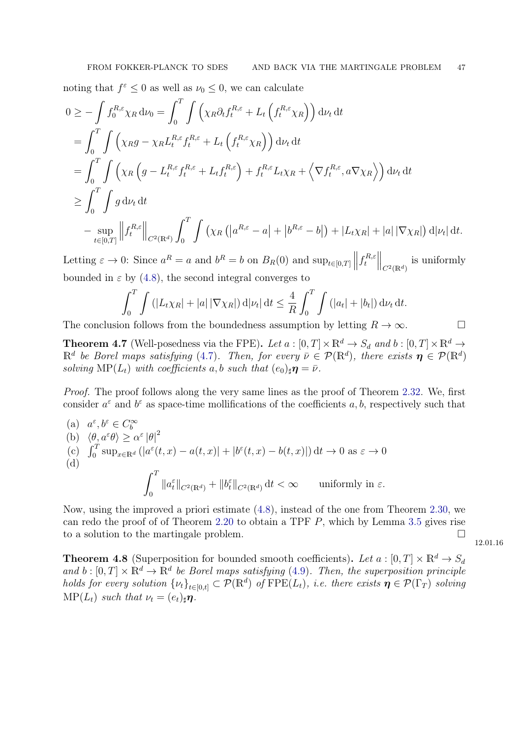noting that $f^\varepsilon \leq 0$ as well as $\nu_0 \leq 0$, we can calculate

$$
\begin{aligned}
0 &\geq -\int f_0^{R,\varepsilon}\chi_R \,\mathrm{d}\nu_0 = \int_0^T \int \left(\chi_R \partial_t f_t^{R,\varepsilon} + L_t\left(f_t^{R,\varepsilon}\chi_R\right)\right) \mathrm{d}\nu_t \,\mathrm{d}t \\
&= \int_0^T \int \left(\chi_R g - \chi_R L_t^{R,\varepsilon} f_t^{R,\varepsilon} + L_t\left(f_t^{R,\varepsilon}\chi_R\right)\right) \mathrm{d}\nu_t \,\mathrm{d}t \\
&= \int_0^T \int \left(\chi_R\left(g - L_t^{R,\varepsilon} f_t^{R,\varepsilon} + L_t f_t^{R,\varepsilon}\right) + f_t^{R,\varepsilon} L_t \chi_R + \left\langle \nabla f_t^{R,\varepsilon}, a\nabla\chi_R\right\rangle\right) \mathrm{d}\nu_t \,\mathrm{d}t \\
&\geq \int_0^T \int g \,\mathrm{d}\nu_t \,\mathrm{d}t \\
&\quad - \sup_{t\in[0,T]} \left\| f_t^{R,\varepsilon}\right\|_{C^2(\mathbb{R}^d)} \int_0^T \int \left(\chi_R\left(\left|a^{R,\varepsilon} - a\right| + \left|b^{R,\varepsilon} - b\right|\right) + |L_t\chi_R| + |a|\,|\nabla\chi_R|\right) \mathrm{d}|\nu_t| \,\mathrm{d}t.
\end{aligned}
$$

Letting $\varepsilon \to 0$: Since $a^R = a$ and $b^R = b$ on $B_R(0)$ and $\sup_{t\in[0,T]} \left\| f_t^{R,\varepsilon}\right\|_{C^2(\mathbb{R}^d)}$ is uniformly bounded in $\varepsilon$ by (4.8), the second integral converges to

$$
\int_0^T \int \left(|L_t\chi_R| + |a|\,|\nabla\chi_R|\right) \mathrm{d}|\nu_t| \,\mathrm{d}t \leq \frac{4}{R}\int_0^T \int \left(|a_t| + |b_t|\right) \mathrm{d}\nu_t \,\mathrm{d}t.
$$

The conclusion follows from the boundedness assumption by letting $R \to \infty$. □

**Theorem 4.7** (Well-posedness via the FPE)**.** *Let $a : [0,T]\times\mathbb{R}^d \to S_d$ and $b : [0,T]\times\mathbb{R}^d \to \mathbb{R}^d$ be Borel maps satisfying (4.7). Then, for every $\bar{\nu} \in \mathcal{P}(\mathbb{R}^d)$, there exists $\boldsymbol{\eta} \in \mathcal{P}(\mathbb{R}^d)$ solving $\mathrm{MP}(L_t)$ with coefficients $a, b$ such that $(e_0)_\sharp\boldsymbol{\eta} = \bar{\nu}$.*

*Proof.* The proof follows along the very same lines as the proof of Theorem 2.32. We, first consider $a^\varepsilon$ and $b^\varepsilon$ as space-time mollifications of the coefficients $a, b$, respectively such that

(a) $a^\varepsilon, b^\varepsilon \in C_b^\infty$
(b) $\langle\theta, a^\varepsilon\theta\rangle \geq \alpha^\varepsilon |\theta|^2$
(c) $\int_0^T \sup_{x\in\mathbb{R}^d}\left(|a^\varepsilon(t,x) - a(t,x)| + |b^\varepsilon(t,x) - b(t,x)|\right)\mathrm{d}t \to 0$ as $\varepsilon \to 0$
(d)
$$
\int_0^T \|a_t^\varepsilon\|_{C^2(\mathbb{R}^d)} + \|b_t^\varepsilon\|_{C^2(\mathbb{R}^d)} \,\mathrm{d}t < \infty \qquad \text{uniformly in } \varepsilon.
$$

Now, using the improved a priori estimate (4.8), instead of the one from Theorem 2.30, we can redo the proof of of Theorem 2.20 to obtain a TPF $P$, which by Lemma 3.5 gives rise to a solution to the martingale problem. □

12.01.16

**Theorem 4.8** (Superposition for bounded smooth coefficients)**.** *Let $a : [0,T]\times\mathbb{R}^d \to S_d$ and $b : [0,T]\times\mathbb{R}^d \to \mathbb{R}^d$ be Borel maps satisfying (4.9). Then, the superposition principle holds for every solution $\{\nu_t\}_{t\in[0,t]} \subset \mathcal{P}(\mathbb{R}^d)$ of $\mathrm{FPE}(L_t)$, i.e. there exists $\boldsymbol{\eta} \in \mathcal{P}(\Gamma_T)$ solving $\mathrm{MP}(L_t)$ such that $\nu_t = (e_t)_\sharp\boldsymbol{\eta}$.*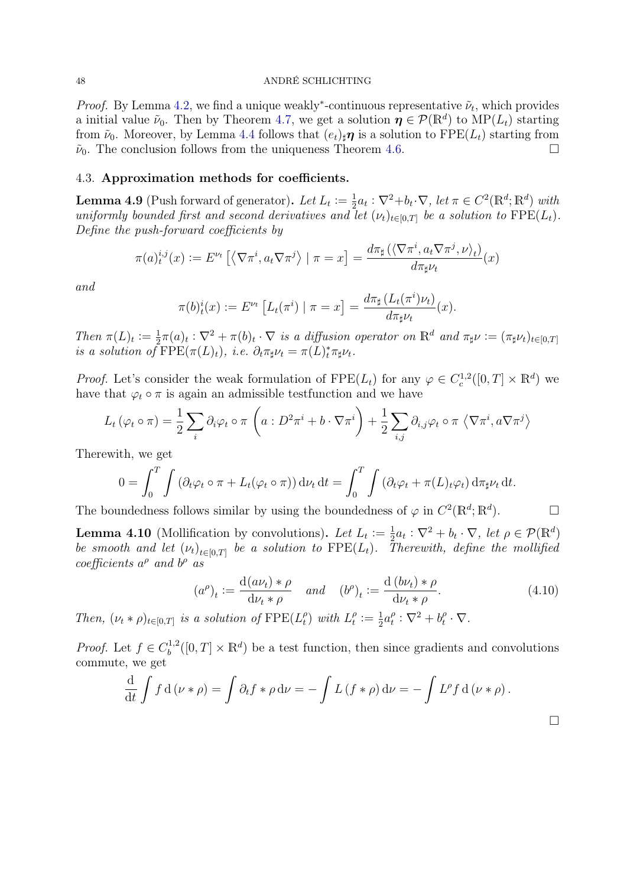*Proof.* By Lemma 4.2, we find a unique weakly$^*$-continuous representative $\tilde{\nu}_t$, which provides a initial value $\tilde{\nu}_0$. Then by Theorem 4.7, we get a solution $\boldsymbol{\eta} \in \mathcal{P}(\mathbb{R}^d)$ to $\mathrm{MP}(L_t)$ starting from $\tilde{\nu}_0$. Moreover, by Lemma 4.4 follows that $(e_t)_\sharp \boldsymbol{\eta}$ is a solution to $\mathrm{FPE}(L_t)$ starting from $\tilde{\nu}_0$. The conclusion follows from the uniqueness Theorem 4.6. $\square$

### 4.3. **Approximation methods for coefficients.**

**Lemma 4.9** (Push forward of generator)**.** *Let $L_t := \frac{1}{2} a_t : \nabla^2 + b_t \cdot \nabla$, let $\pi \in C^2(\mathbb{R}^d;\mathbb{R}^d)$ with uniformly bounded first and second derivatives and let $(\nu_t)_{t\in[0,T]}$ be a solution to $\mathrm{FPE}(L_t)$. Define the push-forward coefficients by*

$$\pi(a)^{i,j}_t(x) := E^{\nu_t}\left[\left\langle \nabla \pi^i, a_t \nabla \pi^j \right\rangle \mid \pi = x\right] = \frac{d\pi_\sharp\left(\langle \nabla \pi^i, a_t \nabla \pi^j, \nu\rangle_t\right)}{d\pi_\sharp \nu_t}(x)$$

*and*

$$\pi(b)^i_t(x) := E^{\nu_t}\left[L_t(\pi^i) \mid \pi = x\right] = \frac{d\pi_\sharp\left(L_t(\pi^i)\nu_t\right)}{d\pi_\sharp \nu_t}(x).$$

*Then $\pi(L)_t := \frac{1}{2}\pi(a)_t : \nabla^2 + \pi(b)_t \cdot \nabla$ is a diffusion operator on $\mathbb{R}^d$ and $\pi_\sharp \nu := (\pi_\sharp \nu_t)_{t\in[0,T]}$ is a solution of $\mathrm{FPE}(\pi(L)_t)$, i.e. $\partial_t \pi_\sharp \nu_t = \pi(L)^*_t \pi_\sharp \nu_t$.*

*Proof.* Let's consider the weak formulation of $\mathrm{FPE}(L_t)$ for any $\varphi \in C^{1,2}_c([0,T]\times\mathbb{R}^d)$ we have that $\varphi_t \circ \pi$ is again an admissible testfunction and we have

$$L_t\left(\varphi_t \circ \pi\right) = \frac{1}{2}\sum_i \partial_i \varphi_t \circ \pi \,\left(a : D^2\pi^i + b\cdot \nabla \pi^i\right) + \frac{1}{2}\sum_{i,j} \partial_{i,j}\varphi_t \circ \pi \,\left\langle \nabla \pi^i, a \nabla \pi^j\right\rangle$$

Therewith, we get

$$0 = \int_0^T \int \left(\partial_t \varphi_t \circ \pi + L_t(\varphi_t \circ \pi)\right) \mathrm{d}\nu_t \,\mathrm{d}t = \int_0^T \int \left(\partial_t \varphi_t + \pi(L)_t \varphi_t\right) \mathrm{d}\pi_\sharp \nu_t \,\mathrm{d}t.$$

The boundedness follows similar by using the boundedness of $\varphi$ in $C^2(\mathbb{R}^d;\mathbb{R}^d)$. $\square$

**Lemma 4.10** (Mollification by convolutions)**.** *Let $L_t := \frac{1}{2} a_t : \nabla^2 + b_t \cdot \nabla$, let $\rho \in \mathcal{P}(\mathbb{R}^d)$ be smooth and let $(\nu_t)_{t\in[0,T]}$ be a solution to $\mathrm{FPE}(L_t)$. Therewith, define the mollified coefficients $a^\rho$ and $b^\rho$ as*

$$(a^\rho)_t := \frac{\mathrm{d}(a\nu_t) * \rho}{\mathrm{d}\nu_t * \rho} \quad \text{and} \quad (b^\rho)_t := \frac{\mathrm{d}\,(b\nu_t)*\rho}{\mathrm{d}\nu_t * \rho}. \tag{4.10}$$

*Then, $(\nu_t * \rho)_{t\in[0,T]}$ is a solution of $\mathrm{FPE}(L^\rho_t)$ with $L^\rho_t := \frac{1}{2}a^\rho_t : \nabla^2 + b^\rho_t \cdot \nabla$.*

*Proof.* Let $f \in C^{1,2}_b([0,T]\times\mathbb{R}^d)$ be a test function, then since gradients and convolutions commute, we get

$$\frac{\mathrm{d}}{\mathrm{d}t}\int f \,\mathrm{d}\left(\nu * \rho\right) = \int \partial_t f * \rho \,\mathrm{d}\nu = -\int L\left(f * \rho\right)\mathrm{d}\nu = -\int L^\rho f \,\mathrm{d}\left(\nu * \rho\right).$$

$\square$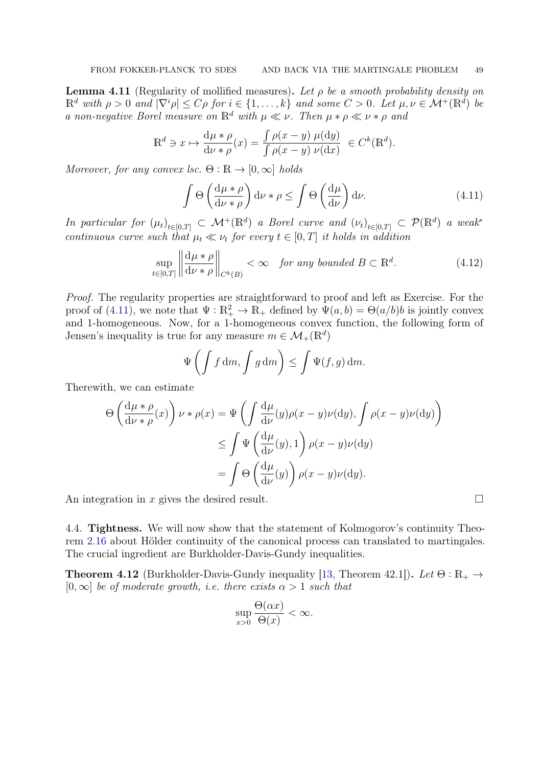**Lemma 4.11** (Regularity of mollified measures)**.** *Let $\rho$ be a smooth probability density on $\mathbb{R}^d$ with $\rho > 0$ and $|\nabla^i \rho| \leq C\rho$ for $i \in \{1, \dots, k\}$ and some $C > 0$. Let $\mu, \nu \in \mathcal{M}^+(\mathbb{R}^d)$ be a non-negative Borel measure on $\mathbb{R}^d$ with $\mu \ll \nu$. Then $\mu * \rho \ll \nu * \rho$ and*

$$\mathbb{R}^d \ni x \mapsto \frac{\mathrm{d}\mu * \rho}{\mathrm{d}\nu * \rho}(x) = \frac{\int \rho(x-y)\, \mu(\mathrm{d}y)}{\int \rho(x-y)\, \nu(\mathrm{d}x)} \in C^k(\mathbb{R}^d).$$

*Moreover, for any convex lsc. $\Theta : \mathbb{R} \to [0, \infty]$ holds*

$$\int \Theta\left(\frac{\mathrm{d}\mu * \rho}{\mathrm{d}\nu * \rho}\right) \mathrm{d}\nu * \rho \leq \int \Theta\left(\frac{\mathrm{d}\mu}{\mathrm{d}\nu}\right) \mathrm{d}\nu. \tag{4.11}$$

*In particular for $(\mu_t)_{t\in[0,T]} \subset \mathcal{M}^+(\mathbb{R}^d)$ a Borel curve and $(\nu_t)_{t\in[0,T]} \subset \mathcal{P}(\mathbb{R}^d)$ a weak\* continuous curve such that $\mu_t \ll \nu_t$ for every $t \in [0,T]$ it holds in addition*

$$\sup_{t\in[0,T]} \left\| \frac{\mathrm{d}\mu * \rho}{\mathrm{d}\nu * \rho} \right\|_{C^k(B)} < \infty \quad \text{for any bounded } B \subset \mathbb{R}^d. \tag{4.12}$$

*Proof.* The regularity properties are straightforward to proof and left as Exercise. For the proof of (4.11), we note that $\Psi : \mathbb{R}_+^2 \to \mathbb{R}_+$ defined by $\Psi(a,b) = \Theta(a/b)b$ is jointly convex and 1-homogeneous. Now, for a 1-homogeneous convex function, the following form of Jensen's inequality is true for any measure $m \in \mathcal{M}_+(\mathbb{R}^d)$

$$\Psi\left(\int f \,\mathrm{d}m, \int g \,\mathrm{d}m\right) \leq \int \Psi(f,g) \,\mathrm{d}m.$$

Therewith, we can estimate

$$\begin{aligned}
\Theta\left(\frac{\mathrm{d}\mu * \rho}{\mathrm{d}\nu * \rho}(x)\right) \nu * \rho(x) &= \Psi\left(\int \frac{\mathrm{d}\mu}{\mathrm{d}\nu}(y) \rho(x-y)\nu(\mathrm{d}y), \int \rho(x-y)\nu(\mathrm{d}y)\right) \\
&\leq \int \Psi\left(\frac{\mathrm{d}\mu}{\mathrm{d}\nu}(y), 1\right) \rho(x-y)\nu(\mathrm{d}y) \\
&= \int \Theta\left(\frac{\mathrm{d}\mu}{\mathrm{d}\nu}(y)\right) \rho(x-y)\nu(\mathrm{d}y).
\end{aligned}$$

An integration in $x$ gives the desired result. $\square$

4.4. **Tightness.** We will now show that the statement of Kolmogorov's continuity Theorem 2.16 about Hölder continuity of the canonical process can translated to martingales. The crucial ingredient are Burkholder-Davis-Gundy inequalities.

**Theorem 4.12** (Burkholder-Davis-Gundy inequality [13, Theorem 42.1])**.** *Let $\Theta : \mathbb{R}_+ \to [0, \infty]$ be of moderate growth, i.e. there exists $\alpha > 1$ such that*

$$\sup_{x>0} \frac{\Theta(\alpha x)}{\Theta(x)} < \infty.$$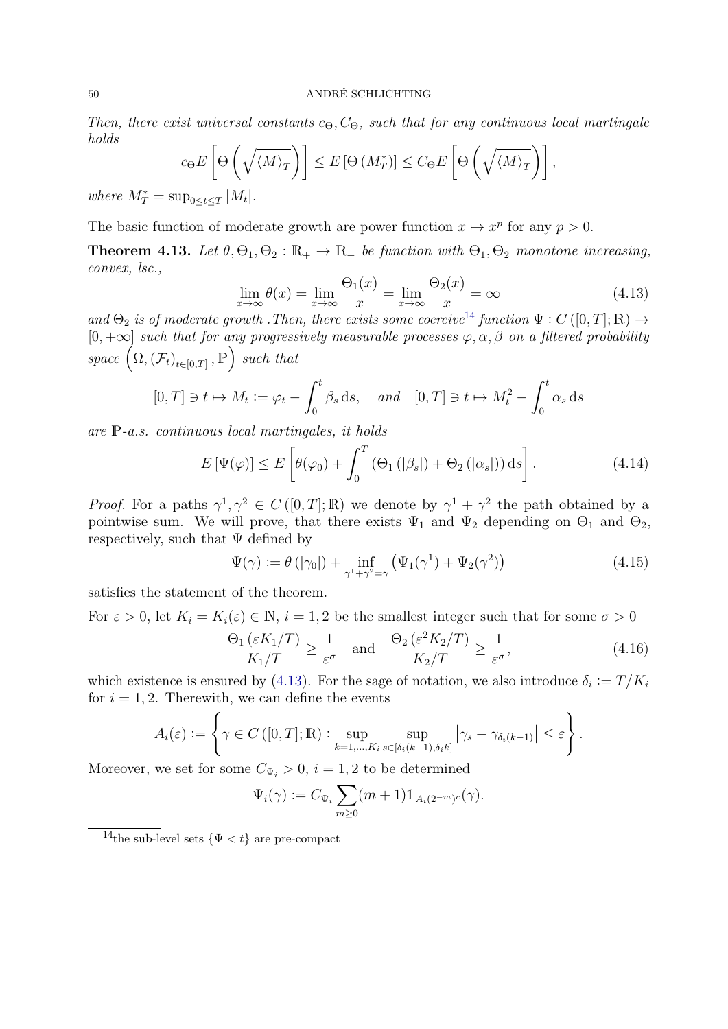*Then, there exist universal constants $c_\Theta, C_\Theta$, such that for any continuous local martingale holds*

$$c_\Theta E\left[\Theta\left(\sqrt{\langle M\rangle_T}\right)\right] \le E\left[\Theta\left(M_T^*\right)\right] \le C_\Theta E\left[\Theta\left(\sqrt{\langle M\rangle_T}\right)\right],$$

*where $M_T^* = \sup_{0\le t\le T}|M_t|$.*

The basic function of moderate growth are power function $x \mapsto x^p$ for any $p > 0$.

**Theorem 4.13.** *Let $\theta, \Theta_1, \Theta_2 : \mathbb{R}_+ \to \mathbb{R}_+$ be function with $\Theta_1, \Theta_2$ monotone increasing, convex, lsc.,*

$$\lim_{x\to\infty}\theta(x) = \lim_{x\to\infty}\frac{\Theta_1(x)}{x} = \lim_{x\to\infty}\frac{\Theta_2(x)}{x} = \infty \tag{4.13}$$

*and $\Theta_2$ is of moderate growth .Then, there exists some coercive[14] function $\Psi : C([0,T];\mathbb{R}) \to [0,+\infty]$ such that for any progressively measurable processes $\varphi, \alpha, \beta$ on a filtered probability space $\left(\Omega, (\mathcal{F}_t)_{t\in[0,T]}, \mathbb{P}\right)$ such that*

$$[0,T] \ni t \mapsto M_t := \varphi_t - \int_0^t \beta_s \,\mathrm{d}s, \quad \textit{and} \quad [0,T] \ni t \mapsto M_t^2 - \int_0^t \alpha_s \,\mathrm{d}s$$

*are $\mathbb{P}$-a.s. continuous local martingales, it holds*

$$E\left[\Psi(\varphi)\right] \le E\left[\theta(\varphi_0) + \int_0^T \left(\Theta_1\left(|\beta_s|\right) + \Theta_2\left(|\alpha_s|\right)\right)\mathrm{d}s\right]. \tag{4.14}$$

*Proof.* For a paths $\gamma^1, \gamma^2 \in C([0,T];\mathbb{R})$ we denote by $\gamma^1 + \gamma^2$ the path obtained by a pointwise sum. We will prove, that there exists $\Psi_1$ and $\Psi_2$ depending on $\Theta_1$ and $\Theta_2$, respectively, such that $\Psi$ defined by

$$\Psi(\gamma) := \theta\left(|\gamma_0|\right) + \inf_{\gamma^1+\gamma^2=\gamma}\left(\Psi_1(\gamma^1) + \Psi_2(\gamma^2)\right) \tag{4.15}$$

satisfies the statement of the theorem.

For $\varepsilon > 0$, let $K_i = K_i(\varepsilon) \in \mathbb{N}$, $i = 1,2$ be the smallest integer such that for some $\sigma > 0$

$$\frac{\Theta_1\left(\varepsilon K_1/T\right)}{K_1/T} \ge \frac{1}{\varepsilon^\sigma} \quad \text{and} \quad \frac{\Theta_2\left(\varepsilon^2 K_2/T\right)}{K_2/T} \ge \frac{1}{\varepsilon^\sigma}, \tag{4.16}$$

which existence is ensured by (4.13). For the sage of notation, we also introduce $\delta_i := T/K_i$ for $i = 1,2$. Therewith, we can define the events

$$A_i(\varepsilon) := \left\{\gamma \in C([0,T];\mathbb{R}) : \sup_{k=1,\dots,K_i}\sup_{s\in[\delta_i(k-1),\delta_i k]}\left|\gamma_s - \gamma_{\delta_i(k-1)}\right| \le \varepsilon\right\}.$$

Moreover, we set for some $C_{\Psi_i} > 0$, $i = 1,2$ to be determined

$$\Psi_i(\gamma) := C_{\Psi_i}\sum_{m\ge 0}(m+1)\mathbb{1}_{A_i(2^{-m})^c}(\gamma).$$

[14] the sub-level sets $\{\Psi < t\}$ are pre-compact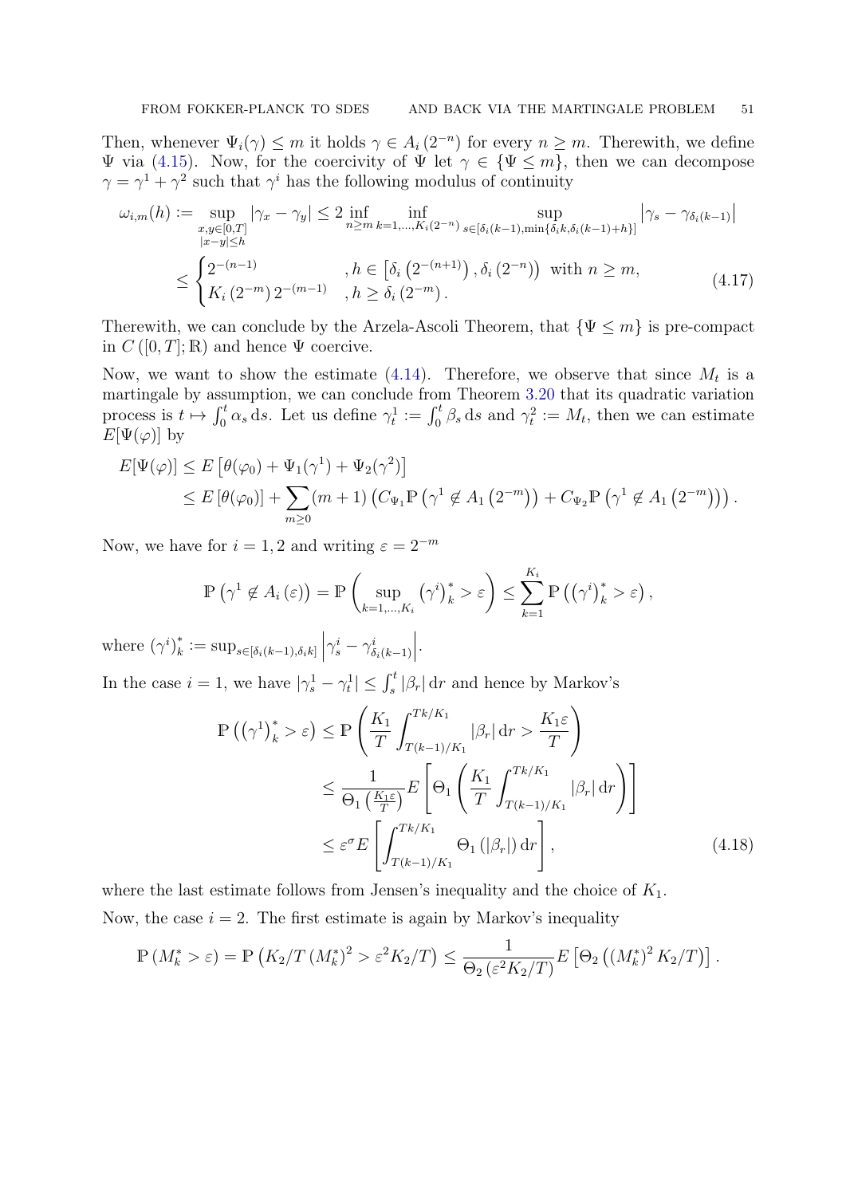Then, whenever $\Psi_i(\gamma) \le m$ it holds $\gamma \in A_i(2^{-n})$ for every $n \ge m$. Therewith, we define $\Psi$ via (4.15). Now, for the coercivity of $\Psi$ let $\gamma \in \{\Psi \le m\}$, then we can decompose $\gamma = \gamma^1 + \gamma^2$ such that $\gamma^i$ has the following modulus of continuity

$$
\begin{aligned}
\omega_{i,m}(h) &:= \sup_{\substack{x,y \in [0,T] \\ |x-y| \le h}} |\gamma_x - \gamma_y| \le 2 \inf_{n \ge m} \inf_{k=1,\dots,K_i(2^{-n})} \sup_{s \in [\delta_i(k-1), \min\{\delta_i k, \delta_i(k-1)+h\}]} \left|\gamma_s - \gamma_{\delta_i(k-1)}\right| \\
&\le \begin{cases} 2^{-(n-1)} & , h \in \left[\delta_i\left(2^{-(n+1)}\right), \delta_i\left(2^{-n}\right)\right) \text{ with } n \ge m, \\ K_i\left(2^{-m}\right) 2^{-(m-1)} & , h \ge \delta_i\left(2^{-m}\right). \end{cases}
\end{aligned}
\tag{4.17}
$$

Therewith, we can conclude by the Arzela-Ascoli Theorem, that $\{\Psi \le m\}$ is pre-compact in $C([0,T];\mathbb{R})$ and hence $\Psi$ coercive.

Now, we want to show the estimate (4.14). Therefore, we observe that since $M_t$ is a martingale by assumption, we can conclude from Theorem 3.20 that its quadratic variation process is $t \mapsto \int_0^t \alpha_s \,\mathrm{d}s$. Let us define $\gamma_t^1 := \int_0^t \beta_s \,\mathrm{d}s$ and $\gamma_t^2 := M_t$, then we can estimate $E[\Psi(\varphi)]$ by

$$
\begin{aligned}
E[\Psi(\varphi)] &\le E\left[\theta(\varphi_0) + \Psi_1(\gamma^1) + \Psi_2(\gamma^2)\right] \\
&\le E\left[\theta(\varphi_0)\right] + \sum_{m \ge 0} (m+1)\left(C_{\Psi_1} \mathbb{P}\left(\gamma^1 \notin A_1\left(2^{-m}\right)\right) + C_{\Psi_2} \mathbb{P}\left(\gamma^1 \notin A_1\left(2^{-m}\right)\right)\right).
\end{aligned}
$$

Now, we have for $i = 1, 2$ and writing $\varepsilon = 2^{-m}$

$$
\mathbb{P}\left(\gamma^1 \notin A_i(\varepsilon)\right) = \mathbb{P}\left(\sup_{k=1,\dots,K_i} \left(\gamma^i\right)_k^* > \varepsilon\right) \le \sum_{k=1}^{K_i} \mathbb{P}\left(\left(\gamma^i\right)_k^* > \varepsilon\right),
$$

where $(\gamma^i)_k^* := \sup_{s \in [\delta_i(k-1), \delta_i k]} \left|\gamma_s^i - \gamma_{\delta_i(k-1)}^i\right|$.

In the case $i = 1$, we have $|\gamma_s^1 - \gamma_t^1| \le \int_s^t |\beta_r| \,\mathrm{d}r$ and hence by Markov's

$$
\begin{aligned}
\mathbb{P}\left(\left(\gamma^1\right)_k^* > \varepsilon\right) &\le \mathbb{P}\left(\frac{K_1}{T} \int_{T(k-1)/K_1}^{Tk/K_1} |\beta_r| \,\mathrm{d}r > \frac{K_1 \varepsilon}{T}\right) \\
&\le \frac{1}{\Theta_1\left(\frac{K_1 \varepsilon}{T}\right)} E\left[\Theta_1\left(\frac{K_1}{T} \int_{T(k-1)/K_1}^{Tk/K_1} |\beta_r| \,\mathrm{d}r\right)\right] \\
&\le \varepsilon^\sigma E\left[\int_{T(k-1)/K_1}^{Tk/K_1} \Theta_1\left(|\beta_r|\right) \mathrm{d}r\right],
\end{aligned}
\tag{4.18}
$$

where the last estimate follows from Jensen's inequality and the choice of $K_1$.

Now, the case $i = 2$. The first estimate is again by Markov's inequality

$$
\mathbb{P}\left(M_k^* > \varepsilon\right) = \mathbb{P}\left(K_2/T \left(M_k^*\right)^2 > \varepsilon^2 K_2/T\right) \le \frac{1}{\Theta_2\left(\varepsilon^2 K_2/T\right)} E\left[\Theta_2\left(\left(M_k^*\right)^2 K_2/T\right)\right].
$$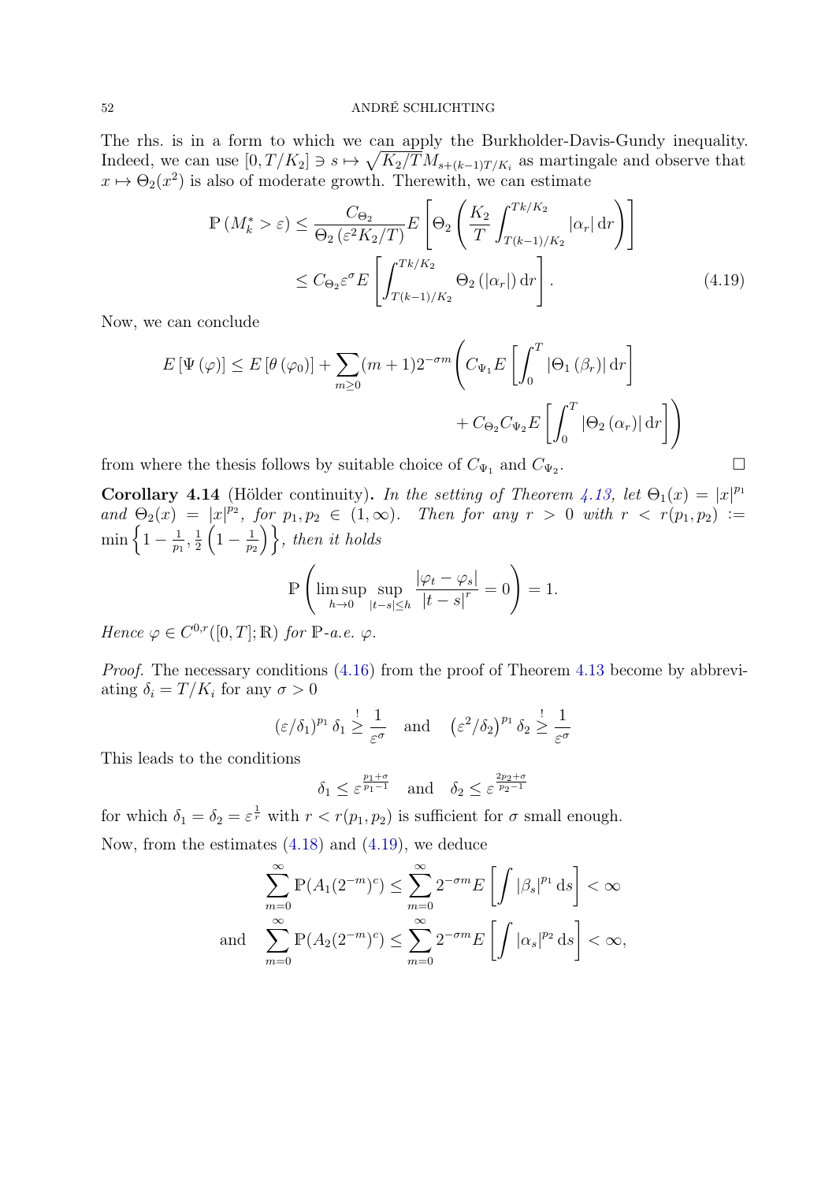The rhs. is in a form to which we can apply the Burkholder-Davis-Gundy inequality. Indeed, we can use $[0,T/K_2] \ni s \mapsto \sqrt{K_2/T} M_{s+(k-1)T/K_i}$ as martingale and observe that $x \mapsto \Theta_2(x^2)$ is also of moderate growth. Therewith, we can estimate

$$
\begin{aligned}
\mathbb{P}\left(M_k^* > \varepsilon\right) &\leq \frac{C_{\Theta_2}}{\Theta_2\left(\varepsilon^2 K_2/T\right)} E\left[\Theta_2\left(\frac{K_2}{T}\int_{T(k-1)/K_2}^{Tk/K_2} |\alpha_r| \,\mathrm{d}r\right)\right] \\
&\leq C_{\Theta_2} \varepsilon^{\sigma} E\left[\int_{T(k-1)/K_2}^{Tk/K_2} \Theta_2\left(|\alpha_r|\right) \mathrm{d}r\right]. \qquad (4.19)
\end{aligned}
$$

Now, we can conclude

$$
\begin{aligned}
E\left[\Psi\left(\varphi\right)\right] \leq E\left[\theta\left(\varphi_0\right)\right] + \sum_{m\geq 0} (m+1) 2^{-\sigma m} \Bigg( & C_{\Psi_1} E\left[\int_0^T \left|\Theta_1\left(\beta_r\right)\right| \mathrm{d}r\right] \\
& + C_{\Theta_2} C_{\Psi_2} E\left[\int_0^T \left|\Theta_2\left(\alpha_r\right)\right| \mathrm{d}r\right]\Bigg)
\end{aligned}
$$

from where the thesis follows by suitable choice of $C_{\Psi_1}$ and $C_{\Psi_2}$. □

**Corollary 4.14** (Hölder continuity)**.** *In the setting of Theorem 4.13, let $\Theta_1(x) = |x|^{p_1}$ and $\Theta_2(x) = |x|^{p_2}$, for $p_1, p_2 \in (1,\infty)$. Then for any $r > 0$ with $r < r(p_1,p_2) := \min\left\{1 - \frac{1}{p_1}, \frac{1}{2}\left(1-\frac{1}{p_2}\right)\right\}$, then it holds*

$$
\mathbb{P}\left(\limsup_{h\to 0} \sup_{|t-s|\leq h} \frac{|\varphi_t - \varphi_s|}{|t-s|^r} = 0\right) = 1.
$$

*Hence $\varphi \in C^{0,r}([0,T];\mathbb{R})$ for $\mathbb{P}$-a.e. $\varphi$.*

*Proof.* The necessary conditions (4.16) from the proof of Theorem 4.13 become by abbreviating $\delta_i = T/K_i$ for any $\sigma > 0$

$$
\left(\varepsilon/\delta_1\right)^{p_1} \delta_1 \overset{!}{\geq} \frac{1}{\varepsilon^{\sigma}} \quad \text{and} \quad \left(\varepsilon^2/\delta_2\right)^{p_1} \delta_2 \overset{!}{\geq} \frac{1}{\varepsilon^{\sigma}}
$$

This leads to the conditions

$$
\delta_1 \leq \varepsilon^{\frac{p_1+\sigma}{p_1-1}} \quad \text{and} \quad \delta_2 \leq \varepsilon^{\frac{2p_2+\sigma}{p_2-1}}
$$

for which $\delta_1 = \delta_2 = \varepsilon^{\frac{1}{r}}$ with $r < r(p_1,p_2)$ is sufficient for $\sigma$ small enough.

Now, from the estimates (4.18) and (4.19), we deduce

$$
\begin{aligned}
\sum_{m=0}^{\infty} \mathbb{P}(A_1(2^{-m})^c) &\leq \sum_{m=0}^{\infty} 2^{-\sigma m} E\left[\int |\beta_s|^{p_1} \,\mathrm{d}s\right] < \infty \\
\text{and} \quad \sum_{m=0}^{\infty} \mathbb{P}(A_2(2^{-m})^c) &\leq \sum_{m=0}^{\infty} 2^{-\sigma m} E\left[\int |\alpha_s|^{p_2} \,\mathrm{d}s\right] < \infty,
\end{aligned}
$$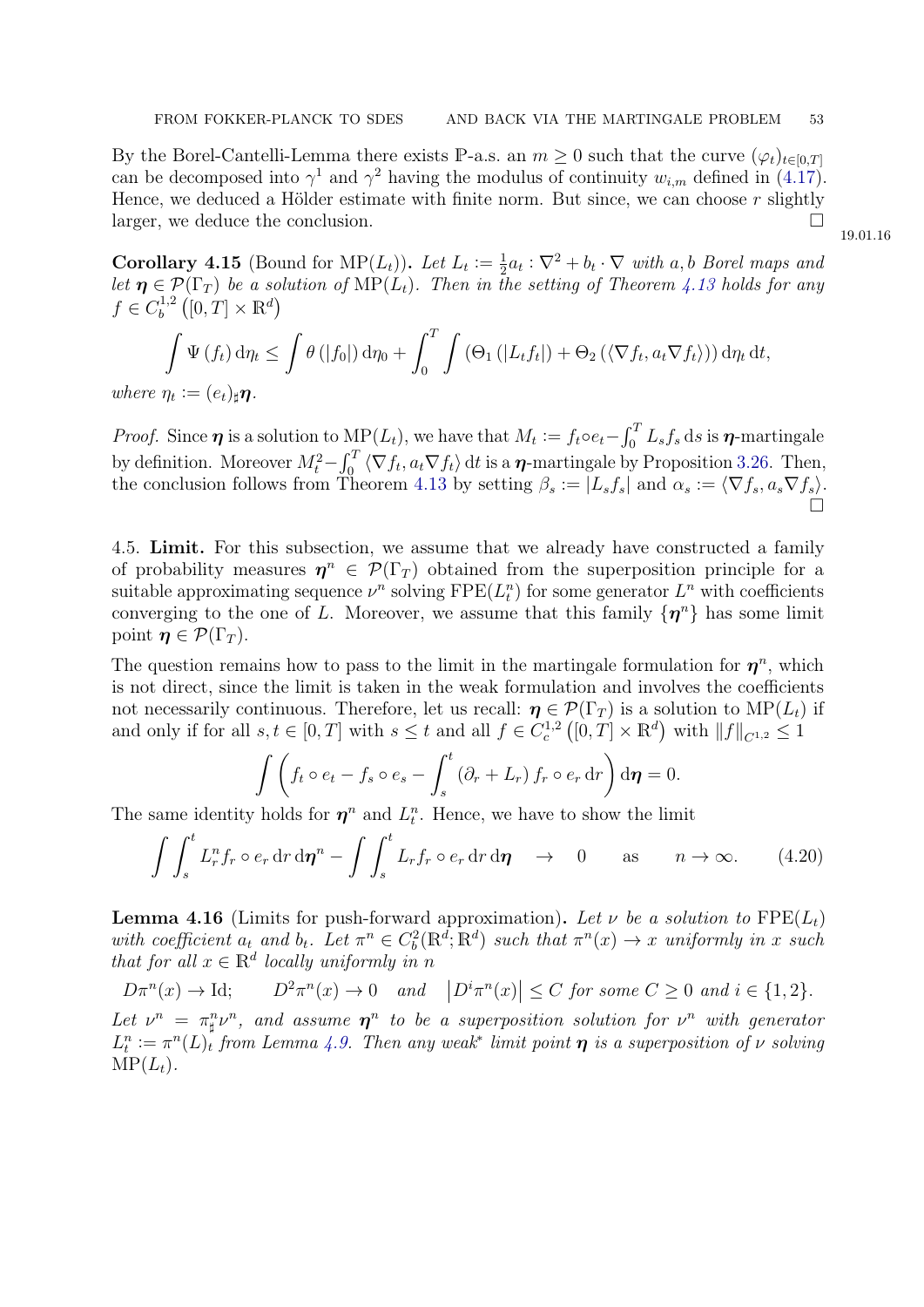By the Borel-Cantelli-Lemma there exists $\mathbb{P}$-a.s. an $m \geq 0$ such that the curve $(\varphi_t)_{t\in[0,T]}$ can be decomposed into $\gamma^1$ and $\gamma^2$ having the modulus of continuity $w_{i,m}$ defined in (4.17). Hence, we deduced a Hölder estimate with finite norm. But since, we can choose $r$ slightly larger, we deduce the conclusion. $\square$

19.01.16

**Corollary 4.15** (Bound for $\mathrm{MP}(L_t)$)**.** *Let $L_t := \frac{1}{2}a_t : \nabla^2 + b_t \cdot \nabla$ with $a, b$ Borel maps and let $\boldsymbol{\eta} \in \mathcal{P}(\Gamma_T)$ be a solution of $\mathrm{MP}(L_t)$. Then in the setting of Theorem 4.13 holds for any $f \in C_b^{1,2}\left([0,T]\times\mathbb{R}^d\right)$*

$$\int \Psi\left(f_t\right) \mathrm{d}\eta_t \leq \int \theta\left(|f_0|\right) \mathrm{d}\eta_0 + \int_0^T \int \left(\Theta_1\left(|L_t f_t|\right) + \Theta_2\left(\langle \nabla f_t, a_t \nabla f_t\rangle\right)\right) \mathrm{d}\eta_t \,\mathrm{d}t,$$

*where $\eta_t := (e_t)_\sharp \boldsymbol{\eta}$.*

*Proof.* Since $\boldsymbol{\eta}$ is a solution to $\mathrm{MP}(L_t)$, we have that $M_t := f_t \circ e_t - \int_0^T L_s f_s \,\mathrm{d}s$ is $\boldsymbol{\eta}$-martingale by definition. Moreover $M_t^2 - \int_0^T \langle \nabla f_t, a_t \nabla f_t\rangle \,\mathrm{d}t$ is a $\boldsymbol{\eta}$-martingale by Proposition 3.26. Then, the conclusion follows from Theorem 4.13 by setting $\beta_s := |L_s f_s|$ and $\alpha_s := \langle \nabla f_s, a_s \nabla f_s\rangle$. $\square$

4.5. **Limit.** For this subsection, we assume that we already have constructed a family of probability measures $\boldsymbol{\eta}^n \in \mathcal{P}(\Gamma_T)$ obtained from the superposition principle for a suitable approximating sequence $\nu^n$ solving $\mathrm{FPE}(L_t^n)$ for some generator $L^n$ with coefficients converging to the one of $L$. Moreover, we assume that this family $\{\boldsymbol{\eta}^n\}$ has some limit point $\boldsymbol{\eta} \in \mathcal{P}(\Gamma_T)$.

The question remains how to pass to the limit in the martingale formulation for $\boldsymbol{\eta}^n$, which is not direct, since the limit is taken in the weak formulation and involves the coefficients not necessarily continuous. Therefore, let us recall: $\boldsymbol{\eta} \in \mathcal{P}(\Gamma_T)$ is a solution to $\mathrm{MP}(L_t)$ if and only if for all $s, t \in [0,T]$ with $s \leq t$ and all $f \in C_c^{1,2}\left([0,T]\times\mathbb{R}^d\right)$ with $\|f\|_{C^{1,2}} \leq 1$

$$\int \left(f_t \circ e_t - f_s \circ e_s - \int_s^t \left(\partial_r + L_r\right) f_r \circ e_r \,\mathrm{d}r\right) \mathrm{d}\boldsymbol{\eta} = 0.$$

The same identity holds for $\boldsymbol{\eta}^n$ and $L_t^n$. Hence, we have to show the limit

$$\int \int_s^t L_r^n f_r \circ e_r \,\mathrm{d}r \,\mathrm{d}\boldsymbol{\eta}^n - \int \int_s^t L_r f_r \circ e_r \,\mathrm{d}r \,\mathrm{d}\boldsymbol{\eta} \quad \to \quad 0 \qquad \text{as} \qquad n \to \infty. \tag{4.20}$$

**Lemma 4.16** (Limits for push-forward approximation)**.** *Let $\nu$ be a solution to $\mathrm{FPE}(L_t)$ with coefficient $a_t$ and $b_t$. Let $\pi^n \in C_b^2(\mathbb{R}^d;\mathbb{R}^d)$ such that $\pi^n(x) \to x$ uniformly in $x$ such that for all $x \in \mathbb{R}^d$ locally uniformly in $n$*

$$D\pi^n(x) \to \mathrm{Id}; \qquad D^2\pi^n(x) \to 0 \quad \text{and} \quad \left|D^i \pi^n(x)\right| \leq C \text{ for some } C \geq 0 \text{ and } i \in \{1,2\}.$$

*Let $\nu^n = \pi_\sharp^n \nu^n$, and assume $\boldsymbol{\eta}^n$ to be a superposition solution for $\nu^n$ with generator $L_t^n := \pi^n(L)_t$ from Lemma 4.9. Then any weak\* limit point $\boldsymbol{\eta}$ is a superposition of $\nu$ solving $\mathrm{MP}(L_t)$.*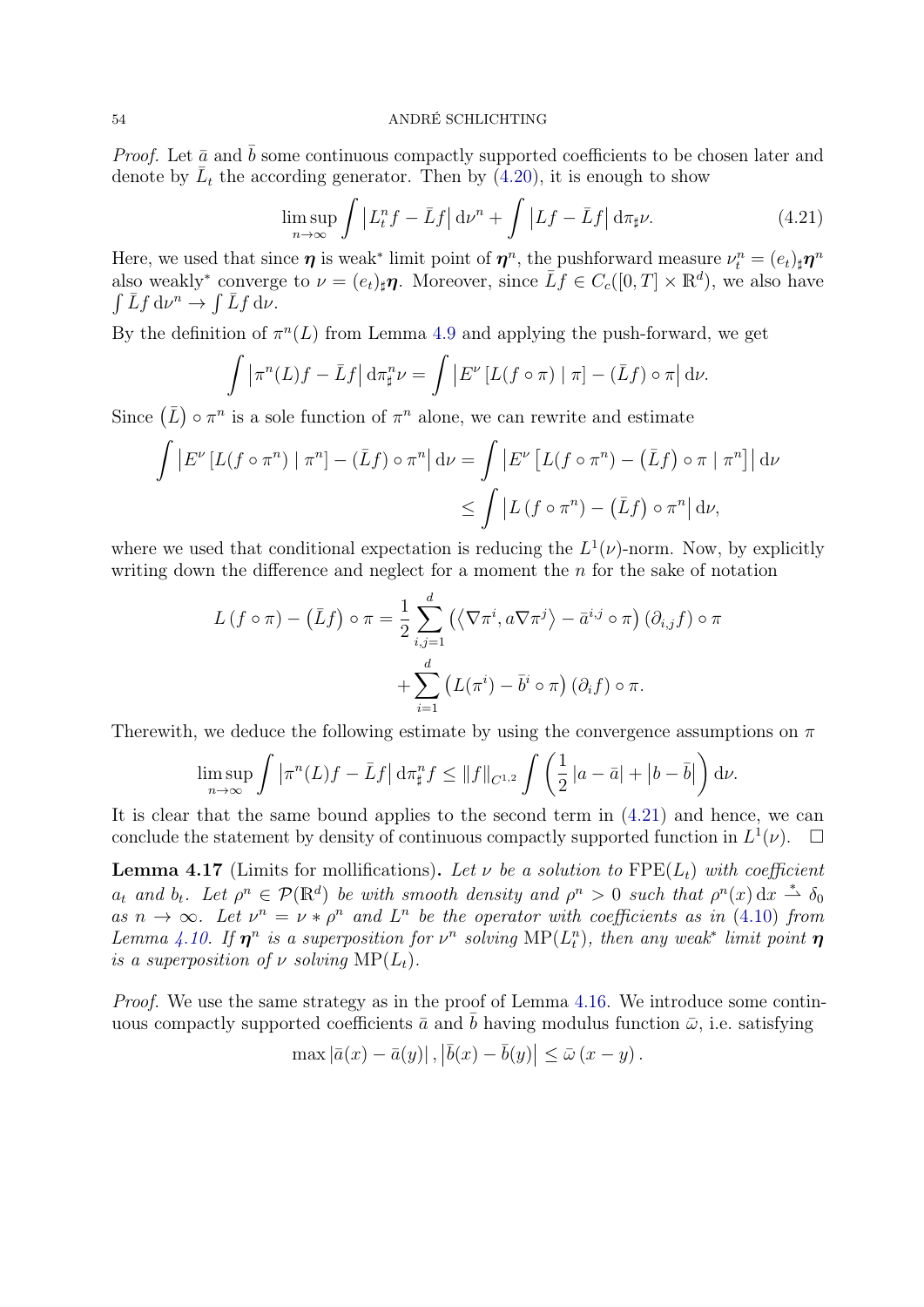*Proof.* Let $\bar{a}$ and $\bar{b}$ some continuous compactly supported coefficients to be chosen later and denote by $\bar{L}_t$ the according generator. Then by (4.20), it is enough to show

$$\limsup_{n\to\infty} \int \left|L_t^n f - \bar{L} f\right| \mathrm{d}\nu^n + \int \left|L f - \bar{L} f\right| \mathrm{d}\pi_\sharp \nu. \tag{4.21}$$

Here, we used that since $\boldsymbol{\eta}$ is weak$^*$ limit point of $\boldsymbol{\eta}^n$, the pushforward measure $\nu_t^n = (e_t)_\sharp \boldsymbol{\eta}^n$ also weakly$^*$ converge to $\nu = (e_t)_\sharp \boldsymbol{\eta}$. Moreover, since $\bar{L} f \in C_c([0,T]\times \mathbb{R}^d)$, we also have $\int \bar{L} f \,\mathrm{d}\nu^n \to \int \bar{L} f \,\mathrm{d}\nu$.

By the definition of $\pi^n(L)$ from Lemma 4.9 and applying the push-forward, we get

$$\int \left|\pi^n(L) f - \bar{L} f\right| \mathrm{d}\pi^n_\sharp \nu = \int \left| E^\nu\left[L(f\circ \pi) \mid \pi\right] - (\bar{L} f)\circ \pi\right| \mathrm{d}\nu.$$

Since $\left(\bar{L}\right)\circ \pi^n$ is a sole function of $\pi^n$ alone, we can rewrite and estimate

$$\begin{aligned}
\int \left| E^\nu\left[L(f\circ \pi^n) \mid \pi^n\right] - (\bar{L} f)\circ \pi^n\right| \mathrm{d}\nu &= \int \left| E^\nu\left[L(f\circ \pi^n) - \left(\bar{L} f\right)\circ \pi \mid \pi^n\right]\right| \mathrm{d}\nu \\
&\le \int \left| L\left(f\circ \pi^n\right) - \left(\bar{L} f\right)\circ \pi^n\right| \mathrm{d}\nu,
\end{aligned}$$

where we used that conditional expectation is reducing the $L^1(\nu)$-norm. Now, by explicitly writing down the difference and neglect for a moment the $n$ for the sake of notation

$$\begin{aligned}
L\left(f\circ \pi\right) - \left(\bar{L} f\right)\circ \pi &= \frac{1}{2}\sum_{i,j=1}^d \left(\left\langle \nabla \pi^i, a \nabla \pi^j\right\rangle - \bar{a}^{i,j}\circ \pi\right)\left(\partial_{i,j} f\right)\circ \pi \\
&\quad + \sum_{i=1}^d \left(L(\pi^i) - \bar{b}^i \circ \pi\right)\left(\partial_i f\right)\circ \pi.
\end{aligned}$$

Therewith, we deduce the following estimate by using the convergence assumptions on $\pi$

$$\limsup_{n\to\infty} \int \left|\pi^n(L) f - \bar{L} f\right| \mathrm{d}\pi^n_\sharp f \le \|f\|_{C^{1,2}} \int \left(\frac{1}{2}\left|a - \bar{a}\right| + \left|b - \bar{b}\right|\right) \mathrm{d}\nu.$$

It is clear that the same bound applies to the second term in (4.21) and hence, we can conclude the statement by density of continuous compactly supported function in $L^1(\nu)$. $\square$

**Lemma 4.17** (Limits for mollifications)**.** *Let $\nu$ be a solution to* $\mathrm{FPE}(L_t)$ *with coefficient $a_t$ and $b_t$. Let $\rho^n \in \mathcal{P}(\mathbb{R}^d)$ be with smooth density and $\rho^n > 0$ such that $\rho^n(x)\,\mathrm{d}x \overset{*}{\rightharpoonup} \delta_0$ as $n\to\infty$. Let $\nu^n = \nu * \rho^n$ and $L^n$ be the operator with coefficients as in (4.10) from Lemma 4.10. If $\boldsymbol{\eta}^n$ is a superposition for $\nu^n$ solving $\mathrm{MP}(L_t^n)$, then any weak$^*$ limit point $\boldsymbol{\eta}$ is a superposition of $\nu$ solving $\mathrm{MP}(L_t)$.*

*Proof.* We use the same strategy as in the proof of Lemma 4.16. We introduce some continuous compactly supported coefficients $\bar{a}$ and $\bar{b}$ having modulus function $\bar{\omega}$, i.e. satisfying

$$\max\left|\bar{a}(x) - \bar{a}(y)\right|, \left|\bar{b}(x) - \bar{b}(y)\right| \le \bar{\omega}\left(x - y\right).$$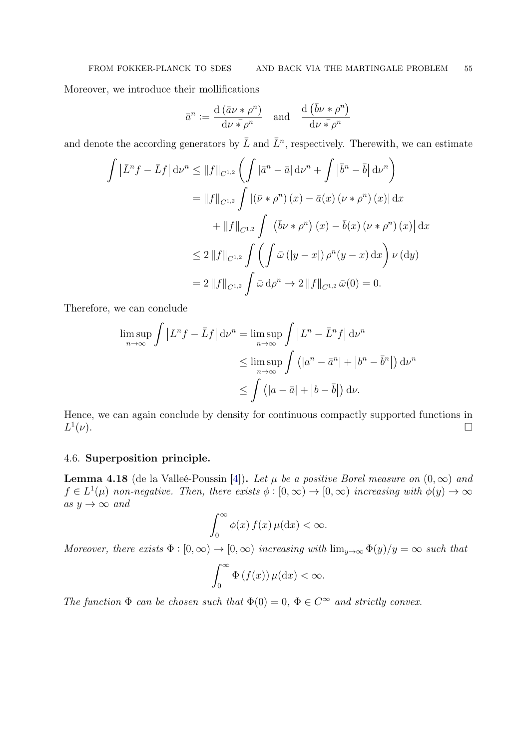Moreover, we introduce their mollifications

$$\bar{a}^n := \frac{\mathrm{d}\left(\bar{a}\nu * \rho^n\right)}{\mathrm{d}\nu \bar{*} \rho^n} \quad \text{and} \quad \frac{\mathrm{d}\left(\bar{b}\nu * \rho^n\right)}{\mathrm{d}\nu \bar{*} \rho^n}$$

and denote the according generators by $\bar{L}$ and $\bar{L}^n$, respectively. Therewith, we can estimate

$$\begin{aligned}
\int \left|\bar{L}^n f - \bar{L} f\right| \mathrm{d}\nu^n &\leq \|f\|_{C^{1,2}} \left( \int \left|\bar{a}^n - \bar{a}\right| \mathrm{d}\nu^n + \int \left|\bar{b}^n - \bar{b}\right| \mathrm{d}\nu^n \right) \\
&= \|f\|_{C^{1,2}} \int \left|\left(\bar{\nu} * \rho^n\right)(x) - \bar{a}(x)\left(\nu * \rho^n\right)(x)\right| \mathrm{d}x \\
&\quad + \|f\|_{C^{1,2}} \int \left|\left(\bar{b}\nu * \rho^n\right)(x) - \bar{b}(x)\left(\nu * \rho^n\right)(x)\right| \mathrm{d}x \\
&\leq 2\|f\|_{C^{1,2}} \int \left( \int \bar{\omega}\left(|y-x|\right) \rho^n(y-x)\, \mathrm{d}x \right) \nu\left(\mathrm{d}y\right) \\
&= 2\|f\|_{C^{1,2}} \int \bar{\omega}\, \mathrm{d}\rho^n \to 2\|f\|_{C^{1,2}}\, \bar{\omega}(0) = 0.
\end{aligned}$$

Therefore, we can conclude

$$\begin{aligned}
\limsup_{n\to\infty} \int \left|L^n f - \bar{L} f\right| \mathrm{d}\nu^n &= \limsup_{n\to\infty} \int \left|L^n - \bar{L}^n f\right| \mathrm{d}\nu^n \\
&\leq \limsup_{n\to\infty} \int \left(\left|a^n - \bar{a}^n\right| + \left|b^n - \bar{b}^n\right|\right) \mathrm{d}\nu^n \\
&\leq \int \left(\left|a - \bar{a}\right| + \left|b - \bar{b}\right|\right) \mathrm{d}\nu.
\end{aligned}$$

Hence, we can again conclude by density for continuous compactly supported functions in $L^1(\nu)$. ☐

### 4.6. Superposition principle.

**Lemma 4.18** (de la Valleé-Poussin [4])**.** *Let $\mu$ be a positive Borel measure on $(0,\infty)$ and $f \in L^1(\mu)$ non-negative. Then, there exists $\phi : [0,\infty) \to [0,\infty)$ increasing with $\phi(y) \to \infty$ as $y \to \infty$ and*

$$\int_0^\infty \phi(x)\, f(x)\, \mu(\mathrm{d}x) < \infty.$$

*Moreover, there exists $\Phi : [0,\infty) \to [0,\infty)$ increasing with $\lim_{y\to\infty} \Phi(y)/y = \infty$ such that*

$$\int_0^\infty \Phi\left(f(x)\right) \mu(\mathrm{d}x) < \infty.$$

*The function $\Phi$ can be chosen such that $\Phi(0) = 0$, $\Phi \in C^\infty$ and strictly convex.*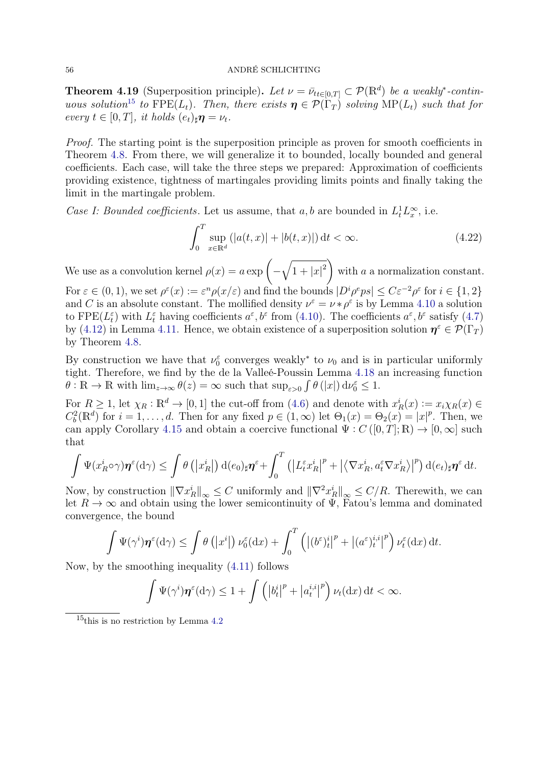**Theorem 4.19** (Superposition principle)**.** *Let $\nu = \bar{\nu}_{tt\in[0,T]} \subset \mathcal{P}(\mathbb{R}^d)$ be a weakly*-continuous solution*[15] *to* $\mathrm{FPE}(L_t)$*. Then, there exists $\boldsymbol{\eta} \in \mathcal{P}(\Gamma_T)$ solving* $\mathrm{MP}(L_t)$ *such that for every $t \in [0,T]$, it holds $(e_t)_\sharp \boldsymbol{\eta} = \nu_t$.*

*Proof.* The starting point is the superposition principle as proven for smooth coefficients in Theorem 4.8. From there, we will generalize it to bounded, locally bounded and general coefficients. Each case, will take the three steps we prepared: Approximation of coefficients providing existence, tightness of martingales providing limits points and finally taking the limit in the martingale problem.

*Case I: Bounded coefficients.* Let us assume, that $a, b$ are bounded in $L^1_t L^\infty_x$, i.e.

$$\int_0^T \sup_{x\in\mathbb{R}^d} \left(|a(t,x)| + |b(t,x)|\right) \mathrm{d}t < \infty. \tag{4.22}$$

We use as a convolution kernel $\rho(x) = a \exp\left(-\sqrt{1+|x|^2}\right)$ with $a$ a normalization constant. For $\varepsilon \in (0,1)$, we set $\rho^\varepsilon(x) := \varepsilon^n \rho(x/\varepsilon)$ and find the bounds $|D^i \rho^e ps| \leq C\varepsilon^{-2}\rho^\varepsilon$ for $i \in \{1,2\}$ and $C$ is an absolute constant. The mollified density $\nu^\varepsilon = \nu * \rho^\varepsilon$ is by Lemma 4.10 a solution to $\mathrm{FPE}(L^\varepsilon_t)$ with $L^\varepsilon_t$ having coefficients $a^\varepsilon, b^\varepsilon$ from (4.10). The coefficients $a^\varepsilon, b^\varepsilon$ satisfy (4.7) by (4.12) in Lemma 4.11. Hence, we obtain existence of a superposition solution $\boldsymbol{\eta}^\varepsilon \in \mathcal{P}(\Gamma_T)$ by Theorem 4.8.

By construction we have that $\nu^\varepsilon_0$ converges weakly* to $\nu_0$ and is in particular uniformly tight. Therefore, we find by the de la Valleé-Poussin Lemma 4.18 an increasing function $\theta : \mathbb{R} \to \mathbb{R}$ with $\lim_{z\to\infty} \theta(z) = \infty$ such that $\sup_{\varepsilon>0} \int \theta(|x|) \,\mathrm{d}\nu^\varepsilon_0 \leq 1$.

For $R \geq 1$, let $\chi_R : \mathbb{R}^d \to [0,1]$ the cut-off from (4.6) and denote with $x^i_R(x) := x_i \chi_R(x) \in C^2_b(\mathbb{R}^d)$ for $i = 1, \dots, d$. Then for any fixed $p \in (1,\infty)$ let $\Theta_1(x) = \Theta_2(x) = |x|^p$. Then, we can apply Corollary 4.15 and obtain a coercive functional $\Psi : C([0,T];\mathbb{R}) \to [0,\infty]$ such that

$$\int \Psi(x^i_R \circ \gamma)\boldsymbol{\eta}^\varepsilon(\mathrm{d}\gamma) \leq \int \theta\left(\left|x^i_R\right|\right) \mathrm{d}(e_0)_\sharp \boldsymbol{\eta}^\varepsilon + \int_0^T \left(\left|L^\varepsilon_t x^i_R\right|^p + \left|\left\langle \nabla x^i_R, a^\varepsilon_t \nabla x^i_R \right\rangle\right|^p\right) \mathrm{d}(e_t)_\sharp \boldsymbol{\eta}^\varepsilon \,\mathrm{d}t.$$

Now, by construction $\|\nabla x^i_R\|_\infty \leq C$ uniformly and $\|\nabla^2 x^i_R\|_\infty \leq C/R$. Therewith, we can let $R \to \infty$ and obtain using the lower semicontinuity of $\Psi$, Fatou's lemma and dominated convergence, the bound

$$\int \Psi(\gamma^i)\boldsymbol{\eta}^\varepsilon(\mathrm{d}\gamma) \leq \int \theta\left(\left|x^i\right|\right) \nu^\varepsilon_0(\mathrm{d}x) + \int_0^T \left(\left|(b^\varepsilon)^i_t\right|^p + \left|(a^\varepsilon)^{i,i}_t\right|^p\right) \nu^\varepsilon_t(\mathrm{d}x) \,\mathrm{d}t.$$

Now, by the smoothing inequality (4.11) follows

$$\int \Psi(\gamma^i)\boldsymbol{\eta}^\varepsilon(\mathrm{d}\gamma) \leq 1 + \int \left(\left|b^i_t\right|^p + \left|a^{i,i}_t\right|^p\right) \nu_t(\mathrm{d}x) \,\mathrm{d}t < \infty.$$

---

[15] this is no restriction by Lemma 4.2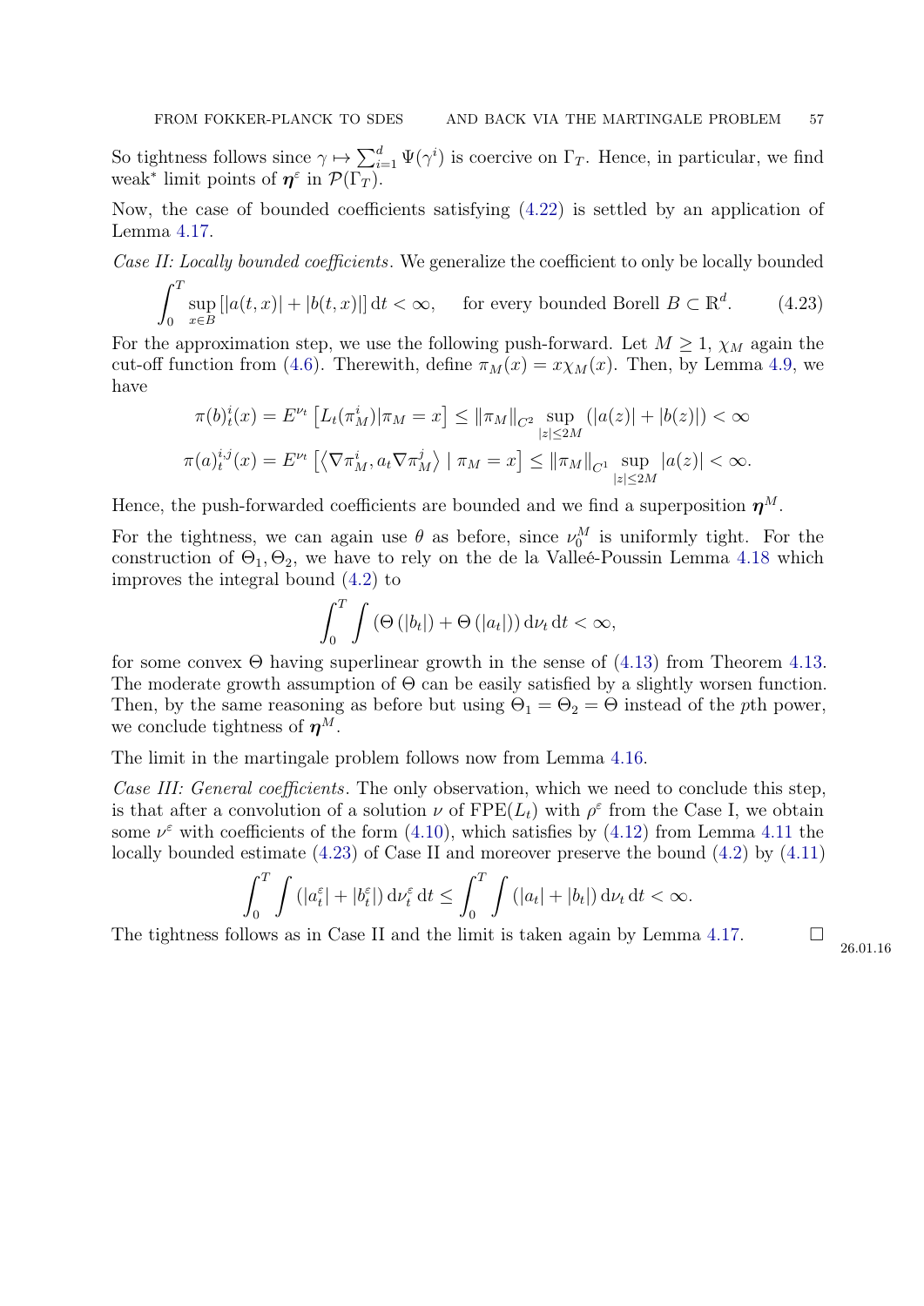So tightness follows since $\gamma \mapsto \sum_{i=1}^d \Psi(\gamma^i)$ is coercive on $\Gamma_T$. Hence, in particular, we find weak* limit points of $\boldsymbol{\eta}^\varepsilon$ in $\mathcal{P}(\Gamma_T)$.

Now, the case of bounded coefficients satisfying (4.22) is settled by an application of Lemma 4.17.

*Case II: Locally bounded coefficients.* We generalize the coefficient to only be locally bounded

$$\int_0^T \sup_{x\in B} \left[|a(t,x)| + |b(t,x)|\right] \mathrm{d}t < \infty, \qquad \text{for every bounded Borell } B \subset \mathbb{R}^d. \tag{4.23}$$

For the approximation step, we use the following push-forward. Let $M \geq 1$, $\chi_M$ again the cut-off function from (4.6). Therewith, define $\pi_M(x) = x\chi_M(x)$. Then, by Lemma 4.9, we have

$$\pi(b)_t^i(x) = E^{\nu_t}\left[L_t(\pi_M^i) | \pi_M = x\right] \leq \|\pi_M\|_{C^2} \sup_{|z|\leq 2M} \left(|a(z)| + |b(z)|\right) < \infty$$
$$\pi(a)_t^{i,j}(x) = E^{\nu_t}\left[\left\langle \nabla \pi_M^i, a_t \nabla \pi_M^j \right\rangle \mid \pi_M = x\right] \leq \|\pi_M\|_{C^1} \sup_{|z|\leq 2M} |a(z)| < \infty.$$

Hence, the push-forwarded coefficients are bounded and we find a superposition $\boldsymbol{\eta}^M$.

For the tightness, we can again use $\theta$ as before, since $\nu_0^M$ is uniformly tight. For the construction of $\Theta_1, \Theta_2$, we have to rely on the de la Valleé-Poussin Lemma 4.18 which improves the integral bound (4.2) to

$$\int_0^T \int \left(\Theta\left(|b_t|\right) + \Theta\left(|a_t|\right)\right) \mathrm{d}\nu_t \, \mathrm{d}t < \infty,$$

for some convex $\Theta$ having superlinear growth in the sense of (4.13) from Theorem 4.13. The moderate growth assumption of $\Theta$ can be easily satisfied by a slightly worsen function. Then, by the same reasoning as before but using $\Theta_1 = \Theta_2 = \Theta$ instead of the $p$th power, we conclude tightness of $\boldsymbol{\eta}^M$.

The limit in the martingale problem follows now from Lemma 4.16.

*Case III: General coefficients.* The only observation, which we need to conclude this step, is that after a convolution of a solution $\nu$ of $\mathrm{FPE}(L_t)$ with $\rho^\varepsilon$ from the Case I, we obtain some $\nu^\varepsilon$ with coefficients of the form (4.10), which satisfies by (4.12) from Lemma 4.11 the locally bounded estimate (4.23) of Case II and moreover preserve the bound (4.2) by (4.11)

$$\int_0^T \int \left(|a_t^\varepsilon| + |b_t^\varepsilon|\right) \mathrm{d}\nu_t^\varepsilon \, \mathrm{d}t \leq \int_0^T \int \left(|a_t| + |b_t|\right) \mathrm{d}\nu_t \, \mathrm{d}t < \infty.$$

The tightness follows as in Case II and the limit is taken again by Lemma 4.17. $\square$

26.01.16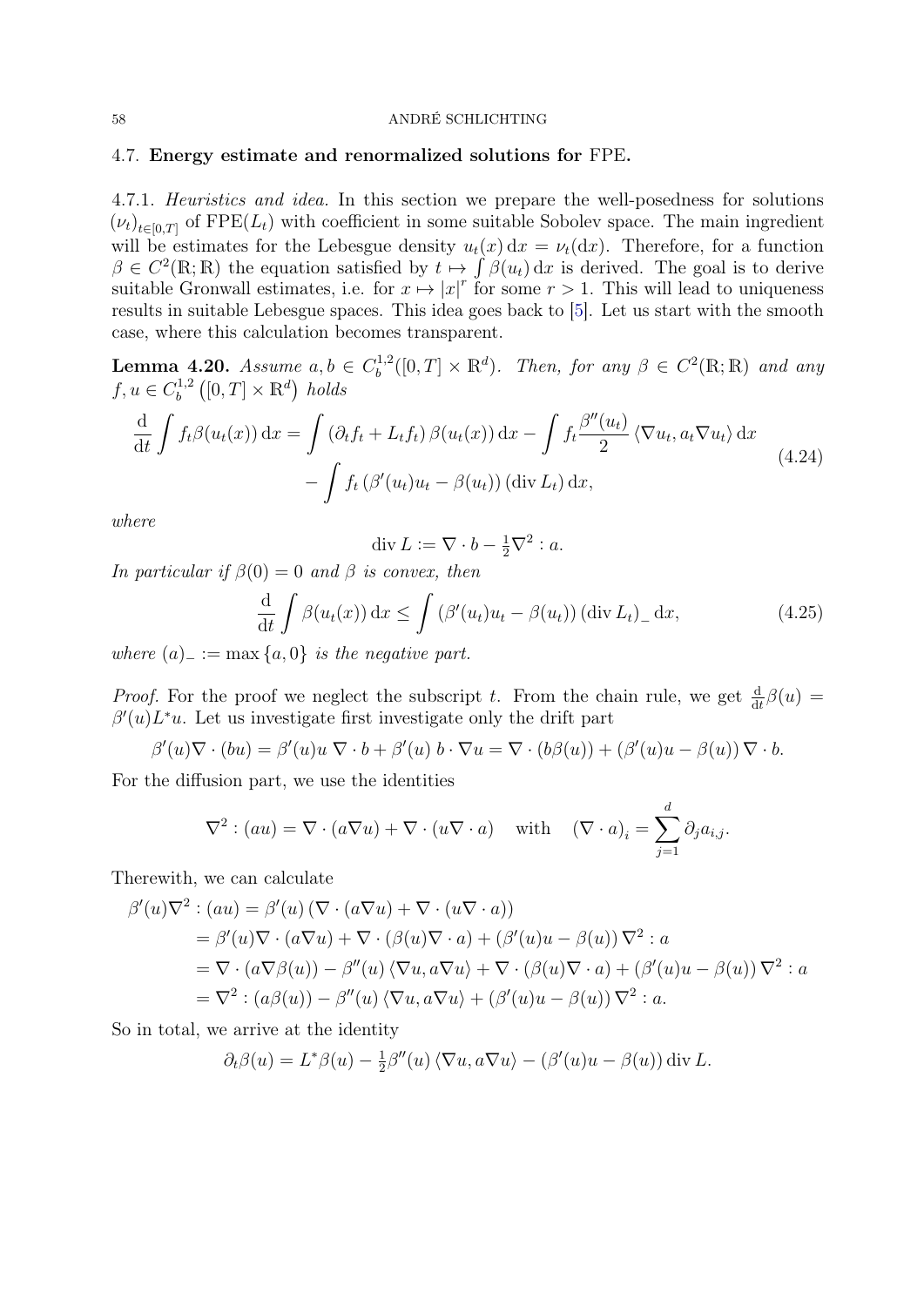## 4.7. Energy estimate and renormalized solutions for FPE.

4.7.1. *Heuristics and idea.* In this section we prepare the well-posedness for solutions $(\nu_t)_{t\in[0,T]}$ of $\mathrm{FPE}(L_t)$ with coefficient in some suitable Sobolev space. The main ingredient will be estimates for the Lebesgue density $u_t(x)\,\mathrm{d}x = \nu_t(\mathrm{d}x)$. Therefore, for a function $\beta \in C^2(\mathbb{R};\mathbb{R})$ the equation satisfied by $t \mapsto \int \beta(u_t)\,\mathrm{d}x$ is derived. The goal is to derive suitable Gronwall estimates, i.e. for $x \mapsto |x|^r$ for some $r > 1$. This will lead to uniqueness results in suitable Lebesgue spaces. This idea goes back to [5]. Let us start with the smooth case, where this calculation becomes transparent.

**Lemma 4.20.** *Assume $a, b \in C_b^{1,2}([0,T]\times\mathbb{R}^d)$. Then, for any $\beta \in C^2(\mathbb{R};\mathbb{R})$ and any $f, u \in C_b^{1,2}\left([0,T]\times\mathbb{R}^d\right)$ holds*

$$
\begin{aligned}
\frac{\mathrm{d}}{\mathrm{d}t}\int f_t \beta(u_t(x))\,\mathrm{d}x = \int \left(\partial_t f_t + L_t f_t\right)\beta(u_t(x))\,\mathrm{d}x - \int f_t \frac{\beta''(u_t)}{2}\left\langle \nabla u_t, a_t \nabla u_t\right\rangle \mathrm{d}x \\
- \int f_t\left(\beta'(u_t)u_t - \beta(u_t)\right)\left(\operatorname{div} L_t\right)\mathrm{d}x,
\end{aligned}
\tag{4.24}
$$

*where*

$$
\operatorname{div} L := \nabla\cdot b - \tfrac{1}{2}\nabla^2 : a.
$$

*In particular if $\beta(0) = 0$ and $\beta$ is convex, then*

$$
\frac{\mathrm{d}}{\mathrm{d}t}\int \beta(u_t(x))\,\mathrm{d}x \le \int \left(\beta'(u_t)u_t - \beta(u_t)\right)\left(\operatorname{div} L_t\right)_-\,\mathrm{d}x,
\tag{4.25}
$$

*where $(a)_- := \max\{a, 0\}$ is the negative part.*

*Proof.* For the proof we neglect the subscript $t$. From the chain rule, we get $\frac{\mathrm{d}}{\mathrm{d}t}\beta(u) = \beta'(u)L^* u$. Let us investigate first investigate only the drift part

$$
\beta'(u)\nabla\cdot(bu) = \beta'(u)u\;\nabla\cdot b + \beta'(u)\;b\cdot\nabla u = \nabla\cdot\left(b\beta(u)\right) + \left(\beta'(u)u - \beta(u)\right)\nabla\cdot b.
$$

For the diffusion part, we use the identities

$$
\nabla^2 : (au) = \nabla\cdot(a\nabla u) + \nabla\cdot(u\nabla\cdot a) \quad \text{with} \quad (\nabla\cdot a)_i = \sum_{j=1}^d \partial_j a_{i,j}.
$$

Therewith, we can calculate

$$
\begin{aligned}
\beta'(u)\nabla^2 : (au) &= \beta'(u)\left(\nabla\cdot(a\nabla u) + \nabla\cdot(u\nabla\cdot a)\right) \\
&= \beta'(u)\nabla\cdot(a\nabla u) + \nabla\cdot\left(\beta(u)\nabla\cdot a\right) + \left(\beta'(u)u - \beta(u)\right)\nabla^2 : a \\
&= \nabla\cdot\left(a\nabla\beta(u)\right) - \beta''(u)\left\langle\nabla u, a\nabla u\right\rangle + \nabla\cdot\left(\beta(u)\nabla\cdot a\right) + \left(\beta'(u)u - \beta(u)\right)\nabla^2 : a \\
&= \nabla^2 : \left(a\beta(u)\right) - \beta''(u)\left\langle\nabla u, a\nabla u\right\rangle + \left(\beta'(u)u - \beta(u)\right)\nabla^2 : a.
\end{aligned}
$$

So in total, we arrive at the identity

$$
\partial_t\beta(u) = L^*\beta(u) - \tfrac{1}{2}\beta''(u)\left\langle\nabla u, a\nabla u\right\rangle - \left(\beta'(u)u - \beta(u)\right)\operatorname{div} L.
$$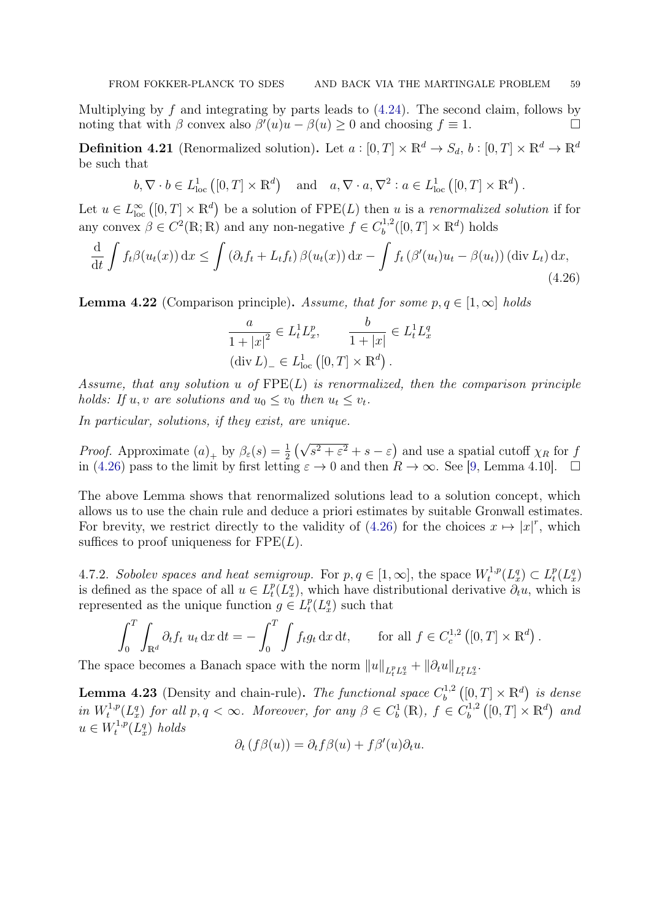Multiplying by $f$ and integrating by parts leads to (4.24). The second claim, follows by noting that with $\beta$ convex also $\beta'(u)u - \beta(u) \geq 0$ and choosing $f \equiv 1$. $\square$

**Definition 4.21** (Renormalized solution)**.** Let $a : [0,T] \times \mathbb{R}^d \to S_d$, $b : [0,T] \times \mathbb{R}^d \to \mathbb{R}^d$ be such that

$$b, \nabla \cdot b \in L^1_{\mathrm{loc}}\left([0,T] \times \mathbb{R}^d\right) \quad \text{and} \quad a, \nabla \cdot a, \nabla^2 : a \in L^1_{\mathrm{loc}}\left([0,T] \times \mathbb{R}^d\right).$$

Let $u \in L^\infty_{\mathrm{loc}}\left([0,T] \times \mathbb{R}^d\right)$ be a solution of $\mathrm{FPE}(L)$ then $u$ is a *renormalized solution* if for any convex $\beta \in C^2(\mathbb{R}; \mathbb{R})$ and any non-negative $f \in C^{1,2}_b([0,T] \times \mathbb{R}^d)$ holds

$$\frac{\mathrm{d}}{\mathrm{d}t} \int f_t \beta(u_t(x)) \,\mathrm{d}x \leq \int \left(\partial_t f_t + L_t f_t\right) \beta(u_t(x)) \,\mathrm{d}x - \int f_t \left(\beta'(u_t) u_t - \beta(u_t)\right) (\operatorname{div} L_t) \,\mathrm{d}x, \tag{4.26}$$

**Lemma 4.22** (Comparison principle)**.** *Assume, that for some $p, q \in [1, \infty]$ holds*

$$\frac{a}{1 + |x|^2} \in L^1_t L^p_x, \qquad \frac{b}{1 + |x|} \in L^1_t L^q_x$$
$$(\operatorname{div} L)_- \in L^1_{\mathrm{loc}}\left([0,T] \times \mathbb{R}^d\right).$$

*Assume, that any solution $u$ of $\mathrm{FPE}(L)$ is renormalized, then the comparison principle holds: If $u, v$ are solutions and $u_0 \leq v_0$ then $u_t \leq v_t$.*

*In particular, solutions, if they exist, are unique.*

*Proof.* Approximate $(a)_+$ by $\beta_\varepsilon(s) = \frac{1}{2}\left(\sqrt{s^2 + \varepsilon^2} + s - \varepsilon\right)$ and use a spatial cutoff $\chi_R$ for $f$ in (4.26) pass to the limit by first letting $\varepsilon \to 0$ and then $R \to \infty$. See [9, Lemma 4.10]. $\square$

The above Lemma shows that renormalized solutions lead to a solution concept, which allows us to use the chain rule and deduce a priori estimates by suitable Gronwall estimates. For brevity, we restrict directly to the validity of (4.26) for the choices $x \mapsto |x|^r$, which suffices to proof uniqueness for $\mathrm{FPE}(L)$.

4.7.2. *Sobolev spaces and heat semigroup.* For $p, q \in [1, \infty]$, the space $W^{1,p}_t(L^q_x) \subset L^p_t(L^q_x)$ is defined as the space of all $u \in L^p_t(L^q_x)$, which have distributional derivative $\partial_t u$, which is represented as the unique function $g \in L^p_t(L^q_x)$ such that

$$\int_0^T \int_{\mathbb{R}^d} \partial_t f_t \; u_t \,\mathrm{d}x \,\mathrm{d}t = -\int_0^T \int f_t g_t \,\mathrm{d}x \,\mathrm{d}t, \qquad \text{for all } f \in C^{1,2}_c\left([0,T] \times \mathbb{R}^d\right).$$

The space becomes a Banach space with the norm $\|u\|_{L^p_t L^q_x} + \|\partial_t u\|_{L^p_t L^q_x}$.

**Lemma 4.23** (Density and chain-rule)**.** *The functional space $C^{1,2}_b\left([0,T] \times \mathbb{R}^d\right)$ is dense in $W^{1,p}_t(L^q_x)$ for all $p, q < \infty$. Moreover, for any $\beta \in C^1_b(\mathbb{R})$, $f \in C^{1,2}_b\left([0,T] \times \mathbb{R}^d\right)$ and $u \in W^{1,p}_t(L^q_x)$ holds*

$$\partial_t \left(f \beta(u)\right) = \partial_t f \beta(u) + f \beta'(u) \partial_t u.$$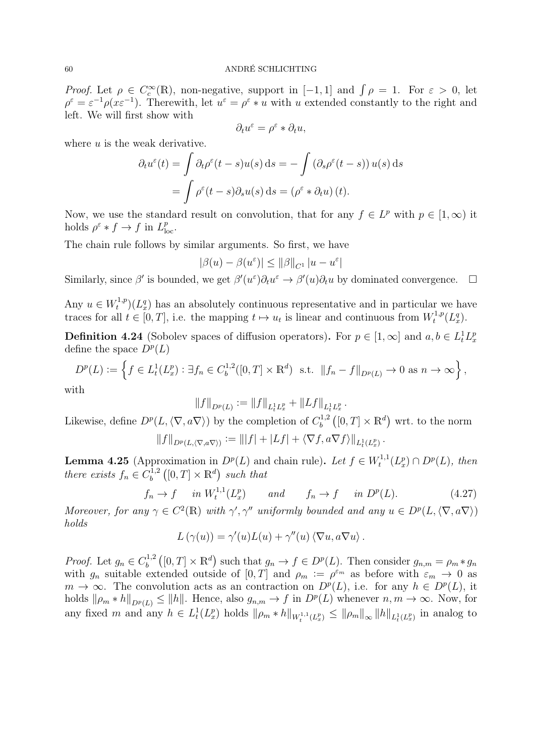*Proof.* Let $\rho \in C_c^\infty(\mathbb{R})$, non-negative, support in $[-1,1]$ and $\int \rho = 1$. For $\varepsilon > 0$, let $\rho^\varepsilon = \varepsilon^{-1}\rho(x\varepsilon^{-1})$. Therewith, let $u^\varepsilon = \rho^\varepsilon * u$ with $u$ extended constantly to the right and left. We will first show with

$$\partial_t u^\varepsilon = \rho^\varepsilon * \partial_t u,$$

where $u$ is the weak derivative.

$$\begin{aligned}
\partial_t u^\varepsilon(t) &= \int \partial_t \rho^\varepsilon(t-s) u(s)\,\mathrm{d}s = -\int \left(\partial_s \rho^\varepsilon(t-s)\right) u(s)\,\mathrm{d}s \\
&= \int \rho^\varepsilon(t-s)\partial_s u(s)\,\mathrm{d}s = \left(\rho^\varepsilon * \partial_t u\right)(t).
\end{aligned}$$

Now, we use the standard result on convolution, that for any $f \in L^p$ with $p \in [1,\infty)$ it holds $\rho^\varepsilon * f \to f$ in $L^p_{\mathrm{loc}}$.

The chain rule follows by similar arguments. So first, we have

$$|\beta(u) - \beta(u^\varepsilon)| \le \|\beta\|_{C^1} |u - u^\varepsilon|$$

Similarly, since $\beta'$ is bounded, we get $\beta'(u^\varepsilon)\partial_t u^\varepsilon \to \beta'(u)\partial_t u$ by dominated convergence. $\square$

Any $u \in W_t^{1,p})(L_x^q)$ has an absolutely continuous representative and in particular we have traces for all $t \in [0,T]$, i.e. the mapping $t \mapsto u_t$ is linear and continuous from $W_t^{1,p}(L_x^q)$.

**Definition 4.24** (Sobolev spaces of diffusion operators)**.** For $p \in [1,\infty]$ and $a, b \in L_t^1 L_x^p$ define the space $D^p(L)$

$$D^p(L) := \left\{ f \in L_t^1(L_x^p) : \exists f_n \in C_b^{1,2}([0,T]\times\mathbb{R}^d) \ \text{ s.t. } \ \|f_n - f\|_{D^p(L)} \to 0 \text{ as } n \to \infty \right\},$$

with

$$\|f\|_{D^p(L)} := \|f\|_{L_t^1 L_x^p} + \|Lf\|_{L_t^1 L_x^p}.$$

Likewise, define $D^p(L, \langle \nabla, a\nabla\rangle)$ by the completion of $C_b^{1,2}\left([0,T]\times\mathbb{R}^d\right)$ wrt. to the norm

$$\|f\|_{D^p(L,\langle\nabla,a\nabla\rangle)} := \left\| |f| + |Lf| + \langle \nabla f, a\nabla f\rangle \right\|_{L_t^1(L_x^p)}.$$

**Lemma 4.25** (Approximation in $D^p(L)$ and chain rule)**.** *Let $f \in W_t^{1,1}(L_x^p) \cap D^p(L)$, then there exists $f_n \in C_b^{1,2}\left([0,T]\times\mathbb{R}^d\right)$ such that*

$$f_n \to f \quad \text{ in } W_t^{1,1}(L_x^p) \qquad \text{and} \qquad f_n \to f \quad \text{ in } D^p(L). \tag{4.27}$$

*Moreover, for any $\gamma \in C^2(\mathbb{R})$ with $\gamma', \gamma''$ uniformly bounded and any $u \in D^p(L, \langle\nabla, a\nabla\rangle)$ holds*

$$L\left(\gamma(u)\right) = \gamma'(u)L(u) + \gamma''(u)\left\langle \nabla u, a\nabla u\right\rangle.$$

*Proof.* Let $g_n \in C_b^{1,2}\left([0,T]\times\mathbb{R}^d\right)$ such that $g_n \to f \in D^p(L)$. Then consider $g_{n,m} = \rho_m * g_n$ with $g_n$ suitable extended outside of $[0,T]$ and $\rho_m := \rho^{\varepsilon_m}$ as before with $\varepsilon_m \to 0$ as $m \to \infty$. The convolution acts as an contraction on $D^p(L)$, i.e. for any $h \in D^p(L)$, it holds $\|\rho_m * h\|_{D^p(L)} \le \|h\|$. Hence, also $g_{n,m} \to f$ in $D^p(L)$ whenever $n, m \to \infty$. Now, for any fixed $m$ and any $h \in L_t^1(L_x^p)$ holds $\|\rho_m * h\|_{W_t^{1,1}(L_x^p)} \le \|\rho_m\|_\infty \|h\|_{L_t^1(L_x^p)}$ in analog to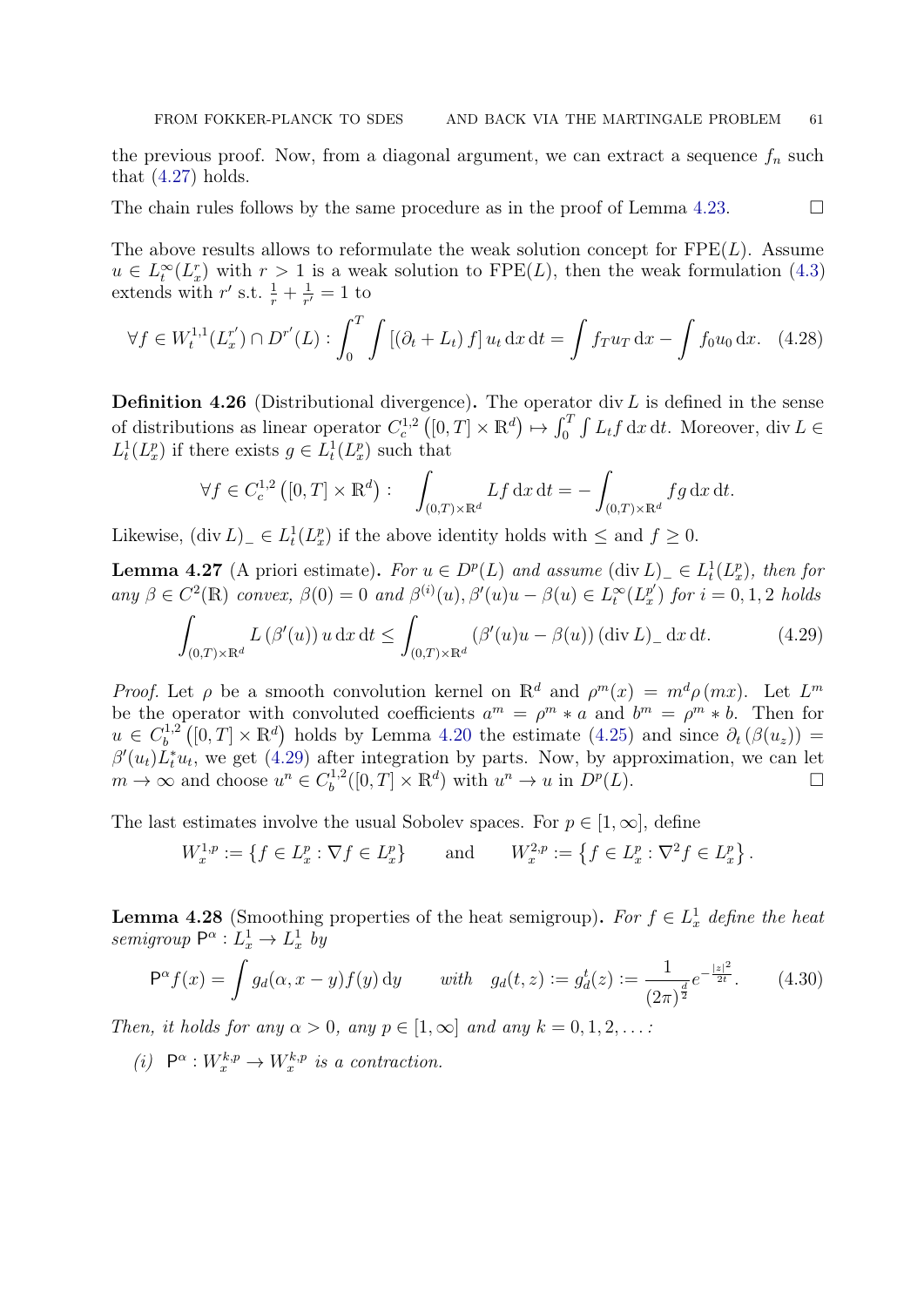the previous proof. Now, from a diagonal argument, we can extract a sequence $f_n$ such that (4.27) holds.

The chain rules follows by the same procedure as in the proof of Lemma 4.23. $\square$

The above results allows to reformulate the weak solution concept for FPE($L$). Assume $u \in L_t^\infty(L_x^r)$ with $r > 1$ is a weak solution to FPE($L$), then the weak formulation (4.3) extends with $r'$ s.t. $\frac{1}{r} + \frac{1}{r'} = 1$ to

$$\forall f \in W_t^{1,1}(L_x^{r'}) \cap D^{r'}(L) : \int_0^T \int \left[(\partial_t + L_t) f\right] u_t \, \mathrm{d}x \, \mathrm{d}t = \int f_T u_T \, \mathrm{d}x - \int f_0 u_0 \, \mathrm{d}x. \quad (4.28)$$

**Definition 4.26** (Distributional divergence)**.** The operator $\operatorname{div} L$ is defined in the sense of distributions as linear operator $C_c^{1,2}\left([0,T] \times \mathbb{R}^d\right) \mapsto \int_0^T \int L_t f \, \mathrm{d}x \, \mathrm{d}t$. Moreover, $\operatorname{div} L \in L_t^1(L_x^p)$ if there exists $g \in L_t^1(L_x^p)$ such that

$$\forall f \in C_c^{1,2}\left([0,T] \times \mathbb{R}^d\right) : \quad \int_{(0,T)\times\mathbb{R}^d} L f \, \mathrm{d}x \, \mathrm{d}t = - \int_{(0,T)\times\mathbb{R}^d} f g \, \mathrm{d}x \, \mathrm{d}t.$$

Likewise, $(\operatorname{div} L)_- \in L_t^1(L_x^p)$ if the above identity holds with $\leq$ and $f \geq 0$.

**Lemma 4.27** (A priori estimate)**.** *For $u \in D^p(L)$ and assume $(\operatorname{div} L)_- \in L_t^1(L_x^p)$, then for any $\beta \in C^2(\mathbb{R})$ convex, $\beta(0) = 0$ and $\beta^{(i)}(u), \beta'(u)u - \beta(u) \in L_t^\infty(L_x^{p'})$ for $i = 0,1,2$ holds*

$$\int_{(0,T)\times\mathbb{R}^d} L\left(\beta'(u)\right) u \, \mathrm{d}x \, \mathrm{d}t \leq \int_{(0,T)\times\mathbb{R}^d} \left(\beta'(u)u - \beta(u)\right) (\operatorname{div} L)_- \, \mathrm{d}x \, \mathrm{d}t. \quad (4.29)$$

*Proof.* Let $\rho$ be a smooth convolution kernel on $\mathbb{R}^d$ and $\rho^m(x) = m^d \rho(mx)$. Let $L^m$ be the operator with convoluted coefficients $a^m = \rho^m * a$ and $b^m = \rho^m * b$. Then for $u \in C_b^{1,2}\left([0,T] \times \mathbb{R}^d\right)$ holds by Lemma 4.20 the estimate (4.25) and since $\partial_t\left(\beta(u_z)\right) = \beta'(u_t) L_t^* u_t$, we get (4.29) after integration by parts. Now, by approximation, we can let $m \to \infty$ and choose $u^n \in C_b^{1,2}([0,T] \times \mathbb{R}^d)$ with $u^n \to u$ in $D^p(L)$. $\square$

The last estimates involve the usual Sobolev spaces. For $p \in [1,\infty]$, define

$$W_x^{1,p} := \{f \in L_x^p : \nabla f \in L_x^p\} \qquad \text{and} \qquad W_x^{2,p} := \left\{f \in L_x^p : \nabla^2 f \in L_x^p\right\}.$$

**Lemma 4.28** (Smoothing properties of the heat semigroup)**.** *For $f \in L_x^1$ define the heat semigroup $\mathsf{P}^\alpha : L_x^1 \to L_x^1$ by*

$$\mathsf{P}^\alpha f(x) = \int g_d(\alpha, x-y) f(y) \, \mathrm{d}y \qquad \text{with} \quad g_d(t,z) := g_d^t(z) := \frac{1}{(2\pi)^{\frac{d}{2}}} e^{-\frac{|z|^2}{2t}}. \quad (4.30)$$

*Then, it holds for any $\alpha > 0$, any $p \in [1,\infty]$ and any $k = 0,1,2,\ldots$:*

*(i)* $\mathsf{P}^\alpha : W_x^{k,p} \to W_x^{k,p}$ *is a contraction.*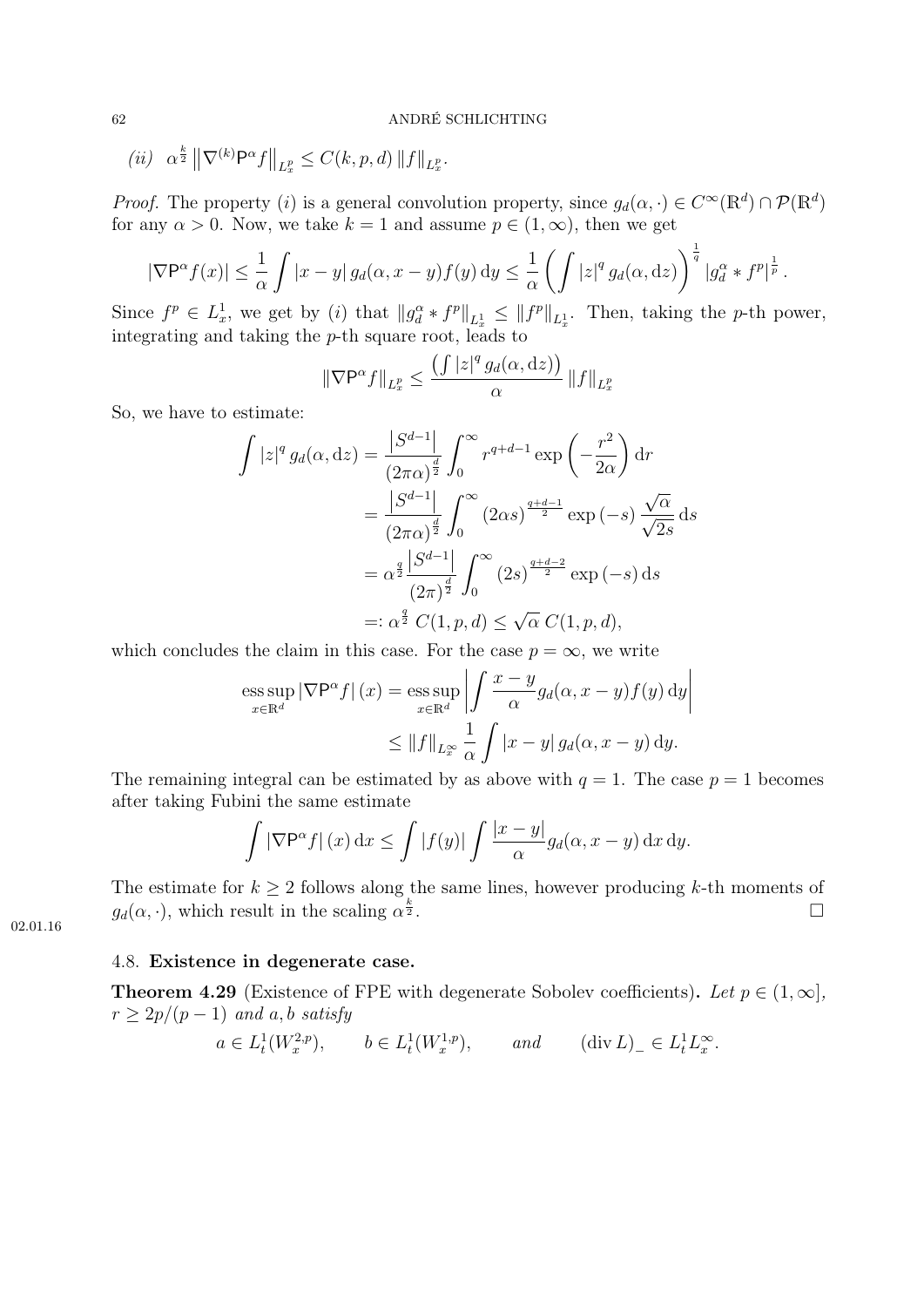*(ii)* $\alpha^{\frac{k}{2}} \left\| \nabla^{(k)} \mathsf{P}^\alpha f \right\|_{L^p_x} \leq C(k,p,d) \left\| f \right\|_{L^p_x}$.

*Proof.* The property $(i)$ is a general convolution property, since $g_d(\alpha,\cdot) \in C^\infty(\mathbb{R}^d) \cap \mathcal{P}(\mathbb{R}^d)$ for any $\alpha > 0$. Now, we take $k=1$ and assume $p \in (1,\infty)$, then we get

$$\left|\nabla \mathsf{P}^\alpha f(x)\right| \leq \frac{1}{\alpha} \int |x-y| \, g_d(\alpha, x-y) f(y) \, \mathrm{d}y \leq \frac{1}{\alpha} \left( \int |z|^q \, g_d(\alpha, \mathrm{d}z) \right)^{\frac{1}{q}} \left| g_d^\alpha * f^p \right|^{\frac{1}{p}}.$$

Since $f^p \in L^1_x$, we get by $(i)$ that $\left\| g_d^\alpha * f^p \right\|_{L^1_x} \leq \left\| f^p \right\|_{L^1_x}$. Then, taking the $p$-th power, integrating and taking the $p$-th square root, leads to

$$\left\| \nabla \mathsf{P}^\alpha f \right\|_{L^p_x} \leq \frac{\left( \int |z|^q \, g_d(\alpha, \mathrm{d}z) \right)}{\alpha} \left\| f \right\|_{L^p_x}$$

So, we have to estimate:

$$\begin{aligned}
\int |z|^q \, g_d(\alpha, \mathrm{d}z) &= \frac{\left| S^{d-1} \right|}{(2\pi\alpha)^{\frac{d}{2}}} \int_0^\infty r^{q+d-1} \exp\left( -\frac{r^2}{2\alpha} \right) \mathrm{d}r \\
&= \frac{\left| S^{d-1} \right|}{(2\pi\alpha)^{\frac{d}{2}}} \int_0^\infty (2\alpha s)^{\frac{q+d-1}{2}} \exp\left(-s\right) \frac{\sqrt{\alpha}}{\sqrt{2s}} \, \mathrm{d}s \\
&= \alpha^{\frac{q}{2}} \frac{\left| S^{d-1} \right|}{(2\pi)^{\frac{d}{2}}} \int_0^\infty (2s)^{\frac{q+d-2}{2}} \exp\left(-s\right) \mathrm{d}s \\
&=: \alpha^{\frac{q}{2}} \, C(1,p,d) \leq \sqrt{\alpha} \, C(1,p,d),
\end{aligned}$$

which concludes the claim in this case. For the case $p = \infty$, we write

$$\begin{aligned}
\operatorname*{ess\,sup}_{x \in \mathbb{R}^d} \left| \nabla \mathsf{P}^\alpha f \right|(x) &= \operatorname*{ess\,sup}_{x \in \mathbb{R}^d} \left| \int \frac{x-y}{\alpha} g_d(\alpha, x-y) f(y) \, \mathrm{d}y \right| \\
&\leq \left\| f \right\|_{L^\infty_x} \frac{1}{\alpha} \int |x-y| \, g_d(\alpha, x-y) \, \mathrm{d}y.
\end{aligned}$$

The remaining integral can be estimated by as above with $q=1$. The case $p=1$ becomes after taking Fubini the same estimate

$$\int \left| \nabla \mathsf{P}^\alpha f \right|(x) \, \mathrm{d}x \leq \int |f(y)| \int \frac{|x-y|}{\alpha} g_d(\alpha, x-y) \, \mathrm{d}x \, \mathrm{d}y.$$

The estimate for $k \geq 2$ follows along the same lines, however producing $k$-th moments of $g_d(\alpha, \cdot)$, which result in the scaling $\alpha^{\frac{k}{2}}$. $\square$

02.01.16

### 4.8. Existence in degenerate case.

**Theorem 4.29** (Existence of FPE with degenerate Sobolev coefficients)**.** *Let $p \in (1,\infty]$, $r \geq 2p/(p-1)$ and $a, b$ satisfy*

$$a \in L^1_t(W^{2,p}_x), \qquad b \in L^1_t(W^{1,p}_x), \qquad \text{and} \qquad (\operatorname{div} L)_- \in L^1_t L^\infty_x.$$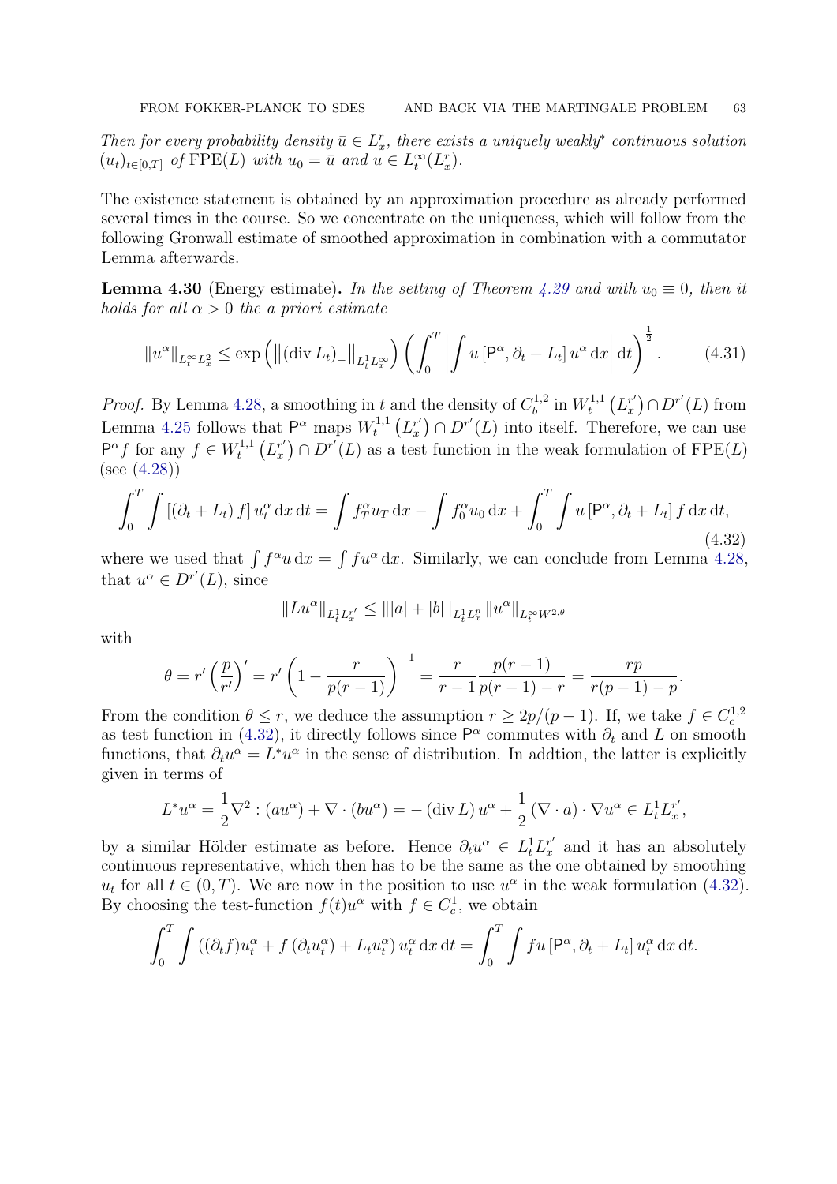*Then for every probability density $\bar{u} \in L^r_x$, there exists a uniquely weakly$^*$ continuous solution $(u_t)_{t\in[0,T]}$ of* FPE$(L)$ *with $u_0 = \bar{u}$ and $u \in L^\infty_t(L^r_x)$.*

The existence statement is obtained by an approximation procedure as already performed several times in the course. So we concentrate on the uniqueness, which will follow from the following Gronwall estimate of smoothed approximation in combination with a commutator Lemma afterwards.

**Lemma 4.30** (Energy estimate)**.** *In the setting of Theorem 4.29 and with $u_0 \equiv 0$, then it holds for all $\alpha > 0$ the a priori estimate*

$$\|u^\alpha\|_{L^\infty_t L^2_x} \leq \exp\Big( \big\| (\operatorname{div} L_t)_- \big\|_{L^1_t L^\infty_x} \Big) \left( \int_0^T \left| \int u \, [\mathsf{P}^\alpha, \partial_t + L_t] \, u^\alpha \, \mathrm{d}x \right| \mathrm{d}t \right)^{\frac{1}{2}}. \tag{4.31}$$

*Proof.* By Lemma 4.28, a smoothing in $t$ and the density of $C^{1,2}_b$ in $W^{1,1}_t\left(L^{r'}_x\right) \cap D^{r'}(L)$ from Lemma 4.25 follows that $\mathsf{P}^\alpha$ maps $W^{1,1}_t\left(L^{r'}_x\right) \cap D^{r'}(L)$ into itself. Therefore, we can use $\mathsf{P}^\alpha f$ for any $f \in W^{1,1}_t\left(L^{r'}_x\right) \cap D^{r'}(L)$ as a test function in the weak formulation of FPE$(L)$ (see (4.28))

$$\int_0^T \int \left[ (\partial_t + L_t) \, f \right] u^\alpha_t \, \mathrm{d}x \, \mathrm{d}t = \int f^\alpha_T u_T \, \mathrm{d}x - \int f^\alpha_0 u_0 \, \mathrm{d}x + \int_0^T \int u \, [\mathsf{P}^\alpha, \partial_t + L_t] \, f \, \mathrm{d}x \, \mathrm{d}t, \tag{4.32}$$

where we used that $\int f^\alpha u \, \mathrm{d}x = \int f u^\alpha \, \mathrm{d}x$. Similarly, we can conclude from Lemma 4.28, that $u^\alpha \in D^{r'}(L)$, since

$$\|L u^\alpha\|_{L^1_t L^{r'}_x} \leq \| |a| + |b| \|_{L^1_t L^p_x} \|u^\alpha\|_{L^\infty_t W^{2,\theta}}$$

with

$$\theta = r' \left( \frac{p}{r'} \right)' = r' \left( 1 - \frac{r}{p(r-1)} \right)^{-1} = \frac{r}{r-1} \frac{p(r-1)}{p(r-1) - r} = \frac{rp}{r(p-1) - p}.$$

From the condition $\theta \leq r$, we deduce the assumption $r \geq 2p/(p-1)$. If, we take $f \in C^{1,2}_c$ as test function in (4.32), it directly follows since $\mathsf{P}^\alpha$ commutes with $\partial_t$ and $L$ on smooth functions, that $\partial_t u^\alpha = L^* u^\alpha$ in the sense of distribution. In addtion, the latter is explicitly given in terms of

$$L^* u^\alpha = \frac{1}{2} \nabla^2 : (a u^\alpha) + \nabla \cdot (b u^\alpha) = - (\operatorname{div} L) \, u^\alpha + \frac{1}{2} (\nabla \cdot a) \cdot \nabla u^\alpha \in L^1_t L^{r'}_x,$$

by a similar Hölder estimate as before. Hence $\partial_t u^\alpha \in L^1_t L^{r'}_x$ and it has an absolutely continuous representative, which then has to be the same as the one obtained by smoothing $u_t$ for all $t \in (0, T)$. We are now in the position to use $u^\alpha$ in the weak formulation (4.32). By choosing the test-function $f(t) u^\alpha$ with $f \in C^1_c$, we obtain

$$\int_0^T \int \left( (\partial_t f) u^\alpha_t + f \left( \partial_t u^\alpha_t \right) + L_t u^\alpha_t \right) u^\alpha_t \, \mathrm{d}x \, \mathrm{d}t = \int_0^T \int f u \, [\mathsf{P}^\alpha, \partial_t + L_t] \, u^\alpha_t \, \mathrm{d}x \, \mathrm{d}t.$$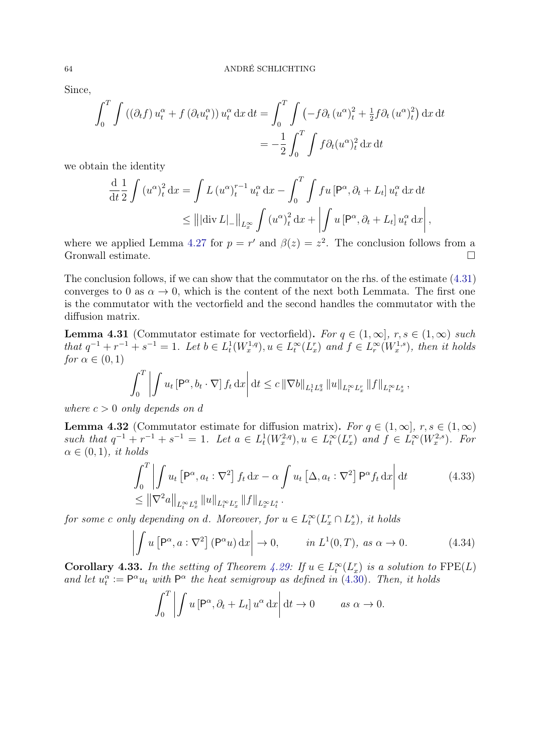Since,

$$\int_0^T \int \left(\left(\partial_t f\right) u_t^\alpha + f\left(\partial_t u_t^\alpha\right)\right) u_t^\alpha \,\mathrm{d}x\,\mathrm{d}t = \int_0^T \int \left(-f \partial_t \left(u^\alpha\right)_t^2 + \tfrac{1}{2} f \partial_t \left(u^\alpha\right)_t^2\right) \mathrm{d}x\,\mathrm{d}t$$
$$= -\frac{1}{2}\int_0^T \int f \partial_t (u^\alpha)_t^2 \,\mathrm{d}x\,\mathrm{d}t$$

we obtain the identity

$$\frac{\mathrm{d}}{\mathrm{d}t}\frac{1}{2}\int \left(u^\alpha\right)_t^2 \mathrm{d}x = \int L\left(u^\alpha\right)_t^{r-1} u_t^\alpha \,\mathrm{d}x - \int_0^T \int f u \left[\mathsf{P}^\alpha, \partial_t + L_t\right] u_t^\alpha \,\mathrm{d}x\,\mathrm{d}t$$
$$\leq \left\| \left|\operatorname{div} L\right|_- \right\|_{L_x^\infty} \int \left(u^\alpha\right)_t^2 \mathrm{d}x + \left| \int u \left[\mathsf{P}^\alpha, \partial_t + L_t\right] u_t^\alpha \,\mathrm{d}x \right|,$$

where we applied Lemma 4.27 for $p = r'$ and $\beta(z) = z^2$. The conclusion follows from a Gronwall estimate. □

The conclusion follows, if we can show that the commutator on the rhs. of the estimate (4.31) converges to 0 as $\alpha \to 0$, which is the content of the next both Lemmata. The first one is the commutator with the vectorfield and the second handles the commutator with the diffusion matrix.

**Lemma 4.31** (Commutator estimate for vectorfield)**.** *For $q \in (1, \infty]$, $r, s \in (1, \infty)$ such that $q^{-1} + r^{-1} + s^{-1} = 1$. Let $b \in L_t^1(W_x^{1,q}), u \in L_t^\infty(L_x^r)$ and $f \in L_r^\infty(W_x^{1,s})$, then it holds for $\alpha \in (0,1)$*

$$\int_0^T \left| \int u_t \left[\mathsf{P}^\alpha, b_t \cdot \nabla\right] f_t \,\mathrm{d}x \right| \mathrm{d}t \leq c \left\|\nabla b\right\|_{L_t^1 L_x^q} \left\|u\right\|_{L_t^\infty L_x^r} \left\|f\right\|_{L_t^\infty L_x^s},$$

*where $c > 0$ only depends on $d$*

**Lemma 4.32** (Commutator estimate for diffusion matrix)**.** *For $q \in (1, \infty]$, $r, s \in (1, \infty)$ such that $q^{-1} + r^{-1} + s^{-1} = 1$. Let $a \in L_t^1(W_x^{2,q}), u \in L_t^\infty(L_x^r)$ and $f \in L_t^\infty(W_x^{2,s})$. For $\alpha \in (0,1)$, it holds*

$$\int_0^T \left| \int u_t \left[\mathsf{P}^\alpha, a_t : \nabla^2\right] f_t \,\mathrm{d}x - \alpha \int u_t \left[\Delta, a_t : \nabla^2\right] \mathsf{P}^\alpha f_t \,\mathrm{d}x \right| \mathrm{d}t \tag{4.33}$$
$$\leq \left\|\nabla^2 a\right\|_{L_t^\infty L_x^q} \left\|u\right\|_{L_t^\infty L_x^r} \left\|f\right\|_{L_x^\infty L_t^s}.$$

*for some $c$ only depending on $d$. Moreover, for $u \in L_t^\infty(L_x^r \cap L_x^s)$, it holds*

$$\left| \int u \left[\mathsf{P}^\alpha, a : \nabla^2\right] \left(\mathsf{P}^\alpha u\right) \mathrm{d}x \right| \to 0, \qquad \text{in } L^1(0,T), \text{ as } \alpha \to 0. \tag{4.34}$$

**Corollary 4.33.** *In the setting of Theorem 4.29: If $u \in L_t^\infty(L_x^r)$ is a solution to $\mathrm{FPE}(L)$ and let $u_t^\alpha := \mathsf{P}^\alpha u_t$ with $\mathsf{P}^\alpha$ the heat semigroup as defined in (4.30). Then, it holds*

$$\int_0^T \left| \int u \left[\mathsf{P}^\alpha, \partial_t + L_t\right] u^\alpha \,\mathrm{d}x \right| \mathrm{d}t \to 0 \qquad \text{as } \alpha \to 0.$$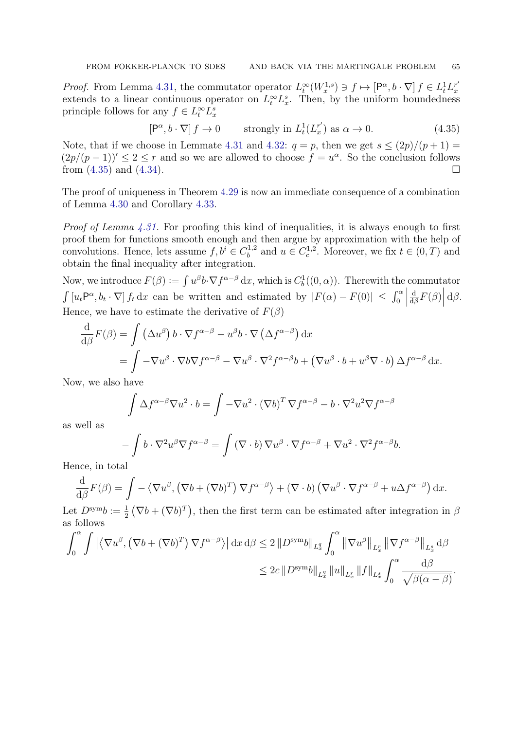*Proof.* From Lemma 4.31, the commutator operator $L_t^\infty(W_x^{1,s}) \ni f \mapsto [\mathsf{P}^\alpha, b\cdot\nabla] f \in L_t^1 L_x^{r'}$ extends to a linear continuous operator on $L_t^\infty L_x^s$. Then, by the uniform boundedness principle follows for any $f \in L_t^\infty L_x^s$

$$[\mathsf{P}^\alpha, b\cdot\nabla] f \to 0 \qquad \text{strongly in } L_t^1(L_x^{r'}) \text{ as } \alpha \to 0. \tag{4.35}$$

Note, that if we choose in Lemmate 4.31 and 4.32: $q = p$, then we get $s \le (2p)/(p+1) = (2p/(p-1))' \le 2 \le r$ and so we are allowed to choose $f = u^\alpha$. So the conclusion follows from (4.35) and (4.34). $\square$

The proof of uniqueness in Theorem 4.29 is now an immediate consequence of a combination of Lemma 4.30 and Corollary 4.33.

*Proof of Lemma 4.31.* For proofing this kind of inequalities, it is always enough to first proof them for functions smooth enough and then argue by approximation with the help of convolutions. Hence, lets assume $f, b^i \in C_b^{1,2}$ and $u \in C_c^{1,2}$. Moreover, we fix $t \in (0,T)$ and obtain the final inequality after integration.

Now, we introduce $F(\beta) := \int u^\beta b\cdot\nabla f^{\alpha-\beta}\,\mathrm{d}x$, which is $C_b^1((0,\alpha))$. Therewith the commutator $\int [u_t \mathsf{P}^\alpha, b_t\cdot\nabla] f_t\,\mathrm{d}x$ can be written and estimated by $|F(\alpha) - F(0)| \le \int_0^\alpha \left|\frac{\mathrm{d}}{\mathrm{d}\beta}F(\beta)\right|\mathrm{d}\beta$. Hence, we have to estimate the derivative of $F(\beta)$

$$\begin{aligned}
\frac{\mathrm{d}}{\mathrm{d}\beta}F(\beta) &= \int \left(\Delta u^\beta\right) b\cdot\nabla f^{\alpha-\beta} - u^\beta b\cdot\nabla\left(\Delta f^{\alpha-\beta}\right)\mathrm{d}x \\
&= \int -\nabla u^\beta\cdot\nabla b\nabla f^{\alpha-\beta} - \nabla u^\beta\cdot\nabla^2 f^{\alpha-\beta} b + \left(\nabla u^\beta\cdot b + u^\beta\nabla\cdot b\right)\Delta f^{\alpha-\beta}\,\mathrm{d}x.
\end{aligned}$$

Now, we also have

$$\int \Delta f^{\alpha-\beta}\nabla u^2\cdot b = \int -\nabla u^2\cdot(\nabla b)^T\nabla f^{\alpha-\beta} - b\cdot\nabla^2 u^2\nabla f^{\alpha-\beta}$$

as well as

$$-\int b\cdot\nabla^2 u^\beta\nabla f^{\alpha-\beta} = \int (\nabla\cdot b)\nabla u^\beta\cdot\nabla f^{\alpha-\beta} + \nabla u^2\cdot\nabla^2 f^{\alpha-\beta} b.$$

Hence, in total

$$\frac{\mathrm{d}}{\mathrm{d}\beta}F(\beta) = \int -\left\langle\nabla u^\beta, \left(\nabla b + (\nabla b)^T\right)\nabla f^{\alpha-\beta}\right\rangle + (\nabla\cdot b)\left(\nabla u^\beta\cdot\nabla f^{\alpha-\beta} + u\Delta f^{\alpha-\beta}\right)\mathrm{d}x.$$

Let $D^{\text{sym}}b := \frac{1}{2}\left(\nabla b + (\nabla b)^T\right)$, then the first term can be estimated after integration in $\beta$ as follows

$$\begin{aligned}
\int_0^\alpha \int \left|\left\langle\nabla u^\beta, \left(\nabla b + (\nabla b)^T\right)\nabla f^{\alpha-\beta}\right\rangle\right|\mathrm{d}x\,\mathrm{d}\beta &\le 2\left\|D^{\text{sym}}b\right\|_{L_x^q}\int_0^\alpha \left\|\nabla u^\beta\right\|_{L_x^r}\left\|\nabla f^{\alpha-\beta}\right\|_{L_x^s}\mathrm{d}\beta \\
&\le 2c\left\|D^{\text{sym}}b\right\|_{L_x^q}\|u\|_{L_x^r}\|f\|_{L_x^s}\int_0^\alpha \frac{\mathrm{d}\beta}{\sqrt{\beta(\alpha-\beta)}}.
\end{aligned}$$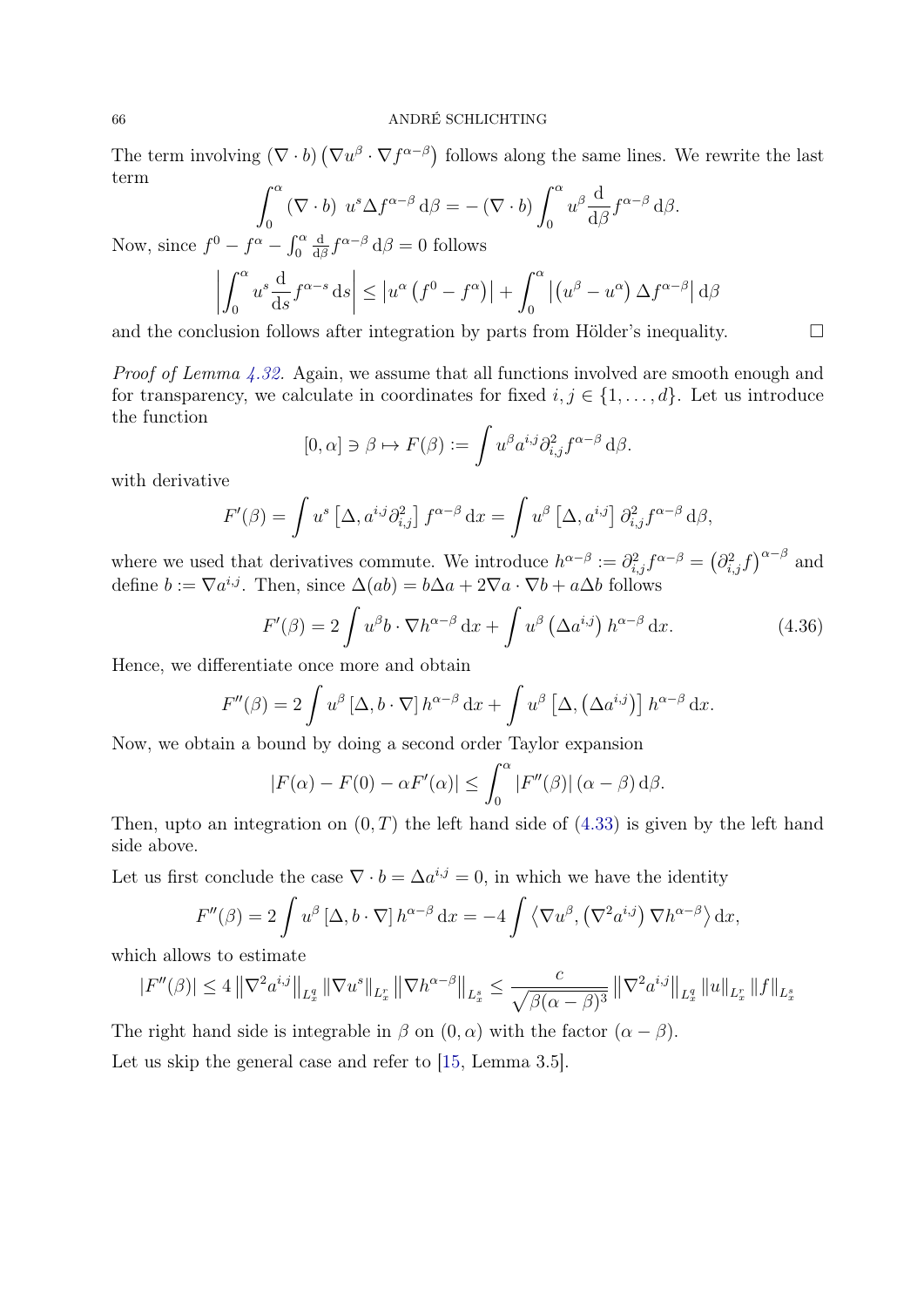The term involving $(\nabla \cdot b)\left(\nabla u^\beta \cdot \nabla f^{\alpha-\beta}\right)$ follows along the same lines. We rewrite the last term

$$\int_0^\alpha (\nabla \cdot b)\; u^s \Delta f^{\alpha-\beta}\,\mathrm{d}\beta = -\left(\nabla \cdot b\right)\int_0^\alpha u^\beta \frac{\mathrm{d}}{\mathrm{d}\beta} f^{\alpha-\beta}\,\mathrm{d}\beta.$$

Now, since $f^0 - f^\alpha - \int_0^\alpha \frac{\mathrm{d}}{\mathrm{d}\beta} f^{\alpha-\beta}\,\mathrm{d}\beta = 0$ follows

$$\left|\int_0^\alpha u^s \frac{\mathrm{d}}{\mathrm{d}s} f^{\alpha-s}\,\mathrm{d}s\right| \leq \left|u^\alpha\left(f^0 - f^\alpha\right)\right| + \int_0^\alpha \left|\left(u^\beta - u^\alpha\right)\Delta f^{\alpha-\beta}\right|\mathrm{d}\beta$$

and the conclusion follows after integration by parts from Hölder's inequality. $\square$

*Proof of Lemma 4.32.* Again, we assume that all functions involved are smooth enough and for transparency, we calculate in coordinates for fixed $i,j \in \{1,\ldots,d\}$. Let us introduce the function

$$[0,\alpha] \ni \beta \mapsto F(\beta) := \int u^\beta a^{i,j} \partial^2_{i,j} f^{\alpha-\beta}\,\mathrm{d}\beta.$$

with derivative

$$F'(\beta) = \int u^s \left[\Delta, a^{i,j}\partial^2_{i,j}\right] f^{\alpha-\beta}\,\mathrm{d}x = \int u^\beta \left[\Delta, a^{i,j}\right] \partial^2_{i,j} f^{\alpha-\beta}\,\mathrm{d}\beta,$$

where we used that derivatives commute. We introduce $h^{\alpha-\beta} := \partial^2_{i,j} f^{\alpha-\beta} = \left(\partial^2_{i,j} f\right)^{\alpha-\beta}$ and define $b := \nabla a^{i,j}$. Then, since $\Delta(ab) = b\Delta a + 2\nabla a \cdot \nabla b + a\Delta b$ follows

$$F'(\beta) = 2\int u^\beta b \cdot \nabla h^{\alpha-\beta}\,\mathrm{d}x + \int u^\beta \left(\Delta a^{i,j}\right) h^{\alpha-\beta}\,\mathrm{d}x. \tag{4.36}$$

Hence, we differentiate once more and obtain

$$F''(\beta) = 2\int u^\beta \left[\Delta, b\cdot\nabla\right] h^{\alpha-\beta}\,\mathrm{d}x + \int u^\beta \left[\Delta, \left(\Delta a^{i,j}\right)\right] h^{\alpha-\beta}\,\mathrm{d}x.$$

Now, we obtain a bound by doing a second order Taylor expansion

$$\left|F(\alpha) - F(0) - \alpha F'(\alpha)\right| \leq \int_0^\alpha \left|F''(\beta)\right|(\alpha-\beta)\,\mathrm{d}\beta.$$

Then, upto an integration on $(0,T)$ the left hand side of (4.33) is given by the left hand side above.

Let us first conclude the case $\nabla \cdot b = \Delta a^{i,j} = 0$, in which we have the identity

$$F''(\beta) = 2\int u^\beta \left[\Delta, b\cdot\nabla\right] h^{\alpha-\beta}\,\mathrm{d}x = -4\int \left\langle \nabla u^\beta, \left(\nabla^2 a^{i,j}\right)\nabla h^{\alpha-\beta}\right\rangle \mathrm{d}x,$$

which allows to estimate

$$\left|F''(\beta)\right| \leq 4\left\|\nabla^2 a^{i,j}\right\|_{L^q_x}\left\|\nabla u^s\right\|_{L^r_x}\left\|\nabla h^{\alpha-\beta}\right\|_{L^s_x} \leq \frac{c}{\sqrt{\beta(\alpha-\beta)^3}}\left\|\nabla^2 a^{i,j}\right\|_{L^q_x}\left\|u\right\|_{L^r_x}\left\|f\right\|_{L^s_x}$$

The right hand side is integrable in $\beta$ on $(0,\alpha)$ with the factor $(\alpha-\beta)$.

Let us skip the general case and refer to [15, Lemma 3.5].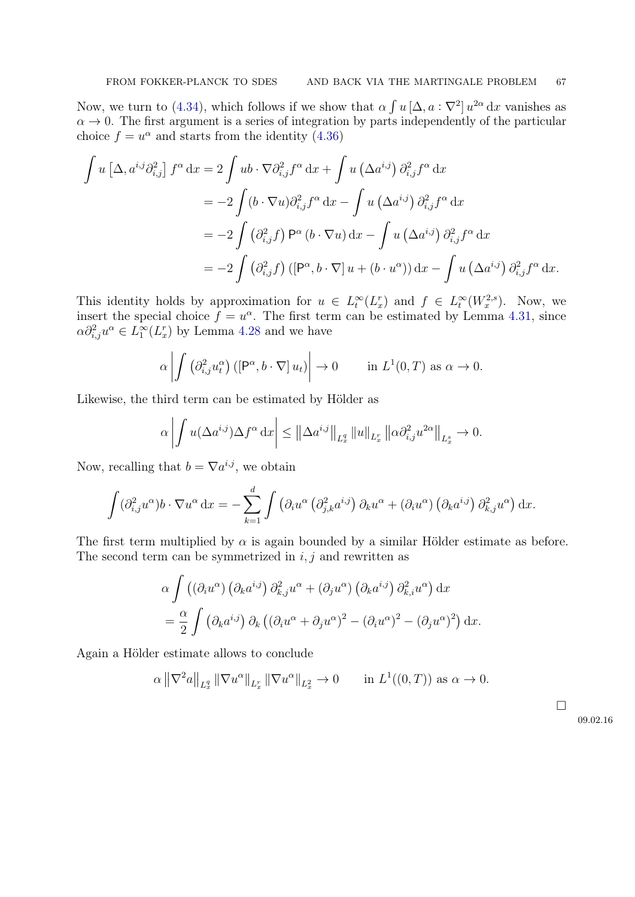Now, we turn to (4.34), which follows if we show that $\alpha \int u\, [\Delta, a : \nabla^2]\, u^{2\alpha}\, \mathrm{d}x$ vanishes as $\alpha \to 0$. The first argument is a series of integration by parts independently of the particular choice $f = u^\alpha$ and starts from the identity (4.36)

$$
\begin{aligned}
\int u \left[\Delta, a^{i,j} \partial^2_{i,j}\right] f^\alpha \,\mathrm{d}x &= 2 \int u b \cdot \nabla \partial^2_{i,j} f^\alpha \,\mathrm{d}x + \int u \left(\Delta a^{i,j}\right) \partial^2_{i,j} f^\alpha \,\mathrm{d}x \\
&= -2 \int (b \cdot \nabla u) \partial^2_{i,j} f^\alpha \,\mathrm{d}x - \int u \left(\Delta a^{i,j}\right) \partial^2_{i,j} f^\alpha \,\mathrm{d}x \\
&= -2 \int \left(\partial^2_{i,j} f\right) \mathsf{P}^\alpha \left(b \cdot \nabla u\right) \mathrm{d}x - \int u \left(\Delta a^{i,j}\right) \partial^2_{i,j} f^\alpha \,\mathrm{d}x \\
&= -2 \int \left(\partial^2_{i,j} f\right) \left(\left[\mathsf{P}^\alpha, b \cdot \nabla\right] u + (b \cdot u^\alpha)\right) \mathrm{d}x - \int u \left(\Delta a^{i,j}\right) \partial^2_{i,j} f^\alpha \,\mathrm{d}x.
\end{aligned}
$$

This identity holds by approximation for $u \in L^\infty_t(L^r_x)$ and $f \in L^\infty_t(W^{2,s}_x)$. Now, we insert the special choice $f = u^\alpha$. The first term can be estimated by Lemma 4.31, since $\alpha \partial^2_{i,j} u^\alpha \in L^\infty_1(L^r_x)$ by Lemma 4.28 and we have

$$
\alpha \left| \int \left(\partial^2_{i,j} u^\alpha_t\right) \left(\left[\mathsf{P}^\alpha, b \cdot \nabla\right] u_t\right) \right| \to 0 \qquad \text{in } L^1(0,T) \text{ as } \alpha \to 0.
$$

Likewise, the third term can be estimated by Hölder as

$$
\alpha \left| \int u (\Delta a^{i,j}) \Delta f^\alpha \,\mathrm{d}x \right| \leq \left\| \Delta a^{i,j} \right\|_{L^q_x} \|u\|_{L^r_x} \left\| \alpha \partial^2_{i,j} u^{2\alpha} \right\|_{L^s_x} \to 0.
$$

Now, recalling that $b = \nabla a^{i,j}$, we obtain

$$
\int (\partial^2_{i,j} u^\alpha) b \cdot \nabla u^\alpha \,\mathrm{d}x = - \sum_{k=1}^d \int \left( \partial_i u^\alpha \left(\partial^2_{j,k} a^{i,j}\right) \partial_k u^\alpha + (\partial_i u^\alpha) \left(\partial_k a^{i,j}\right) \partial^2_{k,j} u^\alpha \right) \mathrm{d}x.
$$

The first term multiplied by $\alpha$ is again bounded by a similar Hölder estimate as before. The second term can be symmetrized in $i, j$ and rewritten as

$$
\begin{aligned}
&\alpha \int \left( (\partial_i u^\alpha) \left(\partial_k a^{i,j}\right) \partial^2_{k,j} u^\alpha + (\partial_j u^\alpha) \left(\partial_k a^{i,j}\right) \partial^2_{k,i} u^\alpha \right) \mathrm{d}x \\
&= \frac{\alpha}{2} \int \left(\partial_k a^{i,j}\right) \partial_k \left( (\partial_i u^\alpha + \partial_j u^\alpha)^2 - (\partial_i u^\alpha)^2 - (\partial_j u^\alpha)^2 \right) \mathrm{d}x.
\end{aligned}
$$

Again a Hölder estimate allows to conclude

$$
\alpha \left\| \nabla^2 a \right\|_{L^q_x} \|\nabla u^\alpha\|_{L^r_x} \|\nabla u^\alpha\|_{L^2_x} \to 0 \qquad \text{in } L^1((0,T)) \text{ as } \alpha \to 0.
$$

□

09.02.16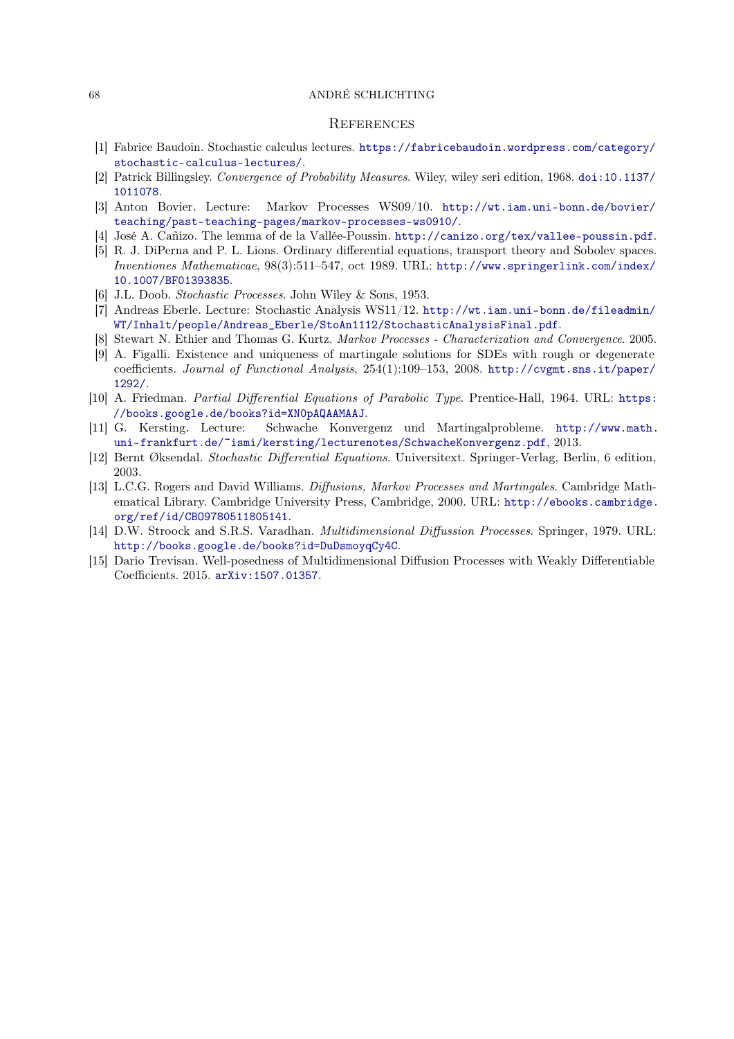## References

[1] Fabrice Baudoin. Stochastic calculus lectures. https://fabricebaudoin.wordpress.com/category/stochastic-calculus-lectures/.

[2] Patrick Billingsley. *Convergence of Probability Measures*. Wiley, wiley seri edition, 1968. doi:10.1137/1011078.

[3] Anton Bovier. Lecture: Markov Processes WS09/10. http://wt.iam.uni-bonn.de/bovier/teaching/past-teaching-pages/markov-processes-ws0910/.

[4] José A. Cañizo. The lemma of de la Vallée-Poussin. http://canizo.org/tex/vallee-poussin.pdf.

[5] R. J. DiPerna and P. L. Lions. Ordinary differential equations, transport theory and Sobolev spaces. *Inventiones Mathematicae*, 98(3):511–547, oct 1989. URL: http://www.springerlink.com/index/10.1007/BF01393835.

[6] J.L. Doob. *Stochastic Processes*. John Wiley & Sons, 1953.

[7] Andreas Eberle. Lecture: Stochastic Analysis WS11/12. http://wt.iam.uni-bonn.de/fileadmin/WT/Inhalt/people/Andreas_Eberle/StoAn1112/StochasticAnalysisFinal.pdf.

[8] Stewart N. Ethier and Thomas G. Kurtz. *Markov Processes - Characterization and Convergence*. 2005.

[9] A. Figalli. Existence and uniqueness of martingale solutions for SDEs with rough or degenerate coefficients. *Journal of Functional Analysis*, 254(1):109–153, 2008. http://cvgmt.sns.it/paper/1292/.

[10] A. Friedman. *Partial Differential Equations of Parabolic Type*. Prentice-Hall, 1964. URL: https://books.google.de/books?id=XN0pAQAAMAAJ.

[11] G. Kersting. Lecture: Schwache Konvergenz und Martingalprobleme. http://www.math.uni-frankfurt.de/~ismi/kersting/lecturenotes/SchwacheKonvergenz.pdf, 2013.

[12] Bernt Øksendal. *Stochastic Differential Equations*. Universitext. Springer-Verlag, Berlin, 6 edition, 2003.

[13] L.C.G. Rogers and David Williams. *Diffusions, Markov Processes and Martingales*. Cambridge Mathematical Library. Cambridge University Press, Cambridge, 2000. URL: http://ebooks.cambridge.org/ref/id/CBO9780511805141.

[14] D.W. Stroock and S.R.S. Varadhan. *Multidimensional Diffussion Processes*. Springer, 1979. URL: http://books.google.de/books?id=DuDsmoyqCy4C.

[15] Dario Trevisan. Well-posedness of Multidimensional Diffusion Processes with Weakly Differentiable Coefficients. 2015. arXiv:1507.01357.